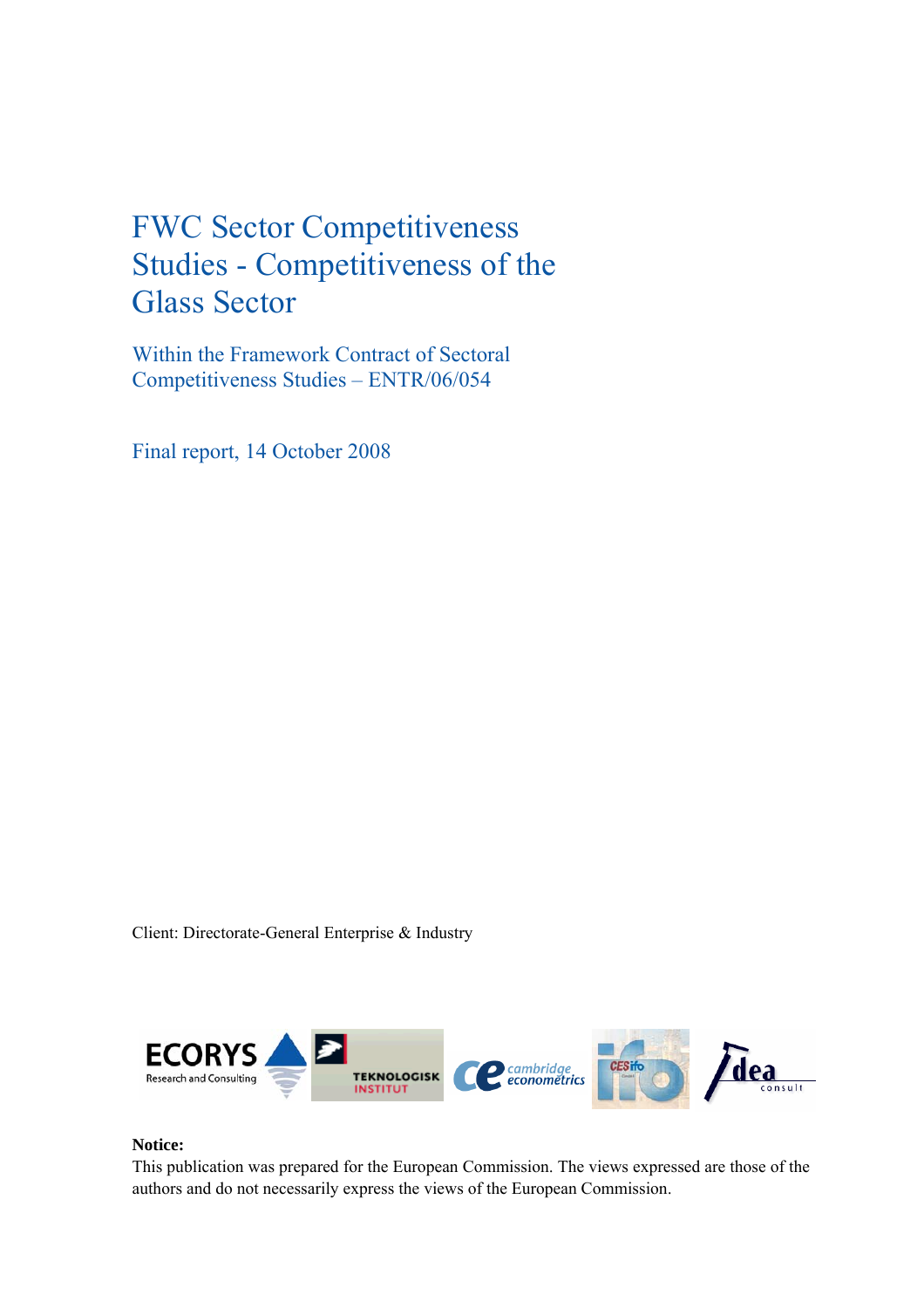# FWC Sector Competitiveness Studies - Competitiveness of the Glass Sector

## Within the Framework Contract of Sectoral Competitiveness Studies – ENTR/06/054

Final report, 14 October 2008

Client: Directorate-General Enterprise & Industry

**Notice:**
This publication was prepared for the European Commission. The views expressed are those of the authors and do not necessarily express the views of the European Commission.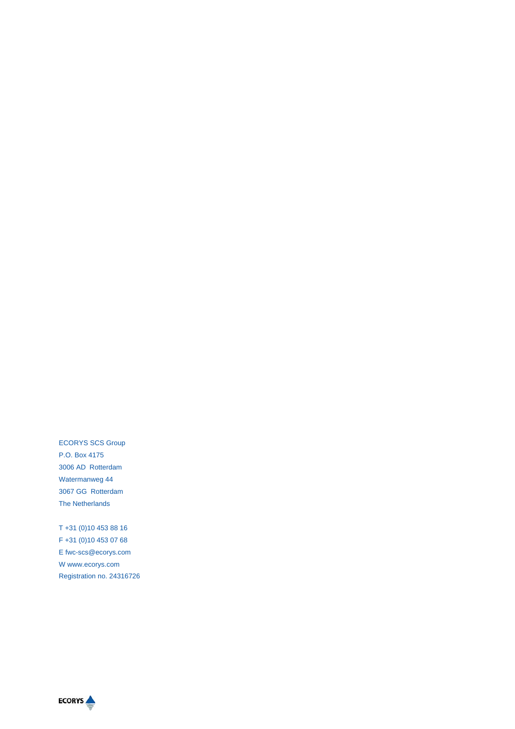ECORYS SCS Group
P.O. Box 4175
3006 AD Rotterdam
Watermanweg 44
3067 GG Rotterdam
The Netherlands

T +31 (0)10 453 88 16
F +31 (0)10 453 07 68
E fwc-scs@ecorys.com
W www.ecorys.com
Registration no. 24316726

ECORYS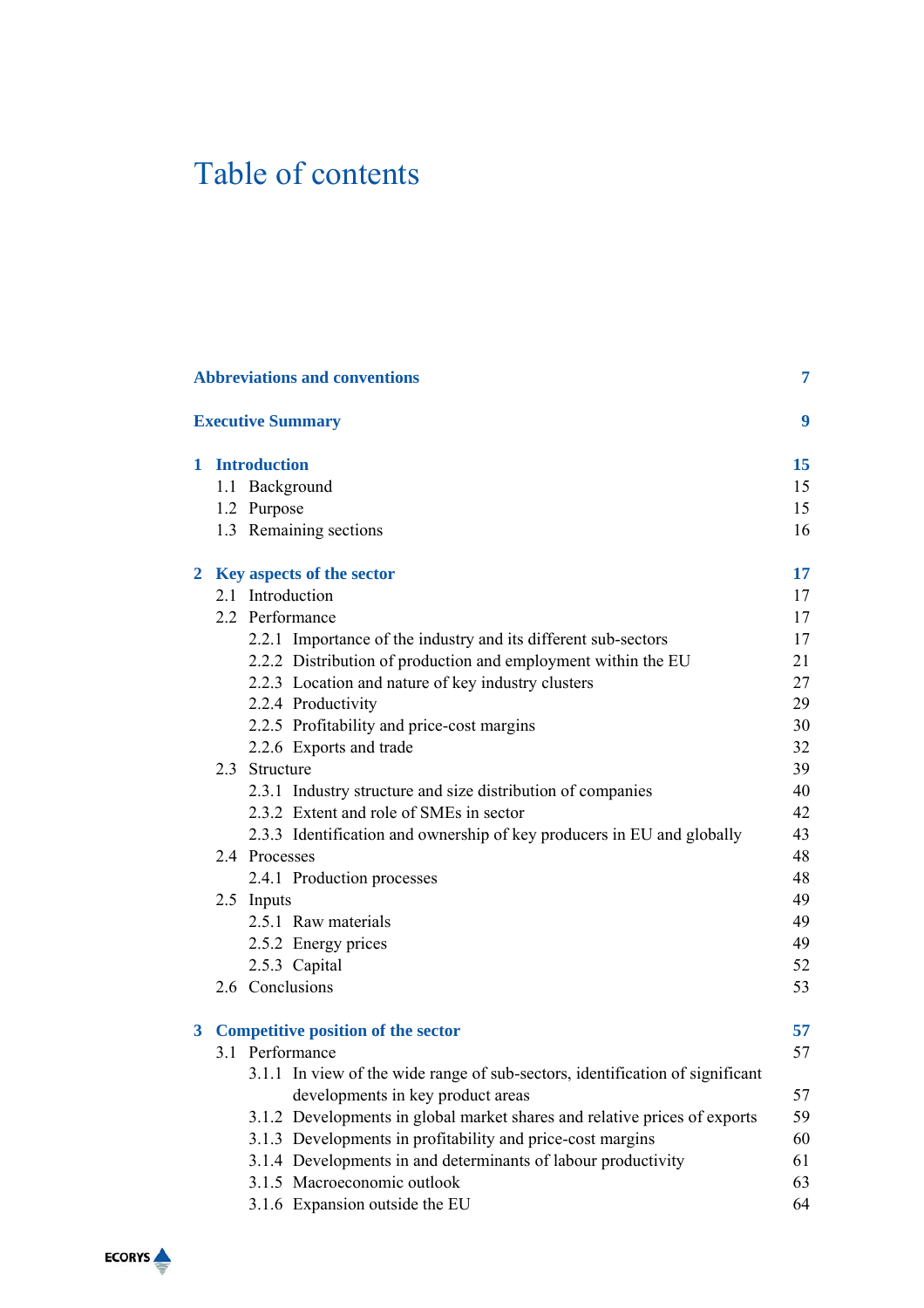# Table of contents

| | |
|---|---|
| **Abbreviations and conventions** | **7** |
| **Executive Summary** | **9** |
| **1 Introduction** | **15** |
| 1.1 Background | 15 |
| 1.2 Purpose | 15 |
| 1.3 Remaining sections | 16 |
| **2 Key aspects of the sector** | **17** |
| 2.1 Introduction | 17 |
| 2.2 Performance | 17 |
| 2.2.1 Importance of the industry and its different sub-sectors | 17 |
| 2.2.2 Distribution of production and employment within the EU | 21 |
| 2.2.3 Location and nature of key industry clusters | 27 |
| 2.2.4 Productivity | 29 |
| 2.2.5 Profitability and price-cost margins | 30 |
| 2.2.6 Exports and trade | 32 |
| 2.3 Structure | 39 |
| 2.3.1 Industry structure and size distribution of companies | 40 |
| 2.3.2 Extent and role of SMEs in sector | 42 |
| 2.3.3 Identification and ownership of key producers in EU and globally | 43 |
| 2.4 Processes | 48 |
| 2.4.1 Production processes | 48 |
| 2.5 Inputs | 49 |
| 2.5.1 Raw materials | 49 |
| 2.5.2 Energy prices | 49 |
| 2.5.3 Capital | 52 |
| 2.6 Conclusions | 53 |
| **3 Competitive position of the sector** | **57** |
| 3.1 Performance | 57 |
| 3.1.1 In view of the wide range of sub-sectors, identification of significant developments in key product areas | 57 |
| 3.1.2 Developments in global market shares and relative prices of exports | 59 |
| 3.1.3 Developments in profitability and price-cost margins | 60 |
| 3.1.4 Developments in and determinants of labour productivity | 61 |
| 3.1.5 Macroeconomic outlook | 63 |
| 3.1.6 Expansion outside the EU | 64 |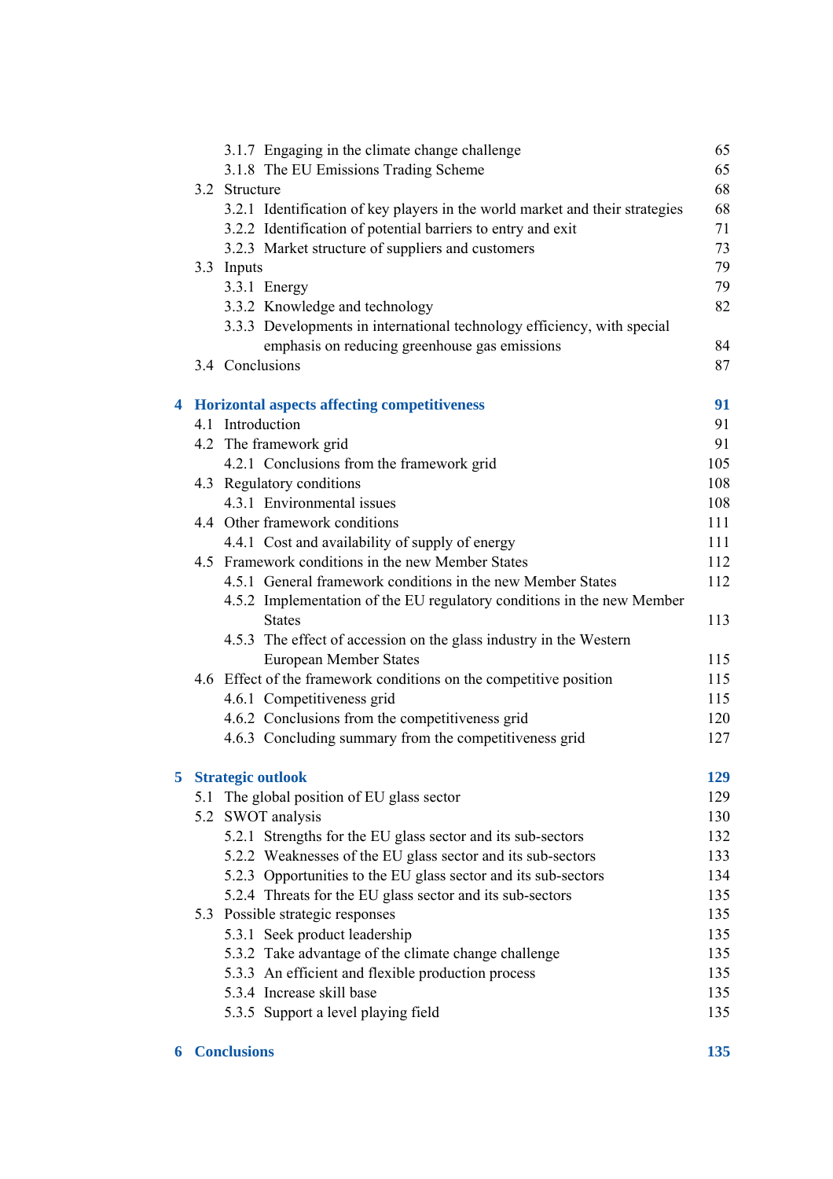3.1.7 Engaging in the climate change challenge 65
3.1.8 The EU Emissions Trading Scheme 65
3.2 Structure 68
3.2.1 Identification of key players in the world market and their strategies 68
3.2.2 Identification of potential barriers to entry and exit 71
3.2.3 Market structure of suppliers and customers 73
3.3 Inputs 79
3.3.1 Energy 79
3.3.2 Knowledge and technology 82
3.3.3 Developments in international technology efficiency, with special emphasis on reducing greenhouse gas emissions 84
3.4 Conclusions 87

**4 Horizontal aspects affecting competitiveness 91**
4.1 Introduction 91
4.2 The framework grid 91
4.2.1 Conclusions from the framework grid 105
4.3 Regulatory conditions 108
4.3.1 Environmental issues 108
4.4 Other framework conditions 111
4.4.1 Cost and availability of supply of energy 111
4.5 Framework conditions in the new Member States 112
4.5.1 General framework conditions in the new Member States 112
4.5.2 Implementation of the EU regulatory conditions in the new Member States 113
4.5.3 The effect of accession on the glass industry in the Western European Member States 115
4.6 Effect of the framework conditions on the competitive position 115
4.6.1 Competitiveness grid 115
4.6.2 Conclusions from the competitiveness grid 120
4.6.3 Concluding summary from the competitiveness grid 127

**5 Strategic outlook 129**
5.1 The global position of EU glass sector 129
5.2 SWOT analysis 130
5.2.1 Strengths for the EU glass sector and its sub-sectors 132
5.2.2 Weaknesses of the EU glass sector and its sub-sectors 133
5.2.3 Opportunities to the EU glass sector and its sub-sectors 134
5.2.4 Threats for the EU glass sector and its sub-sectors 135
5.3 Possible strategic responses 135
5.3.1 Seek product leadership 135
5.3.2 Take advantage of the climate change challenge 135
5.3.3 An efficient and flexible production process 135
5.3.4 Increase skill base 135
5.3.5 Support a level playing field 135

**6 Conclusions 135**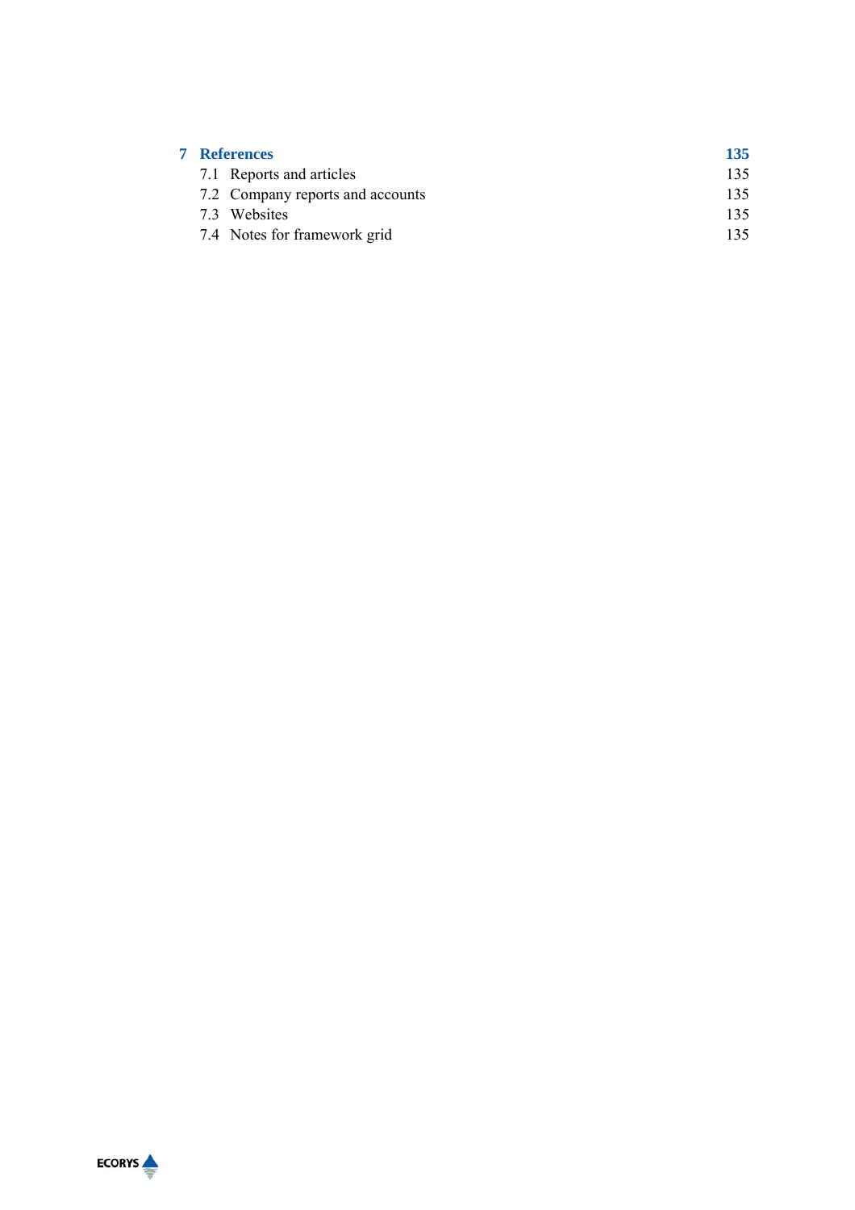**7 References 135**

7.1 Reports and articles 135

7.2 Company reports and accounts 135

7.3 Websites 135

7.4 Notes for framework grid 135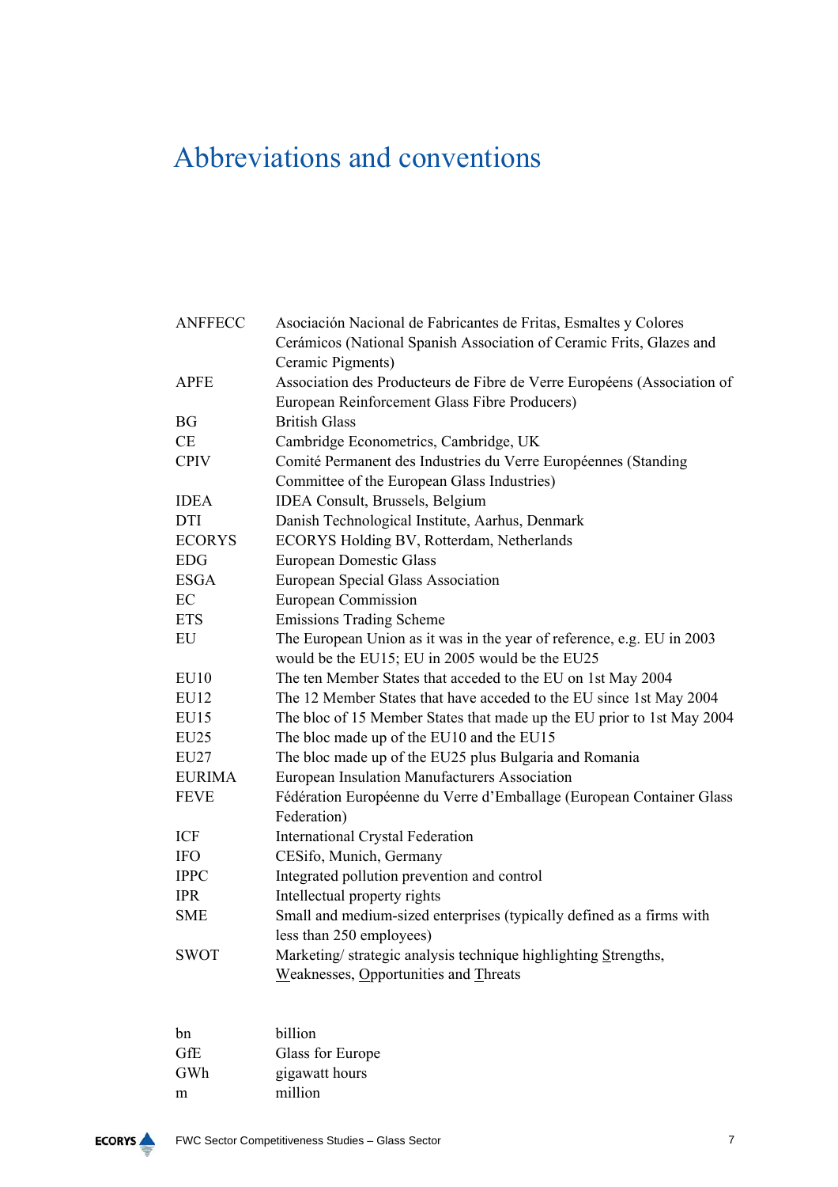# Abbreviations and conventions

| | |
|---|---|
| ANFFECC | Asociación Nacional de Fabricantes de Fritas, Esmaltes y Colores Cerámicos (National Spanish Association of Ceramic Frits, Glazes and Ceramic Pigments) |
| APFE | Association des Producteurs de Fibre de Verre Européens (Association of European Reinforcement Glass Fibre Producers) |
| BG | British Glass |
| CE | Cambridge Econometrics, Cambridge, UK |
| CPIV | Comité Permanent des Industries du Verre Européennes (Standing Committee of the European Glass Industries) |
| IDEA | IDEA Consult, Brussels, Belgium |
| DTI | Danish Technological Institute, Aarhus, Denmark |
| ECORYS | ECORYS Holding BV, Rotterdam, Netherlands |
| EDG | European Domestic Glass |
| ESGA | European Special Glass Association |
| EC | European Commission |
| ETS | Emissions Trading Scheme |
| EU | The European Union as it was in the year of reference, e.g. EU in 2003 would be the EU15; EU in 2005 would be the EU25 |
| EU10 | The ten Member States that acceded to the EU on 1st May 2004 |
| EU12 | The 12 Member States that have acceded to the EU since 1st May 2004 |
| EU15 | The bloc of 15 Member States that made up the EU prior to 1st May 2004 |
| EU25 | The bloc made up of the EU10 and the EU15 |
| EU27 | The bloc made up of the EU25 plus Bulgaria and Romania |
| EURIMA | European Insulation Manufacturers Association |
| FEVE | Fédération Européenne du Verre d'Emballage (European Container Glass Federation) |
| ICF | International Crystal Federation |
| IFO | CESifo, Munich, Germany |
| IPPC | Integrated pollution prevention and control |
| IPR | Intellectual property rights |
| SME | Small and medium-sized enterprises (typically defined as a firms with less than 250 employees) |
| SWOT | Marketing/ strategic analysis technique highlighting Strengths, Weaknesses, Opportunities and Threats |

| | |
|---|---|
| bn | billion |
| GfE | Glass for Europe |
| GWh | gigawatt hours |
| m | million |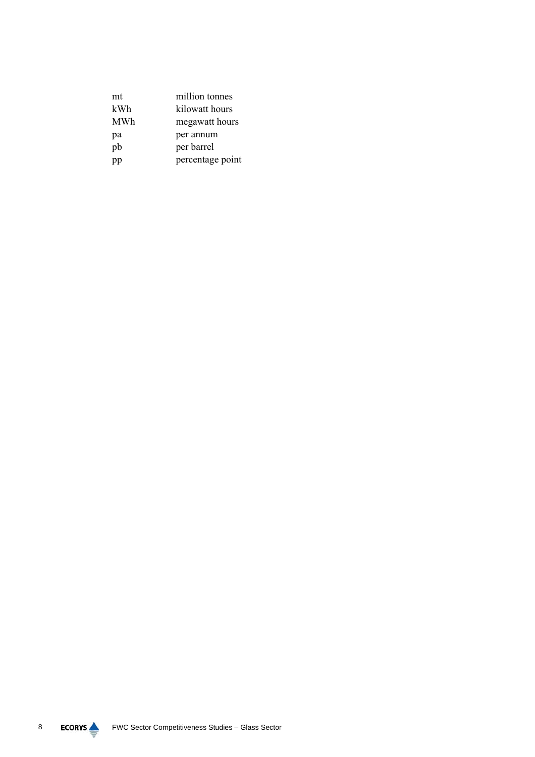| | |
|---|---|
| mt | million tonnes |
| kWh | kilowatt hours |
| MWh | megawatt hours |
| pa | per annum |
| pb | per barrel |
| pp | percentage point |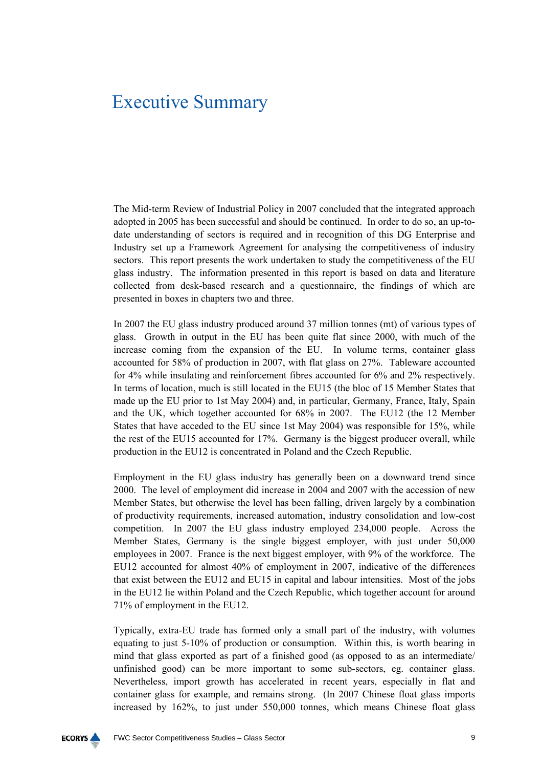# Executive Summary

The Mid-term Review of Industrial Policy in 2007 concluded that the integrated approach adopted in 2005 has been successful and should be continued. In order to do so, an up-to-date understanding of sectors is required and in recognition of this DG Enterprise and Industry set up a Framework Agreement for analysing the competitiveness of industry sectors. This report presents the work undertaken to study the competitiveness of the EU glass industry. The information presented in this report is based on data and literature collected from desk-based research and a questionnaire, the findings of which are presented in boxes in chapters two and three.

In 2007 the EU glass industry produced around 37 million tonnes (mt) of various types of glass. Growth in output in the EU has been quite flat since 2000, with much of the increase coming from the expansion of the EU. In volume terms, container glass accounted for 58% of production in 2007, with flat glass on 27%. Tableware accounted for 4% while insulating and reinforcement fibres accounted for 6% and 2% respectively. In terms of location, much is still located in the EU15 (the bloc of 15 Member States that made up the EU prior to 1st May 2004) and, in particular, Germany, France, Italy, Spain and the UK, which together accounted for 68% in 2007. The EU12 (the 12 Member States that have acceded to the EU since 1st May 2004) was responsible for 15%, while the rest of the EU15 accounted for 17%. Germany is the biggest producer overall, while production in the EU12 is concentrated in Poland and the Czech Republic.

Employment in the EU glass industry has generally been on a downward trend since 2000. The level of employment did increase in 2004 and 2007 with the accession of new Member States, but otherwise the level has been falling, driven largely by a combination of productivity requirements, increased automation, industry consolidation and low-cost competition. In 2007 the EU glass industry employed 234,000 people. Across the Member States, Germany is the single biggest employer, with just under 50,000 employees in 2007. France is the next biggest employer, with 9% of the workforce. The EU12 accounted for almost 40% of employment in 2007, indicative of the differences that exist between the EU12 and EU15 in capital and labour intensities. Most of the jobs in the EU12 lie within Poland and the Czech Republic, which together account for around 71% of employment in the EU12.

Typically, extra-EU trade has formed only a small part of the industry, with volumes equating to just 5-10% of production or consumption. Within this, is worth bearing in mind that glass exported as part of a finished good (as opposed to as an intermediate/ unfinished good) can be more important to some sub-sectors, eg. container glass. Nevertheless, import growth has accelerated in recent years, especially in flat and container glass for example, and remains strong. (In 2007 Chinese float glass imports increased by 162%, to just under 550,000 tonnes, which means Chinese float glass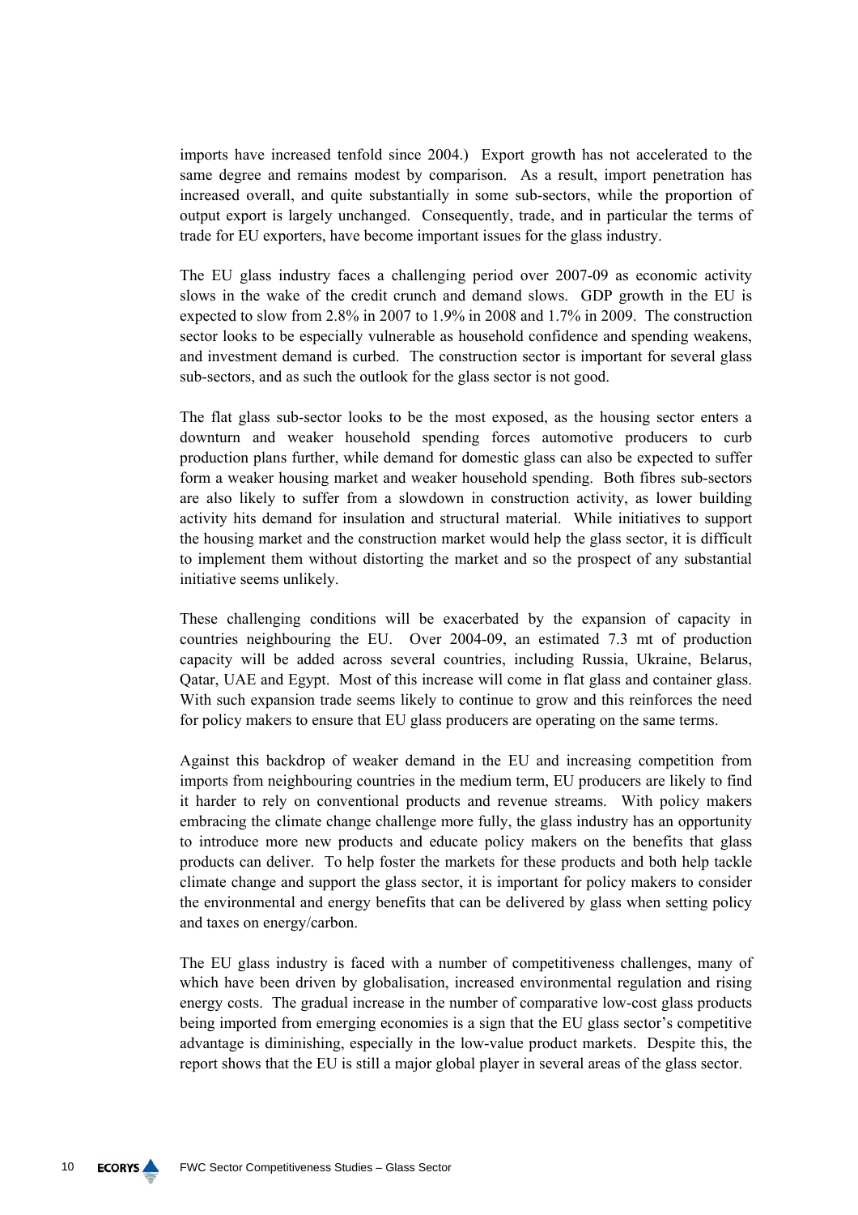imports have increased tenfold since 2004.) Export growth has not accelerated to the same degree and remains modest by comparison. As a result, import penetration has increased overall, and quite substantially in some sub-sectors, while the proportion of output export is largely unchanged. Consequently, trade, and in particular the terms of trade for EU exporters, have become important issues for the glass industry.

The EU glass industry faces a challenging period over 2007-09 as economic activity slows in the wake of the credit crunch and demand slows. GDP growth in the EU is expected to slow from 2.8% in 2007 to 1.9% in 2008 and 1.7% in 2009. The construction sector looks to be especially vulnerable as household confidence and spending weakens, and investment demand is curbed. The construction sector is important for several glass sub-sectors, and as such the outlook for the glass sector is not good.

The flat glass sub-sector looks to be the most exposed, as the housing sector enters a downturn and weaker household spending forces automotive producers to curb production plans further, while demand for domestic glass can also be expected to suffer form a weaker housing market and weaker household spending. Both fibres sub-sectors are also likely to suffer from a slowdown in construction activity, as lower building activity hits demand for insulation and structural material. While initiatives to support the housing market and the construction market would help the glass sector, it is difficult to implement them without distorting the market and so the prospect of any substantial initiative seems unlikely.

These challenging conditions will be exacerbated by the expansion of capacity in countries neighbouring the EU. Over 2004-09, an estimated 7.3 mt of production capacity will be added across several countries, including Russia, Ukraine, Belarus, Qatar, UAE and Egypt. Most of this increase will come in flat glass and container glass. With such expansion trade seems likely to continue to grow and this reinforces the need for policy makers to ensure that EU glass producers are operating on the same terms.

Against this backdrop of weaker demand in the EU and increasing competition from imports from neighbouring countries in the medium term, EU producers are likely to find it harder to rely on conventional products and revenue streams. With policy makers embracing the climate change challenge more fully, the glass industry has an opportunity to introduce more new products and educate policy makers on the benefits that glass products can deliver. To help foster the markets for these products and both help tackle climate change and support the glass sector, it is important for policy makers to consider the environmental and energy benefits that can be delivered by glass when setting policy and taxes on energy/carbon.

The EU glass industry is faced with a number of competitiveness challenges, many of which have been driven by globalisation, increased environmental regulation and rising energy costs. The gradual increase in the number of comparative low-cost glass products being imported from emerging economies is a sign that the EU glass sector's competitive advantage is diminishing, especially in the low-value product markets. Despite this, the report shows that the EU is still a major global player in several areas of the glass sector.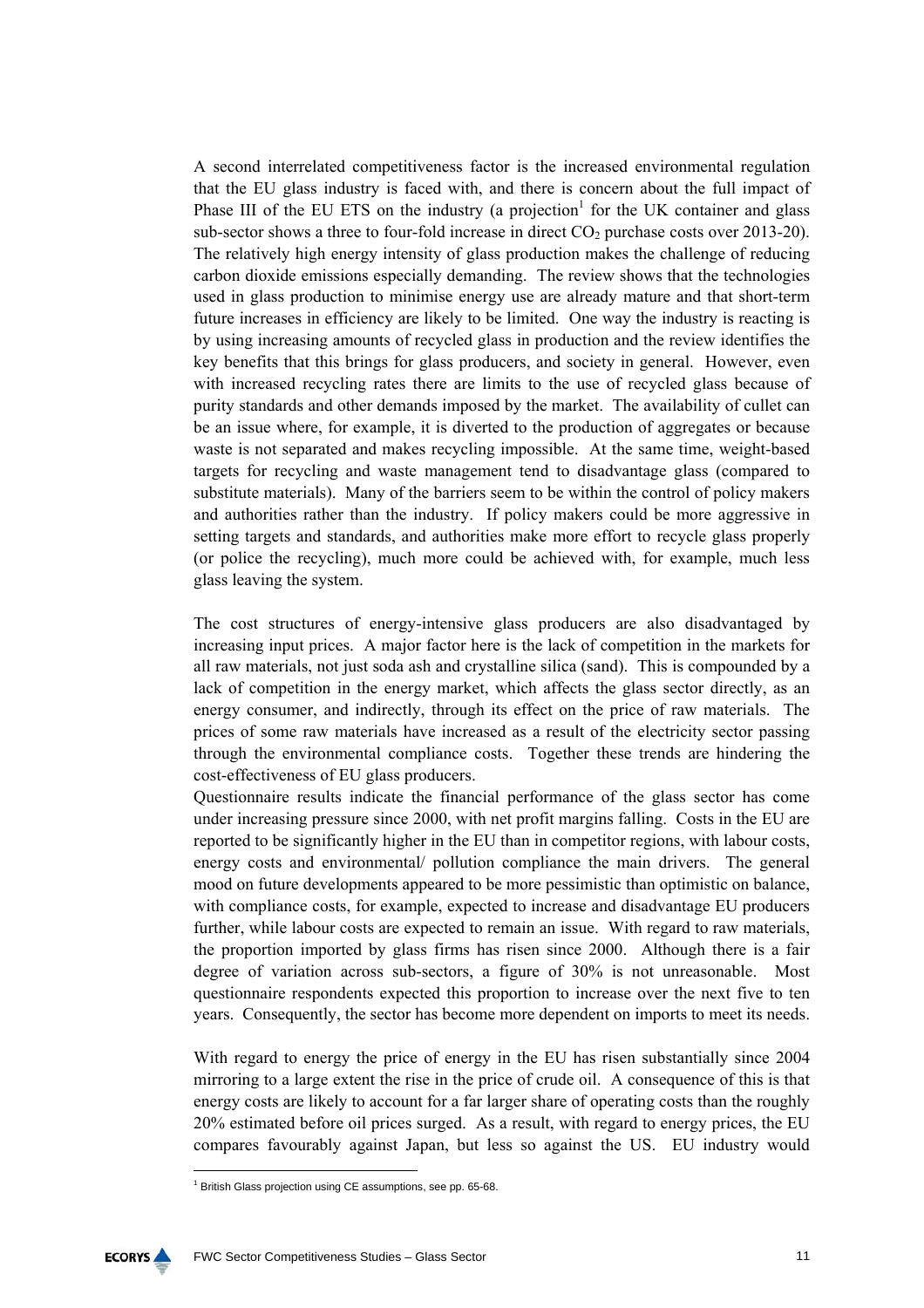A second interrelated competitiveness factor is the increased environmental regulation that the EU glass industry is faced with, and there is concern about the full impact of Phase III of the EU ETS on the industry (a projection[1] for the UK container and glass sub-sector shows a three to four-fold increase in direct $CO_2$ purchase costs over 2013-20). The relatively high energy intensity of glass production makes the challenge of reducing carbon dioxide emissions especially demanding. The review shows that the technologies used in glass production to minimise energy use are already mature and that short-term future increases in efficiency are likely to be limited. One way the industry is reacting is by using increasing amounts of recycled glass in production and the review identifies the key benefits that this brings for glass producers, and society in general. However, even with increased recycling rates there are limits to the use of recycled glass because of purity standards and other demands imposed by the market. The availability of cullet can be an issue where, for example, it is diverted to the production of aggregates or because waste is not separated and makes recycling impossible. At the same time, weight-based targets for recycling and waste management tend to disadvantage glass (compared to substitute materials). Many of the barriers seem to be within the control of policy makers and authorities rather than the industry. If policy makers could be more aggressive in setting targets and standards, and authorities make more effort to recycle glass properly (or police the recycling), much more could be achieved with, for example, much less glass leaving the system.

The cost structures of energy-intensive glass producers are also disadvantaged by increasing input prices. A major factor here is the lack of competition in the markets for all raw materials, not just soda ash and crystalline silica (sand). This is compounded by a lack of competition in the energy market, which affects the glass sector directly, as an energy consumer, and indirectly, through its effect on the price of raw materials. The prices of some raw materials have increased as a result of the electricity sector passing through the environmental compliance costs. Together these trends are hindering the cost-effectiveness of EU glass producers.

Questionnaire results indicate the financial performance of the glass sector has come under increasing pressure since 2000, with net profit margins falling. Costs in the EU are reported to be significantly higher in the EU than in competitor regions, with labour costs, energy costs and environmental/ pollution compliance the main drivers. The general mood on future developments appeared to be more pessimistic than optimistic on balance, with compliance costs, for example, expected to increase and disadvantage EU producers further, while labour costs are expected to remain an issue. With regard to raw materials, the proportion imported by glass firms has risen since 2000. Although there is a fair degree of variation across sub-sectors, a figure of 30% is not unreasonable. Most questionnaire respondents expected this proportion to increase over the next five to ten years. Consequently, the sector has become more dependent on imports to meet its needs.

With regard to energy the price of energy in the EU has risen substantially since 2004 mirroring to a large extent the rise in the price of crude oil. A consequence of this is that energy costs are likely to account for a far larger share of operating costs than the roughly 20% estimated before oil prices surged. As a result, with regard to energy prices, the EU compares favourably against Japan, but less so against the US. EU industry would

[1] British Glass projection using CE assumptions, see pp. 65-68.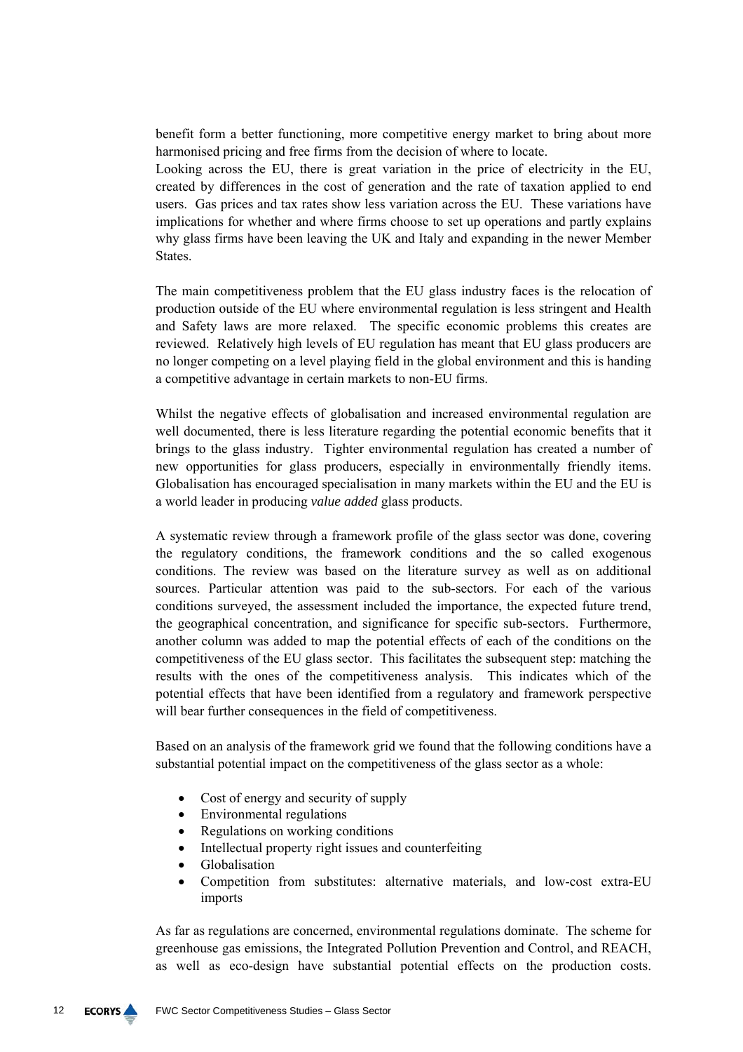benefit form a better functioning, more competitive energy market to bring about more harmonised pricing and free firms from the decision of where to locate.
Looking across the EU, there is great variation in the price of electricity in the EU, created by differences in the cost of generation and the rate of taxation applied to end users. Gas prices and tax rates show less variation across the EU. These variations have implications for whether and where firms choose to set up operations and partly explains why glass firms have been leaving the UK and Italy and expanding in the newer Member States.

The main competitiveness problem that the EU glass industry faces is the relocation of production outside of the EU where environmental regulation is less stringent and Health and Safety laws are more relaxed. The specific economic problems this creates are reviewed. Relatively high levels of EU regulation has meant that EU glass producers are no longer competing on a level playing field in the global environment and this is handing a competitive advantage in certain markets to non-EU firms.

Whilst the negative effects of globalisation and increased environmental regulation are well documented, there is less literature regarding the potential economic benefits that it brings to the glass industry. Tighter environmental regulation has created a number of new opportunities for glass producers, especially in environmentally friendly items. Globalisation has encouraged specialisation in many markets within the EU and the EU is a world leader in producing *value added* glass products.

A systematic review through a framework profile of the glass sector was done, covering the regulatory conditions, the framework conditions and the so called exogenous conditions. The review was based on the literature survey as well as on additional sources. Particular attention was paid to the sub-sectors. For each of the various conditions surveyed, the assessment included the importance, the expected future trend, the geographical concentration, and significance for specific sub-sectors. Furthermore, another column was added to map the potential effects of each of the conditions on the competitiveness of the EU glass sector. This facilitates the subsequent step: matching the results with the ones of the competitiveness analysis. This indicates which of the potential effects that have been identified from a regulatory and framework perspective will bear further consequences in the field of competitiveness.

Based on an analysis of the framework grid we found that the following conditions have a substantial potential impact on the competitiveness of the glass sector as a whole:

- Cost of energy and security of supply
- Environmental regulations
- Regulations on working conditions
- Intellectual property right issues and counterfeiting
- Globalisation
- Competition from substitutes: alternative materials, and low-cost extra-EU imports

As far as regulations are concerned, environmental regulations dominate. The scheme for greenhouse gas emissions, the Integrated Pollution Prevention and Control, and REACH, as well as eco-design have substantial potential effects on the production costs.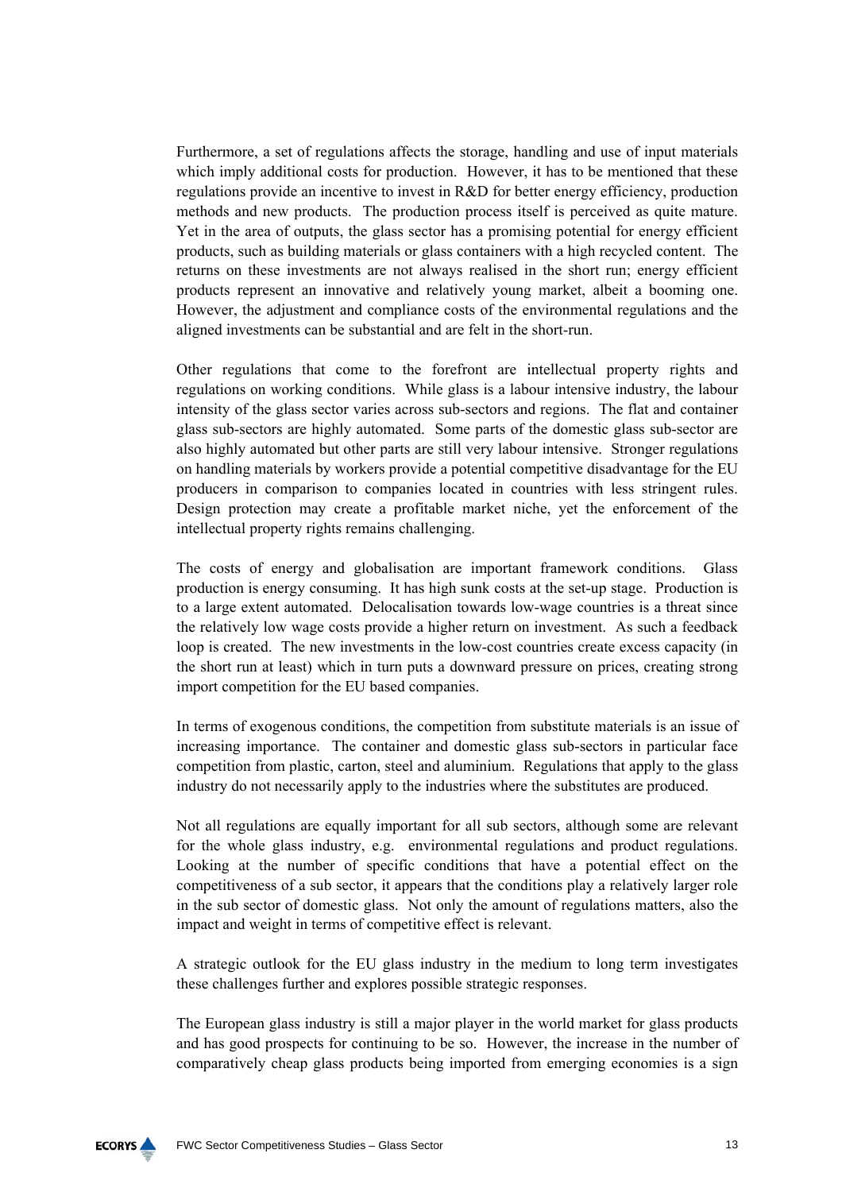Furthermore, a set of regulations affects the storage, handling and use of input materials which imply additional costs for production. However, it has to be mentioned that these regulations provide an incentive to invest in R&D for better energy efficiency, production methods and new products. The production process itself is perceived as quite mature. Yet in the area of outputs, the glass sector has a promising potential for energy efficient products, such as building materials or glass containers with a high recycled content. The returns on these investments are not always realised in the short run; energy efficient products represent an innovative and relatively young market, albeit a booming one. However, the adjustment and compliance costs of the environmental regulations and the aligned investments can be substantial and are felt in the short-run.

Other regulations that come to the forefront are intellectual property rights and regulations on working conditions. While glass is a labour intensive industry, the labour intensity of the glass sector varies across sub-sectors and regions. The flat and container glass sub-sectors are highly automated. Some parts of the domestic glass sub-sector are also highly automated but other parts are still very labour intensive. Stronger regulations on handling materials by workers provide a potential competitive disadvantage for the EU producers in comparison to companies located in countries with less stringent rules. Design protection may create a profitable market niche, yet the enforcement of the intellectual property rights remains challenging.

The costs of energy and globalisation are important framework conditions. Glass production is energy consuming. It has high sunk costs at the set-up stage. Production is to a large extent automated. Delocalisation towards low-wage countries is a threat since the relatively low wage costs provide a higher return on investment. As such a feedback loop is created. The new investments in the low-cost countries create excess capacity (in the short run at least) which in turn puts a downward pressure on prices, creating strong import competition for the EU based companies.

In terms of exogenous conditions, the competition from substitute materials is an issue of increasing importance. The container and domestic glass sub-sectors in particular face competition from plastic, carton, steel and aluminium. Regulations that apply to the glass industry do not necessarily apply to the industries where the substitutes are produced.

Not all regulations are equally important for all sub sectors, although some are relevant for the whole glass industry, e.g. environmental regulations and product regulations. Looking at the number of specific conditions that have a potential effect on the competitiveness of a sub sector, it appears that the conditions play a relatively larger role in the sub sector of domestic glass. Not only the amount of regulations matters, also the impact and weight in terms of competitive effect is relevant.

A strategic outlook for the EU glass industry in the medium to long term investigates these challenges further and explores possible strategic responses.

The European glass industry is still a major player in the world market for glass products and has good prospects for continuing to be so. However, the increase in the number of comparatively cheap glass products being imported from emerging economies is a sign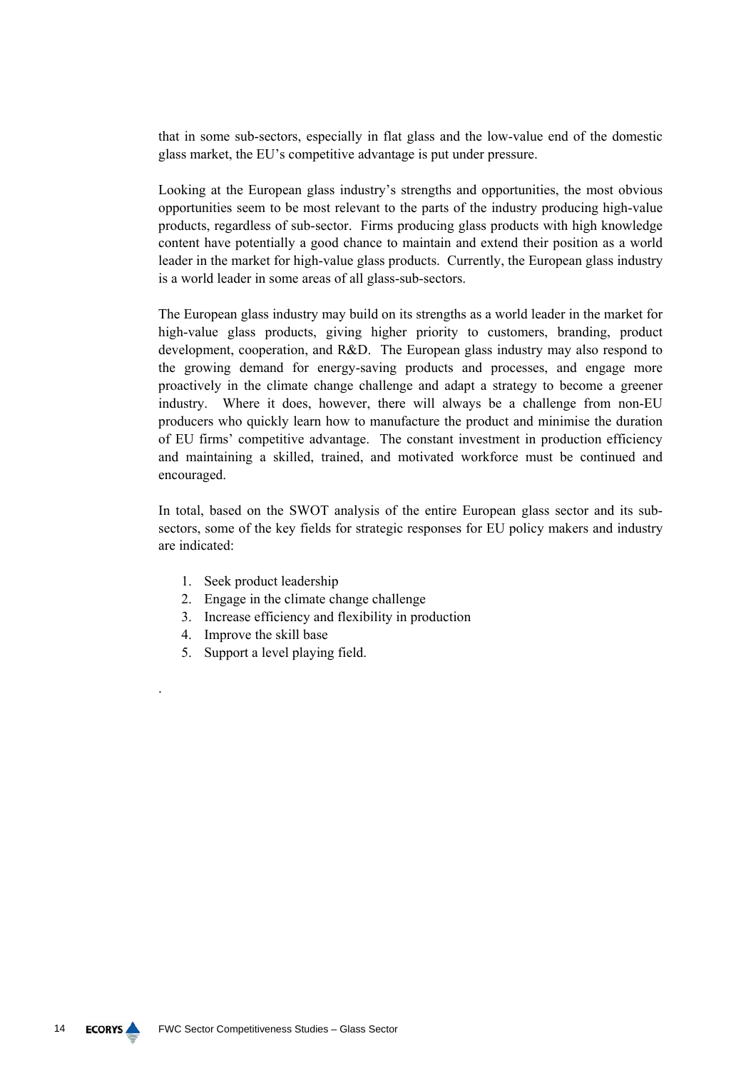that in some sub-sectors, especially in flat glass and the low-value end of the domestic glass market, the EU's competitive advantage is put under pressure.

Looking at the European glass industry's strengths and opportunities, the most obvious opportunities seem to be most relevant to the parts of the industry producing high-value products, regardless of sub-sector. Firms producing glass products with high knowledge content have potentially a good chance to maintain and extend their position as a world leader in the market for high-value glass products. Currently, the European glass industry is a world leader in some areas of all glass-sub-sectors.

The European glass industry may build on its strengths as a world leader in the market for high-value glass products, giving higher priority to customers, branding, product development, cooperation, and R&D. The European glass industry may also respond to the growing demand for energy-saving products and processes, and engage more proactively in the climate change challenge and adapt a strategy to become a greener industry. Where it does, however, there will always be a challenge from non-EU producers who quickly learn how to manufacture the product and minimise the duration of EU firms' competitive advantage. The constant investment in production efficiency and maintaining a skilled, trained, and motivated workforce must be continued and encouraged.

In total, based on the SWOT analysis of the entire European glass sector and its sub-sectors, some of the key fields for strategic responses for EU policy makers and industry are indicated:

1. Seek product leadership
2. Engage in the climate change challenge
3. Increase efficiency and flexibility in production
4. Improve the skill base
5. Support a level playing field.

.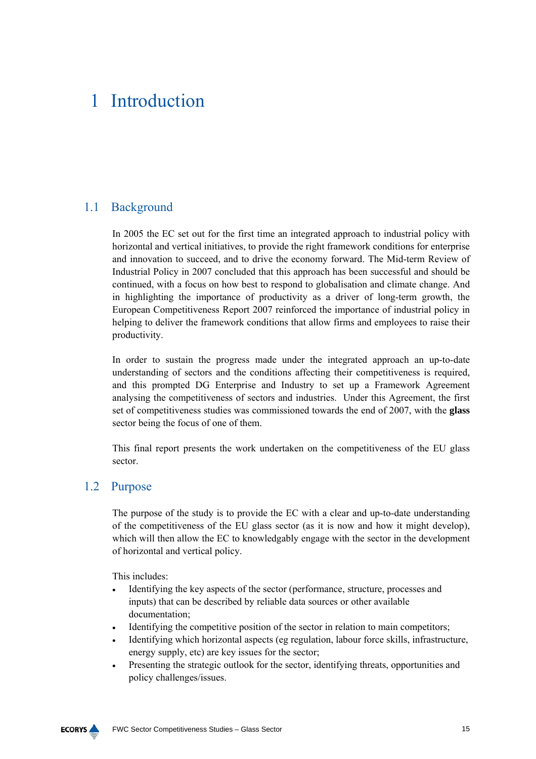# 1 Introduction

## 1.1 Background

In 2005 the EC set out for the first time an integrated approach to industrial policy with horizontal and vertical initiatives, to provide the right framework conditions for enterprise and innovation to succeed, and to drive the economy forward. The Mid-term Review of Industrial Policy in 2007 concluded that this approach has been successful and should be continued, with a focus on how best to respond to globalisation and climate change. And in highlighting the importance of productivity as a driver of long-term growth, the European Competitiveness Report 2007 reinforced the importance of industrial policy in helping to deliver the framework conditions that allow firms and employees to raise their productivity.

In order to sustain the progress made under the integrated approach an up-to-date understanding of sectors and the conditions affecting their competitiveness is required, and this prompted DG Enterprise and Industry to set up a Framework Agreement analysing the competitiveness of sectors and industries. Under this Agreement, the first set of competitiveness studies was commissioned towards the end of 2007, with the **glass** sector being the focus of one of them.

This final report presents the work undertaken on the competitiveness of the EU glass sector.

## 1.2 Purpose

The purpose of the study is to provide the EC with a clear and up-to-date understanding of the competitiveness of the EU glass sector (as it is now and how it might develop), which will then allow the EC to knowledgably engage with the sector in the development of horizontal and vertical policy.

This includes:

- Identifying the key aspects of the sector (performance, structure, processes and inputs) that can be described by reliable data sources or other available documentation;
- Identifying the competitive position of the sector in relation to main competitors;
- Identifying which horizontal aspects (eg regulation, labour force skills, infrastructure, energy supply, etc) are key issues for the sector;
- Presenting the strategic outlook for the sector, identifying threats, opportunities and policy challenges/issues.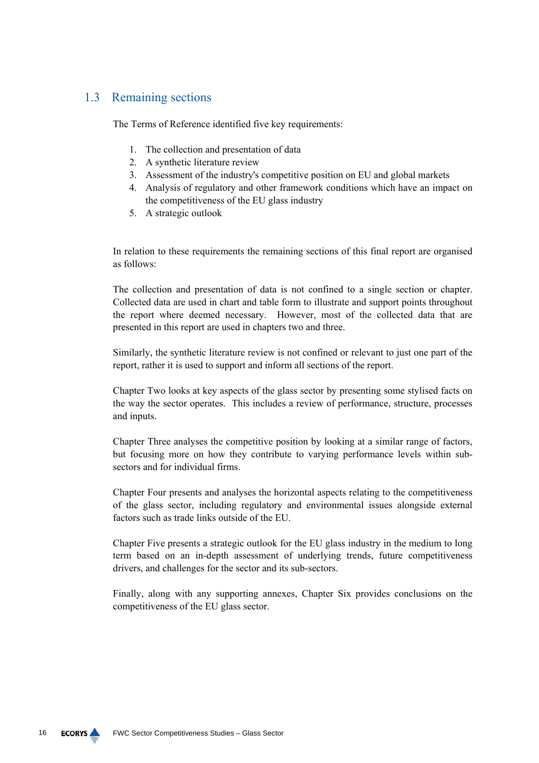## 1.3 Remaining sections

The Terms of Reference identified five key requirements:

1. The collection and presentation of data
2. A synthetic literature review
3. Assessment of the industry's competitive position on EU and global markets
4. Analysis of regulatory and other framework conditions which have an impact on the competitiveness of the EU glass industry
5. A strategic outlook

In relation to these requirements the remaining sections of this final report are organised as follows:

The collection and presentation of data is not confined to a single section or chapter. Collected data are used in chart and table form to illustrate and support points throughout the report where deemed necessary. However, most of the collected data that are presented in this report are used in chapters two and three.

Similarly, the synthetic literature review is not confined or relevant to just one part of the report, rather it is used to support and inform all sections of the report.

Chapter Two looks at key aspects of the glass sector by presenting some stylised facts on the way the sector operates. This includes a review of performance, structure, processes and inputs.

Chapter Three analyses the competitive position by looking at a similar range of factors, but focusing more on how they contribute to varying performance levels within sub-sectors and for individual firms.

Chapter Four presents and analyses the horizontal aspects relating to the competitiveness of the glass sector, including regulatory and environmental issues alongside external factors such as trade links outside of the EU.

Chapter Five presents a strategic outlook for the EU glass industry in the medium to long term based on an in-depth assessment of underlying trends, future competitiveness drivers, and challenges for the sector and its sub-sectors.

Finally, along with any supporting annexes, Chapter Six provides conclusions on the competitiveness of the EU glass sector.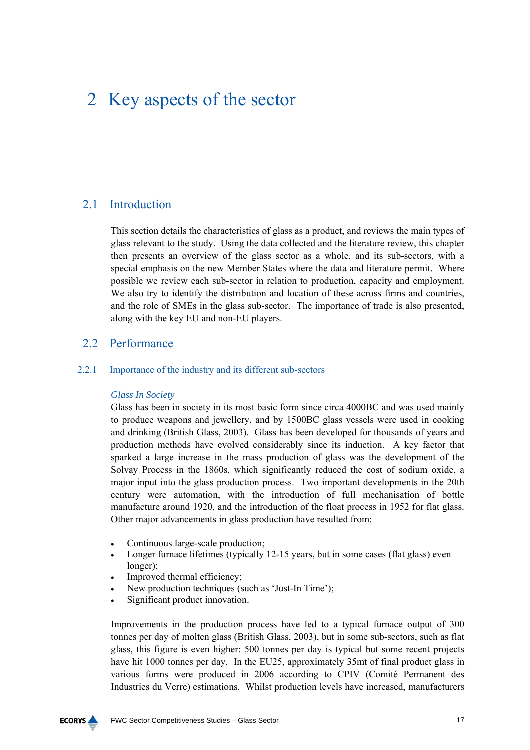# 2 Key aspects of the sector

## 2.1 Introduction

This section details the characteristics of glass as a product, and reviews the main types of glass relevant to the study. Using the data collected and the literature review, this chapter then presents an overview of the glass sector as a whole, and its sub-sectors, with a special emphasis on the new Member States where the data and literature permit. Where possible we review each sub-sector in relation to production, capacity and employment. We also try to identify the distribution and location of these across firms and countries, and the role of SMEs in the glass sub-sector. The importance of trade is also presented, along with the key EU and non-EU players.

## 2.2 Performance

### 2.2.1 Importance of the industry and its different sub-sectors

*Glass In Society*

Glass has been in society in its most basic form since circa 4000BC and was used mainly to produce weapons and jewellery, and by 1500BC glass vessels were used in cooking and drinking (British Glass, 2003). Glass has been developed for thousands of years and production methods have evolved considerably since its induction. A key factor that sparked a large increase in the mass production of glass was the development of the Solvay Process in the 1860s, which significantly reduced the cost of sodium oxide, a major input into the glass production process. Two important developments in the 20th century were automation, with the introduction of full mechanisation of bottle manufacture around 1920, and the introduction of the float process in 1952 for flat glass. Other major advancements in glass production have resulted from:

- Continuous large-scale production;
- Longer furnace lifetimes (typically 12-15 years, but in some cases (flat glass) even longer);
- Improved thermal efficiency;
- New production techniques (such as 'Just-In Time');
- Significant product innovation.

Improvements in the production process have led to a typical furnace output of 300 tonnes per day of molten glass (British Glass, 2003), but in some sub-sectors, such as flat glass, this figure is even higher: 500 tonnes per day is typical but some recent projects have hit 1000 tonnes per day. In the EU25, approximately 35mt of final product glass in various forms were produced in 2006 according to CPIV (Comité Permanent des Industries du Verre) estimations. Whilst production levels have increased, manufacturers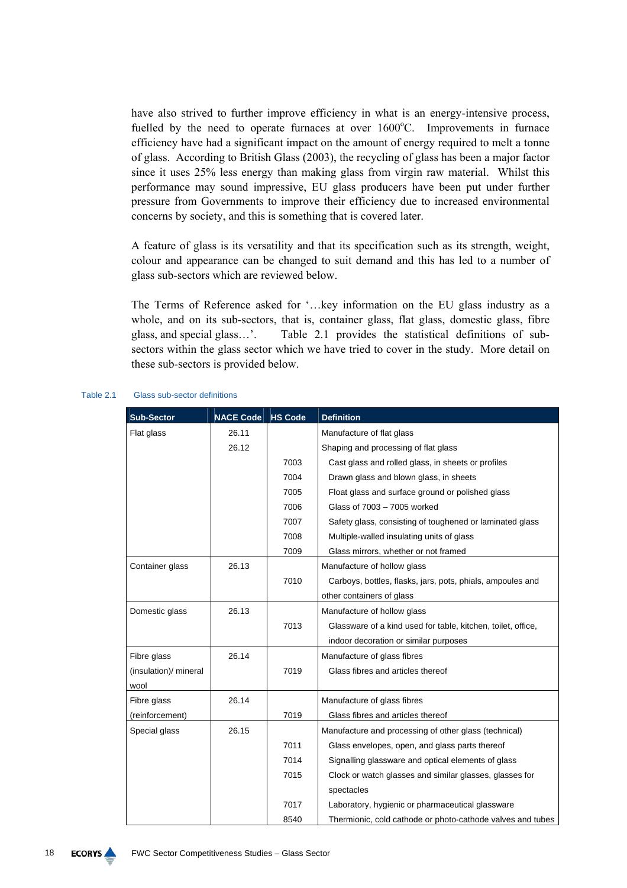have also strived to further improve efficiency in what is an energy-intensive process, fuelled by the need to operate furnaces at over 1600°C. Improvements in furnace efficiency have had a significant impact on the amount of energy required to melt a tonne of glass. According to British Glass (2003), the recycling of glass has been a major factor since it uses 25% less energy than making glass from virgin raw material. Whilst this performance may sound impressive, EU glass producers have been put under further pressure from Governments to improve their efficiency due to increased environmental concerns by society, and this is something that is covered later.

A feature of glass is its versatility and that its specification such as its strength, weight, colour and appearance can be changed to suit demand and this has led to a number of glass sub-sectors which are reviewed below.

The Terms of Reference asked for '…key information on the EU glass industry as a whole, and on its sub-sectors, that is, container glass, flat glass, domestic glass, fibre glass, and special glass…'. Table 2.1 provides the statistical definitions of sub-sectors within the glass sector which we have tried to cover in the study. More detail on these sub-sectors is provided below.

Table 2.1 Glass sub-sector definitions

| Sub-Sector | NACE Code | HS Code | Definition |
|---|---|---|---|
| Flat glass | 26.11 | | Manufacture of flat glass |
| | 26.12 | | Shaping and processing of flat glass |
| | | 7003 | Cast glass and rolled glass, in sheets or profiles |
| | | 7004 | Drawn glass and blown glass, in sheets |
| | | 7005 | Float glass and surface ground or polished glass |
| | | 7006 | Glass of 7003 – 7005 worked |
| | | 7007 | Safety glass, consisting of toughened or laminated glass |
| | | 7008 | Multiple-walled insulating units of glass |
| | | 7009 | Glass mirrors, whether or not framed |
| Container glass | 26.13 | | Manufacture of hollow glass |
| | | 7010 | Carboys, bottles, flasks, jars, pots, phials, ampoules and other containers of glass |
| Domestic glass | 26.13 | | Manufacture of hollow glass |
| | | 7013 | Glassware of a kind used for table, kitchen, toilet, office, indoor decoration or similar purposes |
| Fibre glass (insulation)/ mineral wool | 26.14 | | Manufacture of glass fibres |
| | | 7019 | Glass fibres and articles thereof |
| Fibre glass (reinforcement) | 26.14 | | Manufacture of glass fibres |
| | | 7019 | Glass fibres and articles thereof |
| Special glass | 26.15 | | Manufacture and processing of other glass (technical) |
| | | 7011 | Glass envelopes, open, and glass parts thereof |
| | | 7014 | Signalling glassware and optical elements of glass |
| | | 7015 | Clock or watch glasses and similar glasses, glasses for spectacles |
| | | 7017 | Laboratory, hygienic or pharmaceutical glassware |
| | | 8540 | Thermionic, cold cathode or photo-cathode valves and tubes |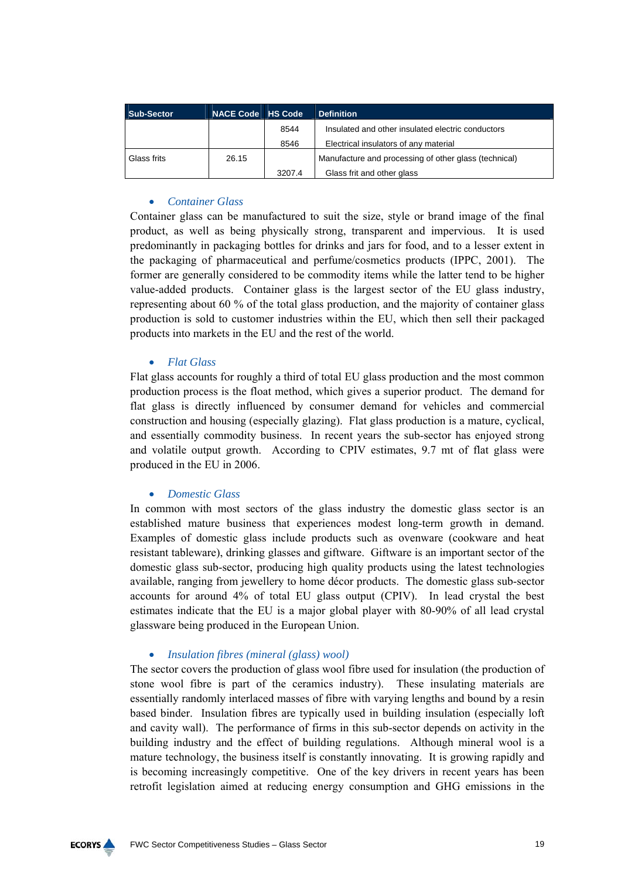| Sub-Sector | NACE Code | HS Code | Definition |
|---|---|---|---|
| | | 8544 | Insulated and other insulated electric conductors |
| | | 8546 | Electrical insulators of any material |
| Glass frits | 26.15 | | Manufacture and processing of other glass (technical) |
| | | 3207.4 | Glass frit and other glass |

- *Container Glass*

Container glass can be manufactured to suit the size, style or brand image of the final product, as well as being physically strong, transparent and impervious. It is used predominantly in packaging bottles for drinks and jars for food, and to a lesser extent in the packaging of pharmaceutical and perfume/cosmetics products (IPPC, 2001). The former are generally considered to be commodity items while the latter tend to be higher value-added products. Container glass is the largest sector of the EU glass industry, representing about 60 % of the total glass production, and the majority of container glass production is sold to customer industries within the EU, which then sell their packaged products into markets in the EU and the rest of the world.

- *Flat Glass*

Flat glass accounts for roughly a third of total EU glass production and the most common production process is the float method, which gives a superior product. The demand for flat glass is directly influenced by consumer demand for vehicles and commercial construction and housing (especially glazing). Flat glass production is a mature, cyclical, and essentially commodity business. In recent years the sub-sector has enjoyed strong and volatile output growth. According to CPIV estimates, 9.7 mt of flat glass were produced in the EU in 2006.

- *Domestic Glass*

In common with most sectors of the glass industry the domestic glass sector is an established mature business that experiences modest long-term growth in demand. Examples of domestic glass include products such as ovenware (cookware and heat resistant tableware), drinking glasses and giftware. Giftware is an important sector of the domestic glass sub-sector, producing high quality products using the latest technologies available, ranging from jewellery to home décor products. The domestic glass sub-sector accounts for around 4% of total EU glass output (CPIV). In lead crystal the best estimates indicate that the EU is a major global player with 80-90% of all lead crystal glassware being produced in the European Union.

- *Insulation fibres (mineral (glass) wool)*

The sector covers the production of glass wool fibre used for insulation (the production of stone wool fibre is part of the ceramics industry). These insulating materials are essentially randomly interlaced masses of fibre with varying lengths and bound by a resin based binder. Insulation fibres are typically used in building insulation (especially loft and cavity wall). The performance of firms in this sub-sector depends on activity in the building industry and the effect of building regulations. Although mineral wool is a mature technology, the business itself is constantly innovating. It is growing rapidly and is becoming increasingly competitive. One of the key drivers in recent years has been retrofit legislation aimed at reducing energy consumption and GHG emissions in the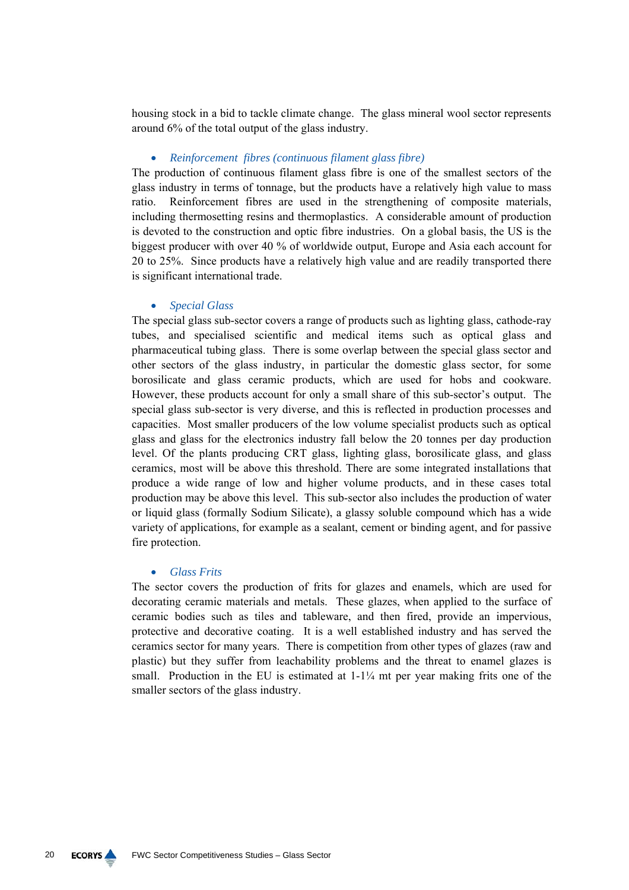housing stock in a bid to tackle climate change. The glass mineral wool sector represents around 6% of the total output of the glass industry.

- *Reinforcement fibres (continuous filament glass fibre)*

The production of continuous filament glass fibre is one of the smallest sectors of the glass industry in terms of tonnage, but the products have a relatively high value to mass ratio. Reinforcement fibres are used in the strengthening of composite materials, including thermosetting resins and thermoplastics. A considerable amount of production is devoted to the construction and optic fibre industries. On a global basis, the US is the biggest producer with over 40 % of worldwide output, Europe and Asia each account for 20 to 25%. Since products have a relatively high value and are readily transported there is significant international trade.

- *Special Glass*

The special glass sub-sector covers a range of products such as lighting glass, cathode-ray tubes, and specialised scientific and medical items such as optical glass and pharmaceutical tubing glass. There is some overlap between the special glass sector and other sectors of the glass industry, in particular the domestic glass sector, for some borosilicate and glass ceramic products, which are used for hobs and cookware. However, these products account for only a small share of this sub-sector's output. The special glass sub-sector is very diverse, and this is reflected in production processes and capacities. Most smaller producers of the low volume specialist products such as optical glass and glass for the electronics industry fall below the 20 tonnes per day production level. Of the plants producing CRT glass, lighting glass, borosilicate glass, and glass ceramics, most will be above this threshold. There are some integrated installations that produce a wide range of low and higher volume products, and in these cases total production may be above this level. This sub-sector also includes the production of water or liquid glass (formally Sodium Silicate), a glassy soluble compound which has a wide variety of applications, for example as a sealant, cement or binding agent, and for passive fire protection.

- *Glass Frits*

The sector covers the production of frits for glazes and enamels, which are used for decorating ceramic materials and metals. These glazes, when applied to the surface of ceramic bodies such as tiles and tableware, and then fired, provide an impervious, protective and decorative coating. It is a well established industry and has served the ceramics sector for many years. There is competition from other types of glazes (raw and plastic) but they suffer from leachability problems and the threat to enamel glazes is small. Production in the EU is estimated at 1-1¼ mt per year making frits one of the smaller sectors of the glass industry.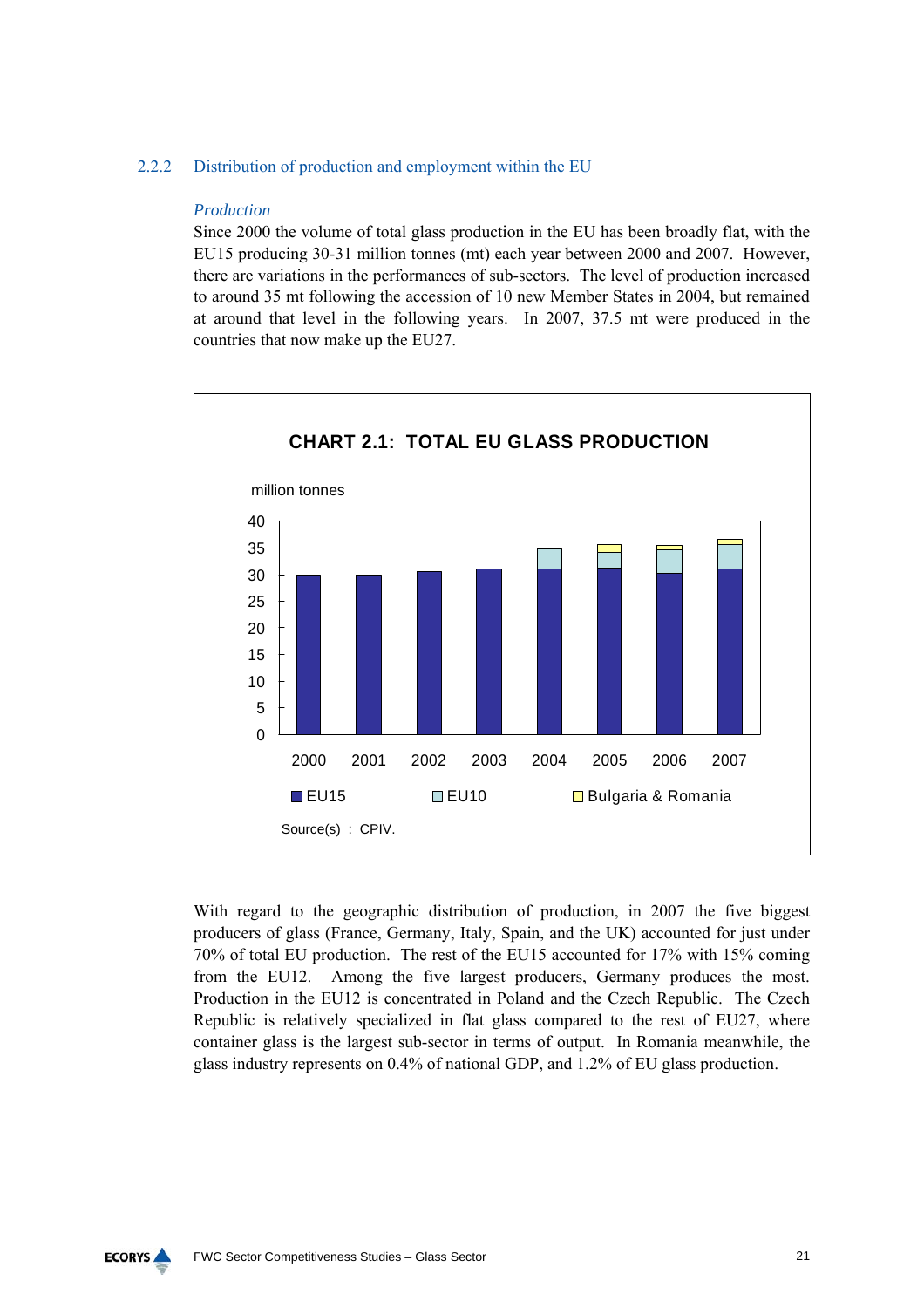### 2.2.2 Distribution of production and employment within the EU

*Production*

Since 2000 the volume of total glass production in the EU has been broadly flat, with the EU15 producing 30-31 million tonnes (mt) each year between 2000 and 2007. However, there are variations in the performances of sub-sectors. The level of production increased to around 35 mt following the accession of 10 new Member States in 2004, but remained at around that level in the following years. In 2007, 37.5 mt were produced in the countries that now make up the EU27.

**CHART 2.1: TOTAL EU GLASS PRODUCTION**

million tonnes

Legend: EU15, EU10, Bulgaria & Romania

Source(s) : CPIV.

With regard to the geographic distribution of production, in 2007 the five biggest producers of glass (France, Germany, Italy, Spain, and the UK) accounted for just under 70% of total EU production. The rest of the EU15 accounted for 17% with 15% coming from the EU12. Among the five largest producers, Germany produces the most. Production in the EU12 is concentrated in Poland and the Czech Republic. The Czech Republic is relatively specialized in flat glass compared to the rest of EU27, where container glass is the largest sub-sector in terms of output. In Romania meanwhile, the glass industry represents on 0.4% of national GDP, and 1.2% of EU glass production.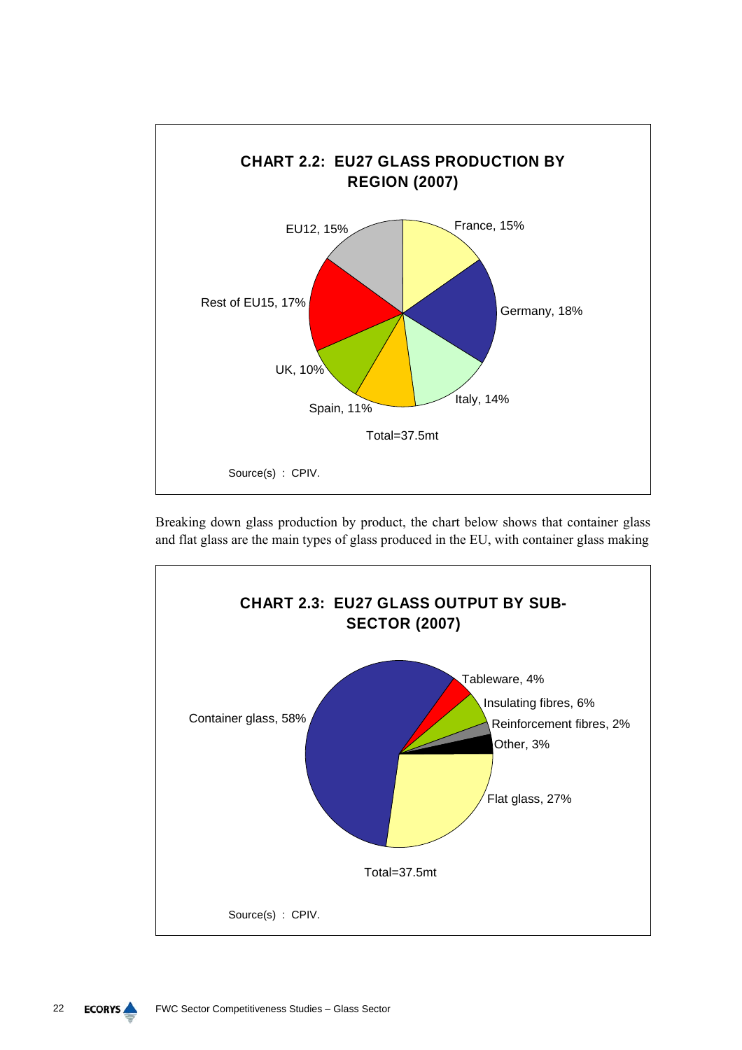**CHART 2.2: EU27 GLASS PRODUCTION BY REGION (2007)**

France, 15%
Germany, 18%
Italy, 14%
Spain, 11%
UK, 10%
Rest of EU15, 17%
EU12, 15%

Total=37.5mt

Source(s) : CPIV.

Breaking down glass production by product, the chart below shows that container glass and flat glass are the main types of glass produced in the EU, with container glass making

**CHART 2.3: EU27 GLASS OUTPUT BY SUB-SECTOR (2007)**

Tableware, 4%
Insulating fibres, 6%
Reinforcement fibres, 2%
Other, 3%
Flat glass, 27%
Container glass, 58%

Total=37.5mt

Source(s) : CPIV.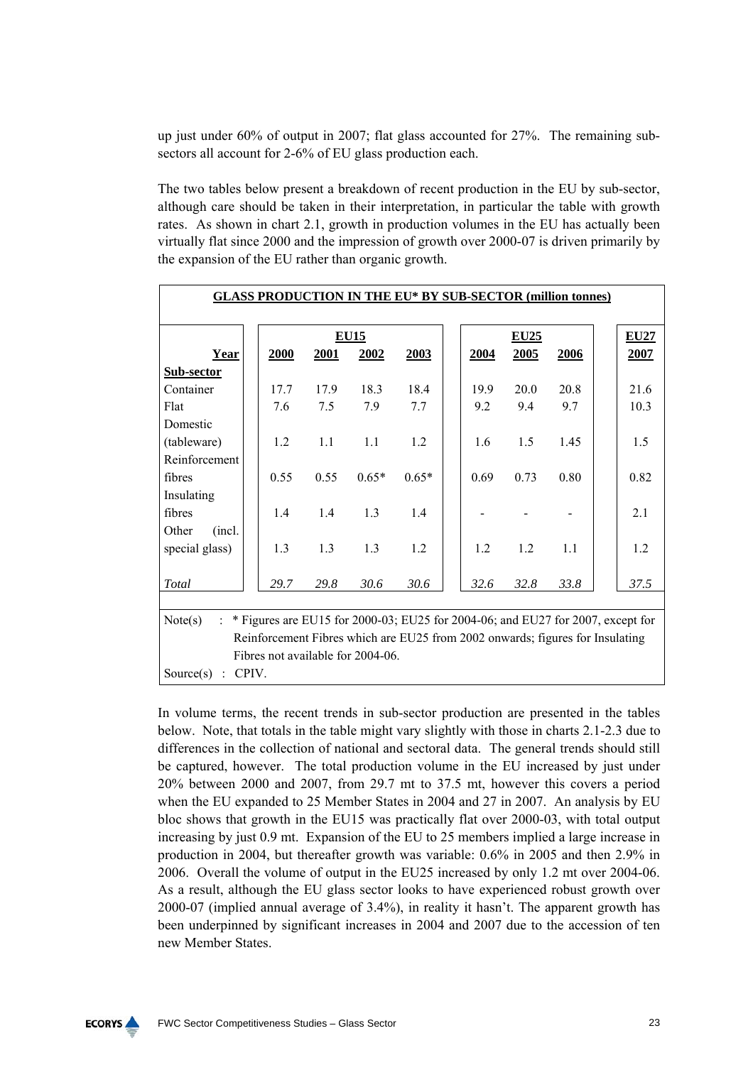up just under 60% of output in 2007; flat glass accounted for 27%. The remaining sub-sectors all account for 2-6% of EU glass production each.

The two tables below present a breakdown of recent production in the EU by sub-sector, although care should be taken in their interpretation, in particular the table with growth rates. As shown in chart 2.1, growth in production volumes in the EU has actually been virtually flat since 2000 and the impression of growth over 2000-07 is driven primarily by the expansion of the EU rather than organic growth.

**GLASS PRODUCTION IN THE EU* BY SUB-SECTOR (million tonnes)**

| | EU15 | | | | EU25 | | | EU27 |
|---|---|---|---|---|---|---|---|---|
| **Year** | **2000** | **2001** | **2002** | **2003** | **2004** | **2005** | **2006** | **2007** |
| **Sub-sector** | | | | | | | | |
| Container | 17.7 | 17.9 | 18.3 | 18.4 | 19.9 | 20.0 | 20.8 | 21.6 |
| Flat | 7.6 | 7.5 | 7.9 | 7.7 | 9.2 | 9.4 | 9.7 | 10.3 |
| Domestic (tableware) | 1.2 | 1.1 | 1.1 | 1.2 | 1.6 | 1.5 | 1.45 | 1.5 |
| Reinforcement fibres | 0.55 | 0.55 | 0.65* | 0.65* | 0.69 | 0.73 | 0.80 | 0.82 |
| Insulating fibres | 1.4 | 1.4 | 1.3 | 1.4 | - | - | - | 2.1 |
| Other (incl. special glass) | 1.3 | 1.3 | 1.3 | 1.2 | 1.2 | 1.2 | 1.1 | 1.2 |
| *Total* | *29.7* | *29.8* | *30.6* | *30.6* | *32.6* | *32.8* | *33.8* | *37.5* |

Note(s) : * Figures are EU15 for 2000-03; EU25 for 2004-06; and EU27 for 2007, except for Reinforcement Fibres which are EU25 from 2002 onwards; figures for Insulating Fibres not available for 2004-06.

Source(s) : CPIV.

In volume terms, the recent trends in sub-sector production are presented in the tables below. Note, that totals in the table might vary slightly with those in charts 2.1-2.3 due to differences in the collection of national and sectoral data. The general trends should still be captured, however. The total production volume in the EU increased by just under 20% between 2000 and 2007, from 29.7 mt to 37.5 mt, however this covers a period when the EU expanded to 25 Member States in 2004 and 27 in 2007. An analysis by EU bloc shows that growth in the EU15 was practically flat over 2000-03, with total output increasing by just 0.9 mt. Expansion of the EU to 25 members implied a large increase in production in 2004, but thereafter growth was variable: 0.6% in 2005 and then 2.9% in 2006. Overall the volume of output in the EU25 increased by only 1.2 mt over 2004-06. As a result, although the EU glass sector looks to have experienced robust growth over 2000-07 (implied annual average of 3.4%), in reality it hasn't. The apparent growth has been underpinned by significant increases in 2004 and 2007 due to the accession of ten new Member States.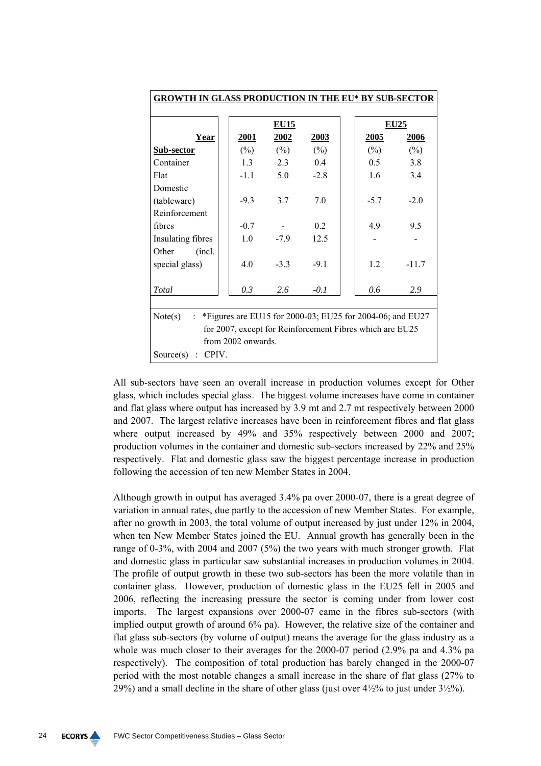**GROWTH IN GLASS PRODUCTION IN THE EU* BY SUB-SECTOR**

| Year | EU15 | | | EU25 | |
|---|---|---|---|---|---|
| | 2001 | 2002 | 2003 | 2005 | 2006 |
| Sub-sector | (%) | (%) | (%) | (%) | (%) |
| Container | 1.3 | 2.3 | 0.4 | 0.5 | 3.8 |
| Flat | -1.1 | 5.0 | -2.8 | 1.6 | 3.4 |
| Domestic (tableware) | -9.3 | 3.7 | 7.0 | -5.7 | -2.0 |
| Reinforcement fibres | -0.7 | - | 0.2 | 4.9 | 9.5 |
| Insulating fibres | 1.0 | -7.9 | 12.5 | - | - |
| Other (incl. special glass) | 4.0 | -3.3 | -9.1 | 1.2 | -11.7 |
| *Total* | *0.3* | *2.6* | *-0.1* | *0.6* | *2.9* |

Note(s) : *Figures are EU15 for 2000-03; EU25 for 2004-06; and EU27 for 2007, except for Reinforcement Fibres which are EU25 from 2002 onwards.

Source(s) : CPIV.

All sub-sectors have seen an overall increase in production volumes except for Other glass, which includes special glass. The biggest volume increases have come in container and flat glass where output has increased by 3.9 mt and 2.7 mt respectively between 2000 and 2007. The largest relative increases have been in reinforcement fibres and flat glass where output increased by 49% and 35% respectively between 2000 and 2007; production volumes in the container and domestic sub-sectors increased by 22% and 25% respectively. Flat and domestic glass saw the biggest percentage increase in production following the accession of ten new Member States in 2004.

Although growth in output has averaged 3.4% pa over 2000-07, there is a great degree of variation in annual rates, due partly to the accession of new Member States. For example, after no growth in 2003, the total volume of output increased by just under 12% in 2004, when ten New Member States joined the EU. Annual growth has generally been in the range of 0-3%, with 2004 and 2007 (5%) the two years with much stronger growth. Flat and domestic glass in particular saw substantial increases in production volumes in 2004. The profile of output growth in these two sub-sectors has been the more volatile than in container glass. However, production of domestic glass in the EU25 fell in 2005 and 2006, reflecting the increasing pressure the sector is coming under from lower cost imports. The largest expansions over 2000-07 came in the fibres sub-sectors (with implied output growth of around 6% pa). However, the relative size of the container and flat glass sub-sectors (by volume of output) means the average for the glass industry as a whole was much closer to their averages for the 2000-07 period (2.9% pa and 4.3% pa respectively). The composition of total production has barely changed in the 2000-07 period with the most notable changes a small increase in the share of flat glass (27% to 29%) and a small decline in the share of other glass (just over 4½% to just under 3½%).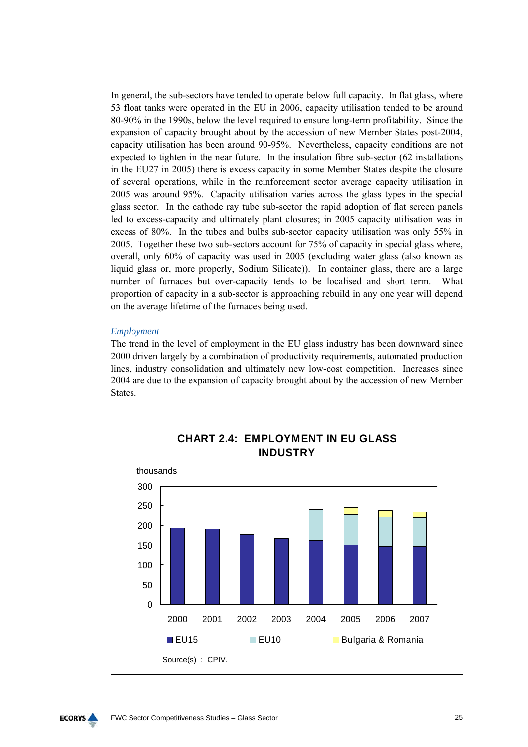In general, the sub-sectors have tended to operate below full capacity. In flat glass, where 53 float tanks were operated in the EU in 2006, capacity utilisation tended to be around 80-90% in the 1990s, below the level required to ensure long-term profitability. Since the expansion of capacity brought about by the accession of new Member States post-2004, capacity utilisation has been around 90-95%. Nevertheless, capacity conditions are not expected to tighten in the near future. In the insulation fibre sub-sector (62 installations in the EU27 in 2005) there is excess capacity in some Member States despite the closure of several operations, while in the reinforcement sector average capacity utilisation in 2005 was around 95%. Capacity utilisation varies across the glass types in the special glass sector. In the cathode ray tube sub-sector the rapid adoption of flat screen panels led to excess-capacity and ultimately plant closures; in 2005 capacity utilisation was in excess of 80%. In the tubes and bulbs sub-sector capacity utilisation was only 55% in 2005. Together these two sub-sectors account for 75% of capacity in special glass where, overall, only 60% of capacity was used in 2005 (excluding water glass (also known as liquid glass or, more properly, Sodium Silicate)). In container glass, there are a large number of furnaces but over-capacity tends to be localised and short term. What proportion of capacity in a sub-sector is approaching rebuild in any one year will depend on the average lifetime of the furnaces being used.

*Employment*

The trend in the level of employment in the EU glass industry has been downward since 2000 driven largely by a combination of productivity requirements, automated production lines, industry consolidation and ultimately new low-cost competition. Increases since 2004 are due to the expansion of capacity brought about by the accession of new Member States.

**CHART 2.4: EMPLOYMENT IN EU GLASS INDUSTRY**

thousands

| Year | EU15 | EU10 | Bulgaria & Romania |
|---|---|---|---|
| 2000 | ~193 | | |
| 2001 | ~191 | | |
| 2002 | ~177 | | |
| 2003 | ~167 | | |
| 2004 | ~161 | ~79 | |
| 2005 | ~150 | ~77 | ~17 |
| 2006 | ~147 | ~75 | ~16 |
| 2007 | ~147 | ~74 | ~14 |

Source(s) : CPIV.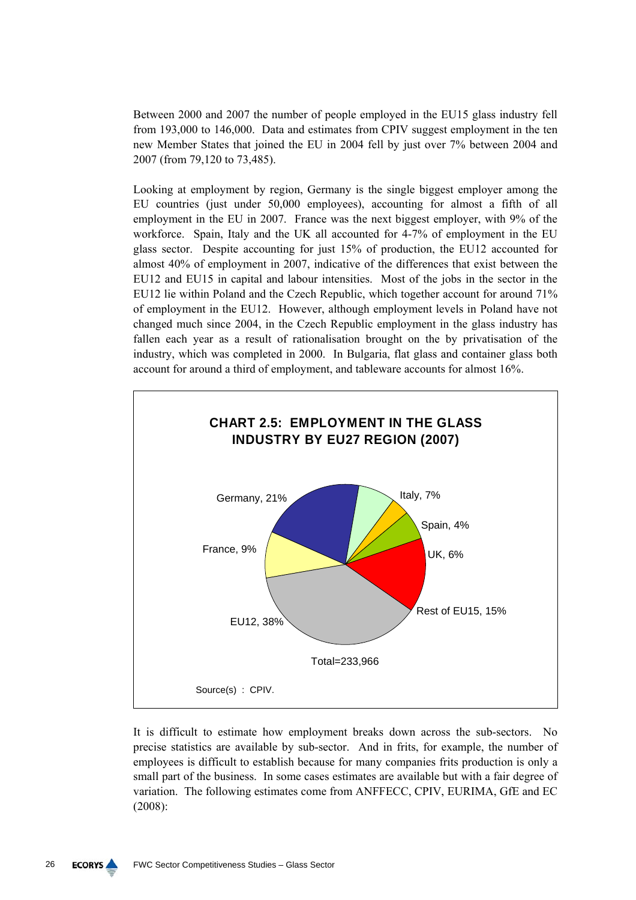Between 2000 and 2007 the number of people employed in the EU15 glass industry fell from 193,000 to 146,000. Data and estimates from CPIV suggest employment in the ten new Member States that joined the EU in 2004 fell by just over 7% between 2004 and 2007 (from 79,120 to 73,485).

Looking at employment by region, Germany is the single biggest employer among the EU countries (just under 50,000 employees), accounting for almost a fifth of all employment in the EU in 2007. France was the next biggest employer, with 9% of the workforce. Spain, Italy and the UK all accounted for 4-7% of employment in the EU glass sector. Despite accounting for just 15% of production, the EU12 accounted for almost 40% of employment in 2007, indicative of the differences that exist between the EU12 and EU15 in capital and labour intensities. Most of the jobs in the sector in the EU12 lie within Poland and the Czech Republic, which together account for around 71% of employment in the EU12. However, although employment levels in Poland have not changed much since 2004, in the Czech Republic employment in the glass industry has fallen each year as a result of rationalisation brought on the by privatisation of the industry, which was completed in 2000. In Bulgaria, flat glass and container glass both account for around a third of employment, and tableware accounts for almost 16%.

**CHART 2.5: EMPLOYMENT IN THE GLASS INDUSTRY BY EU27 REGION (2007)**

| Region | Share |
|---|---|
| Germany | 21% |
| Italy | 7% |
| Spain | 4% |
| UK | 6% |
| Rest of EU15 | 15% |
| EU12 | 38% |
| France | 9% |

Total=233,966

Source(s) : CPIV.

It is difficult to estimate how employment breaks down across the sub-sectors. No precise statistics are available by sub-sector. And in frits, for example, the number of employees is difficult to establish because for many companies frits production is only a small part of the business. In some cases estimates are available but with a fair degree of variation. The following estimates come from ANFFECC, CPIV, EURIMA, GfE and EC (2008):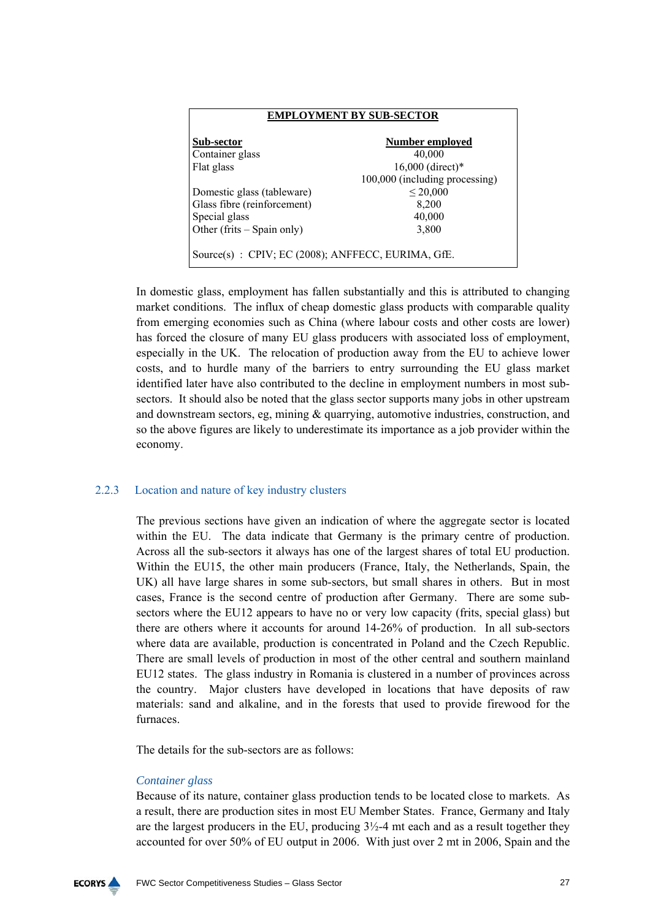**EMPLOYMENT BY SUB-SECTOR**

| Sub-sector | Number employed |
|---|---|
| Container glass | 40,000 |
| Flat glass | 16,000 (direct)* |
| | 100,000 (including processing) |
| Domestic glass (tableware) | ≤ 20,000 |
| Glass fibre (reinforcement) | 8,200 |
| Special glass | 40,000 |
| Other (frits – Spain only) | 3,800 |

Source(s) : CPIV; EC (2008); ANFFECC, EURIMA, GfE.

In domestic glass, employment has fallen substantially and this is attributed to changing market conditions. The influx of cheap domestic glass products with comparable quality from emerging economies such as China (where labour costs and other costs are lower) has forced the closure of many EU glass producers with associated loss of employment, especially in the UK. The relocation of production away from the EU to achieve lower costs, and to hurdle many of the barriers to entry surrounding the EU glass market identified later have also contributed to the decline in employment numbers in most sub-sectors. It should also be noted that the glass sector supports many jobs in other upstream and downstream sectors, eg, mining & quarrying, automotive industries, construction, and so the above figures are likely to underestimate its importance as a job provider within the economy.

### 2.2.3 Location and nature of key industry clusters

The previous sections have given an indication of where the aggregate sector is located within the EU. The data indicate that Germany is the primary centre of production. Across all the sub-sectors it always has one of the largest shares of total EU production. Within the EU15, the other main producers (France, Italy, the Netherlands, Spain, the UK) all have large shares in some sub-sectors, but small shares in others. But in most cases, France is the second centre of production after Germany. There are some sub-sectors where the EU12 appears to have no or very low capacity (frits, special glass) but there are others where it accounts for around 14-26% of production. In all sub-sectors where data are available, production is concentrated in Poland and the Czech Republic. There are small levels of production in most of the other central and southern mainland EU12 states. The glass industry in Romania is clustered in a number of provinces across the country. Major clusters have developed in locations that have deposits of raw materials: sand and alkaline, and in the forests that used to provide firewood for the furnaces.

The details for the sub-sectors are as follows:

*Container glass*

Because of its nature, container glass production tends to be located close to markets. As a result, there are production sites in most EU Member States. France, Germany and Italy are the largest producers in the EU, producing 3½-4 mt each and as a result together they accounted for over 50% of EU output in 2006. With just over 2 mt in 2006, Spain and the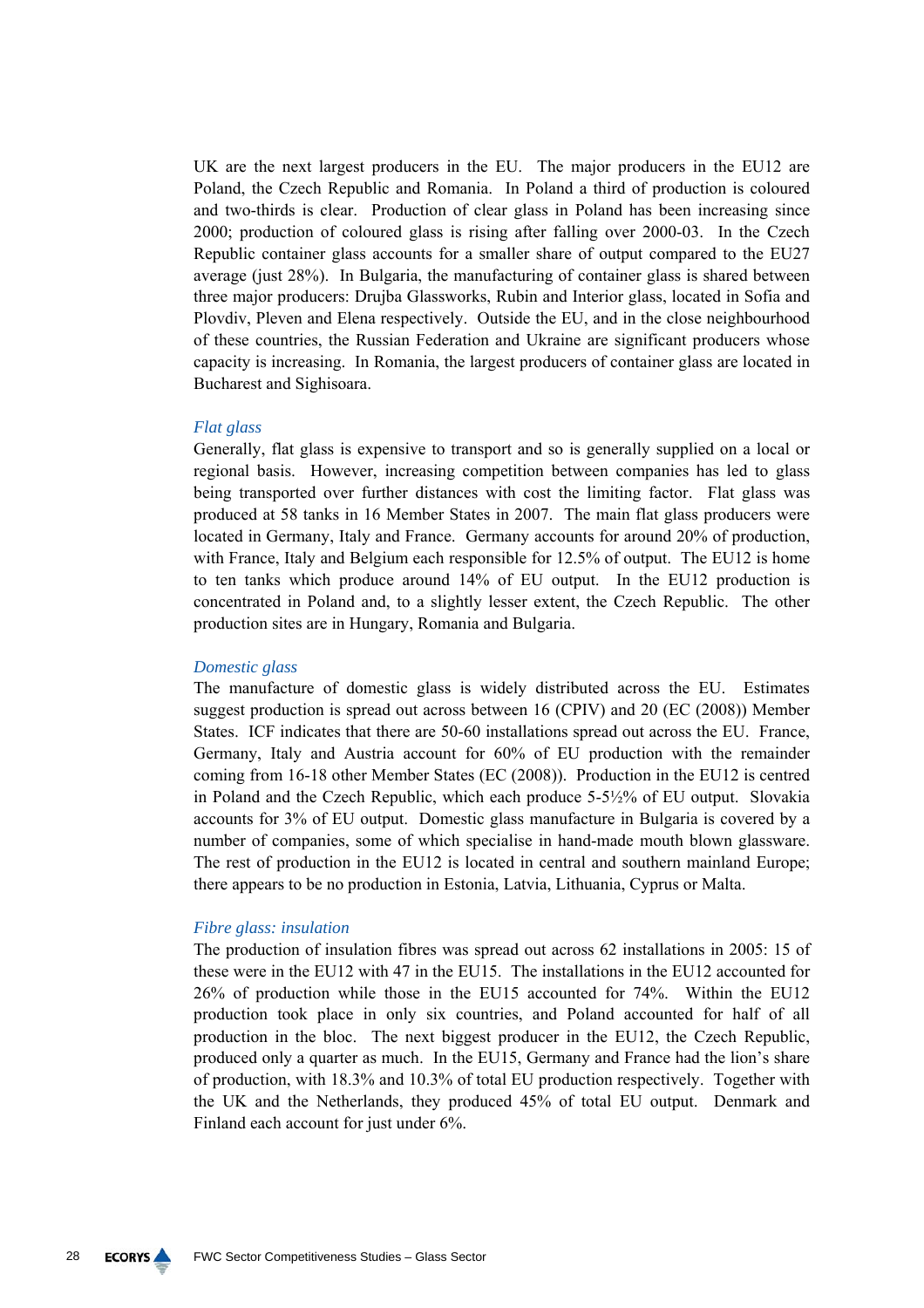UK are the next largest producers in the EU. The major producers in the EU12 are Poland, the Czech Republic and Romania. In Poland a third of production is coloured and two-thirds is clear. Production of clear glass in Poland has been increasing since 2000; production of coloured glass is rising after falling over 2000-03. In the Czech Republic container glass accounts for a smaller share of output compared to the EU27 average (just 28%). In Bulgaria, the manufacturing of container glass is shared between three major producers: Drujba Glassworks, Rubin and Interior glass, located in Sofia and Plovdiv, Pleven and Elena respectively. Outside the EU, and in the close neighbourhood of these countries, the Russian Federation and Ukraine are significant producers whose capacity is increasing. In Romania, the largest producers of container glass are located in Bucharest and Sighisoara.

*Flat glass*

Generally, flat glass is expensive to transport and so is generally supplied on a local or regional basis. However, increasing competition between companies has led to glass being transported over further distances with cost the limiting factor. Flat glass was produced at 58 tanks in 16 Member States in 2007. The main flat glass producers were located in Germany, Italy and France. Germany accounts for around 20% of production, with France, Italy and Belgium each responsible for 12.5% of output. The EU12 is home to ten tanks which produce around 14% of EU output. In the EU12 production is concentrated in Poland and, to a slightly lesser extent, the Czech Republic. The other production sites are in Hungary, Romania and Bulgaria.

*Domestic glass*

The manufacture of domestic glass is widely distributed across the EU. Estimates suggest production is spread out across between 16 (CPIV) and 20 (EC (2008)) Member States. ICF indicates that there are 50-60 installations spread out across the EU. France, Germany, Italy and Austria account for 60% of EU production with the remainder coming from 16-18 other Member States (EC (2008)). Production in the EU12 is centred in Poland and the Czech Republic, which each produce 5-5½% of EU output. Slovakia accounts for 3% of EU output. Domestic glass manufacture in Bulgaria is covered by a number of companies, some of which specialise in hand-made mouth blown glassware. The rest of production in the EU12 is located in central and southern mainland Europe; there appears to be no production in Estonia, Latvia, Lithuania, Cyprus or Malta.

*Fibre glass: insulation*

The production of insulation fibres was spread out across 62 installations in 2005: 15 of these were in the EU12 with 47 in the EU15. The installations in the EU12 accounted for 26% of production while those in the EU15 accounted for 74%. Within the EU12 production took place in only six countries, and Poland accounted for half of all production in the bloc. The next biggest producer in the EU12, the Czech Republic, produced only a quarter as much. In the EU15, Germany and France had the lion's share of production, with 18.3% and 10.3% of total EU production respectively. Together with the UK and the Netherlands, they produced 45% of total EU output. Denmark and Finland each account for just under 6%.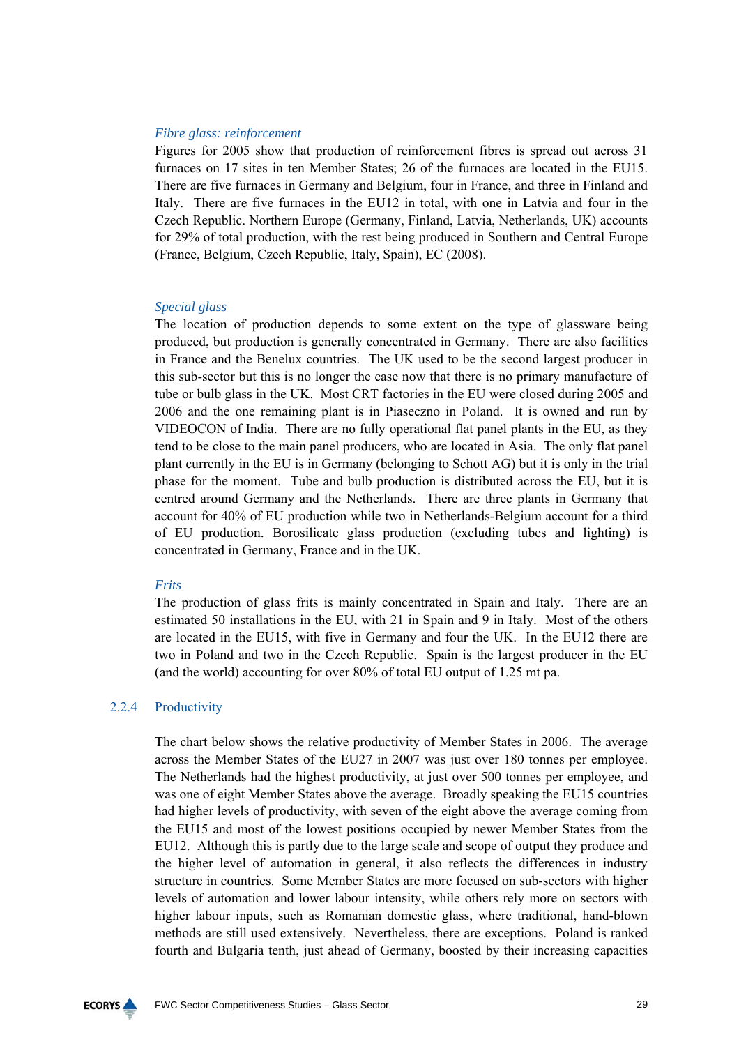*Fibre glass: reinforcement*

Figures for 2005 show that production of reinforcement fibres is spread out across 31 furnaces on 17 sites in ten Member States; 26 of the furnaces are located in the EU15. There are five furnaces in Germany and Belgium, four in France, and three in Finland and Italy. There are five furnaces in the EU12 in total, with one in Latvia and four in the Czech Republic. Northern Europe (Germany, Finland, Latvia, Netherlands, UK) accounts for 29% of total production, with the rest being produced in Southern and Central Europe (France, Belgium, Czech Republic, Italy, Spain), EC (2008).

*Special glass*

The location of production depends to some extent on the type of glassware being produced, but production is generally concentrated in Germany. There are also facilities in France and the Benelux countries. The UK used to be the second largest producer in this sub-sector but this is no longer the case now that there is no primary manufacture of tube or bulb glass in the UK. Most CRT factories in the EU were closed during 2005 and 2006 and the one remaining plant is in Piaseczno in Poland. It is owned and run by VIDEOCON of India. There are no fully operational flat panel plants in the EU, as they tend to be close to the main panel producers, who are located in Asia. The only flat panel plant currently in the EU is in Germany (belonging to Schott AG) but it is only in the trial phase for the moment. Tube and bulb production is distributed across the EU, but it is centred around Germany and the Netherlands. There are three plants in Germany that account for 40% of EU production while two in Netherlands-Belgium account for a third of EU production. Borosilicate glass production (excluding tubes and lighting) is concentrated in Germany, France and in the UK.

*Frits*

The production of glass frits is mainly concentrated in Spain and Italy. There are an estimated 50 installations in the EU, with 21 in Spain and 9 in Italy. Most of the others are located in the EU15, with five in Germany and four the UK. In the EU12 there are two in Poland and two in the Czech Republic. Spain is the largest producer in the EU (and the world) accounting for over 80% of total EU output of 1.25 mt pa.

### 2.2.4 Productivity

The chart below shows the relative productivity of Member States in 2006. The average across the Member States of the EU27 in 2007 was just over 180 tonnes per employee. The Netherlands had the highest productivity, at just over 500 tonnes per employee, and was one of eight Member States above the average. Broadly speaking the EU15 countries had higher levels of productivity, with seven of the eight above the average coming from the EU15 and most of the lowest positions occupied by newer Member States from the EU12. Although this is partly due to the large scale and scope of output they produce and the higher level of automation in general, it also reflects the differences in industry structure in countries. Some Member States are more focused on sub-sectors with higher levels of automation and lower labour intensity, while others rely more on sectors with higher labour inputs, such as Romanian domestic glass, where traditional, hand-blown methods are still used extensively. Nevertheless, there are exceptions. Poland is ranked fourth and Bulgaria tenth, just ahead of Germany, boosted by their increasing capacities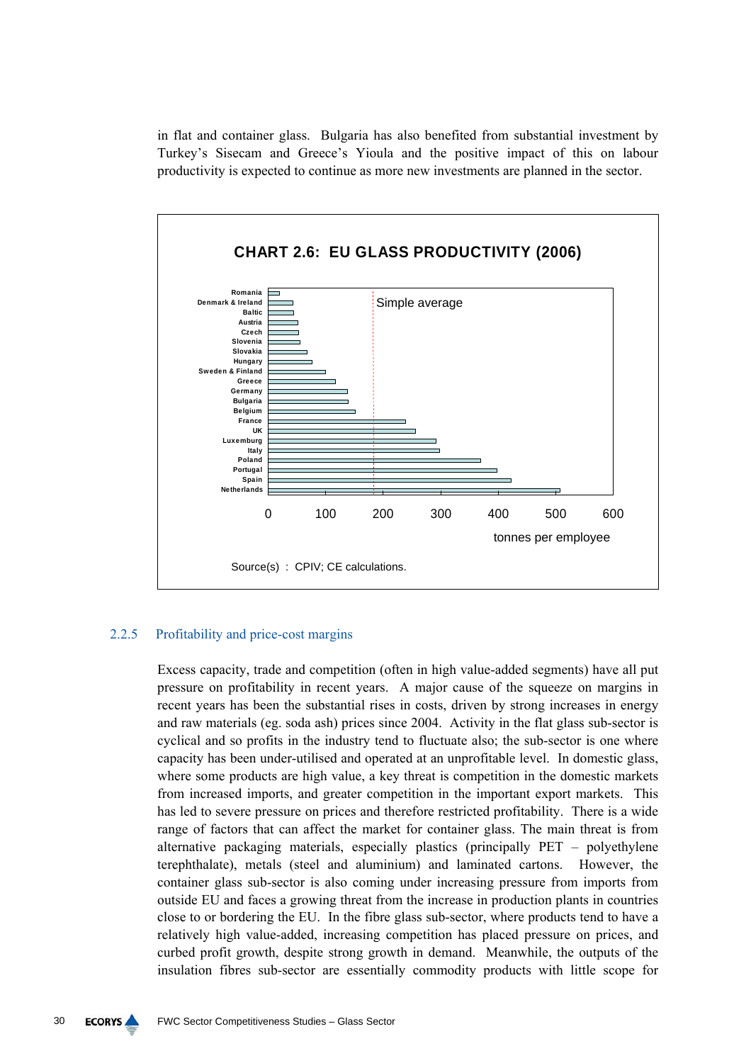in flat and container glass. Bulgaria has also benefited from substantial investment by Turkey's Sisecam and Greece's Yioula and the positive impact of this on labour productivity is expected to continue as more new investments are planned in the sector.

**CHART 2.6: EU GLASS PRODUCTIVITY (2006)**

Romania, Denmark & Ireland, Baltic, Austria, Czech, Slovenia, Slovakia, Hungary, Sweden & Finland, Greece, Germany, Bulgaria, Belgium, France, UK, Luxemburg, Italy, Poland, Portugal, Spain, Netherlands

Simple average

0 100 200 300 400 500 600

tonnes per employee

Source(s) : CPIV; CE calculations.

### 2.2.5 Profitability and price-cost margins

Excess capacity, trade and competition (often in high value-added segments) have all put pressure on profitability in recent years. A major cause of the squeeze on margins in recent years has been the substantial rises in costs, driven by strong increases in energy and raw materials (eg. soda ash) prices since 2004. Activity in the flat glass sub-sector is cyclical and so profits in the industry tend to fluctuate also; the sub-sector is one where capacity has been under-utilised and operated at an unprofitable level. In domestic glass, where some products are high value, a key threat is competition in the domestic markets from increased imports, and greater competition in the important export markets. This has led to severe pressure on prices and therefore restricted profitability. There is a wide range of factors that can affect the market for container glass. The main threat is from alternative packaging materials, especially plastics (principally PET – polyethylene terephthalate), metals (steel and aluminium) and laminated cartons. However, the container glass sub-sector is also coming under increasing pressure from imports from outside EU and faces a growing threat from the increase in production plants in countries close to or bordering the EU. In the fibre glass sub-sector, where products tend to have a relatively high value-added, increasing competition has placed pressure on prices, and curbed profit growth, despite strong growth in demand. Meanwhile, the outputs of the insulation fibres sub-sector are essentially commodity products with little scope for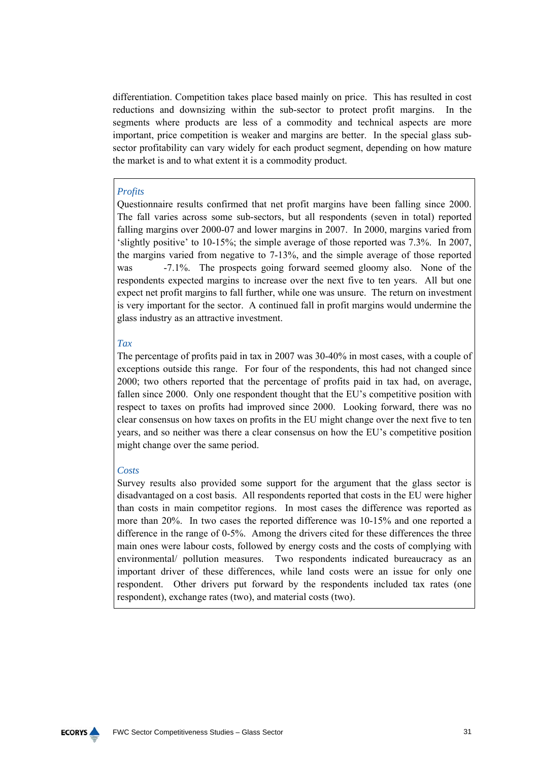differentiation. Competition takes place based mainly on price. This has resulted in cost reductions and downsizing within the sub-sector to protect profit margins. In the segments where products are less of a commodity and technical aspects are more important, price competition is weaker and margins are better. In the special glass sub-sector profitability can vary widely for each product segment, depending on how mature the market is and to what extent it is a commodity product.

*Profits*

Questionnaire results confirmed that net profit margins have been falling since 2000. The fall varies across some sub-sectors, but all respondents (seven in total) reported falling margins over 2000-07 and lower margins in 2007. In 2000, margins varied from 'slightly positive' to 10-15%; the simple average of those reported was 7.3%. In 2007, the margins varied from negative to 7-13%, and the simple average of those reported was -7.1%. The prospects going forward seemed gloomy also. None of the respondents expected margins to increase over the next five to ten years. All but one expect net profit margins to fall further, while one was unsure. The return on investment is very important for the sector. A continued fall in profit margins would undermine the glass industry as an attractive investment.

*Tax*

The percentage of profits paid in tax in 2007 was 30-40% in most cases, with a couple of exceptions outside this range. For four of the respondents, this had not changed since 2000; two others reported that the percentage of profits paid in tax had, on average, fallen since 2000. Only one respondent thought that the EU's competitive position with respect to taxes on profits had improved since 2000. Looking forward, there was no clear consensus on how taxes on profits in the EU might change over the next five to ten years, and so neither was there a clear consensus on how the EU's competitive position might change over the same period.

*Costs*

Survey results also provided some support for the argument that the glass sector is disadvantaged on a cost basis. All respondents reported that costs in the EU were higher than costs in main competitor regions. In most cases the difference was reported as more than 20%. In two cases the reported difference was 10-15% and one reported a difference in the range of 0-5%. Among the drivers cited for these differences the three main ones were labour costs, followed by energy costs and the costs of complying with environmental/ pollution measures. Two respondents indicated bureaucracy as an important driver of these differences, while land costs were an issue for only one respondent. Other drivers put forward by the respondents included tax rates (one respondent), exchange rates (two), and material costs (two).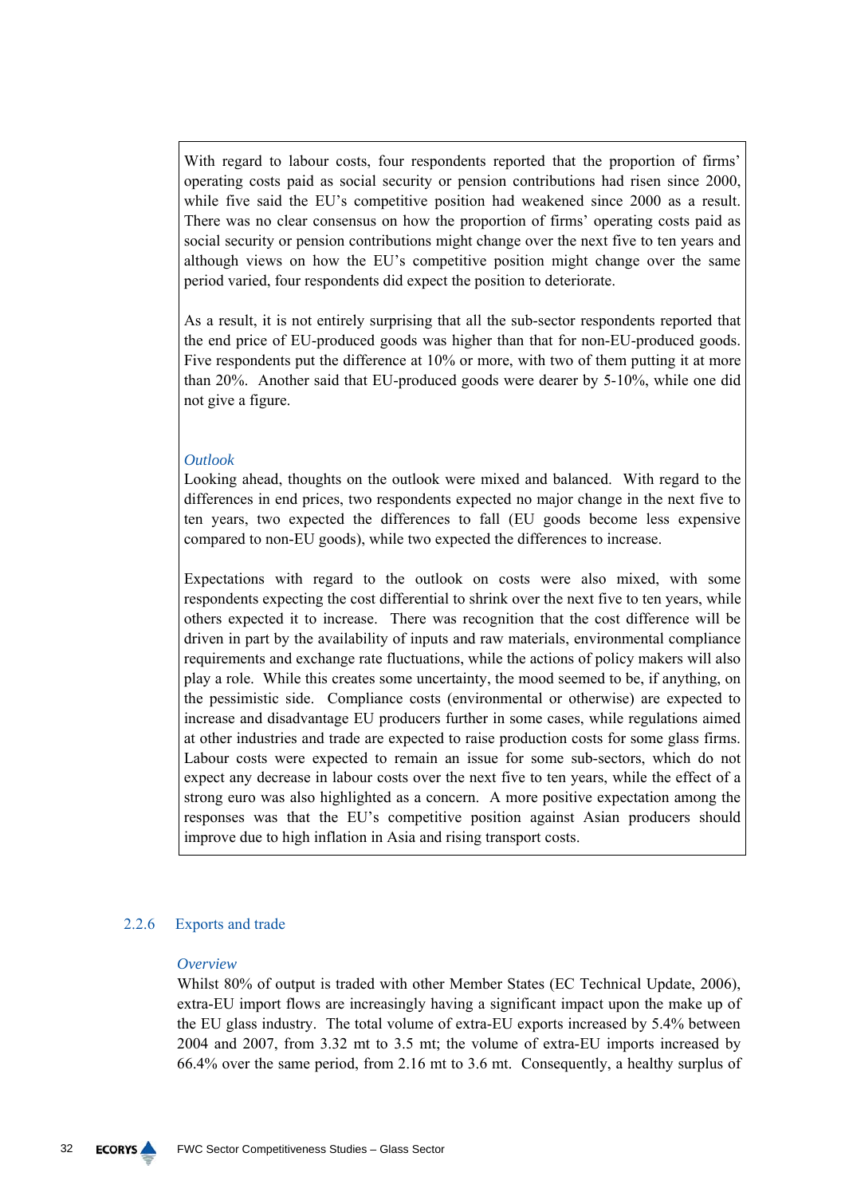With regard to labour costs, four respondents reported that the proportion of firms' operating costs paid as social security or pension contributions had risen since 2000, while five said the EU's competitive position had weakened since 2000 as a result. There was no clear consensus on how the proportion of firms' operating costs paid as social security or pension contributions might change over the next five to ten years and although views on how the EU's competitive position might change over the same period varied, four respondents did expect the position to deteriorate.

As a result, it is not entirely surprising that all the sub-sector respondents reported that the end price of EU-produced goods was higher than that for non-EU-produced goods. Five respondents put the difference at 10% or more, with two of them putting it at more than 20%. Another said that EU-produced goods were dearer by 5-10%, while one did not give a figure.

*Outlook*

Looking ahead, thoughts on the outlook were mixed and balanced. With regard to the differences in end prices, two respondents expected no major change in the next five to ten years, two expected the differences to fall (EU goods become less expensive compared to non-EU goods), while two expected the differences to increase.

Expectations with regard to the outlook on costs were also mixed, with some respondents expecting the cost differential to shrink over the next five to ten years, while others expected it to increase. There was recognition that the cost difference will be driven in part by the availability of inputs and raw materials, environmental compliance requirements and exchange rate fluctuations, while the actions of policy makers will also play a role. While this creates some uncertainty, the mood seemed to be, if anything, on the pessimistic side. Compliance costs (environmental or otherwise) are expected to increase and disadvantage EU producers further in some cases, while regulations aimed at other industries and trade are expected to raise production costs for some glass firms. Labour costs were expected to remain an issue for some sub-sectors, which do not expect any decrease in labour costs over the next five to ten years, while the effect of a strong euro was also highlighted as a concern. A more positive expectation among the responses was that the EU's competitive position against Asian producers should improve due to high inflation in Asia and rising transport costs.

### 2.2.6 Exports and trade

*Overview*

Whilst 80% of output is traded with other Member States (EC Technical Update, 2006), extra-EU import flows are increasingly having a significant impact upon the make up of the EU glass industry. The total volume of extra-EU exports increased by 5.4% between 2004 and 2007, from 3.32 mt to 3.5 mt; the volume of extra-EU imports increased by 66.4% over the same period, from 2.16 mt to 3.6 mt. Consequently, a healthy surplus of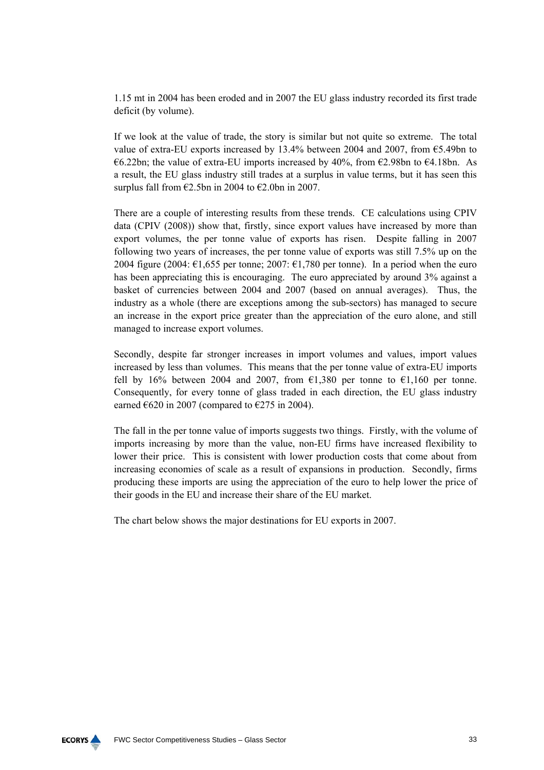1.15 mt in 2004 has been eroded and in 2007 the EU glass industry recorded its first trade deficit (by volume).

If we look at the value of trade, the story is similar but not quite so extreme. The total value of extra-EU exports increased by 13.4% between 2004 and 2007, from €5.49bn to €6.22bn; the value of extra-EU imports increased by 40%, from €2.98bn to €4.18bn. As a result, the EU glass industry still trades at a surplus in value terms, but it has seen this surplus fall from €2.5bn in 2004 to €2.0bn in 2007.

There are a couple of interesting results from these trends. CE calculations using CPIV data (CPIV (2008)) show that, firstly, since export values have increased by more than export volumes, the per tonne value of exports has risen. Despite falling in 2007 following two years of increases, the per tonne value of exports was still 7.5% up on the 2004 figure (2004: €1,655 per tonne; 2007: €1,780 per tonne). In a period when the euro has been appreciating this is encouraging. The euro appreciated by around 3% against a basket of currencies between 2004 and 2007 (based on annual averages). Thus, the industry as a whole (there are exceptions among the sub-sectors) has managed to secure an increase in the export price greater than the appreciation of the euro alone, and still managed to increase export volumes.

Secondly, despite far stronger increases in import volumes and values, import values increased by less than volumes. This means that the per tonne value of extra-EU imports fell by 16% between 2004 and 2007, from €1,380 per tonne to €1,160 per tonne. Consequently, for every tonne of glass traded in each direction, the EU glass industry earned €620 in 2007 (compared to €275 in 2004).

The fall in the per tonne value of imports suggests two things. Firstly, with the volume of imports increasing by more than the value, non-EU firms have increased flexibility to lower their price. This is consistent with lower production costs that come about from increasing economies of scale as a result of expansions in production. Secondly, firms producing these imports are using the appreciation of the euro to help lower the price of their goods in the EU and increase their share of the EU market.

The chart below shows the major destinations for EU exports in 2007.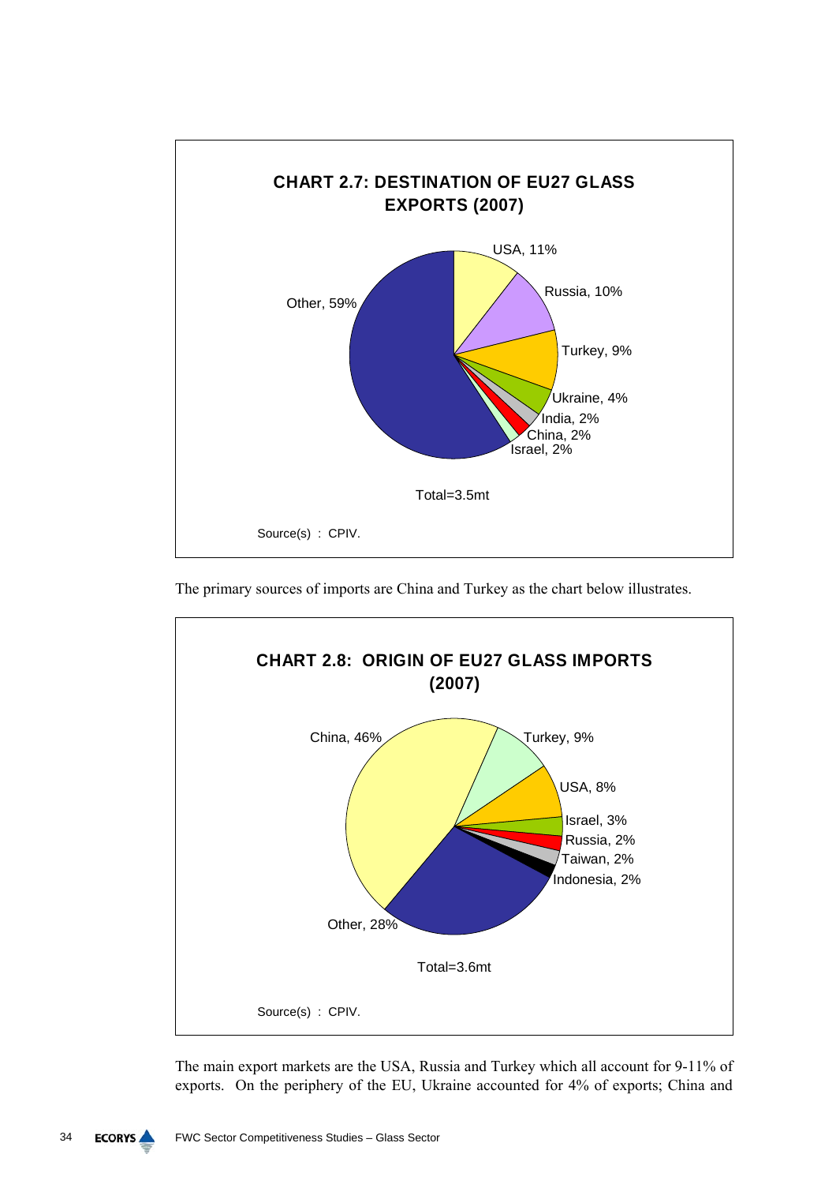**CHART 2.7: DESTINATION OF EU27 GLASS EXPORTS (2007)**

| Destination | Share |
|---|---|
| USA | 11% |
| Russia | 10% |
| Turkey | 9% |
| Ukraine | 4% |
| India | 2% |
| China | 2% |
| Israel | 2% |
| Other | 59% |

Total=3.5mt

Source(s) : CPIV.

The primary sources of imports are China and Turkey as the chart below illustrates.

**CHART 2.8: ORIGIN OF EU27 GLASS IMPORTS (2007)**

| Origin | Share |
|---|---|
| China | 46% |
| Turkey | 9% |
| USA | 8% |
| Israel | 3% |
| Russia | 2% |
| Taiwan | 2% |
| Indonesia | 2% |
| Other | 28% |

Total=3.6mt

Source(s) : CPIV.

The main export markets are the USA, Russia and Turkey which all account for 9-11% of exports. On the periphery of the EU, Ukraine accounted for 4% of exports; China and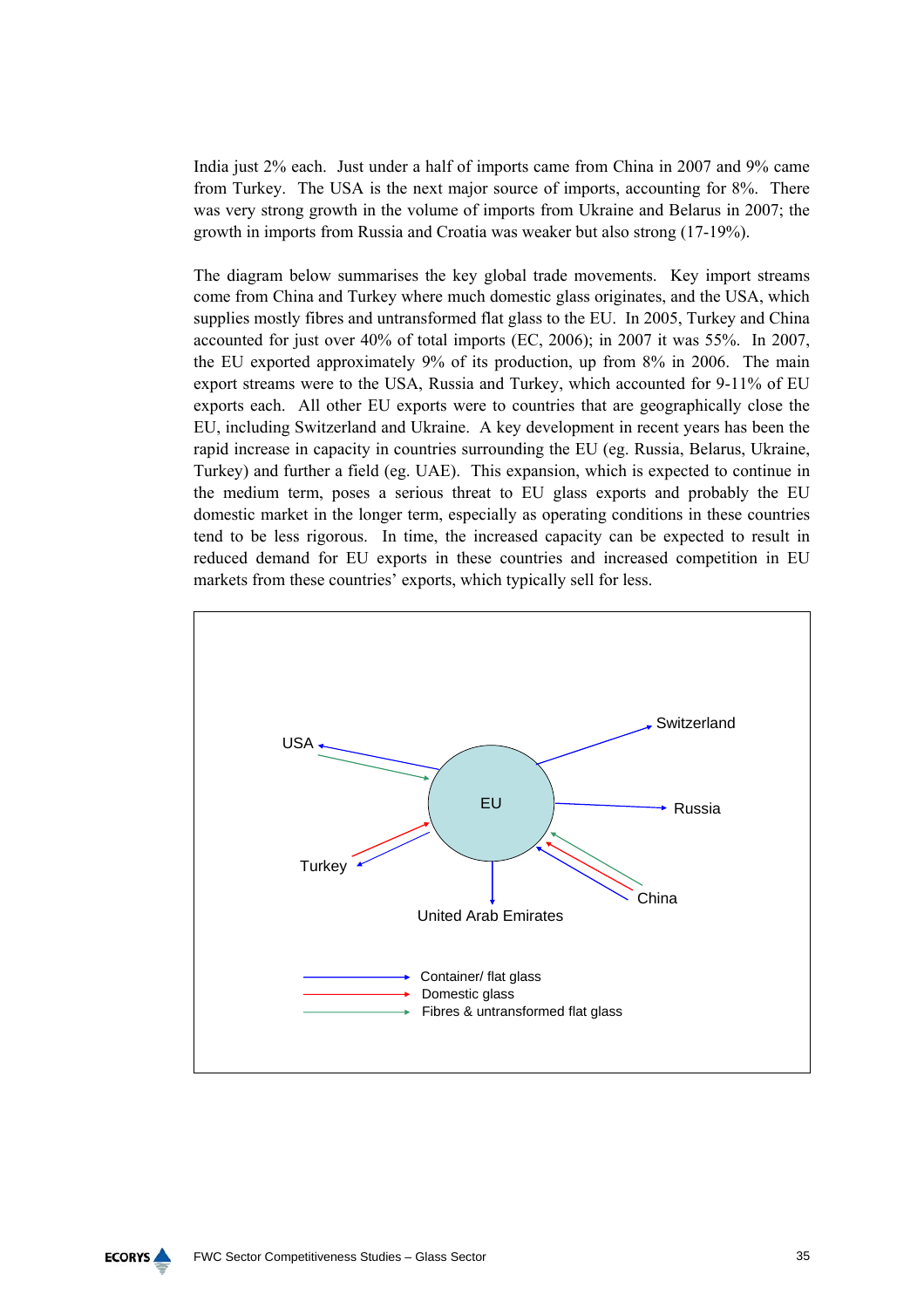India just 2% each. Just under a half of imports came from China in 2007 and 9% came from Turkey. The USA is the next major source of imports, accounting for 8%. There was very strong growth in the volume of imports from Ukraine and Belarus in 2007; the growth in imports from Russia and Croatia was weaker but also strong (17-19%).

The diagram below summarises the key global trade movements. Key import streams come from China and Turkey where much domestic glass originates, and the USA, which supplies mostly fibres and untransformed flat glass to the EU. In 2005, Turkey and China accounted for just over 40% of total imports (EC, 2006); in 2007 it was 55%. In 2007, the EU exported approximately 9% of its production, up from 8% in 2006. The main export streams were to the USA, Russia and Turkey, which accounted for 9-11% of EU exports each. All other EU exports were to countries that are geographically close the EU, including Switzerland and Ukraine. A key development in recent years has been the rapid increase in capacity in countries surrounding the EU (eg. Russia, Belarus, Ukraine, Turkey) and further a field (eg. UAE). This expansion, which is expected to continue in the medium term, poses a serious threat to EU glass exports and probably the EU domestic market in the longer term, especially as operating conditions in these countries tend to be less rigorous. In time, the increased capacity can be expected to result in reduced demand for EU exports in these countries and increased competition in EU markets from these countries' exports, which typically sell for less.

USA — EU — Switzerland — Russia — Turkey — China — United Arab Emirates

Container/ flat glass
Domestic glass
Fibres & untransformed flat glass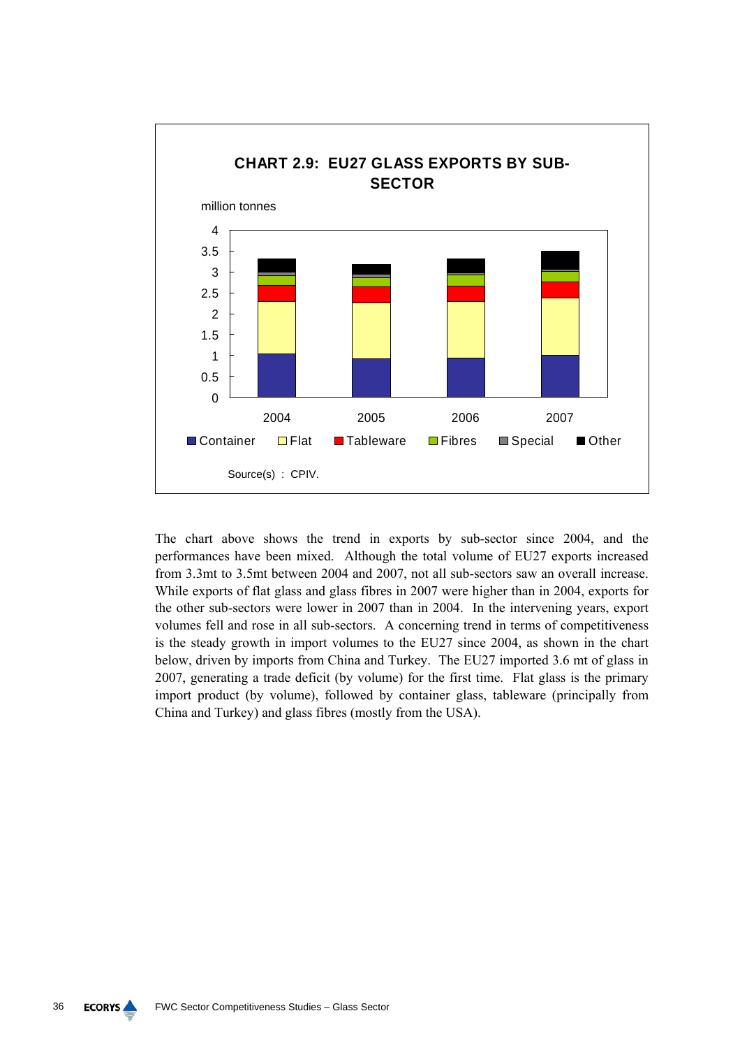**CHART 2.9: EU27 GLASS EXPORTS BY SUB-SECTOR**

million tonnes

Container, Flat, Tableware, Fibres, Special, Other — 2004, 2005, 2006, 2007

Source(s) : CPIV.

The chart above shows the trend in exports by sub-sector since 2004, and the performances have been mixed. Although the total volume of EU27 exports increased from 3.3mt to 3.5mt between 2004 and 2007, not all sub-sectors saw an overall increase. While exports of flat glass and glass fibres in 2007 were higher than in 2004, exports for the other sub-sectors were lower in 2007 than in 2004. In the intervening years, export volumes fell and rose in all sub-sectors. A concerning trend in terms of competitiveness is the steady growth in import volumes to the EU27 since 2004, as shown in the chart below, driven by imports from China and Turkey. The EU27 imported 3.6 mt of glass in 2007, generating a trade deficit (by volume) for the first time. Flat glass is the primary import product (by volume), followed by container glass, tableware (principally from China and Turkey) and glass fibres (mostly from the USA).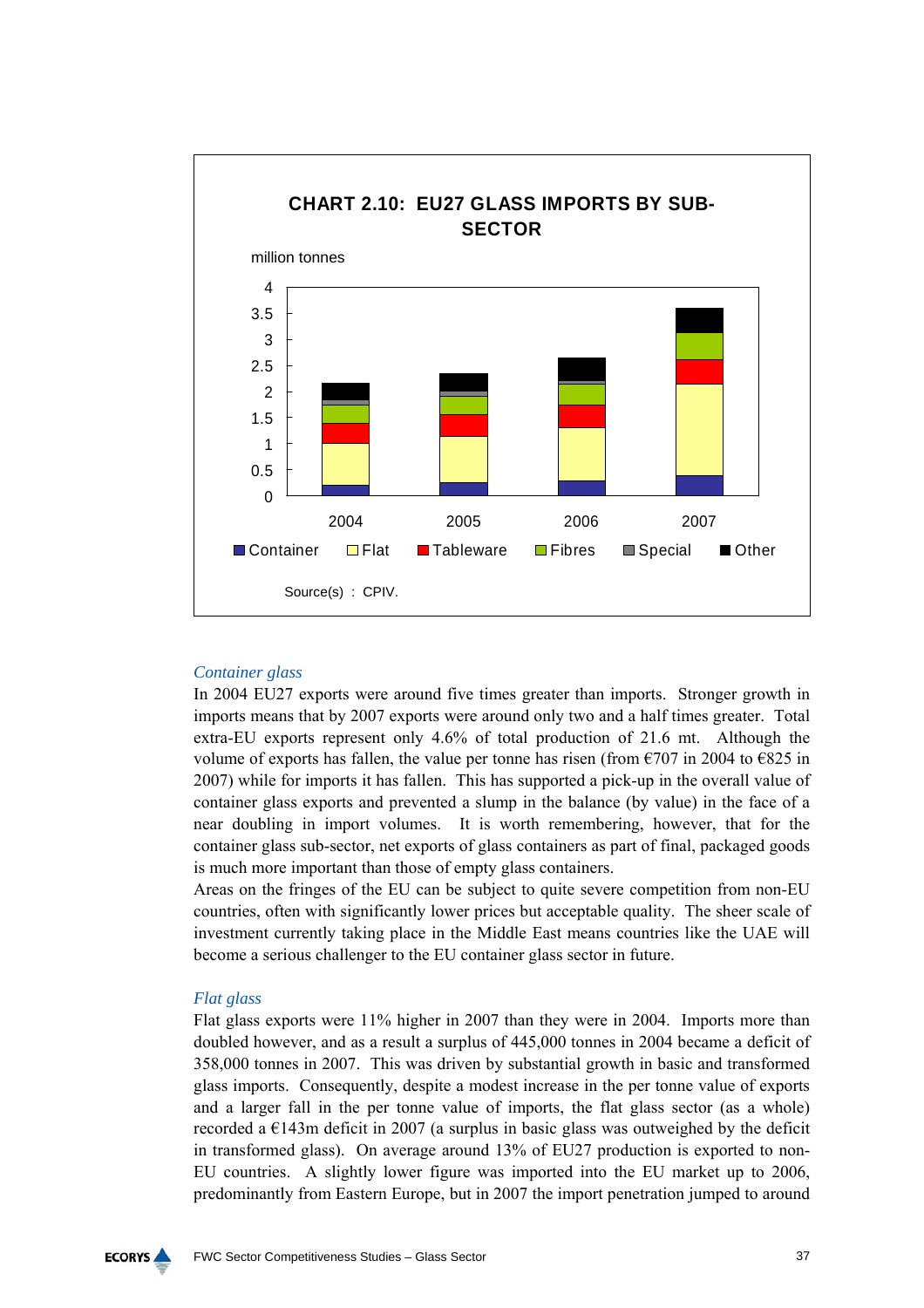**CHART 2.10: EU27 GLASS IMPORTS BY SUB-SECTOR**

million tonnes

Container | Flat | Tableware | Fibres | Special | Other

Source(s) : CPIV.

*Container glass*

In 2004 EU27 exports were around five times greater than imports. Stronger growth in imports means that by 2007 exports were around only two and a half times greater. Total extra-EU exports represent only 4.6% of total production of 21.6 mt. Although the volume of exports has fallen, the value per tonne has risen (from €707 in 2004 to €825 in 2007) while for imports it has fallen. This has supported a pick-up in the overall value of container glass exports and prevented a slump in the balance (by value) in the face of a near doubling in import volumes. It is worth remembering, however, that for the container glass sub-sector, net exports of glass containers as part of final, packaged goods is much more important than those of empty glass containers.

Areas on the fringes of the EU can be subject to quite severe competition from non-EU countries, often with significantly lower prices but acceptable quality. The sheer scale of investment currently taking place in the Middle East means countries like the UAE will become a serious challenger to the EU container glass sector in future.

*Flat glass*

Flat glass exports were 11% higher in 2007 than they were in 2004. Imports more than doubled however, and as a result a surplus of 445,000 tonnes in 2004 became a deficit of 358,000 tonnes in 2007. This was driven by substantial growth in basic and transformed glass imports. Consequently, despite a modest increase in the per tonne value of exports and a larger fall in the per tonne value of imports, the flat glass sector (as a whole) recorded a €143m deficit in 2007 (a surplus in basic glass was outweighed by the deficit in transformed glass). On average around 13% of EU27 production is exported to non-EU countries. A slightly lower figure was imported into the EU market up to 2006, predominantly from Eastern Europe, but in 2007 the import penetration jumped to around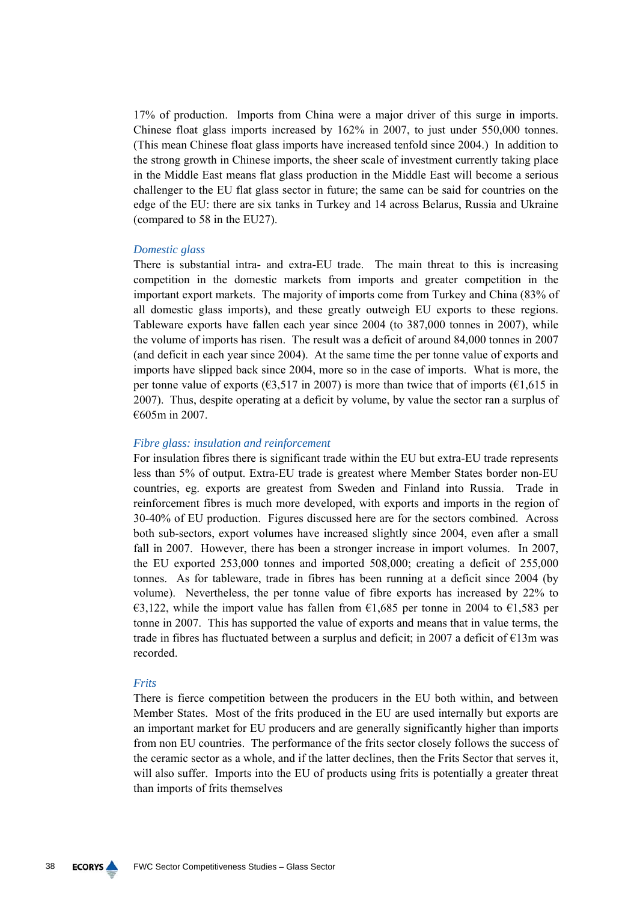17% of production. Imports from China were a major driver of this surge in imports. Chinese float glass imports increased by 162% in 2007, to just under 550,000 tonnes. (This mean Chinese float glass imports have increased tenfold since 2004.) In addition to the strong growth in Chinese imports, the sheer scale of investment currently taking place in the Middle East means flat glass production in the Middle East will become a serious challenger to the EU flat glass sector in future; the same can be said for countries on the edge of the EU: there are six tanks in Turkey and 14 across Belarus, Russia and Ukraine (compared to 58 in the EU27).

*Domestic glass*

There is substantial intra- and extra-EU trade. The main threat to this is increasing competition in the domestic markets from imports and greater competition in the important export markets. The majority of imports come from Turkey and China (83% of all domestic glass imports), and these greatly outweigh EU exports to these regions. Tableware exports have fallen each year since 2004 (to 387,000 tonnes in 2007), while the volume of imports has risen. The result was a deficit of around 84,000 tonnes in 2007 (and deficit in each year since 2004). At the same time the per tonne value of exports and imports have slipped back since 2004, more so in the case of imports. What is more, the per tonne value of exports (€3,517 in 2007) is more than twice that of imports (€1,615 in 2007). Thus, despite operating at a deficit by volume, by value the sector ran a surplus of €605m in 2007.

*Fibre glass: insulation and reinforcement*

For insulation fibres there is significant trade within the EU but extra-EU trade represents less than 5% of output. Extra-EU trade is greatest where Member States border non-EU countries, eg. exports are greatest from Sweden and Finland into Russia. Trade in reinforcement fibres is much more developed, with exports and imports in the region of 30-40% of EU production. Figures discussed here are for the sectors combined. Across both sub-sectors, export volumes have increased slightly since 2004, even after a small fall in 2007. However, there has been a stronger increase in import volumes. In 2007, the EU exported 253,000 tonnes and imported 508,000; creating a deficit of 255,000 tonnes. As for tableware, trade in fibres has been running at a deficit since 2004 (by volume). Nevertheless, the per tonne value of fibre exports has increased by 22% to €3,122, while the import value has fallen from €1,685 per tonne in 2004 to €1,583 per tonne in 2007. This has supported the value of exports and means that in value terms, the trade in fibres has fluctuated between a surplus and deficit; in 2007 a deficit of €13m was recorded.

*Frits*

There is fierce competition between the producers in the EU both within, and between Member States. Most of the frits produced in the EU are used internally but exports are an important market for EU producers and are generally significantly higher than imports from non EU countries. The performance of the frits sector closely follows the success of the ceramic sector as a whole, and if the latter declines, then the Frits Sector that serves it, will also suffer. Imports into the EU of products using frits is potentially a greater threat than imports of frits themselves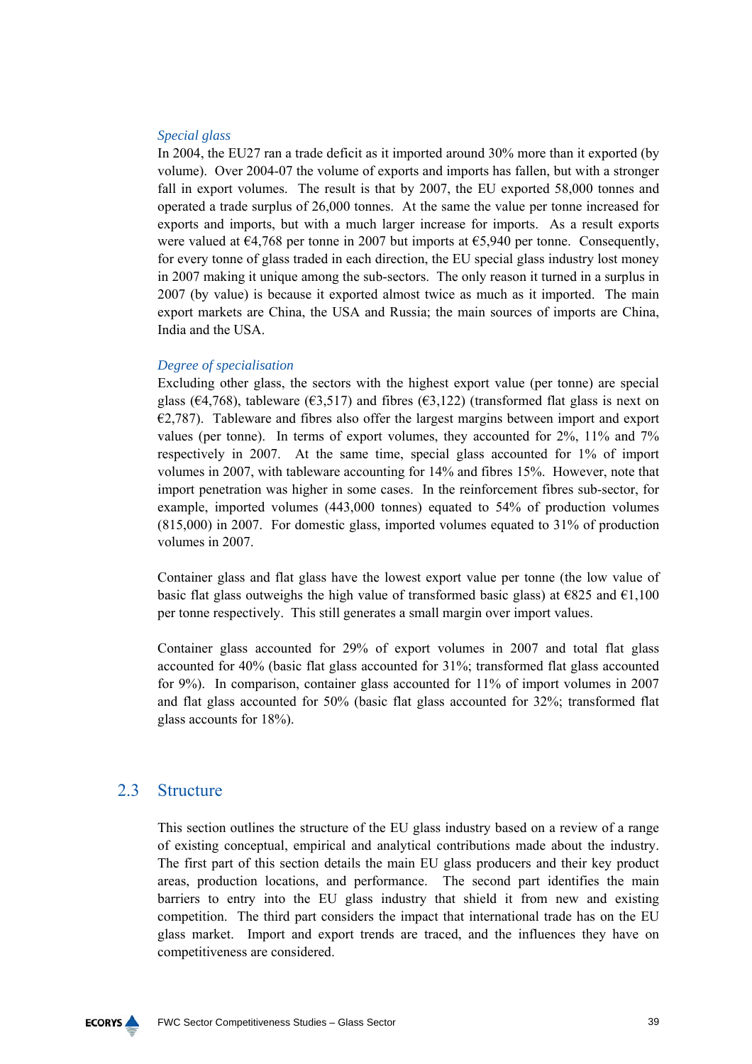*Special glass*

In 2004, the EU27 ran a trade deficit as it imported around 30% more than it exported (by volume). Over 2004-07 the volume of exports and imports has fallen, but with a stronger fall in export volumes. The result is that by 2007, the EU exported 58,000 tonnes and operated a trade surplus of 26,000 tonnes. At the same the value per tonne increased for exports and imports, but with a much larger increase for imports. As a result exports were valued at €4,768 per tonne in 2007 but imports at €5,940 per tonne. Consequently, for every tonne of glass traded in each direction, the EU special glass industry lost money in 2007 making it unique among the sub-sectors. The only reason it turned in a surplus in 2007 (by value) is because it exported almost twice as much as it imported. The main export markets are China, the USA and Russia; the main sources of imports are China, India and the USA.

*Degree of specialisation*

Excluding other glass, the sectors with the highest export value (per tonne) are special glass (€4,768), tableware (€3,517) and fibres (€3,122) (transformed flat glass is next on €2,787). Tableware and fibres also offer the largest margins between import and export values (per tonne). In terms of export volumes, they accounted for 2%, 11% and 7% respectively in 2007. At the same time, special glass accounted for 1% of import volumes in 2007, with tableware accounting for 14% and fibres 15%. However, note that import penetration was higher in some cases. In the reinforcement fibres sub-sector, for example, imported volumes (443,000 tonnes) equated to 54% of production volumes (815,000) in 2007. For domestic glass, imported volumes equated to 31% of production volumes in 2007.

Container glass and flat glass have the lowest export value per tonne (the low value of basic flat glass outweighs the high value of transformed basic glass) at €825 and €1,100 per tonne respectively. This still generates a small margin over import values.

Container glass accounted for 29% of export volumes in 2007 and total flat glass accounted for 40% (basic flat glass accounted for 31%; transformed flat glass accounted for 9%). In comparison, container glass accounted for 11% of import volumes in 2007 and flat glass accounted for 50% (basic flat glass accounted for 32%; transformed flat glass accounts for 18%).

## 2.3 Structure

This section outlines the structure of the EU glass industry based on a review of a range of existing conceptual, empirical and analytical contributions made about the industry. The first part of this section details the main EU glass producers and their key product areas, production locations, and performance. The second part identifies the main barriers to entry into the EU glass industry that shield it from new and existing competition. The third part considers the impact that international trade has on the EU glass market. Import and export trends are traced, and the influences they have on competitiveness are considered.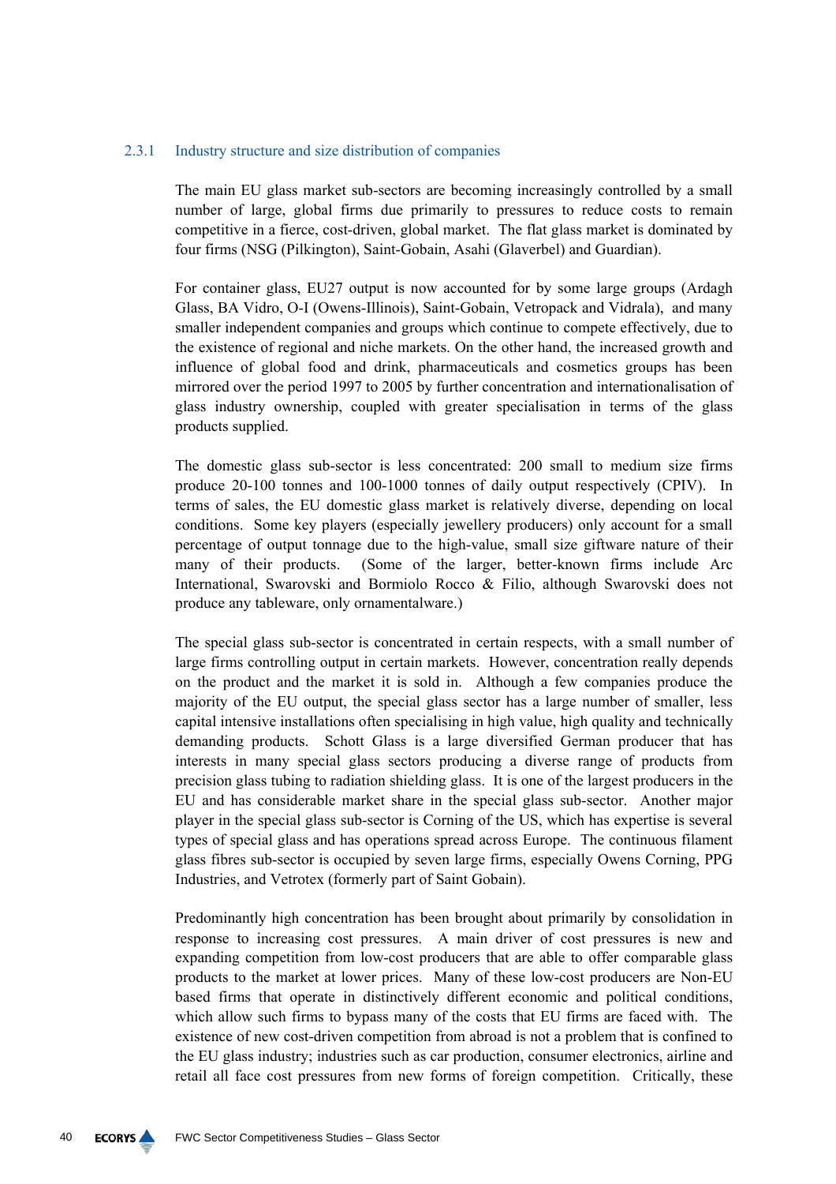### 2.3.1 Industry structure and size distribution of companies

The main EU glass market sub-sectors are becoming increasingly controlled by a small number of large, global firms due primarily to pressures to reduce costs to remain competitive in a fierce, cost-driven, global market. The flat glass market is dominated by four firms (NSG (Pilkington), Saint-Gobain, Asahi (Glaverbel) and Guardian).

For container glass, EU27 output is now accounted for by some large groups (Ardagh Glass, BA Vidro, O-I (Owens-Illinois), Saint-Gobain, Vetropack and Vidrala), and many smaller independent companies and groups which continue to compete effectively, due to the existence of regional and niche markets. On the other hand, the increased growth and influence of global food and drink, pharmaceuticals and cosmetics groups has been mirrored over the period 1997 to 2005 by further concentration and internationalisation of glass industry ownership, coupled with greater specialisation in terms of the glass products supplied.

The domestic glass sub-sector is less concentrated: 200 small to medium size firms produce 20-100 tonnes and 100-1000 tonnes of daily output respectively (CPIV). In terms of sales, the EU domestic glass market is relatively diverse, depending on local conditions. Some key players (especially jewellery producers) only account for a small percentage of output tonnage due to the high-value, small size giftware nature of their many of their products. (Some of the larger, better-known firms include Arc International, Swarovski and Bormiolo Rocco & Filio, although Swarovski does not produce any tableware, only ornamentalware.)

The special glass sub-sector is concentrated in certain respects, with a small number of large firms controlling output in certain markets. However, concentration really depends on the product and the market it is sold in. Although a few companies produce the majority of the EU output, the special glass sector has a large number of smaller, less capital intensive installations often specialising in high value, high quality and technically demanding products. Schott Glass is a large diversified German producer that has interests in many special glass sectors producing a diverse range of products from precision glass tubing to radiation shielding glass. It is one of the largest producers in the EU and has considerable market share in the special glass sub-sector. Another major player in the special glass sub-sector is Corning of the US, which has expertise is several types of special glass and has operations spread across Europe. The continuous filament glass fibres sub-sector is occupied by seven large firms, especially Owens Corning, PPG Industries, and Vetrotex (formerly part of Saint Gobain).

Predominantly high concentration has been brought about primarily by consolidation in response to increasing cost pressures. A main driver of cost pressures is new and expanding competition from low-cost producers that are able to offer comparable glass products to the market at lower prices. Many of these low-cost producers are Non-EU based firms that operate in distinctively different economic and political conditions, which allow such firms to bypass many of the costs that EU firms are faced with. The existence of new cost-driven competition from abroad is not a problem that is confined to the EU glass industry; industries such as car production, consumer electronics, airline and retail all face cost pressures from new forms of foreign competition. Critically, these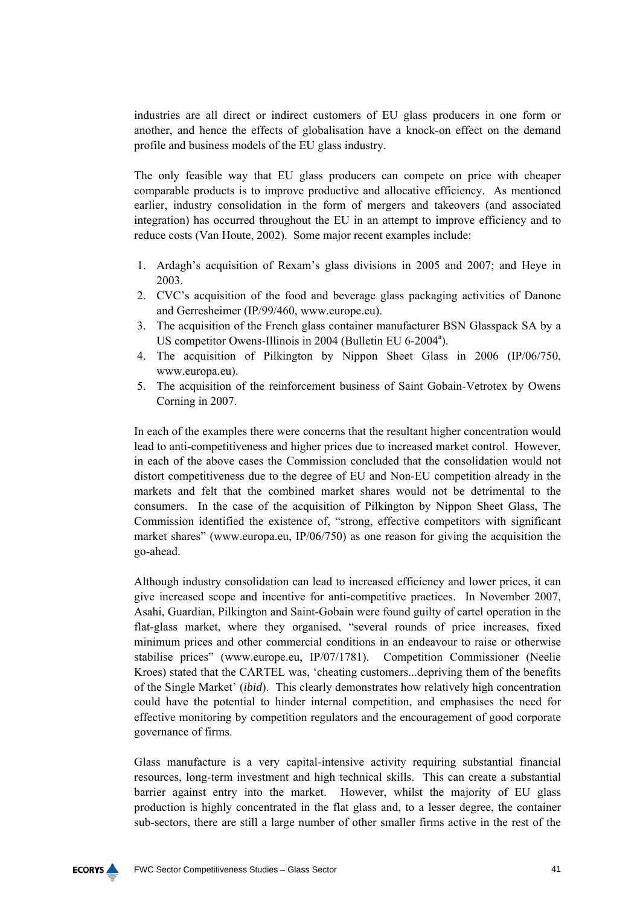industries are all direct or indirect customers of EU glass producers in one form or another, and hence the effects of globalisation have a knock-on effect on the demand profile and business models of the EU glass industry.

The only feasible way that EU glass producers can compete on price with cheaper comparable products is to improve productive and allocative efficiency. As mentioned earlier, industry consolidation in the form of mergers and takeovers (and associated integration) has occurred throughout the EU in an attempt to improve efficiency and to reduce costs (Van Houte, 2002). Some major recent examples include:

1. Ardagh's acquisition of Rexam's glass divisions in 2005 and 2007; and Heye in 2003.
2. CVC's acquisition of the food and beverage glass packaging activities of Danone and Gerresheimer (IP/99/460, www.europe.eu).
3. The acquisition of the French glass container manufacturer BSN Glasspack SA by a US competitor Owens-Illinois in 2004 (Bulletin EU 6-2004[a]).
4. The acquisition of Pilkington by Nippon Sheet Glass in 2006 (IP/06/750, www.europa.eu).
5. The acquisition of the reinforcement business of Saint Gobain-Vetrotex by Owens Corning in 2007.

In each of the examples there were concerns that the resultant higher concentration would lead to anti-competitiveness and higher prices due to increased market control. However, in each of the above cases the Commission concluded that the consolidation would not distort competitiveness due to the degree of EU and Non-EU competition already in the markets and felt that the combined market shares would not be detrimental to the consumers. In the case of the acquisition of Pilkington by Nippon Sheet Glass, The Commission identified the existence of, "strong, effective competitors with significant market shares" (www.europa.eu, IP/06/750) as one reason for giving the acquisition the go-ahead.

Although industry consolidation can lead to increased efficiency and lower prices, it can give increased scope and incentive for anti-competitive practices. In November 2007, Asahi, Guardian, Pilkington and Saint-Gobain were found guilty of cartel operation in the flat-glass market, where they organised, "several rounds of price increases, fixed minimum prices and other commercial conditions in an endeavour to raise or otherwise stabilise prices" (www.europe.eu, IP/07/1781). Competition Commissioner (Neelie Kroes) stated that the CARTEL was, 'cheating customers...depriving them of the benefits of the Single Market' (*ibid*). This clearly demonstrates how relatively high concentration could have the potential to hinder internal competition, and emphasises the need for effective monitoring by competition regulators and the encouragement of good corporate governance of firms.

Glass manufacture is a very capital-intensive activity requiring substantial financial resources, long-term investment and high technical skills. This can create a substantial barrier against entry into the market. However, whilst the majority of EU glass production is highly concentrated in the flat glass and, to a lesser degree, the container sub-sectors, there are still a large number of other smaller firms active in the rest of the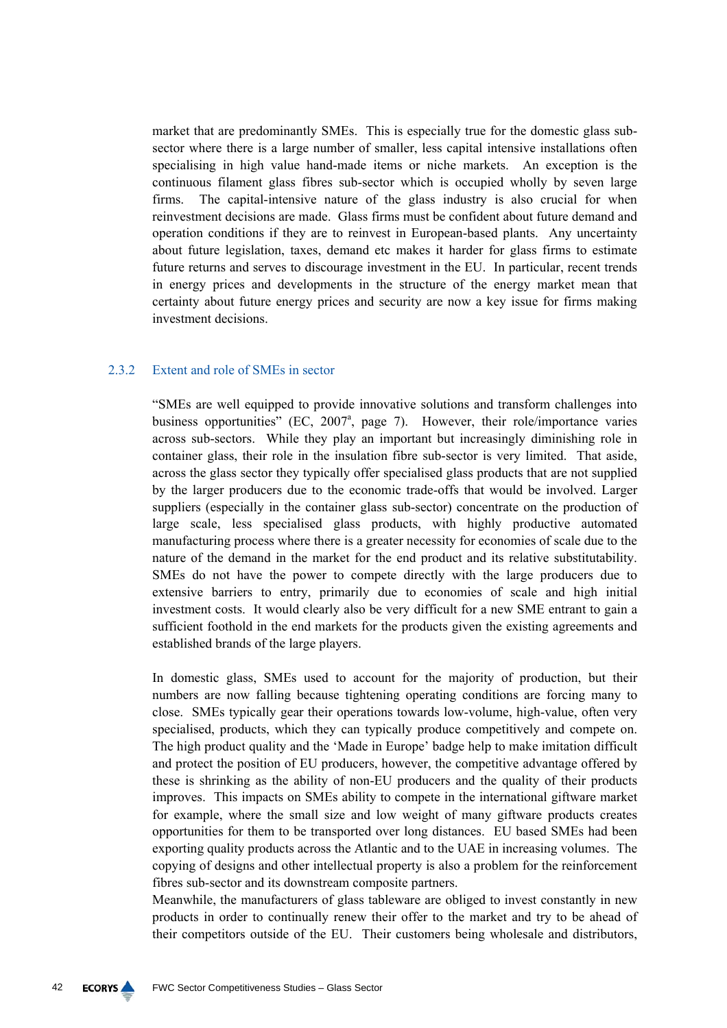market that are predominantly SMEs. This is especially true for the domestic glass sub-sector where there is a large number of smaller, less capital intensive installations often specialising in high value hand-made items or niche markets. An exception is the continuous filament glass fibres sub-sector which is occupied wholly by seven large firms. The capital-intensive nature of the glass industry is also crucial for when reinvestment decisions are made. Glass firms must be confident about future demand and operation conditions if they are to reinvest in European-based plants. Any uncertainty about future legislation, taxes, demand etc makes it harder for glass firms to estimate future returns and serves to discourage investment in the EU. In particular, recent trends in energy prices and developments in the structure of the energy market mean that certainty about future energy prices and security are now a key issue for firms making investment decisions.

### 2.3.2 Extent and role of SMEs in sector

"SMEs are well equipped to provide innovative solutions and transform challenges into business opportunities" (EC, 2007[a], page 7). However, their role/importance varies across sub-sectors. While they play an important but increasingly diminishing role in container glass, their role in the insulation fibre sub-sector is very limited. That aside, across the glass sector they typically offer specialised glass products that are not supplied by the larger producers due to the economic trade-offs that would be involved. Larger suppliers (especially in the container glass sub-sector) concentrate on the production of large scale, less specialised glass products, with highly productive automated manufacturing process where there is a greater necessity for economies of scale due to the nature of the demand in the market for the end product and its relative substitutability. SMEs do not have the power to compete directly with the large producers due to extensive barriers to entry, primarily due to economies of scale and high initial investment costs. It would clearly also be very difficult for a new SME entrant to gain a sufficient foothold in the end markets for the products given the existing agreements and established brands of the large players.

In domestic glass, SMEs used to account for the majority of production, but their numbers are now falling because tightening operating conditions are forcing many to close. SMEs typically gear their operations towards low-volume, high-value, often very specialised, products, which they can typically produce competitively and compete on. The high product quality and the 'Made in Europe' badge help to make imitation difficult and protect the position of EU producers, however, the competitive advantage offered by these is shrinking as the ability of non-EU producers and the quality of their products improves. This impacts on SMEs ability to compete in the international giftware market for example, where the small size and low weight of many giftware products creates opportunities for them to be transported over long distances. EU based SMEs had been exporting quality products across the Atlantic and to the UAE in increasing volumes. The copying of designs and other intellectual property is also a problem for the reinforcement fibres sub-sector and its downstream composite partners.

Meanwhile, the manufacturers of glass tableware are obliged to invest constantly in new products in order to continually renew their offer to the market and try to be ahead of their competitors outside of the EU. Their customers being wholesale and distributors,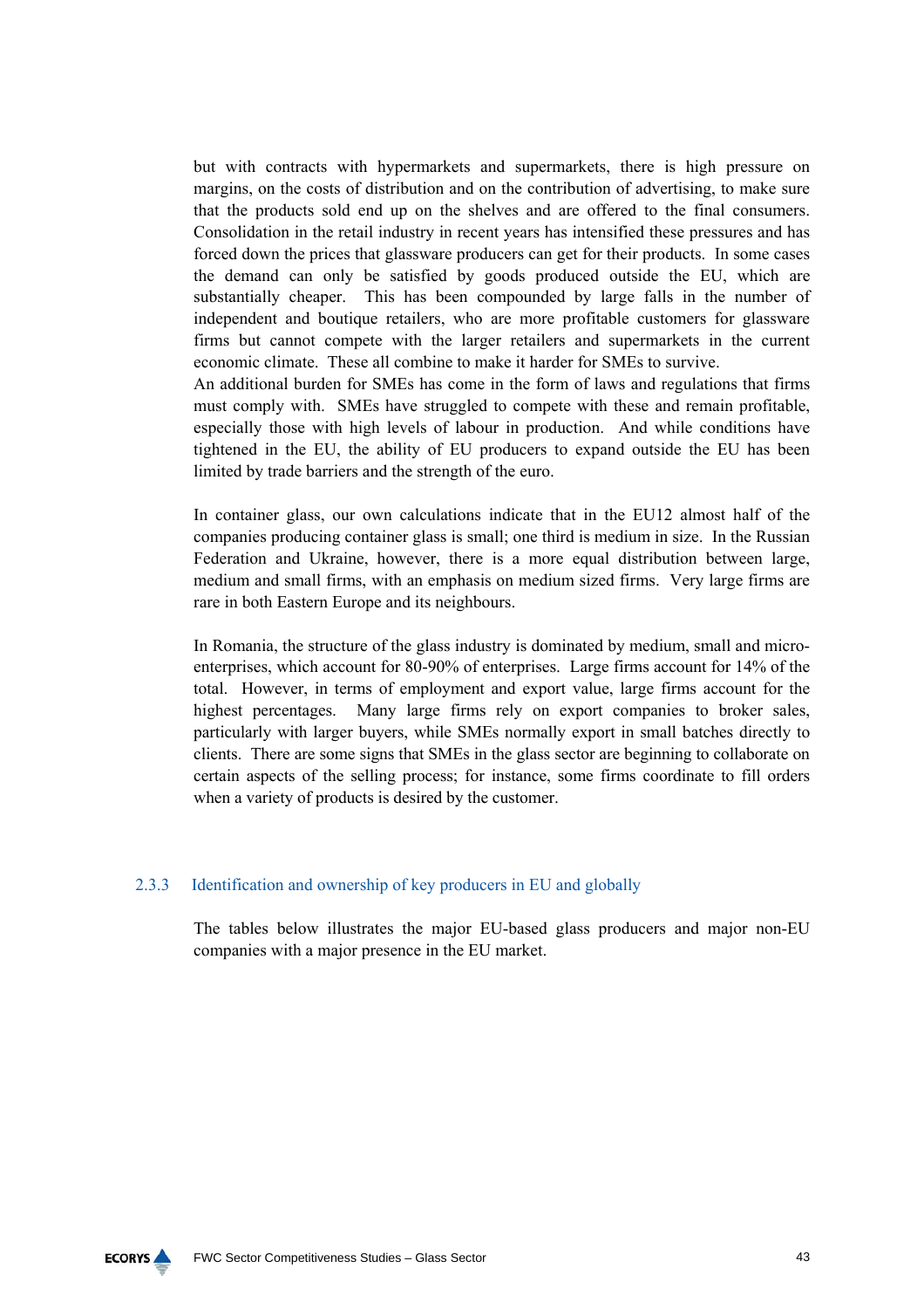but with contracts with hypermarkets and supermarkets, there is high pressure on margins, on the costs of distribution and on the contribution of advertising, to make sure that the products sold end up on the shelves and are offered to the final consumers. Consolidation in the retail industry in recent years has intensified these pressures and has forced down the prices that glassware producers can get for their products. In some cases the demand can only be satisfied by goods produced outside the EU, which are substantially cheaper. This has been compounded by large falls in the number of independent and boutique retailers, who are more profitable customers for glassware firms but cannot compete with the larger retailers and supermarkets in the current economic climate. These all combine to make it harder for SMEs to survive.
An additional burden for SMEs has come in the form of laws and regulations that firms must comply with. SMEs have struggled to compete with these and remain profitable, especially those with high levels of labour in production. And while conditions have tightened in the EU, the ability of EU producers to expand outside the EU has been limited by trade barriers and the strength of the euro.

In container glass, our own calculations indicate that in the EU12 almost half of the companies producing container glass is small; one third is medium in size. In the Russian Federation and Ukraine, however, there is a more equal distribution between large, medium and small firms, with an emphasis on medium sized firms. Very large firms are rare in both Eastern Europe and its neighbours.

In Romania, the structure of the glass industry is dominated by medium, small and micro-enterprises, which account for 80-90% of enterprises. Large firms account for 14% of the total. However, in terms of employment and export value, large firms account for the highest percentages. Many large firms rely on export companies to broker sales, particularly with larger buyers, while SMEs normally export in small batches directly to clients. There are some signs that SMEs in the glass sector are beginning to collaborate on certain aspects of the selling process; for instance, some firms coordinate to fill orders when a variety of products is desired by the customer.

### 2.3.3 Identification and ownership of key producers in EU and globally

The tables below illustrates the major EU-based glass producers and major non-EU companies with a major presence in the EU market.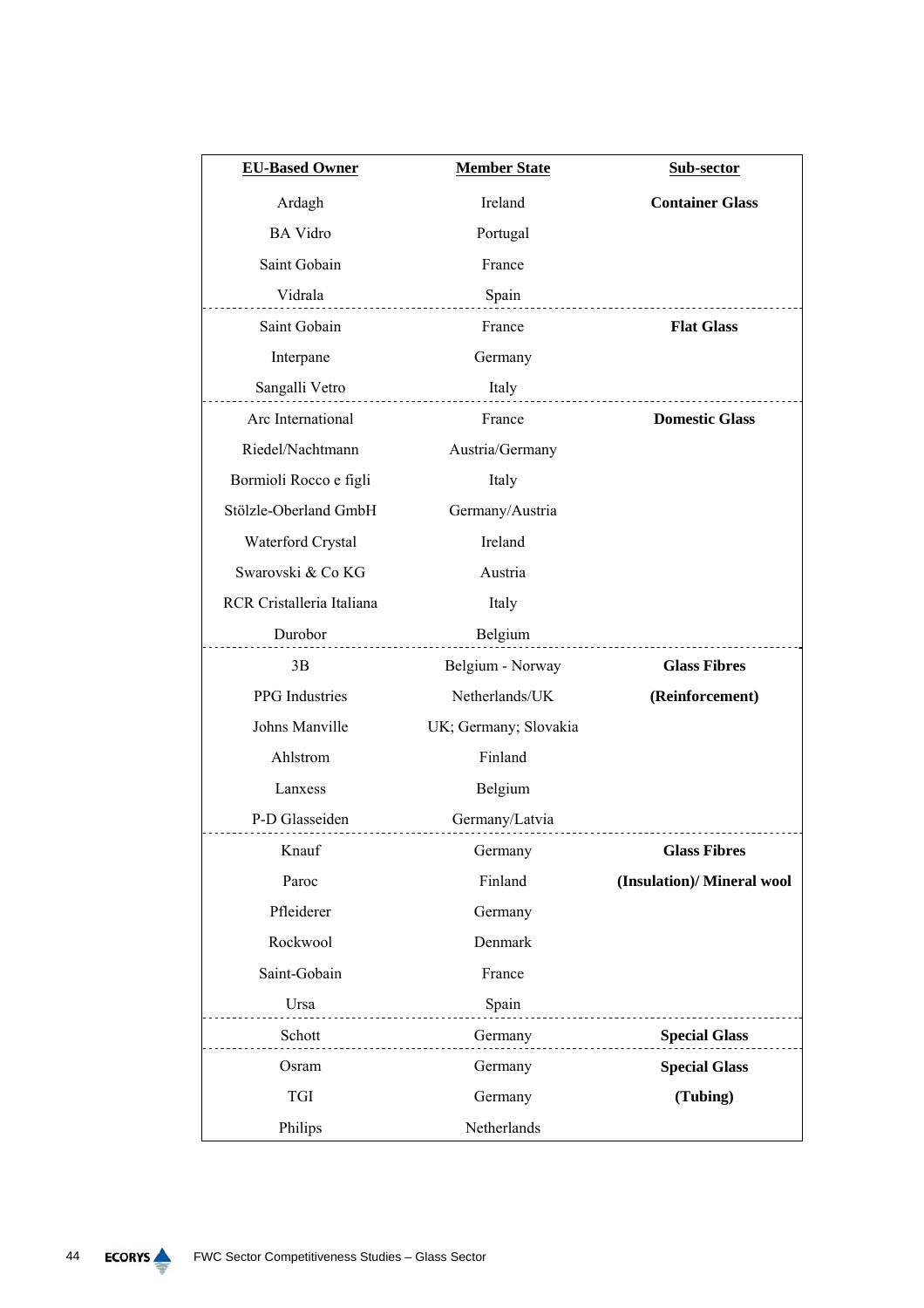| EU-Based Owner | Member State | Sub-sector |
| --- | --- | --- |
| Ardagh | Ireland | **Container Glass** |
| BA Vidro | Portugal | |
| Saint Gobain | France | |
| Vidrala | Spain | |
| Saint Gobain | France | **Flat Glass** |
| Interpane | Germany | |
| Sangalli Vetro | Italy | |
| Arc International | France | **Domestic Glass** |
| Riedel/Nachtmann | Austria/Germany | |
| Bormioli Rocco e figli | Italy | |
| Stölzle-Oberland GmbH | Germany/Austria | |
| Waterford Crystal | Ireland | |
| Swarovski & Co KG | Austria | |
| RCR Cristalleria Italiana | Italy | |
| Durobor | Belgium | |
| 3B | Belgium - Norway | **Glass Fibres** |
| PPG Industries | Netherlands/UK | **(Reinforcement)** |
| Johns Manville | UK; Germany; Slovakia | |
| Ahlstrom | Finland | |
| Lanxess | Belgium | |
| P-D Glasseiden | Germany/Latvia | |
| Knauf | Germany | **Glass Fibres** |
| Paroc | Finland | **(Insulation)/ Mineral wool** |
| Pfleiderer | Germany | |
| Rockwool | Denmark | |
| Saint-Gobain | France | |
| Ursa | Spain | |
| Schott | Germany | **Special Glass** |
| Osram | Germany | **Special Glass** |
| TGI | Germany | **(Tubing)** |
| Philips | Netherlands | |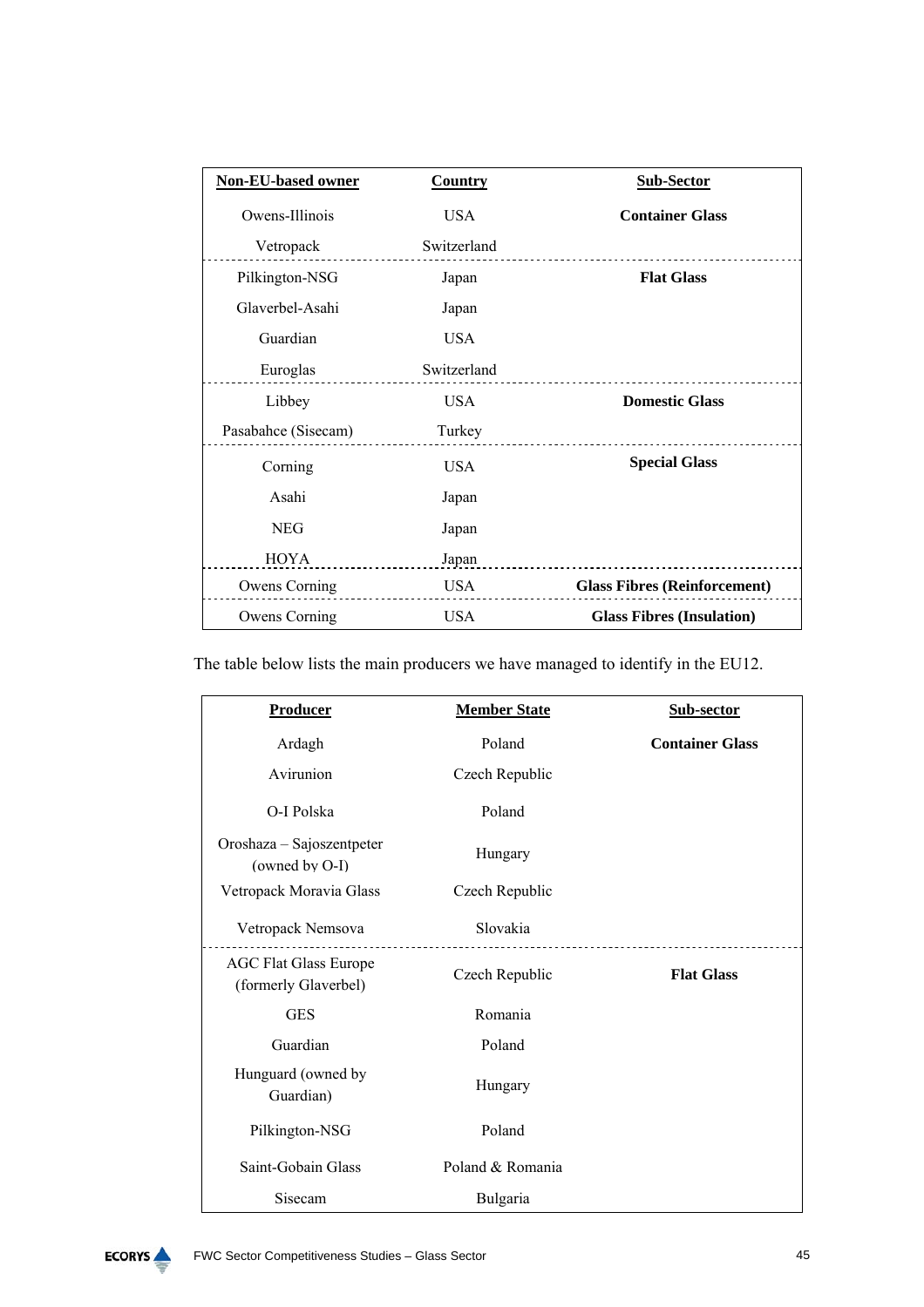| Non-EU-based owner | Country | Sub-Sector |
|---|---|---|
| Owens-Illinois | USA | **Container Glass** |
| Vetropack | Switzerland | |
| Pilkington-NSG | Japan | **Flat Glass** |
| Glaverbel-Asahi | Japan | |
| Guardian | USA | |
| Euroglas | Switzerland | |
| Libbey | USA | **Domestic Glass** |
| Pasabahce (Sisecam) | Turkey | |
| Corning | USA | **Special Glass** |
| Asahi | Japan | |
| NEG | Japan | |
| HOYA | Japan | |
| Owens Corning | USA | **Glass Fibres (Reinforcement)** |
| Owens Corning | USA | **Glass Fibres (Insulation)** |

The table below lists the main producers we have managed to identify in the EU12.

| Producer | Member State | Sub-sector |
|---|---|---|
| Ardagh | Poland | **Container Glass** |
| Avirunion | Czech Republic | |
| O-I Polska | Poland | |
| Oroshaza – Sajoszentpeter (owned by O-I) | Hungary | |
| Vetropack Moravia Glass | Czech Republic | |
| Vetropack Nemsova | Slovakia | |
| AGC Flat Glass Europe (formerly Glaverbel) | Czech Republic | **Flat Glass** |
| GES | Romania | |
| Guardian | Poland | |
| Hunguard (owned by Guardian) | Hungary | |
| Pilkington-NSG | Poland | |
| Saint-Gobain Glass | Poland & Romania | |
| Sisecam | Bulgaria | |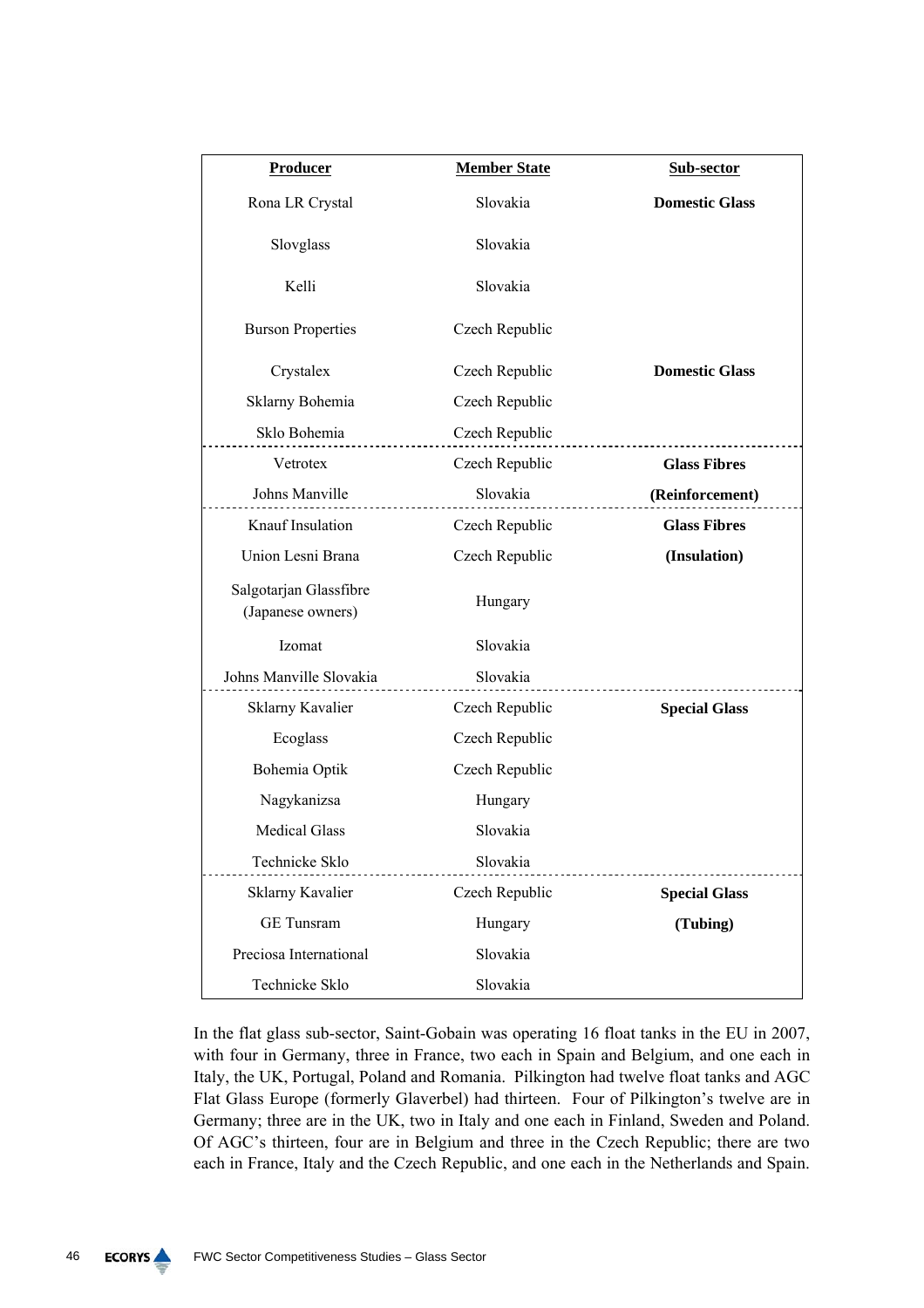| Producer | Member State | Sub-sector |
|---|---|---|
| Rona LR Crystal | Slovakia | **Domestic Glass** |
| Slovglass | Slovakia | |
| Kelli | Slovakia | |
| Burson Properties | Czech Republic | |
| Crystalex | Czech Republic | **Domestic Glass** |
| Sklarny Bohemia | Czech Republic | |
| Sklo Bohemia | Czech Republic | |
| Vetrotex | Czech Republic | **Glass Fibres** |
| Johns Manville | Slovakia | **(Reinforcement)** |
| Knauf Insulation | Czech Republic | **Glass Fibres** |
| Union Lesni Brana | Czech Republic | **(Insulation)** |
| Salgotarjan Glassfibre (Japanese owners) | Hungary | |
| Izomat | Slovakia | |
| Johns Manville Slovakia | Slovakia | |
| Sklarny Kavalier | Czech Republic | **Special Glass** |
| Ecoglass | Czech Republic | |
| Bohemia Optik | Czech Republic | |
| Nagykanizsa | Hungary | |
| Medical Glass | Slovakia | |
| Technicke Sklo | Slovakia | |
| Sklarny Kavalier | Czech Republic | **Special Glass** |
| GE Tunsram | Hungary | **(Tubing)** |
| Preciosa International | Slovakia | |
| Technicke Sklo | Slovakia | |

In the flat glass sub-sector, Saint-Gobain was operating 16 float tanks in the EU in 2007, with four in Germany, three in France, two each in Spain and Belgium, and one each in Italy, the UK, Portugal, Poland and Romania. Pilkington had twelve float tanks and AGC Flat Glass Europe (formerly Glaverbel) had thirteen. Four of Pilkington's twelve are in Germany; three are in the UK, two in Italy and one each in Finland, Sweden and Poland. Of AGC's thirteen, four are in Belgium and three in the Czech Republic; there are two each in France, Italy and the Czech Republic, and one each in the Netherlands and Spain.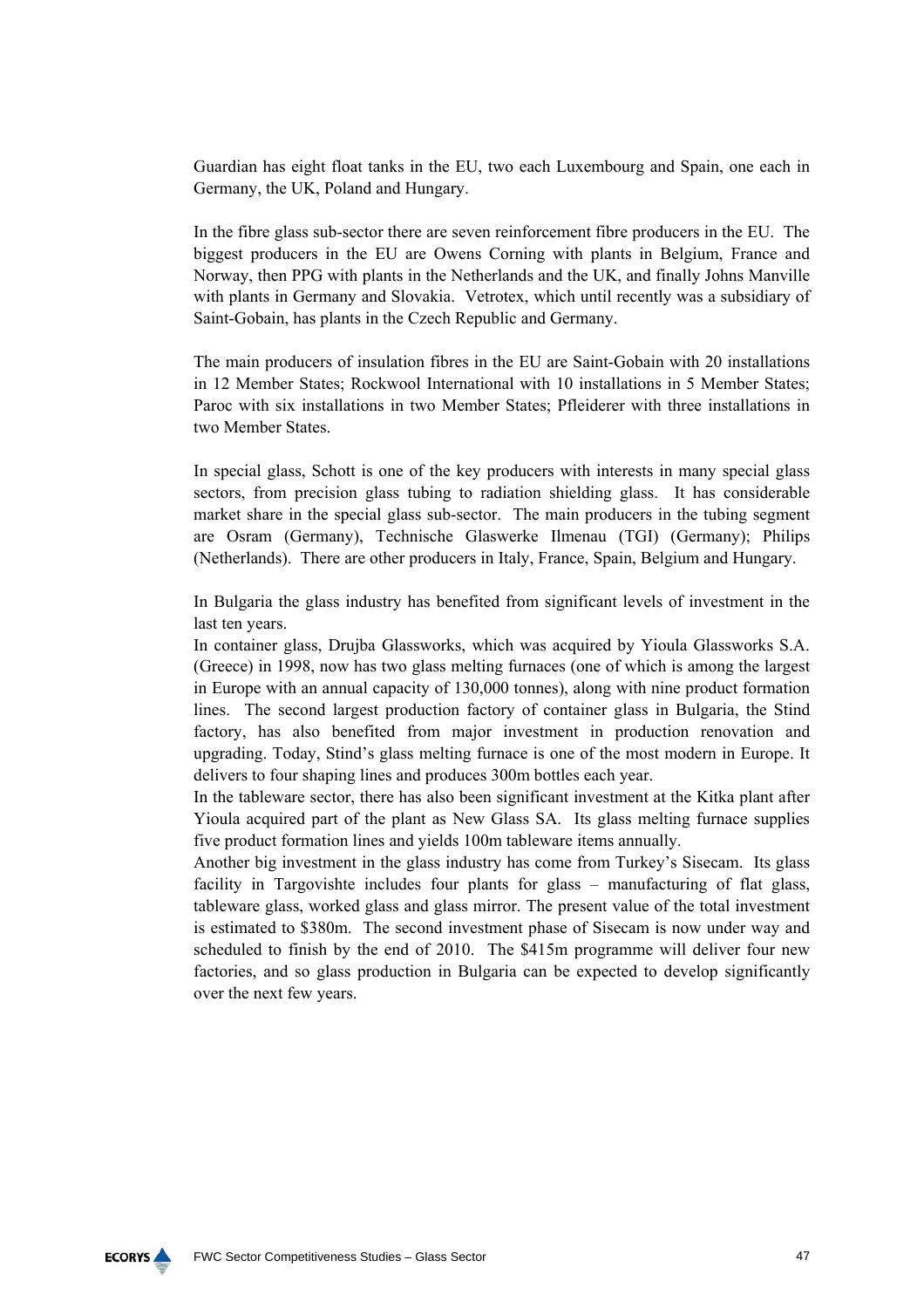Guardian has eight float tanks in the EU, two each Luxembourg and Spain, one each in Germany, the UK, Poland and Hungary.

In the fibre glass sub-sector there are seven reinforcement fibre producers in the EU. The biggest producers in the EU are Owens Corning with plants in Belgium, France and Norway, then PPG with plants in the Netherlands and the UK, and finally Johns Manville with plants in Germany and Slovakia. Vetrotex, which until recently was a subsidiary of Saint-Gobain, has plants in the Czech Republic and Germany.

The main producers of insulation fibres in the EU are Saint-Gobain with 20 installations in 12 Member States; Rockwool International with 10 installations in 5 Member States; Paroc with six installations in two Member States; Pfleiderer with three installations in two Member States.

In special glass, Schott is one of the key producers with interests in many special glass sectors, from precision glass tubing to radiation shielding glass. It has considerable market share in the special glass sub-sector. The main producers in the tubing segment are Osram (Germany), Technische Glaswerke Ilmenau (TGI) (Germany); Philips (Netherlands). There are other producers in Italy, France, Spain, Belgium and Hungary.

In Bulgaria the glass industry has benefited from significant levels of investment in the last ten years.
In container glass, Drujba Glassworks, which was acquired by Yioula Glassworks S.A. (Greece) in 1998, now has two glass melting furnaces (one of which is among the largest in Europe with an annual capacity of 130,000 tonnes), along with nine product formation lines. The second largest production factory of container glass in Bulgaria, the Stind factory, has also benefited from major investment in production renovation and upgrading. Today, Stind's glass melting furnace is one of the most modern in Europe. It delivers to four shaping lines and produces 300m bottles each year.
In the tableware sector, there has also been significant investment at the Kitka plant after Yioula acquired part of the plant as New Glass SA. Its glass melting furnace supplies five product formation lines and yields 100m tableware items annually.
Another big investment in the glass industry has come from Turkey's Sisecam. Its glass facility in Targovishte includes four plants for glass – manufacturing of flat glass, tableware glass, worked glass and glass mirror. The present value of the total investment is estimated to $380m. The second investment phase of Sisecam is now under way and scheduled to finish by the end of 2010. The $415m programme will deliver four new factories, and so glass production in Bulgaria can be expected to develop significantly over the next few years.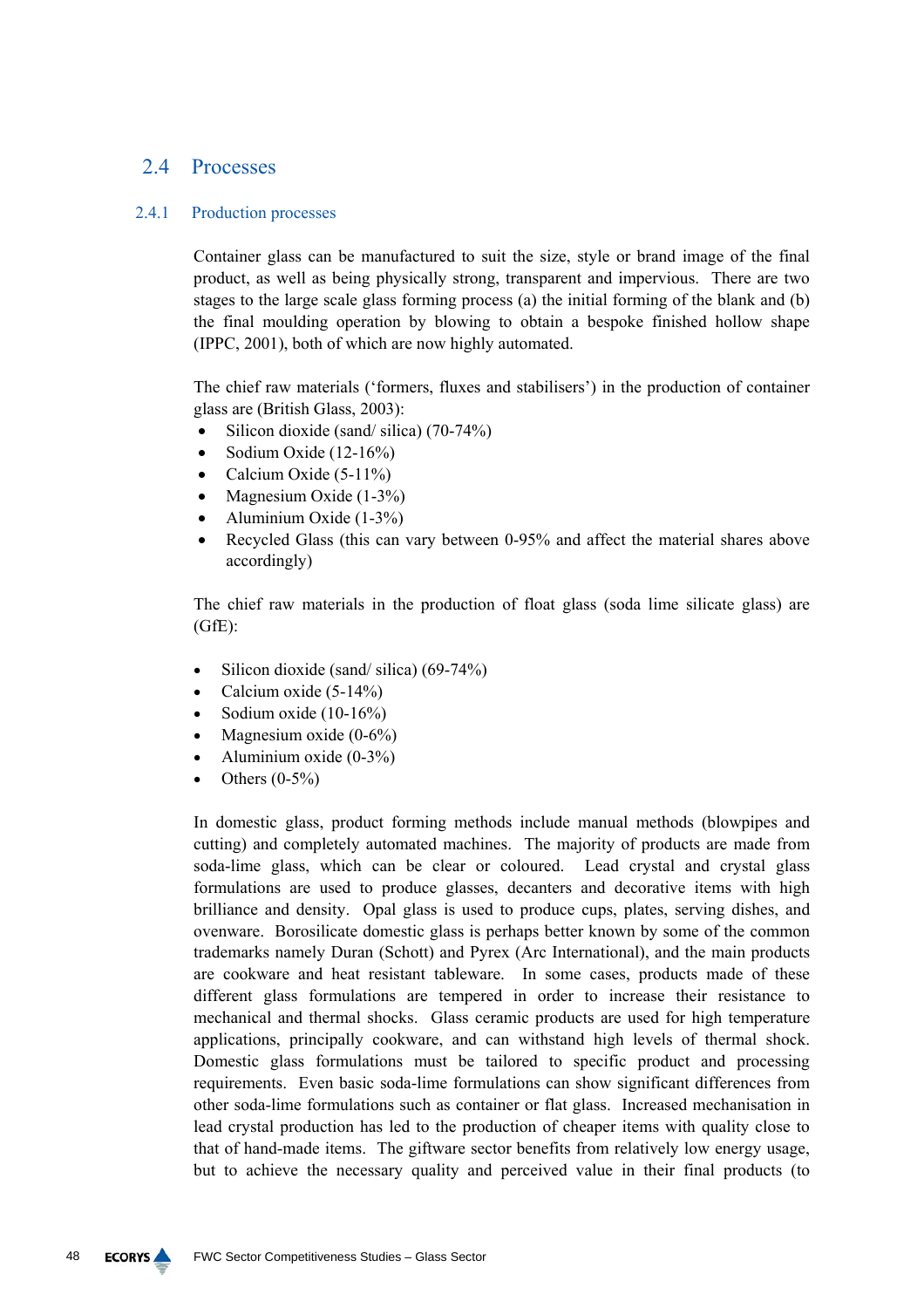## 2.4 Processes

### 2.4.1 Production processes

Container glass can be manufactured to suit the size, style or brand image of the final product, as well as being physically strong, transparent and impervious. There are two stages to the large scale glass forming process (a) the initial forming of the blank and (b) the final moulding operation by blowing to obtain a bespoke finished hollow shape (IPPC, 2001), both of which are now highly automated.

The chief raw materials ('formers, fluxes and stabilisers') in the production of container glass are (British Glass, 2003):

- Silicon dioxide (sand/ silica) (70-74%)
- Sodium Oxide (12-16%)
- Calcium Oxide (5-11%)
- Magnesium Oxide (1-3%)
- Aluminium Oxide (1-3%)
- Recycled Glass (this can vary between 0-95% and affect the material shares above accordingly)

The chief raw materials in the production of float glass (soda lime silicate glass) are (GfE):

- Silicon dioxide (sand/ silica) (69-74%)
- Calcium oxide (5-14%)
- Sodium oxide (10-16%)
- Magnesium oxide (0-6%)
- Aluminium oxide (0-3%)
- Others (0-5%)

In domestic glass, product forming methods include manual methods (blowpipes and cutting) and completely automated machines. The majority of products are made from soda-lime glass, which can be clear or coloured. Lead crystal and crystal glass formulations are used to produce glasses, decanters and decorative items with high brilliance and density. Opal glass is used to produce cups, plates, serving dishes, and ovenware. Borosilicate domestic glass is perhaps better known by some of the common trademarks namely Duran (Schott) and Pyrex (Arc International), and the main products are cookware and heat resistant tableware. In some cases, products made of these different glass formulations are tempered in order to increase their resistance to mechanical and thermal shocks. Glass ceramic products are used for high temperature applications, principally cookware, and can withstand high levels of thermal shock. Domestic glass formulations must be tailored to specific product and processing requirements. Even basic soda-lime formulations can show significant differences from other soda-lime formulations such as container or flat glass. Increased mechanisation in lead crystal production has led to the production of cheaper items with quality close to that of hand-made items. The giftware sector benefits from relatively low energy usage, but to achieve the necessary quality and perceived value in their final products (to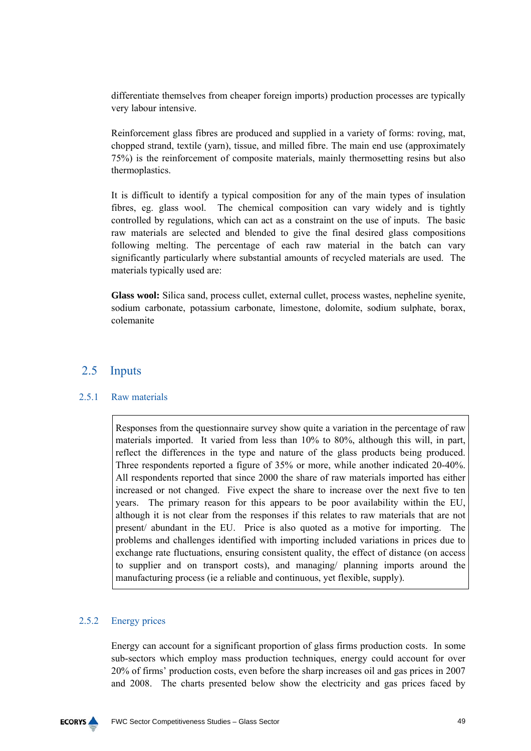differentiate themselves from cheaper foreign imports) production processes are typically very labour intensive.

Reinforcement glass fibres are produced and supplied in a variety of forms: roving, mat, chopped strand, textile (yarn), tissue, and milled fibre. The main end use (approximately 75%) is the reinforcement of composite materials, mainly thermosetting resins but also thermoplastics.

It is difficult to identify a typical composition for any of the main types of insulation fibres, eg. glass wool. The chemical composition can vary widely and is tightly controlled by regulations, which can act as a constraint on the use of inputs. The basic raw materials are selected and blended to give the final desired glass compositions following melting. The percentage of each raw material in the batch can vary significantly particularly where substantial amounts of recycled materials are used. The materials typically used are:

**Glass wool:** Silica sand, process cullet, external cullet, process wastes, nepheline syenite, sodium carbonate, potassium carbonate, limestone, dolomite, sodium sulphate, borax, colemanite

## 2.5 Inputs

### 2.5.1 Raw materials

Responses from the questionnaire survey show quite a variation in the percentage of raw materials imported. It varied from less than 10% to 80%, although this will, in part, reflect the differences in the type and nature of the glass products being produced. Three respondents reported a figure of 35% or more, while another indicated 20-40%. All respondents reported that since 2000 the share of raw materials imported has either increased or not changed. Five expect the share to increase over the next five to ten years. The primary reason for this appears to be poor availability within the EU, although it is not clear from the responses if this relates to raw materials that are not present/ abundant in the EU. Price is also quoted as a motive for importing. The problems and challenges identified with importing included variations in prices due to exchange rate fluctuations, ensuring consistent quality, the effect of distance (on access to supplier and on transport costs), and managing/ planning imports around the manufacturing process (ie a reliable and continuous, yet flexible, supply).

### 2.5.2 Energy prices

Energy can account for a significant proportion of glass firms production costs. In some sub-sectors which employ mass production techniques, energy could account for over 20% of firms' production costs, even before the sharp increases oil and gas prices in 2007 and 2008. The charts presented below show the electricity and gas prices faced by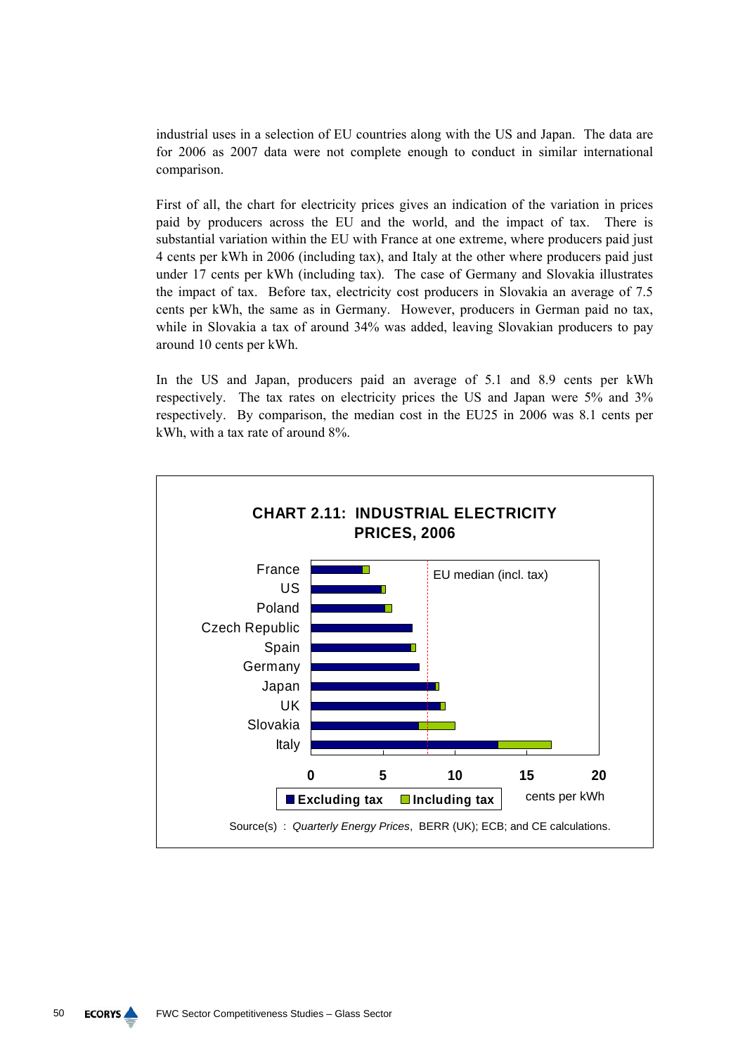industrial uses in a selection of EU countries along with the US and Japan. The data are for 2006 as 2007 data were not complete enough to conduct in similar international comparison.

First of all, the chart for electricity prices gives an indication of the variation in prices paid by producers across the EU and the world, and the impact of tax. There is substantial variation within the EU with France at one extreme, where producers paid just 4 cents per kWh in 2006 (including tax), and Italy at the other where producers paid just under 17 cents per kWh (including tax). The case of Germany and Slovakia illustrates the impact of tax. Before tax, electricity cost producers in Slovakia an average of 7.5 cents per kWh, the same as in Germany. However, producers in German paid no tax, while in Slovakia a tax of around 34% was added, leaving Slovakian producers to pay around 10 cents per kWh.

In the US and Japan, producers paid an average of 5.1 and 8.9 cents per kWh respectively. The tax rates on electricity prices the US and Japan were 5% and 3% respectively. By comparison, the median cost in the EU25 in 2006 was 8.1 cents per kWh, with a tax rate of around 8%.

**CHART 2.11: INDUSTRIAL ELECTRICITY PRICES, 2006**

Countries (top to bottom): France, US, Poland, Czech Republic, Spain, Germany, Japan, UK, Slovakia, Italy

EU median (incl. tax)

0 5 10 15 20 cents per kWh

Excluding tax | Including tax

Source(s) : *Quarterly Energy Prices*, BERR (UK); ECB; and CE calculations.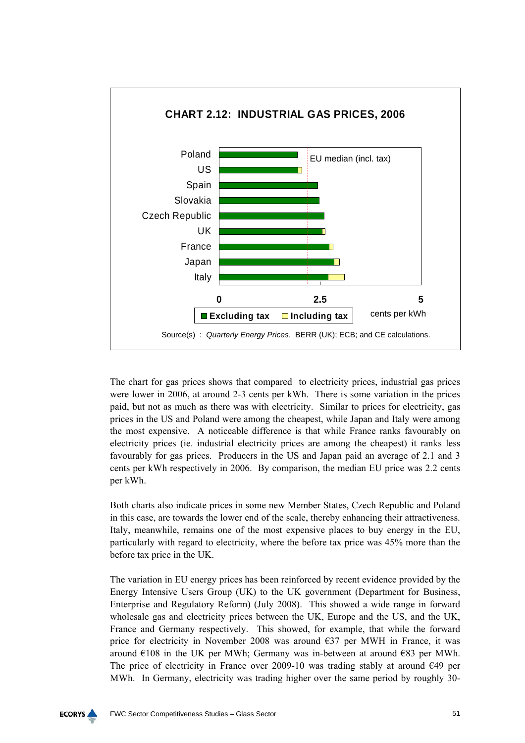**CHART 2.12: INDUSTRIAL GAS PRICES, 2006**

Poland
US
Spain
Slovakia
Czech Republic
UK
France
Japan
Italy

EU median (incl. tax)

0 2.5 5 cents per kWh

Excluding tax Including tax

Source(s) : *Quarterly Energy Prices*, BERR (UK); ECB; and CE calculations.

The chart for gas prices shows that compared to electricity prices, industrial gas prices were lower in 2006, at around 2-3 cents per kWh. There is some variation in the prices paid, but not as much as there was with electricity. Similar to prices for electricity, gas prices in the US and Poland were among the cheapest, while Japan and Italy were among the most expensive. A noticeable difference is that while France ranks favourably on electricity prices (ie. industrial electricity prices are among the cheapest) it ranks less favourably for gas prices. Producers in the US and Japan paid an average of 2.1 and 3 cents per kWh respectively in 2006. By comparison, the median EU price was 2.2 cents per kWh.

Both charts also indicate prices in some new Member States, Czech Republic and Poland in this case, are towards the lower end of the scale, thereby enhancing their attractiveness. Italy, meanwhile, remains one of the most expensive places to buy energy in the EU, particularly with regard to electricity, where the before tax price was 45% more than the before tax price in the UK.

The variation in EU energy prices has been reinforced by recent evidence provided by the Energy Intensive Users Group (UK) to the UK government (Department for Business, Enterprise and Regulatory Reform) (July 2008). This showed a wide range in forward wholesale gas and electricity prices between the UK, Europe and the US, and the UK, France and Germany respectively. This showed, for example, that while the forward price for electricity in November 2008 was around €37 per MWH in France, it was around €108 in the UK per MWh; Germany was in-between at around €83 per MWh. The price of electricity in France over 2009-10 was trading stably at around €49 per MWh. In Germany, electricity was trading higher over the same period by roughly 30-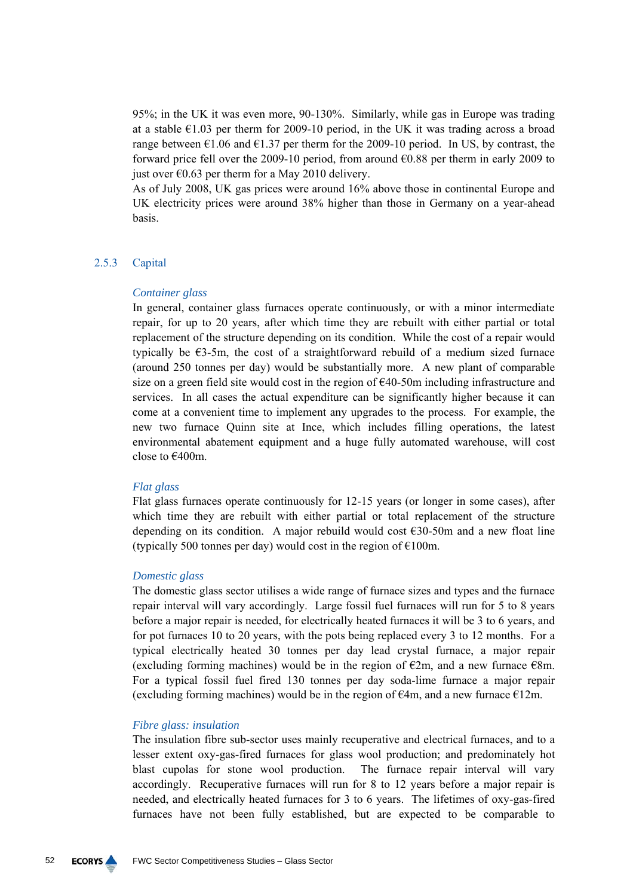95%; in the UK it was even more, 90-130%. Similarly, while gas in Europe was trading at a stable €1.03 per therm for 2009-10 period, in the UK it was trading across a broad range between €1.06 and €1.37 per therm for the 2009-10 period. In US, by contrast, the forward price fell over the 2009-10 period, from around €0.88 per therm in early 2009 to just over €0.63 per therm for a May 2010 delivery.
As of July 2008, UK gas prices were around 16% above those in continental Europe and UK electricity prices were around 38% higher than those in Germany on a year-ahead basis.

### 2.5.3 Capital

*Container glass*
In general, container glass furnaces operate continuously, or with a minor intermediate repair, for up to 20 years, after which time they are rebuilt with either partial or total replacement of the structure depending on its condition. While the cost of a repair would typically be €3-5m, the cost of a straightforward rebuild of a medium sized furnace (around 250 tonnes per day) would be substantially more. A new plant of comparable size on a green field site would cost in the region of €40-50m including infrastructure and services. In all cases the actual expenditure can be significantly higher because it can come at a convenient time to implement any upgrades to the process. For example, the new two furnace Quinn site at Ince, which includes filling operations, the latest environmental abatement equipment and a huge fully automated warehouse, will cost close to €400m.

*Flat glass*
Flat glass furnaces operate continuously for 12-15 years (or longer in some cases), after which time they are rebuilt with either partial or total replacement of the structure depending on its condition. A major rebuild would cost €30-50m and a new float line (typically 500 tonnes per day) would cost in the region of €100m.

*Domestic glass*
The domestic glass sector utilises a wide range of furnace sizes and types and the furnace repair interval will vary accordingly. Large fossil fuel furnaces will run for 5 to 8 years before a major repair is needed, for electrically heated furnaces it will be 3 to 6 years, and for pot furnaces 10 to 20 years, with the pots being replaced every 3 to 12 months. For a typical electrically heated 30 tonnes per day lead crystal furnace, a major repair (excluding forming machines) would be in the region of €2m, and a new furnace €8m. For a typical fossil fuel fired 130 tonnes per day soda-lime furnace a major repair (excluding forming machines) would be in the region of €4m, and a new furnace €12m.

*Fibre glass: insulation*
The insulation fibre sub-sector uses mainly recuperative and electrical furnaces, and to a lesser extent oxy-gas-fired furnaces for glass wool production; and predominately hot blast cupolas for stone wool production. The furnace repair interval will vary accordingly. Recuperative furnaces will run for 8 to 12 years before a major repair is needed, and electrically heated furnaces for 3 to 6 years. The lifetimes of oxy-gas-fired furnaces have not been fully established, but are expected to be comparable to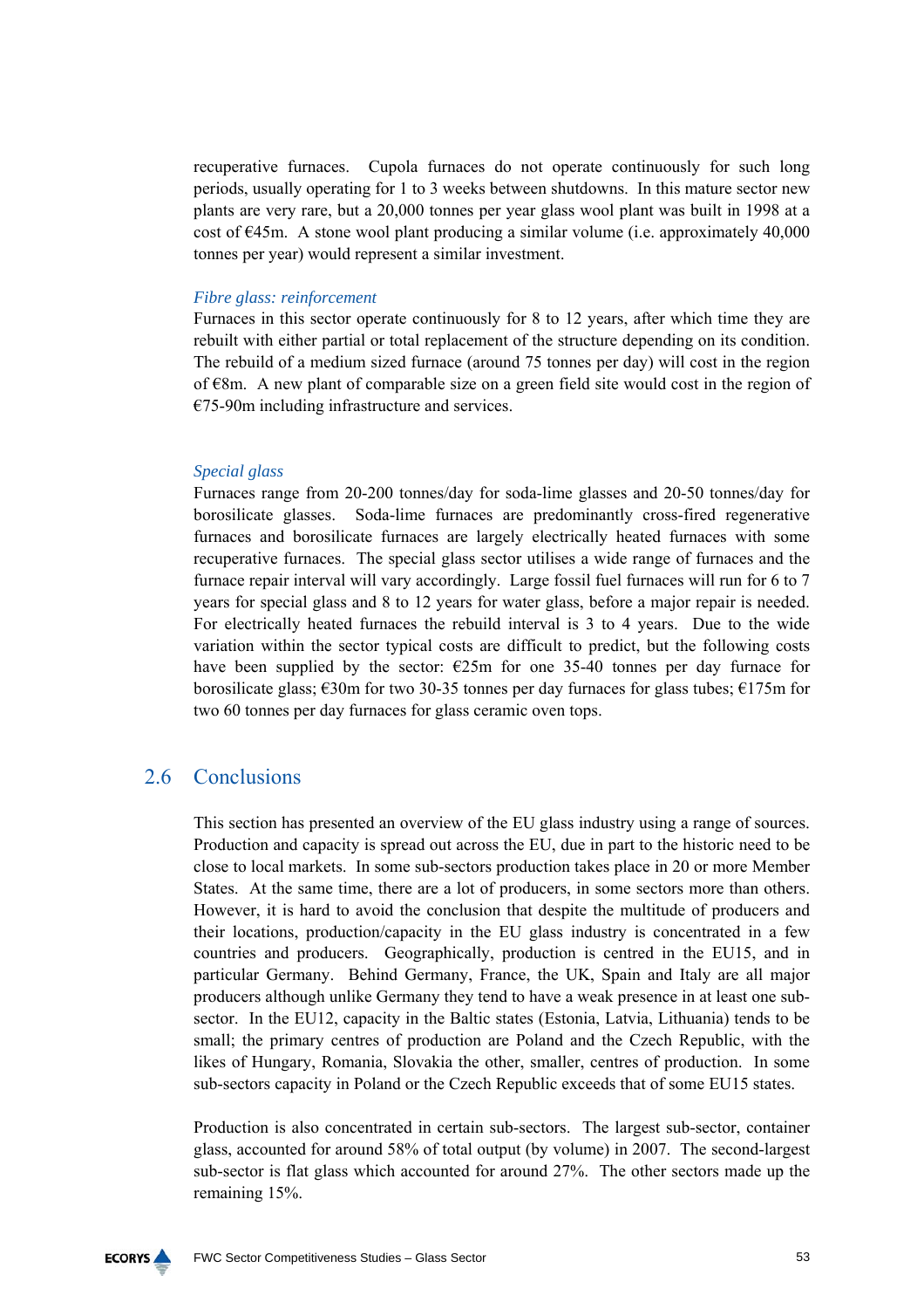recuperative furnaces. Cupola furnaces do not operate continuously for such long periods, usually operating for 1 to 3 weeks between shutdowns. In this mature sector new plants are very rare, but a 20,000 tonnes per year glass wool plant was built in 1998 at a cost of €45m. A stone wool plant producing a similar volume (i.e. approximately 40,000 tonnes per year) would represent a similar investment.

*Fibre glass: reinforcement*

Furnaces in this sector operate continuously for 8 to 12 years, after which time they are rebuilt with either partial or total replacement of the structure depending on its condition. The rebuild of a medium sized furnace (around 75 tonnes per day) will cost in the region of €8m. A new plant of comparable size on a green field site would cost in the region of €75-90m including infrastructure and services.

*Special glass*

Furnaces range from 20-200 tonnes/day for soda-lime glasses and 20-50 tonnes/day for borosilicate glasses. Soda-lime furnaces are predominantly cross-fired regenerative furnaces and borosilicate furnaces are largely electrically heated furnaces with some recuperative furnaces. The special glass sector utilises a wide range of furnaces and the furnace repair interval will vary accordingly. Large fossil fuel furnaces will run for 6 to 7 years for special glass and 8 to 12 years for water glass, before a major repair is needed. For electrically heated furnaces the rebuild interval is 3 to 4 years. Due to the wide variation within the sector typical costs are difficult to predict, but the following costs have been supplied by the sector: €25m for one 35-40 tonnes per day furnace for borosilicate glass; €30m for two 30-35 tonnes per day furnaces for glass tubes; €175m for two 60 tonnes per day furnaces for glass ceramic oven tops.

## 2.6 Conclusions

This section has presented an overview of the EU glass industry using a range of sources. Production and capacity is spread out across the EU, due in part to the historic need to be close to local markets. In some sub-sectors production takes place in 20 or more Member States. At the same time, there are a lot of producers, in some sectors more than others. However, it is hard to avoid the conclusion that despite the multitude of producers and their locations, production/capacity in the EU glass industry is concentrated in a few countries and producers. Geographically, production is centred in the EU15, and in particular Germany. Behind Germany, France, the UK, Spain and Italy are all major producers although unlike Germany they tend to have a weak presence in at least one sub-sector. In the EU12, capacity in the Baltic states (Estonia, Latvia, Lithuania) tends to be small; the primary centres of production are Poland and the Czech Republic, with the likes of Hungary, Romania, Slovakia the other, smaller, centres of production. In some sub-sectors capacity in Poland or the Czech Republic exceeds that of some EU15 states.

Production is also concentrated in certain sub-sectors. The largest sub-sector, container glass, accounted for around 58% of total output (by volume) in 2007. The second-largest sub-sector is flat glass which accounted for around 27%. The other sectors made up the remaining 15%.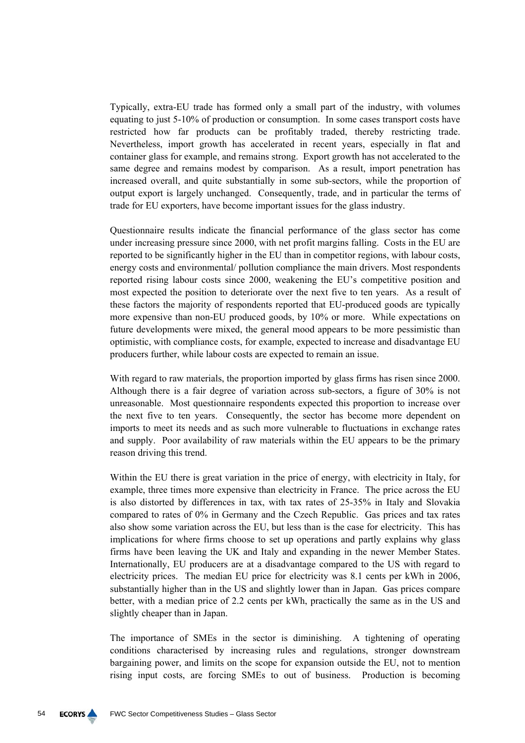Typically, extra-EU trade has formed only a small part of the industry, with volumes equating to just 5-10% of production or consumption. In some cases transport costs have restricted how far products can be profitably traded, thereby restricting trade. Nevertheless, import growth has accelerated in recent years, especially in flat and container glass for example, and remains strong. Export growth has not accelerated to the same degree and remains modest by comparison. As a result, import penetration has increased overall, and quite substantially in some sub-sectors, while the proportion of output export is largely unchanged. Consequently, trade, and in particular the terms of trade for EU exporters, have become important issues for the glass industry.

Questionnaire results indicate the financial performance of the glass sector has come under increasing pressure since 2000, with net profit margins falling. Costs in the EU are reported to be significantly higher in the EU than in competitor regions, with labour costs, energy costs and environmental/ pollution compliance the main drivers. Most respondents reported rising labour costs since 2000, weakening the EU's competitive position and most expected the position to deteriorate over the next five to ten years. As a result of these factors the majority of respondents reported that EU-produced goods are typically more expensive than non-EU produced goods, by 10% or more. While expectations on future developments were mixed, the general mood appears to be more pessimistic than optimistic, with compliance costs, for example, expected to increase and disadvantage EU producers further, while labour costs are expected to remain an issue.

With regard to raw materials, the proportion imported by glass firms has risen since 2000. Although there is a fair degree of variation across sub-sectors, a figure of 30% is not unreasonable. Most questionnaire respondents expected this proportion to increase over the next five to ten years. Consequently, the sector has become more dependent on imports to meet its needs and as such more vulnerable to fluctuations in exchange rates and supply. Poor availability of raw materials within the EU appears to be the primary reason driving this trend.

Within the EU there is great variation in the price of energy, with electricity in Italy, for example, three times more expensive than electricity in France. The price across the EU is also distorted by differences in tax, with tax rates of 25-35% in Italy and Slovakia compared to rates of 0% in Germany and the Czech Republic. Gas prices and tax rates also show some variation across the EU, but less than is the case for electricity. This has implications for where firms choose to set up operations and partly explains why glass firms have been leaving the UK and Italy and expanding in the newer Member States. Internationally, EU producers are at a disadvantage compared to the US with regard to electricity prices. The median EU price for electricity was 8.1 cents per kWh in 2006, substantially higher than in the US and slightly lower than in Japan. Gas prices compare better, with a median price of 2.2 cents per kWh, practically the same as in the US and slightly cheaper than in Japan.

The importance of SMEs in the sector is diminishing. A tightening of operating conditions characterised by increasing rules and regulations, stronger downstream bargaining power, and limits on the scope for expansion outside the EU, not to mention rising input costs, are forcing SMEs to out of business. Production is becoming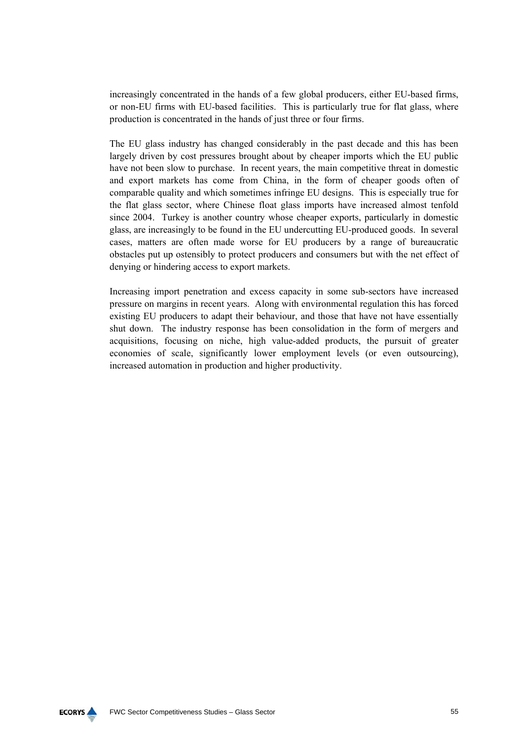increasingly concentrated in the hands of a few global producers, either EU-based firms, or non-EU firms with EU-based facilities. This is particularly true for flat glass, where production is concentrated in the hands of just three or four firms.

The EU glass industry has changed considerably in the past decade and this has been largely driven by cost pressures brought about by cheaper imports which the EU public have not been slow to purchase. In recent years, the main competitive threat in domestic and export markets has come from China, in the form of cheaper goods often of comparable quality and which sometimes infringe EU designs. This is especially true for the flat glass sector, where Chinese float glass imports have increased almost tenfold since 2004. Turkey is another country whose cheaper exports, particularly in domestic glass, are increasingly to be found in the EU undercutting EU-produced goods. In several cases, matters are often made worse for EU producers by a range of bureaucratic obstacles put up ostensibly to protect producers and consumers but with the net effect of denying or hindering access to export markets.

Increasing import penetration and excess capacity in some sub-sectors have increased pressure on margins in recent years. Along with environmental regulation this has forced existing EU producers to adapt their behaviour, and those that have not have essentially shut down. The industry response has been consolidation in the form of mergers and acquisitions, focusing on niche, high value-added products, the pursuit of greater economies of scale, significantly lower employment levels (or even outsourcing), increased automation in production and higher productivity.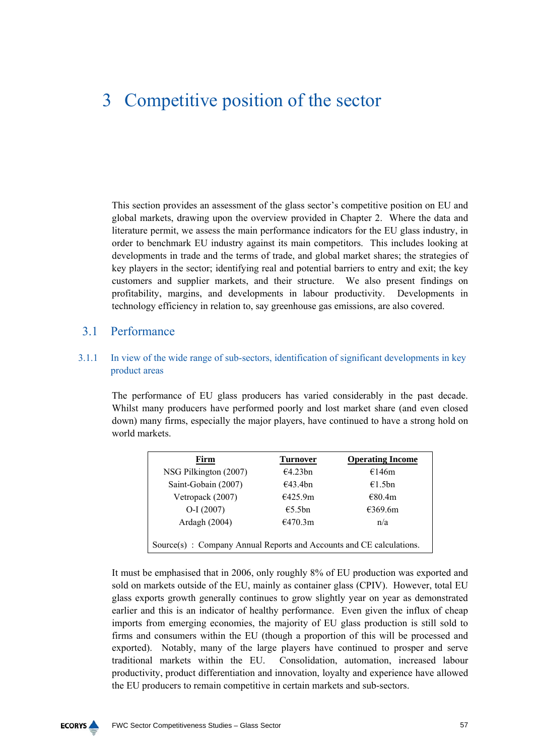# 3 Competitive position of the sector

This section provides an assessment of the glass sector's competitive position on EU and global markets, drawing upon the overview provided in Chapter 2. Where the data and literature permit, we assess the main performance indicators for the EU glass industry, in order to benchmark EU industry against its main competitors. This includes looking at developments in trade and the terms of trade, and global market shares; the strategies of key players in the sector; identifying real and potential barriers to entry and exit; the key customers and supplier markets, and their structure. We also present findings on profitability, margins, and developments in labour productivity. Developments in technology efficiency in relation to, say greenhouse gas emissions, are also covered.

## 3.1 Performance

### 3.1.1 In view of the wide range of sub-sectors, identification of significant developments in key product areas

The performance of EU glass producers has varied considerably in the past decade. Whilst many producers have performed poorly and lost market share (and even closed down) many firms, especially the major players, have continued to have a strong hold on world markets.

| Firm | Turnover | Operating Income |
|---|---|---|
| NSG Pilkington (2007) | €4.23bn | €146m |
| Saint-Gobain (2007) | €43.4bn | €1.5bn |
| Vetropack (2007) | €425.9m | €80.4m |
| O-I (2007) | €5.5bn | €369.6m |
| Ardagh (2004) | €470.3m | n/a |

Source(s) : Company Annual Reports and Accounts and CE calculations.

It must be emphasised that in 2006, only roughly 8% of EU production was exported and sold on markets outside of the EU, mainly as container glass (CPIV). However, total EU glass exports growth generally continues to grow slightly year on year as demonstrated earlier and this is an indicator of healthy performance. Even given the influx of cheap imports from emerging economies, the majority of EU glass production is still sold to firms and consumers within the EU (though a proportion of this will be processed and exported). Notably, many of the large players have continued to prosper and serve traditional markets within the EU. Consolidation, automation, increased labour productivity, product differentiation and innovation, loyalty and experience have allowed the EU producers to remain competitive in certain markets and sub-sectors.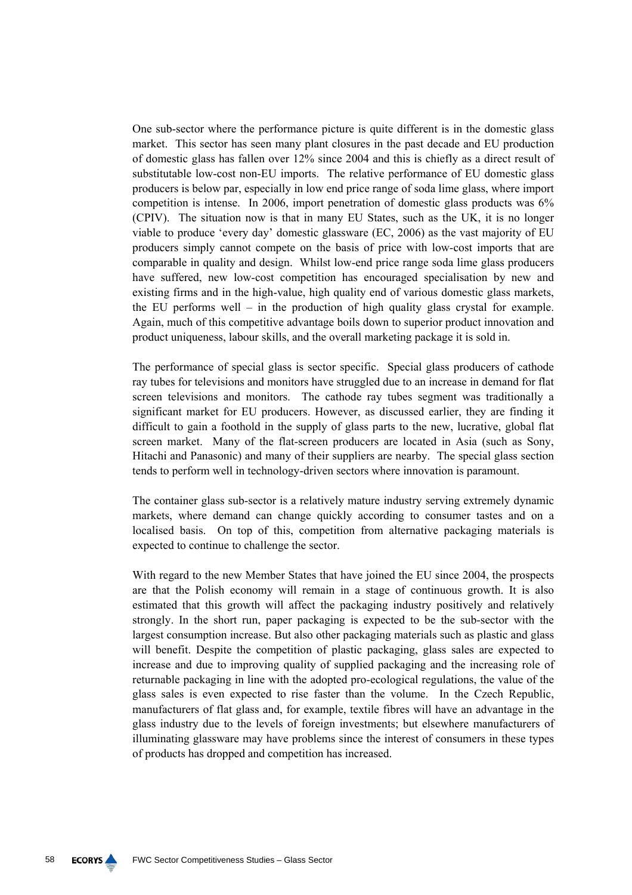One sub-sector where the performance picture is quite different is in the domestic glass market. This sector has seen many plant closures in the past decade and EU production of domestic glass has fallen over 12% since 2004 and this is chiefly as a direct result of substitutable low-cost non-EU imports. The relative performance of EU domestic glass producers is below par, especially in low end price range of soda lime glass, where import competition is intense. In 2006, import penetration of domestic glass products was 6% (CPIV). The situation now is that in many EU States, such as the UK, it is no longer viable to produce 'every day' domestic glassware (EC, 2006) as the vast majority of EU producers simply cannot compete on the basis of price with low-cost imports that are comparable in quality and design. Whilst low-end price range soda lime glass producers have suffered, new low-cost competition has encouraged specialisation by new and existing firms and in the high-value, high quality end of various domestic glass markets, the EU performs well – in the production of high quality glass crystal for example. Again, much of this competitive advantage boils down to superior product innovation and product uniqueness, labour skills, and the overall marketing package it is sold in.

The performance of special glass is sector specific. Special glass producers of cathode ray tubes for televisions and monitors have struggled due to an increase in demand for flat screen televisions and monitors. The cathode ray tubes segment was traditionally a significant market for EU producers. However, as discussed earlier, they are finding it difficult to gain a foothold in the supply of glass parts to the new, lucrative, global flat screen market. Many of the flat-screen producers are located in Asia (such as Sony, Hitachi and Panasonic) and many of their suppliers are nearby. The special glass section tends to perform well in technology-driven sectors where innovation is paramount.

The container glass sub-sector is a relatively mature industry serving extremely dynamic markets, where demand can change quickly according to consumer tastes and on a localised basis. On top of this, competition from alternative packaging materials is expected to continue to challenge the sector.

With regard to the new Member States that have joined the EU since 2004, the prospects are that the Polish economy will remain in a stage of continuous growth. It is also estimated that this growth will affect the packaging industry positively and relatively strongly. In the short run, paper packaging is expected to be the sub-sector with the largest consumption increase. But also other packaging materials such as plastic and glass will benefit. Despite the competition of plastic packaging, glass sales are expected to increase and due to improving quality of supplied packaging and the increasing role of returnable packaging in line with the adopted pro-ecological regulations, the value of the glass sales is even expected to rise faster than the volume. In the Czech Republic, manufacturers of flat glass and, for example, textile fibres will have an advantage in the glass industry due to the levels of foreign investments; but elsewhere manufacturers of illuminating glassware may have problems since the interest of consumers in these types of products has dropped and competition has increased.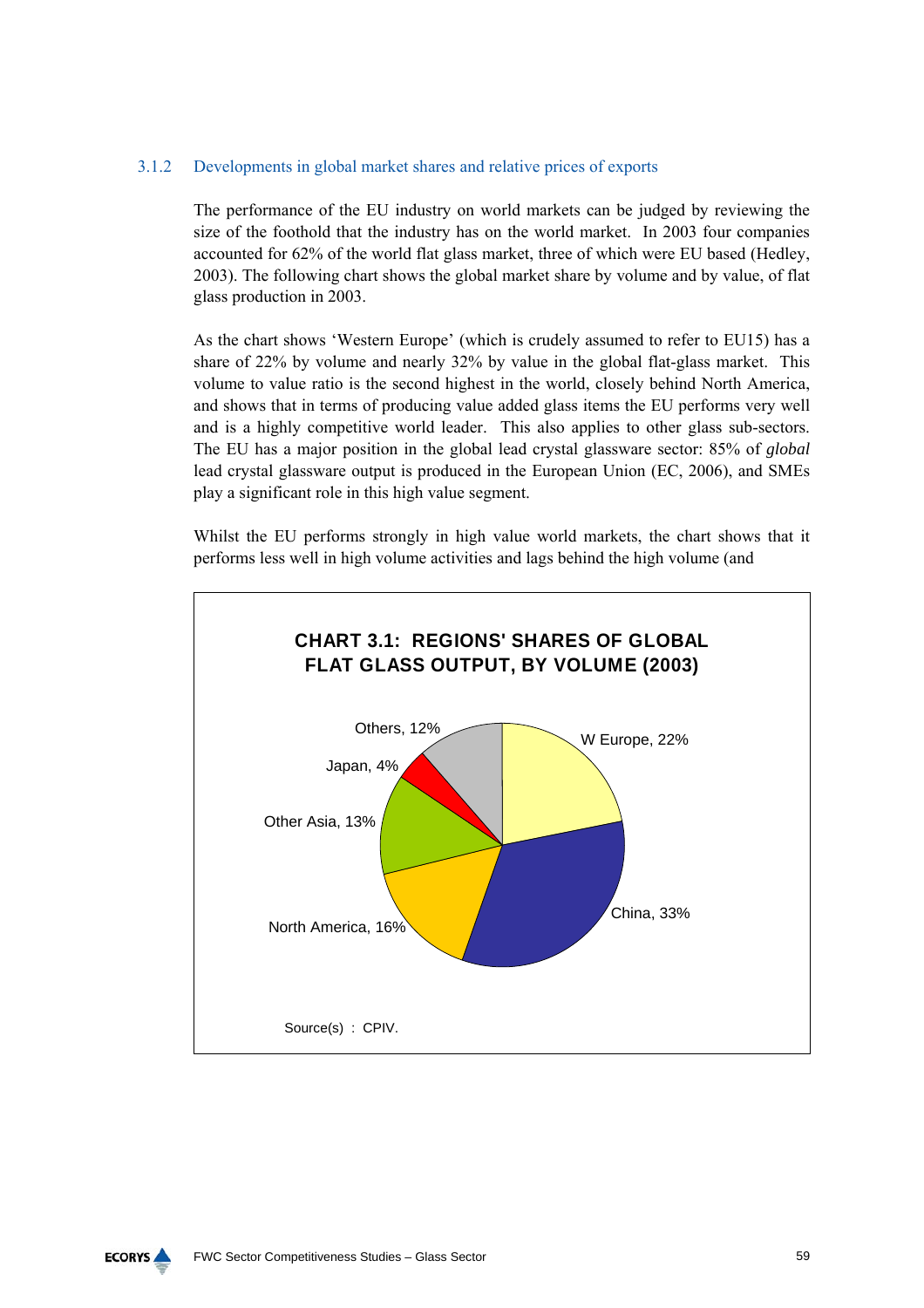### 3.1.2 Developments in global market shares and relative prices of exports

The performance of the EU industry on world markets can be judged by reviewing the size of the foothold that the industry has on the world market. In 2003 four companies accounted for 62% of the world flat glass market, three of which were EU based (Hedley, 2003). The following chart shows the global market share by volume and by value, of flat glass production in 2003.

As the chart shows 'Western Europe' (which is crudely assumed to refer to EU15) has a share of 22% by volume and nearly 32% by value in the global flat-glass market. This volume to value ratio is the second highest in the world, closely behind North America, and shows that in terms of producing value added glass items the EU performs very well and is a highly competitive world leader. This also applies to other glass sub-sectors. The EU has a major position in the global lead crystal glassware sector: 85% of *global* lead crystal glassware output is produced in the European Union (EC, 2006), and SMEs play a significant role in this high value segment.

Whilst the EU performs strongly in high value world markets, the chart shows that it performs less well in high volume activities and lags behind the high volume (and

**CHART 3.1: REGIONS' SHARES OF GLOBAL FLAT GLASS OUTPUT, BY VOLUME (2003)**

| Region | Share |
|---|---|
| W Europe | 22% |
| China | 33% |
| North America | 16% |
| Other Asia | 13% |
| Japan | 4% |
| Others | 12% |

Source(s) : CPIV.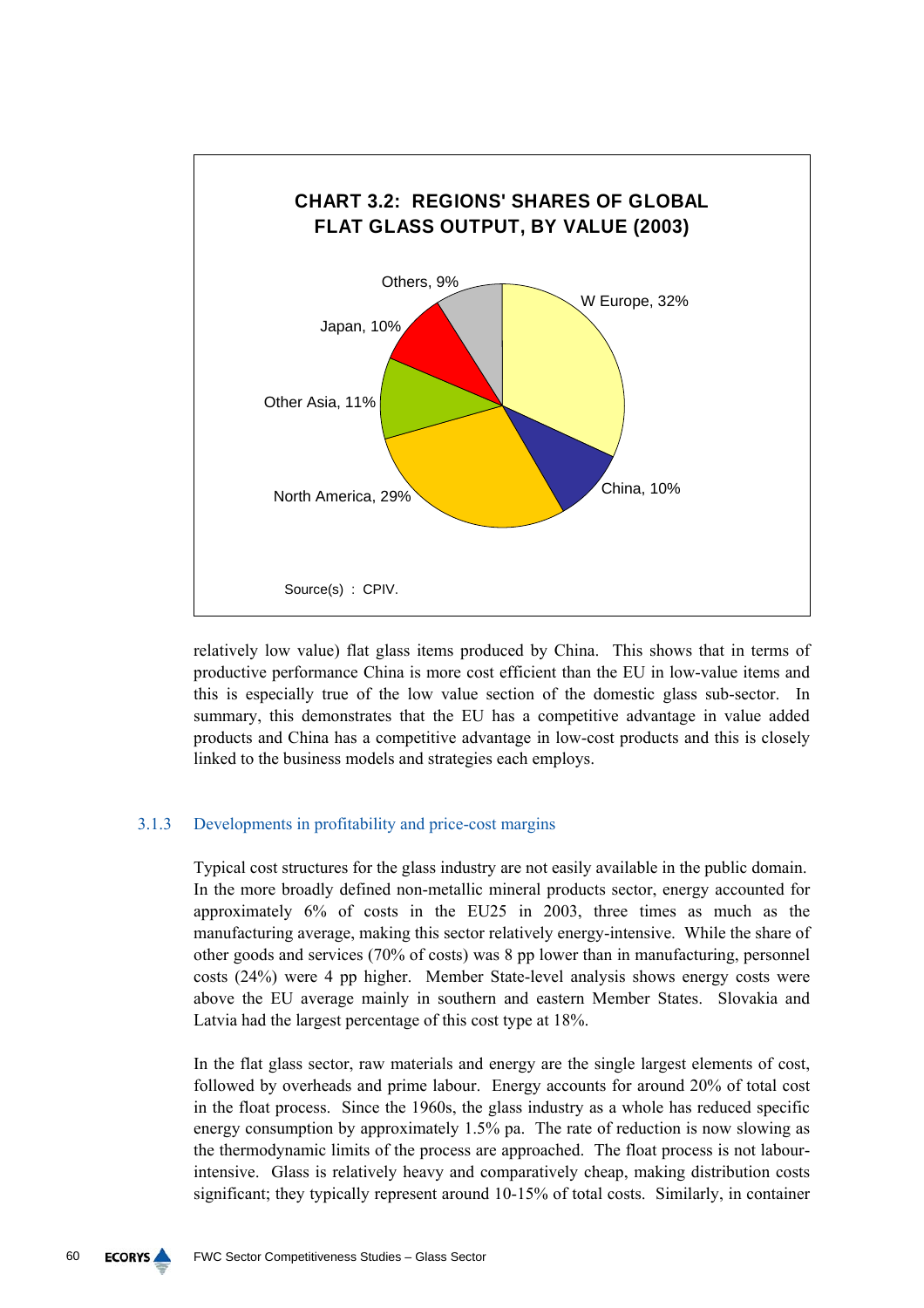**CHART 3.2: REGIONS' SHARES OF GLOBAL FLAT GLASS OUTPUT, BY VALUE (2003)**

| Region | Share |
|---|---|
| W Europe | 32% |
| China | 10% |
| North America | 29% |
| Other Asia | 11% |
| Japan | 10% |
| Others | 9% |

Source(s) : CPIV.

relatively low value) flat glass items produced by China. This shows that in terms of productive performance China is more cost efficient than the EU in low-value items and this is especially true of the low value section of the domestic glass sub-sector. In summary, this demonstrates that the EU has a competitive advantage in value added products and China has a competitive advantage in low-cost products and this is closely linked to the business models and strategies each employs.

### 3.1.3 Developments in profitability and price-cost margins

Typical cost structures for the glass industry are not easily available in the public domain. In the more broadly defined non-metallic mineral products sector, energy accounted for approximately 6% of costs in the EU25 in 2003, three times as much as the manufacturing average, making this sector relatively energy-intensive. While the share of other goods and services (70% of costs) was 8 pp lower than in manufacturing, personnel costs (24%) were 4 pp higher. Member State-level analysis shows energy costs were above the EU average mainly in southern and eastern Member States. Slovakia and Latvia had the largest percentage of this cost type at 18%.

In the flat glass sector, raw materials and energy are the single largest elements of cost, followed by overheads and prime labour. Energy accounts for around 20% of total cost in the float process. Since the 1960s, the glass industry as a whole has reduced specific energy consumption by approximately 1.5% pa. The rate of reduction is now slowing as the thermodynamic limits of the process are approached. The float process is not labour-intensive. Glass is relatively heavy and comparatively cheap, making distribution costs significant; they typically represent around 10-15% of total costs. Similarly, in container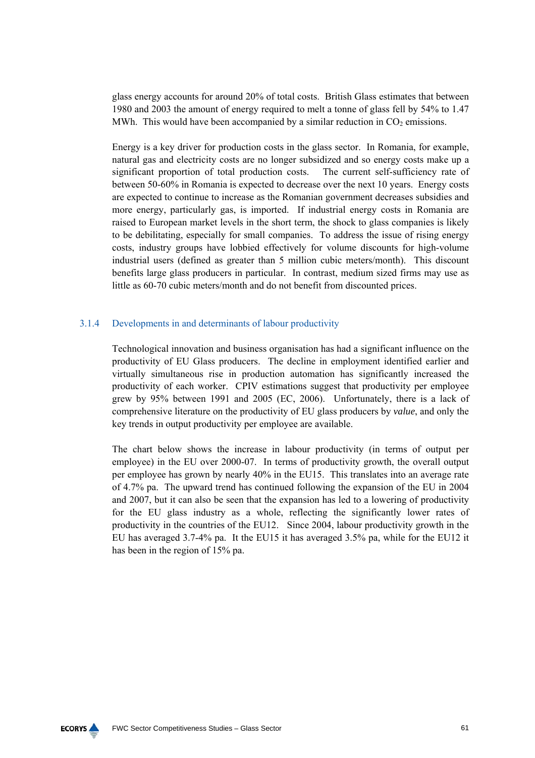glass energy accounts for around 20% of total costs. British Glass estimates that between 1980 and 2003 the amount of energy required to melt a tonne of glass fell by 54% to 1.47 MWh. This would have been accompanied by a similar reduction in $CO_2$ emissions.

Energy is a key driver for production costs in the glass sector. In Romania, for example, natural gas and electricity costs are no longer subsidized and so energy costs make up a significant proportion of total production costs. The current self-sufficiency rate of between 50-60% in Romania is expected to decrease over the next 10 years. Energy costs are expected to continue to increase as the Romanian government decreases subsidies and more energy, particularly gas, is imported. If industrial energy costs in Romania are raised to European market levels in the short term, the shock to glass companies is likely to be debilitating, especially for small companies. To address the issue of rising energy costs, industry groups have lobbied effectively for volume discounts for high-volume industrial users (defined as greater than 5 million cubic meters/month). This discount benefits large glass producers in particular. In contrast, medium sized firms may use as little as 60-70 cubic meters/month and do not benefit from discounted prices.

### 3.1.4 Developments in and determinants of labour productivity

Technological innovation and business organisation has had a significant influence on the productivity of EU Glass producers. The decline in employment identified earlier and virtually simultaneous rise in production automation has significantly increased the productivity of each worker. CPIV estimations suggest that productivity per employee grew by 95% between 1991 and 2005 (EC, 2006). Unfortunately, there is a lack of comprehensive literature on the productivity of EU glass producers by *value*, and only the key trends in output productivity per employee are available.

The chart below shows the increase in labour productivity (in terms of output per employee) in the EU over 2000-07. In terms of productivity growth, the overall output per employee has grown by nearly 40% in the EU15. This translates into an average rate of 4.7% pa. The upward trend has continued following the expansion of the EU in 2004 and 2007, but it can also be seen that the expansion has led to a lowering of productivity for the EU glass industry as a whole, reflecting the significantly lower rates of productivity in the countries of the EU12. Since 2004, labour productivity growth in the EU has averaged 3.7-4% pa. It the EU15 it has averaged 3.5% pa, while for the EU12 it has been in the region of 15% pa.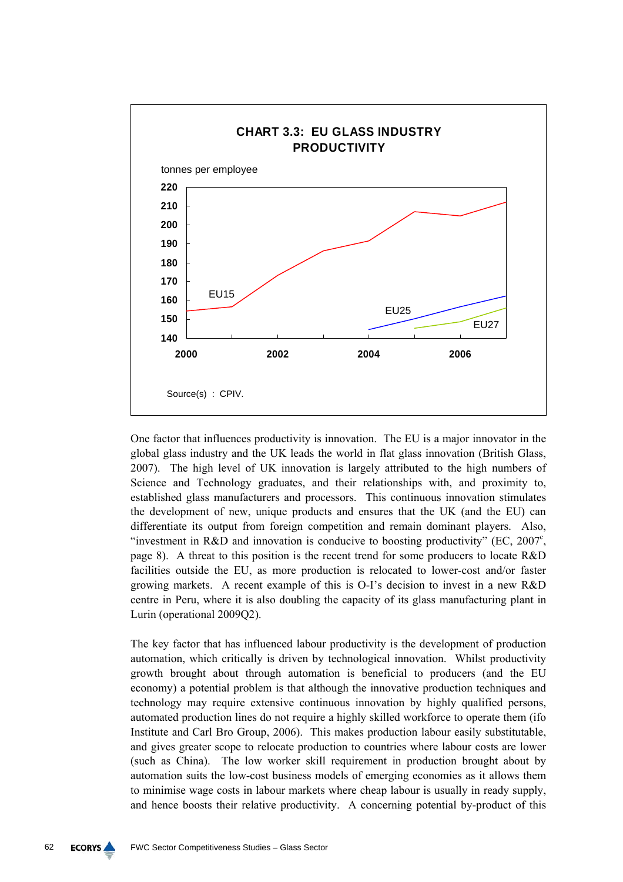**CHART 3.3: EU GLASS INDUSTRY PRODUCTIVITY**

tonnes per employee

Source(s) : CPIV.

One factor that influences productivity is innovation. The EU is a major innovator in the global glass industry and the UK leads the world in flat glass innovation (British Glass, 2007). The high level of UK innovation is largely attributed to the high numbers of Science and Technology graduates, and their relationships with, and proximity to, established glass manufacturers and processors. This continuous innovation stimulates the development of new, unique products and ensures that the UK (and the EU) can differentiate its output from foreign competition and remain dominant players. Also, "investment in R&D and innovation is conducive to boosting productivity" (EC, 2007[c], page 8). A threat to this position is the recent trend for some producers to locate R&D facilities outside the EU, as more production is relocated to lower-cost and/or faster growing markets. A recent example of this is O-I's decision to invest in a new R&D centre in Peru, where it is also doubling the capacity of its glass manufacturing plant in Lurin (operational 2009Q2).

The key factor that has influenced labour productivity is the development of production automation, which critically is driven by technological innovation. Whilst productivity growth brought about through automation is beneficial to producers (and the EU economy) a potential problem is that although the innovative production techniques and technology may require extensive continuous innovation by highly qualified persons, automated production lines do not require a highly skilled workforce to operate them (ifo Institute and Carl Bro Group, 2006). This makes production labour easily substitutable, and gives greater scope to relocate production to countries where labour costs are lower (such as China). The low worker skill requirement in production brought about by automation suits the low-cost business models of emerging economies as it allows them to minimise wage costs in labour markets where cheap labour is usually in ready supply, and hence boosts their relative productivity. A concerning potential by-product of this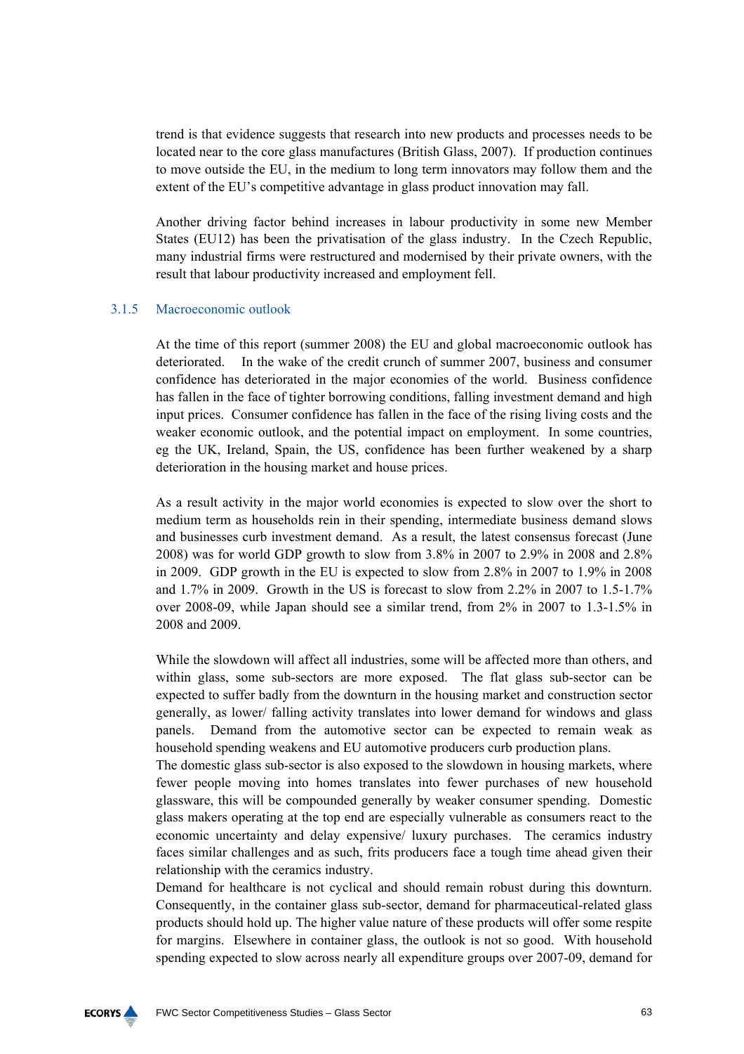trend is that evidence suggests that research into new products and processes needs to be located near to the core glass manufactures (British Glass, 2007). If production continues to move outside the EU, in the medium to long term innovators may follow them and the extent of the EU's competitive advantage in glass product innovation may fall.

Another driving factor behind increases in labour productivity in some new Member States (EU12) has been the privatisation of the glass industry. In the Czech Republic, many industrial firms were restructured and modernised by their private owners, with the result that labour productivity increased and employment fell.

### 3.1.5 Macroeconomic outlook

At the time of this report (summer 2008) the EU and global macroeconomic outlook has deteriorated. In the wake of the credit crunch of summer 2007, business and consumer confidence has deteriorated in the major economies of the world. Business confidence has fallen in the face of tighter borrowing conditions, falling investment demand and high input prices. Consumer confidence has fallen in the face of the rising living costs and the weaker economic outlook, and the potential impact on employment. In some countries, eg the UK, Ireland, Spain, the US, confidence has been further weakened by a sharp deterioration in the housing market and house prices.

As a result activity in the major world economies is expected to slow over the short to medium term as households rein in their spending, intermediate business demand slows and businesses curb investment demand. As a result, the latest consensus forecast (June 2008) was for world GDP growth to slow from 3.8% in 2007 to 2.9% in 2008 and 2.8% in 2009. GDP growth in the EU is expected to slow from 2.8% in 2007 to 1.9% in 2008 and 1.7% in 2009. Growth in the US is forecast to slow from 2.2% in 2007 to 1.5-1.7% over 2008-09, while Japan should see a similar trend, from 2% in 2007 to 1.3-1.5% in 2008 and 2009.

While the slowdown will affect all industries, some will be affected more than others, and within glass, some sub-sectors are more exposed. The flat glass sub-sector can be expected to suffer badly from the downturn in the housing market and construction sector generally, as lower/ falling activity translates into lower demand for windows and glass panels. Demand from the automotive sector can be expected to remain weak as household spending weakens and EU automotive producers curb production plans.

The domestic glass sub-sector is also exposed to the slowdown in housing markets, where fewer people moving into homes translates into fewer purchases of new household glassware, this will be compounded generally by weaker consumer spending. Domestic glass makers operating at the top end are especially vulnerable as consumers react to the economic uncertainty and delay expensive/ luxury purchases. The ceramics industry faces similar challenges and as such, frits producers face a tough time ahead given their relationship with the ceramics industry.

Demand for healthcare is not cyclical and should remain robust during this downturn. Consequently, in the container glass sub-sector, demand for pharmaceutical-related glass products should hold up. The higher value nature of these products will offer some respite for margins. Elsewhere in container glass, the outlook is not so good. With household spending expected to slow across nearly all expenditure groups over 2007-09, demand for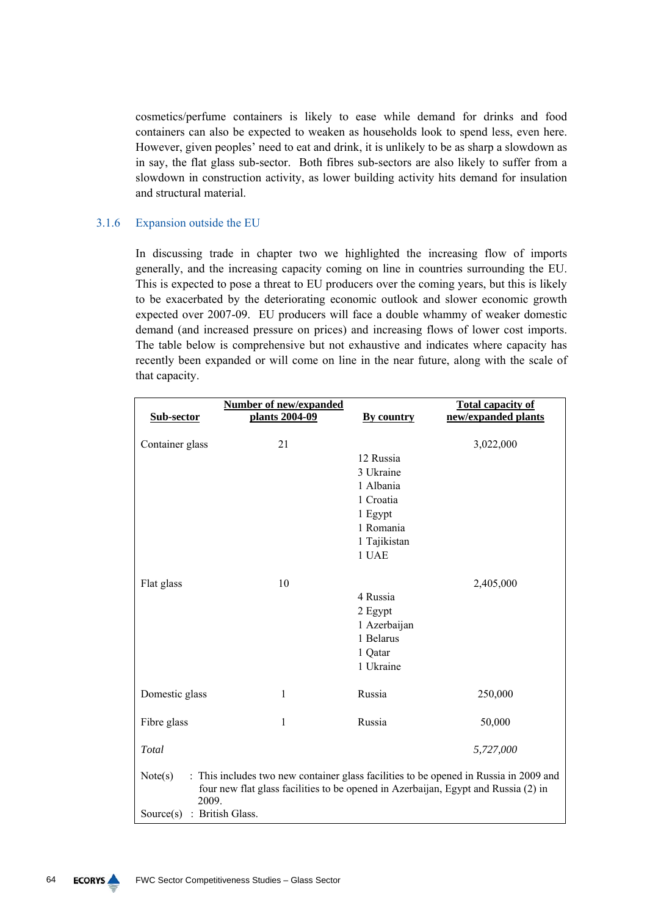cosmetics/perfume containers is likely to ease while demand for drinks and food containers can also be expected to weaken as households look to spend less, even here. However, given peoples' need to eat and drink, it is unlikely to be as sharp a slowdown as in say, the flat glass sub-sector. Both fibres sub-sectors are also likely to suffer from a slowdown in construction activity, as lower building activity hits demand for insulation and structural material.

### 3.1.6 Expansion outside the EU

In discussing trade in chapter two we highlighted the increasing flow of imports generally, and the increasing capacity coming on line in countries surrounding the EU. This is expected to pose a threat to EU producers over the coming years, but this is likely to be exacerbated by the deteriorating economic outlook and slower economic growth expected over 2007-09. EU producers will face a double whammy of weaker domestic demand (and increased pressure on prices) and increasing flows of lower cost imports. The table below is comprehensive but not exhaustive and indicates where capacity has recently been expanded or will come on line in the near future, along with the scale of that capacity.

| Sub-sector | Number of new/expanded plants 2004-09 | By country | Total capacity of new/expanded plants |
|---|---|---|---|
| Container glass | 21 | 12 Russia<br>3 Ukraine<br>1 Albania<br>1 Croatia<br>1 Egypt<br>1 Romania<br>1 Tajikistan<br>1 UAE | 3,022,000 |
| Flat glass | 10 | 4 Russia<br>2 Egypt<br>1 Azerbaijan<br>1 Belarus<br>1 Qatar<br>1 Ukraine | 2,405,000 |
| Domestic glass | 1 | Russia | 250,000 |
| Fibre glass | 1 | Russia | 50,000 |
| *Total* | | | *5,727,000* |

Note(s) : This includes two new container glass facilities to be opened in Russia in 2009 and four new flat glass facilities to be opened in Azerbaijan, Egypt and Russia (2) in 2009.
Source(s) : British Glass.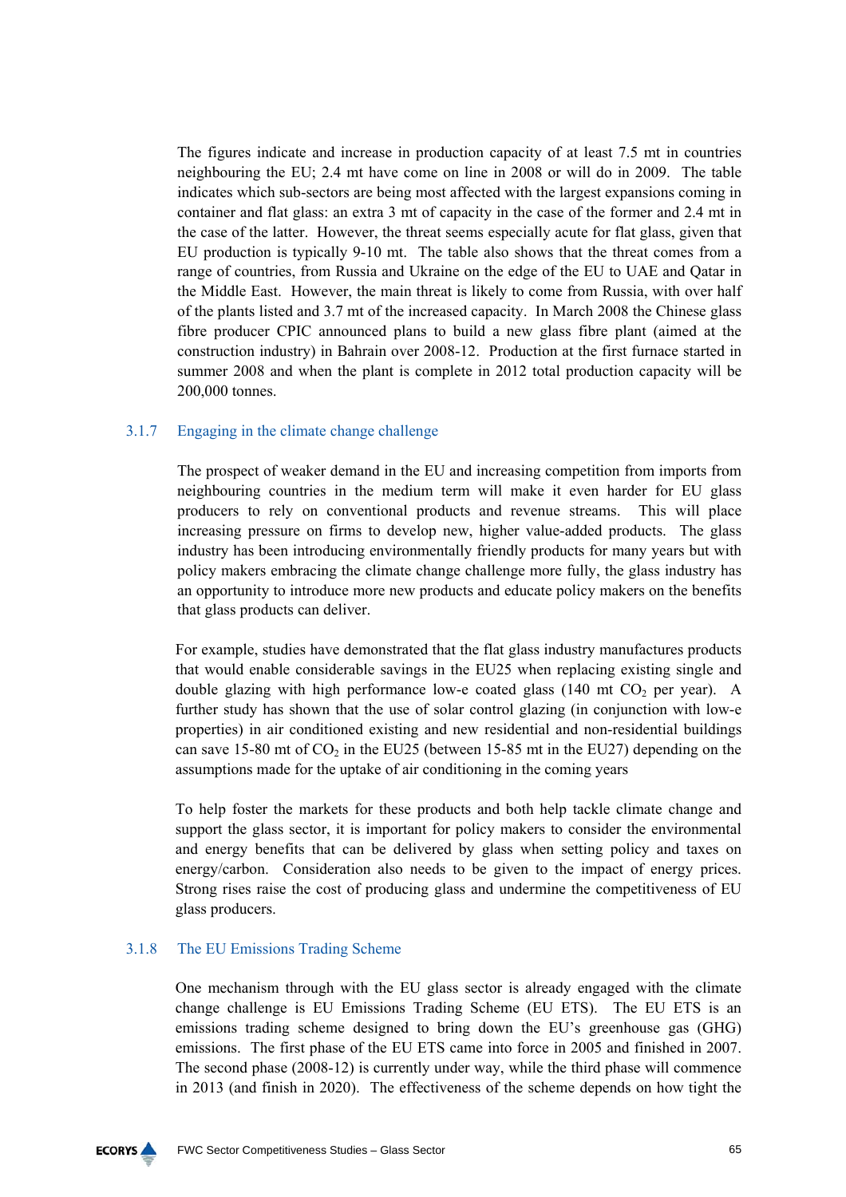The figures indicate and increase in production capacity of at least 7.5 mt in countries neighbouring the EU; 2.4 mt have come on line in 2008 or will do in 2009. The table indicates which sub-sectors are being most affected with the largest expansions coming in container and flat glass: an extra 3 mt of capacity in the case of the former and 2.4 mt in the case of the latter. However, the threat seems especially acute for flat glass, given that EU production is typically 9-10 mt. The table also shows that the threat comes from a range of countries, from Russia and Ukraine on the edge of the EU to UAE and Qatar in the Middle East. However, the main threat is likely to come from Russia, with over half of the plants listed and 3.7 mt of the increased capacity. In March 2008 the Chinese glass fibre producer CPIC announced plans to build a new glass fibre plant (aimed at the construction industry) in Bahrain over 2008-12. Production at the first furnace started in summer 2008 and when the plant is complete in 2012 total production capacity will be 200,000 tonnes.

### 3.1.7 Engaging in the climate change challenge

The prospect of weaker demand in the EU and increasing competition from imports from neighbouring countries in the medium term will make it even harder for EU glass producers to rely on conventional products and revenue streams. This will place increasing pressure on firms to develop new, higher value-added products. The glass industry has been introducing environmentally friendly products for many years but with policy makers embracing the climate change challenge more fully, the glass industry has an opportunity to introduce more new products and educate policy makers on the benefits that glass products can deliver.

For example, studies have demonstrated that the flat glass industry manufactures products that would enable considerable savings in the EU25 when replacing existing single and double glazing with high performance low-e coated glass (140 mt $CO_2$ per year). A further study has shown that the use of solar control glazing (in conjunction with low-e properties) in air conditioned existing and new residential and non-residential buildings can save 15-80 mt of $CO_2$ in the EU25 (between 15-85 mt in the EU27) depending on the assumptions made for the uptake of air conditioning in the coming years

To help foster the markets for these products and both help tackle climate change and support the glass sector, it is important for policy makers to consider the environmental and energy benefits that can be delivered by glass when setting policy and taxes on energy/carbon. Consideration also needs to be given to the impact of energy prices. Strong rises raise the cost of producing glass and undermine the competitiveness of EU glass producers.

### 3.1.8 The EU Emissions Trading Scheme

One mechanism through with the EU glass sector is already engaged with the climate change challenge is EU Emissions Trading Scheme (EU ETS). The EU ETS is an emissions trading scheme designed to bring down the EU's greenhouse gas (GHG) emissions. The first phase of the EU ETS came into force in 2005 and finished in 2007. The second phase (2008-12) is currently under way, while the third phase will commence in 2013 (and finish in 2020). The effectiveness of the scheme depends on how tight the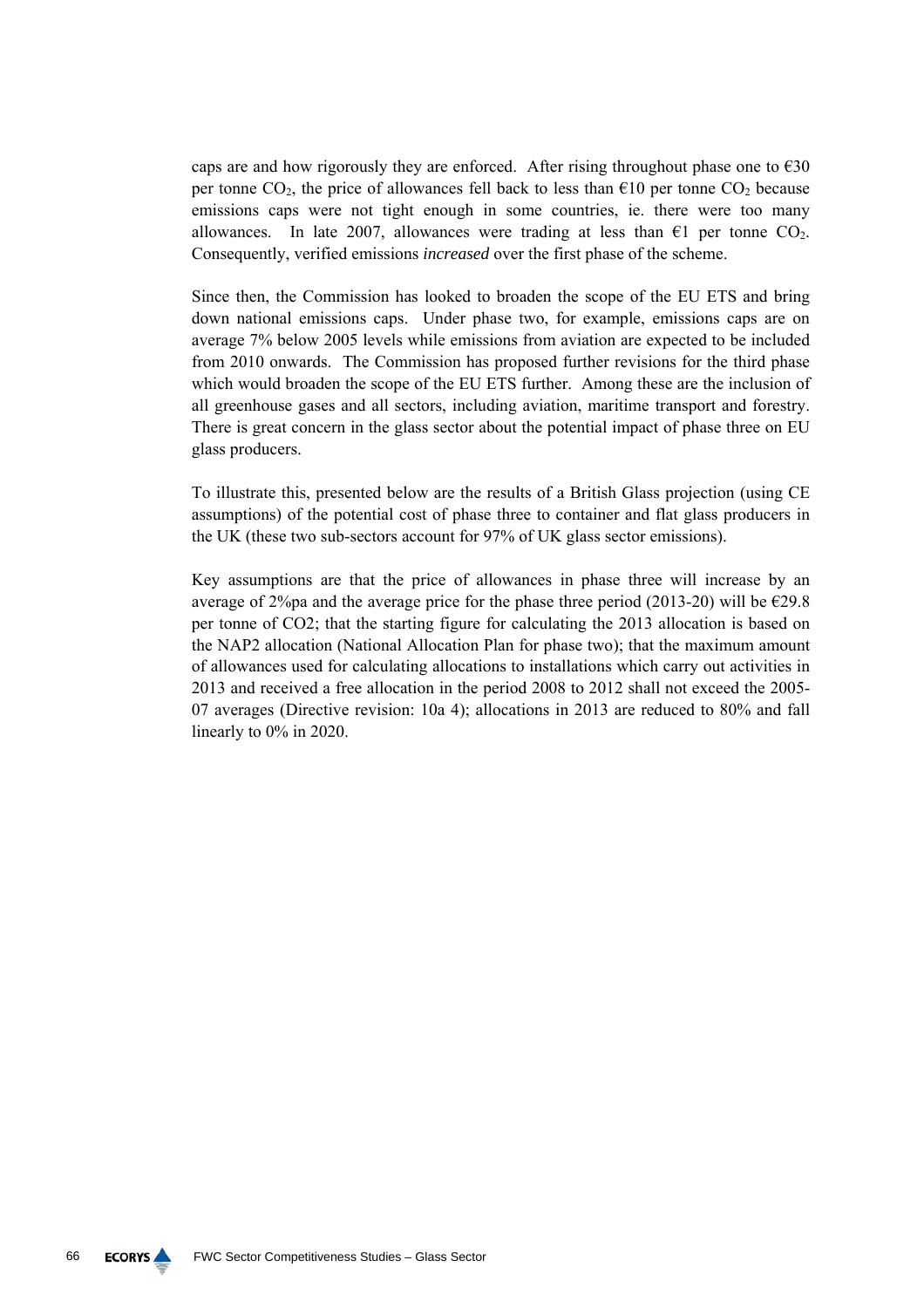caps are and how rigorously they are enforced. After rising throughout phase one to €30 per tonne $CO_2$, the price of allowances fell back to less than €10 per tonne $CO_2$ because emissions caps were not tight enough in some countries, ie. there were too many allowances. In late 2007, allowances were trading at less than €1 per tonne $CO_2$. Consequently, verified emissions *increased* over the first phase of the scheme.

Since then, the Commission has looked to broaden the scope of the EU ETS and bring down national emissions caps. Under phase two, for example, emissions caps are on average 7% below 2005 levels while emissions from aviation are expected to be included from 2010 onwards. The Commission has proposed further revisions for the third phase which would broaden the scope of the EU ETS further. Among these are the inclusion of all greenhouse gases and all sectors, including aviation, maritime transport and forestry. There is great concern in the glass sector about the potential impact of phase three on EU glass producers.

To illustrate this, presented below are the results of a British Glass projection (using CE assumptions) of the potential cost of phase three to container and flat glass producers in the UK (these two sub-sectors account for 97% of UK glass sector emissions).

Key assumptions are that the price of allowances in phase three will increase by an average of 2%pa and the average price for the phase three period (2013-20) will be €29.8 per tonne of CO2; that the starting figure for calculating the 2013 allocation is based on the NAP2 allocation (National Allocation Plan for phase two); that the maximum amount of allowances used for calculating allocations to installations which carry out activities in 2013 and received a free allocation in the period 2008 to 2012 shall not exceed the 2005-07 averages (Directive revision: 10a 4); allocations in 2013 are reduced to 80% and fall linearly to 0% in 2020.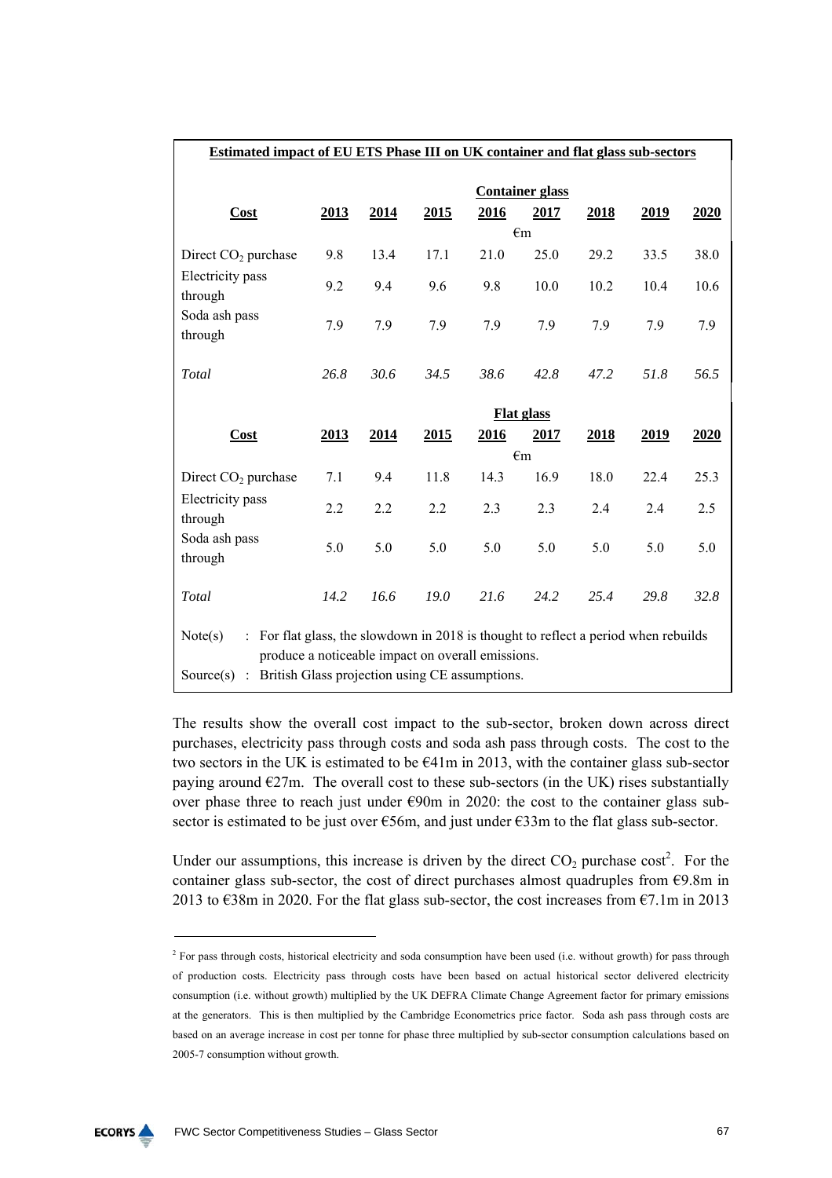**Estimated impact of EU ETS Phase III on UK container and flat glass sub-sectors**

| Cost | 2013 | 2014 | 2015 | 2016 | 2017 | 2018 | 2019 | 2020 |
|---|---|---|---|---|---|---|---|---|
| | | | | **Container glass** | | | | |
| | | | | €m | | | | |
| Direct $CO_2$ purchase | 9.8 | 13.4 | 17.1 | 21.0 | 25.0 | 29.2 | 33.5 | 38.0 |
| Electricity pass through | 9.2 | 9.4 | 9.6 | 9.8 | 10.0 | 10.2 | 10.4 | 10.6 |
| Soda ash pass through | 7.9 | 7.9 | 7.9 | 7.9 | 7.9 | 7.9 | 7.9 | 7.9 |
| *Total* | *26.8* | *30.6* | *34.5* | *38.6* | *42.8* | *47.2* | *51.8* | *56.5* |
| | | | | **Flat glass** | | | | |
| **Cost** | **2013** | **2014** | **2015** | **2016** | **2017** | **2018** | **2019** | **2020** |
| | | | | €m | | | | |
| Direct $CO_2$ purchase | 7.1 | 9.4 | 11.8 | 14.3 | 16.9 | 18.0 | 22.4 | 25.3 |
| Electricity pass through | 2.2 | 2.2 | 2.2 | 2.3 | 2.3 | 2.4 | 2.4 | 2.5 |
| Soda ash pass through | 5.0 | 5.0 | 5.0 | 5.0 | 5.0 | 5.0 | 5.0 | 5.0 |
| *Total* | *14.2* | *16.6* | *19.0* | *21.6* | *24.2* | *25.4* | *29.8* | *32.8* |

Note(s) : For flat glass, the slowdown in 2018 is thought to reflect a period when rebuilds produce a noticeable impact on overall emissions.

Source(s) : British Glass projection using CE assumptions.

The results show the overall cost impact to the sub-sector, broken down across direct purchases, electricity pass through costs and soda ash pass through costs. The cost to the two sectors in the UK is estimated to be €41m in 2013, with the container glass sub-sector paying around €27m. The overall cost to these sub-sectors (in the UK) rises substantially over phase three to reach just under €90m in 2020: the cost to the container glass sub-sector is estimated to be just over €56m, and just under €33m to the flat glass sub-sector.

Under our assumptions, this increase is driven by the direct $CO_2$ purchase cost[2]. For the container glass sub-sector, the cost of direct purchases almost quadruples from €9.8m in 2013 to €38m in 2020. For the flat glass sub-sector, the cost increases from €7.1m in 2013

[2] For pass through costs, historical electricity and soda consumption have been used (i.e. without growth) for pass through of production costs. Electricity pass through costs have been based on actual historical sector delivered electricity consumption (i.e. without growth) multiplied by the UK DEFRA Climate Change Agreement factor for primary emissions at the generators. This is then multiplied by the Cambridge Econometrics price factor. Soda ash pass through costs are based on an average increase in cost per tonne for phase three multiplied by sub-sector consumption calculations based on 2005-7 consumption without growth.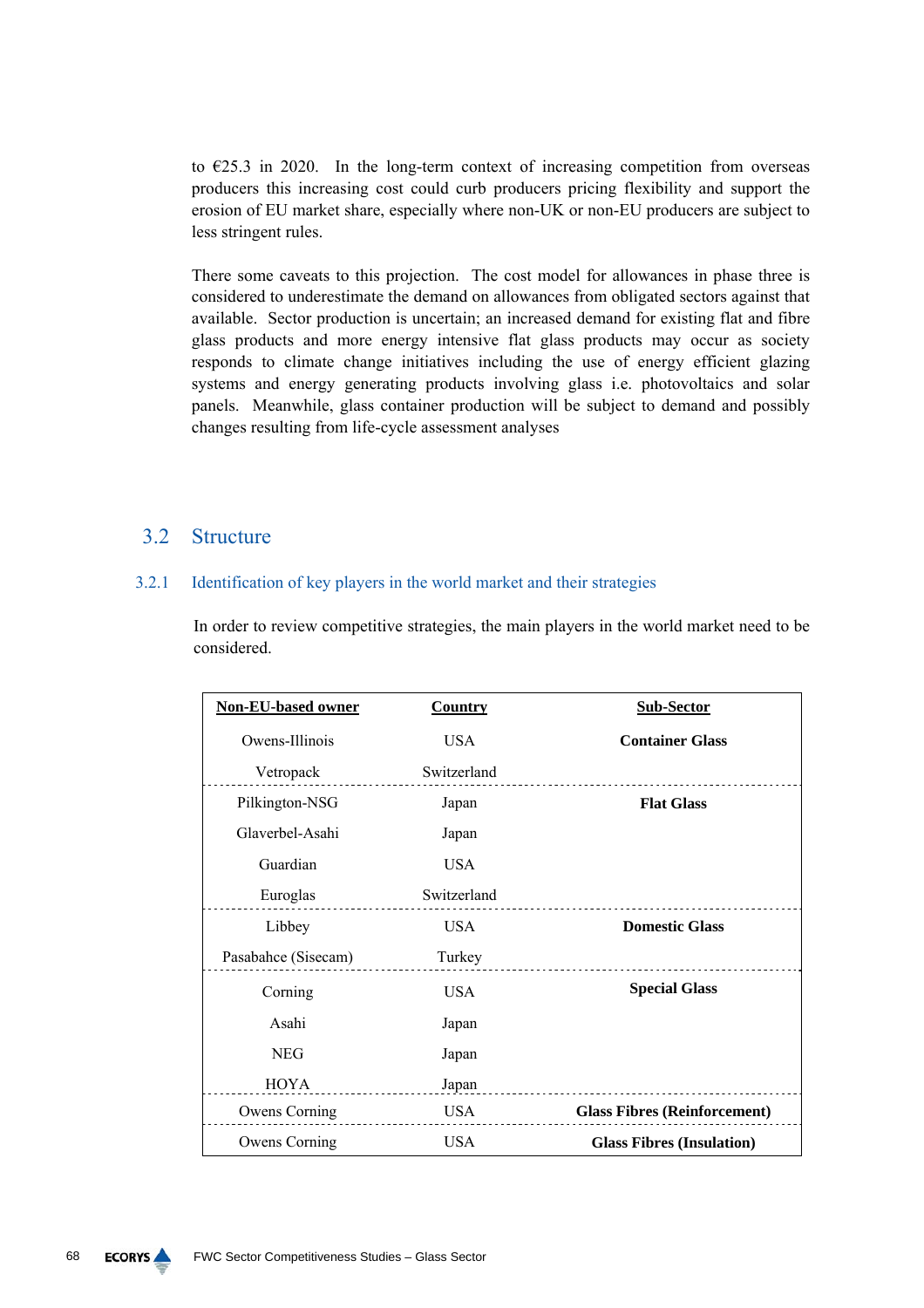to €25.3 in 2020. In the long-term context of increasing competition from overseas producers this increasing cost could curb producers pricing flexibility and support the erosion of EU market share, especially where non-UK or non-EU producers are subject to less stringent rules.

There some caveats to this projection. The cost model for allowances in phase three is considered to underestimate the demand on allowances from obligated sectors against that available. Sector production is uncertain; an increased demand for existing flat and fibre glass products and more energy intensive flat glass products may occur as society responds to climate change initiatives including the use of energy efficient glazing systems and energy generating products involving glass i.e. photovoltaics and solar panels. Meanwhile, glass container production will be subject to demand and possibly changes resulting from life-cycle assessment analyses

## 3.2 Structure

### 3.2.1 Identification of key players in the world market and their strategies

In order to review competitive strategies, the main players in the world market need to be considered.

| Non-EU-based owner | Country | Sub-Sector |
|---|---|---|
| Owens-Illinois | USA | **Container Glass** |
| Vetropack | Switzerland | |
| Pilkington-NSG | Japan | **Flat Glass** |
| Glaverbel-Asahi | Japan | |
| Guardian | USA | |
| Euroglas | Switzerland | |
| Libbey | USA | **Domestic Glass** |
| Pasabahce (Sisecam) | Turkey | |
| Corning | USA | **Special Glass** |
| Asahi | Japan | |
| NEG | Japan | |
| HOYA | Japan | |
| Owens Corning | USA | **Glass Fibres (Reinforcement)** |
| Owens Corning | USA | **Glass Fibres (Insulation)** |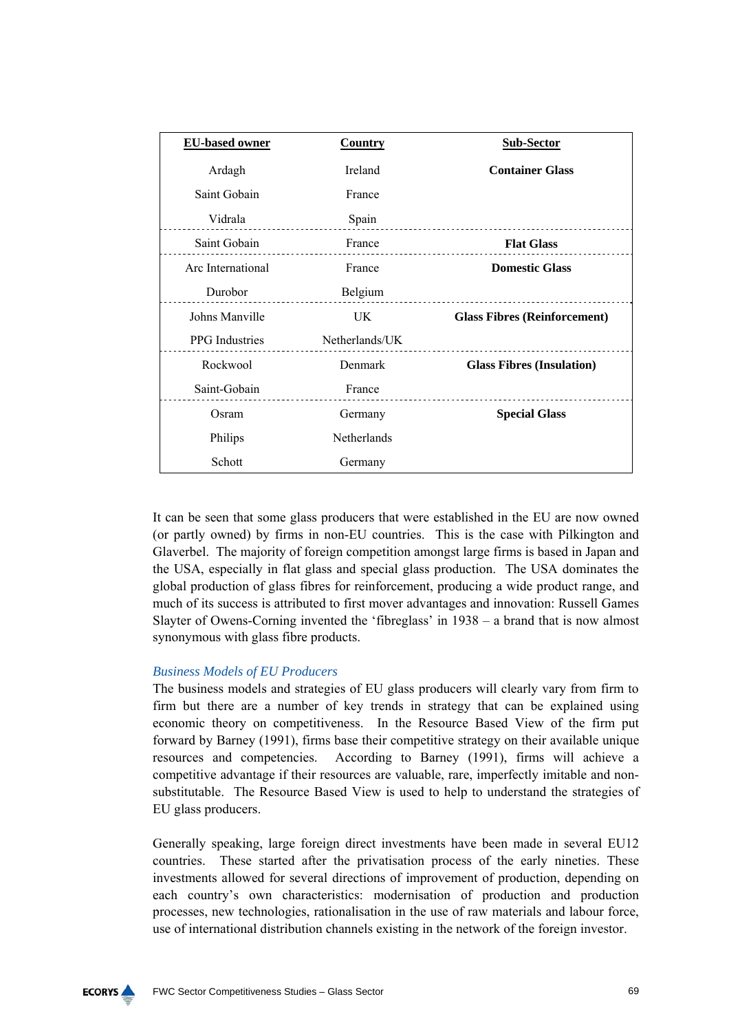| EU-based owner | Country | Sub-Sector |
|---|---|---|
| Ardagh | Ireland | **Container Glass** |
| Saint Gobain | France | |
| Vidrala | Spain | |
| Saint Gobain | France | **Flat Glass** |
| Arc International | France | **Domestic Glass** |
| Durobor | Belgium | |
| Johns Manville | UK | **Glass Fibres (Reinforcement)** |
| PPG Industries | Netherlands/UK | |
| Rockwool | Denmark | **Glass Fibres (Insulation)** |
| Saint-Gobain | France | |
| Osram | Germany | **Special Glass** |
| Philips | Netherlands | |
| Schott | Germany | |

It can be seen that some glass producers that were established in the EU are now owned (or partly owned) by firms in non-EU countries. This is the case with Pilkington and Glaverbel. The majority of foreign competition amongst large firms is based in Japan and the USA, especially in flat glass and special glass production. The USA dominates the global production of glass fibres for reinforcement, producing a wide product range, and much of its success is attributed to first mover advantages and innovation: Russell Games Slayter of Owens-Corning invented the 'fibreglass' in 1938 – a brand that is now almost synonymous with glass fibre products.

### *Business Models of EU Producers*

The business models and strategies of EU glass producers will clearly vary from firm to firm but there are a number of key trends in strategy that can be explained using economic theory on competitiveness. In the Resource Based View of the firm put forward by Barney (1991), firms base their competitive strategy on their available unique resources and competencies. According to Barney (1991), firms will achieve a competitive advantage if their resources are valuable, rare, imperfectly imitable and non-substitutable. The Resource Based View is used to help to understand the strategies of EU glass producers.

Generally speaking, large foreign direct investments have been made in several EU12 countries. These started after the privatisation process of the early nineties. These investments allowed for several directions of improvement of production, depending on each country's own characteristics: modernisation of production and production processes, new technologies, rationalisation in the use of raw materials and labour force, use of international distribution channels existing in the network of the foreign investor.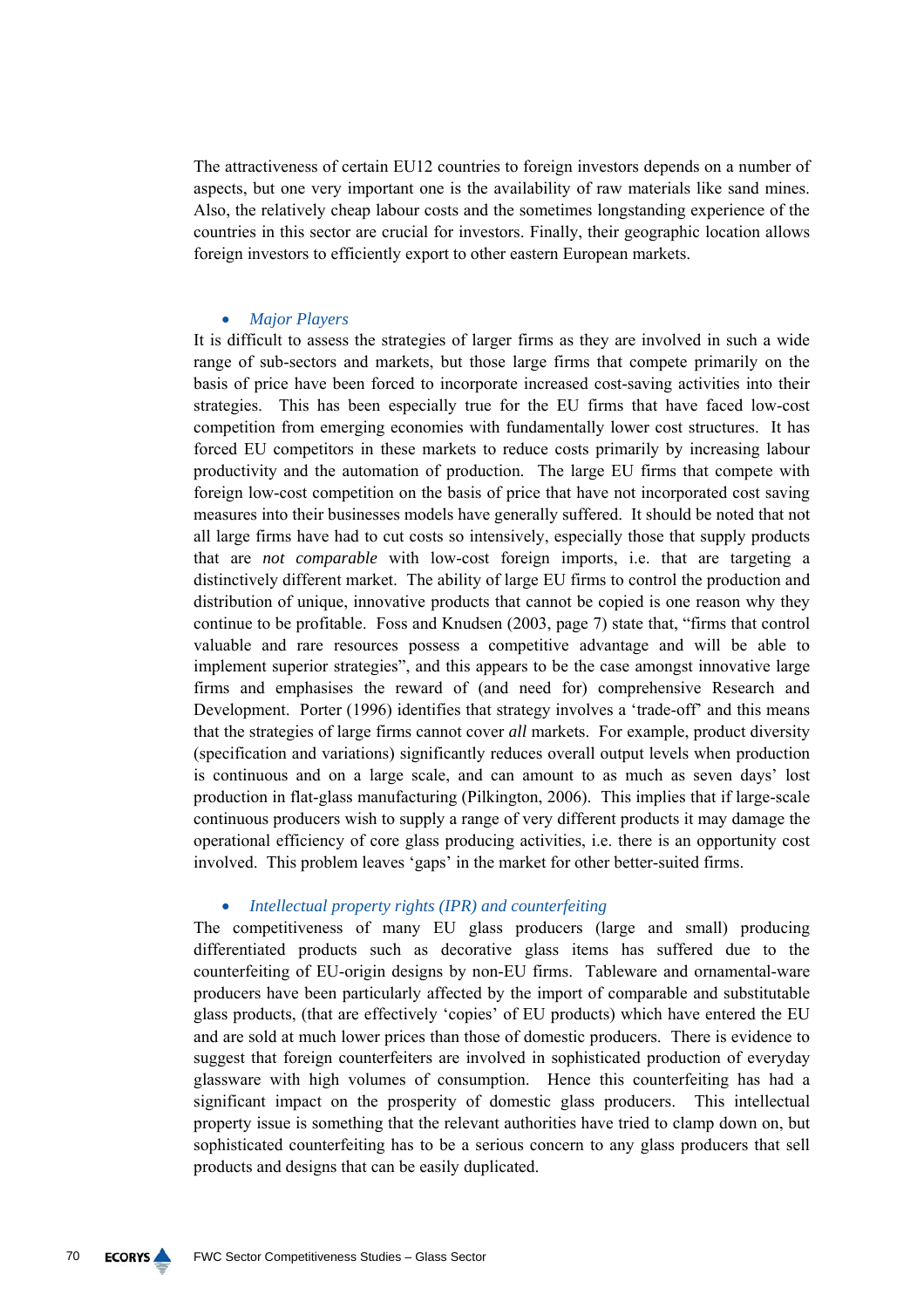The attractiveness of certain EU12 countries to foreign investors depends on a number of aspects, but one very important one is the availability of raw materials like sand mines. Also, the relatively cheap labour costs and the sometimes longstanding experience of the countries in this sector are crucial for investors. Finally, their geographic location allows foreign investors to efficiently export to other eastern European markets.

- *Major Players*

It is difficult to assess the strategies of larger firms as they are involved in such a wide range of sub-sectors and markets, but those large firms that compete primarily on the basis of price have been forced to incorporate increased cost-saving activities into their strategies. This has been especially true for the EU firms that have faced low-cost competition from emerging economies with fundamentally lower cost structures. It has forced EU competitors in these markets to reduce costs primarily by increasing labour productivity and the automation of production. The large EU firms that compete with foreign low-cost competition on the basis of price that have not incorporated cost saving measures into their businesses models have generally suffered. It should be noted that not all large firms have had to cut costs so intensively, especially those that supply products that are *not comparable* with low-cost foreign imports, i.e. that are targeting a distinctively different market. The ability of large EU firms to control the production and distribution of unique, innovative products that cannot be copied is one reason why they continue to be profitable. Foss and Knudsen (2003, page 7) state that, "firms that control valuable and rare resources possess a competitive advantage and will be able to implement superior strategies", and this appears to be the case amongst innovative large firms and emphasises the reward of (and need for) comprehensive Research and Development. Porter (1996) identifies that strategy involves a 'trade-off' and this means that the strategies of large firms cannot cover *all* markets. For example, product diversity (specification and variations) significantly reduces overall output levels when production is continuous and on a large scale, and can amount to as much as seven days' lost production in flat-glass manufacturing (Pilkington, 2006). This implies that if large-scale continuous producers wish to supply a range of very different products it may damage the operational efficiency of core glass producing activities, i.e. there is an opportunity cost involved. This problem leaves 'gaps' in the market for other better-suited firms.

- *Intellectual property rights (IPR) and counterfeiting*

The competitiveness of many EU glass producers (large and small) producing differentiated products such as decorative glass items has suffered due to the counterfeiting of EU-origin designs by non-EU firms. Tableware and ornamental-ware producers have been particularly affected by the import of comparable and substitutable glass products, (that are effectively 'copies' of EU products) which have entered the EU and are sold at much lower prices than those of domestic producers. There is evidence to suggest that foreign counterfeiters are involved in sophisticated production of everyday glassware with high volumes of consumption. Hence this counterfeiting has had a significant impact on the prosperity of domestic glass producers. This intellectual property issue is something that the relevant authorities have tried to clamp down on, but sophisticated counterfeiting has to be a serious concern to any glass producers that sell products and designs that can be easily duplicated.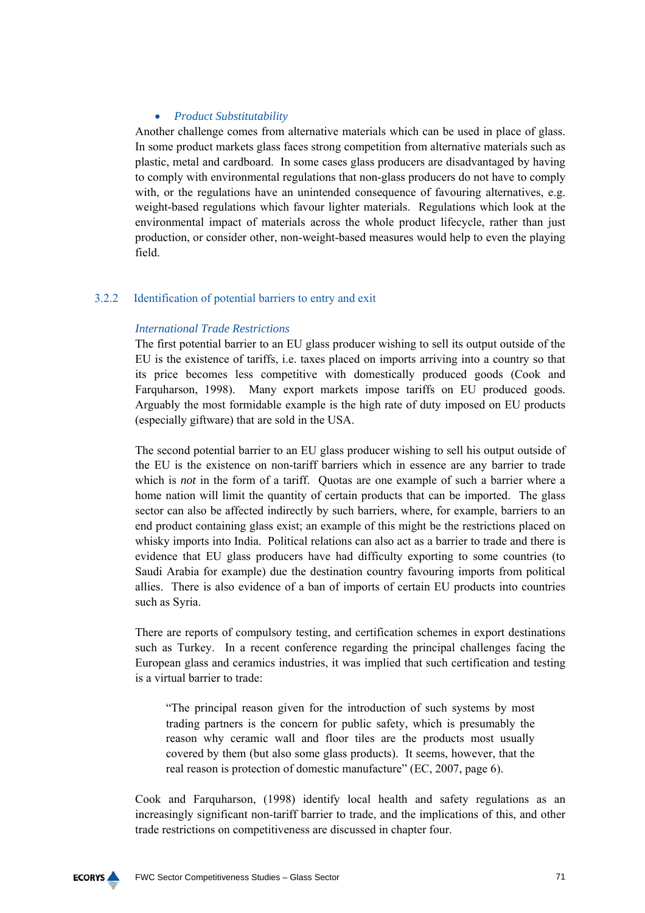- *Product Substitutability*

Another challenge comes from alternative materials which can be used in place of glass. In some product markets glass faces strong competition from alternative materials such as plastic, metal and cardboard. In some cases glass producers are disadvantaged by having to comply with environmental regulations that non-glass producers do not have to comply with, or the regulations have an unintended consequence of favouring alternatives, e.g. weight-based regulations which favour lighter materials. Regulations which look at the environmental impact of materials across the whole product lifecycle, rather than just production, or consider other, non-weight-based measures would help to even the playing field.

### 3.2.2 Identification of potential barriers to entry and exit

*International Trade Restrictions*

The first potential barrier to an EU glass producer wishing to sell its output outside of the EU is the existence of tariffs, i.e. taxes placed on imports arriving into a country so that its price becomes less competitive with domestically produced goods (Cook and Farquharson, 1998). Many export markets impose tariffs on EU produced goods. Arguably the most formidable example is the high rate of duty imposed on EU products (especially giftware) that are sold in the USA.

The second potential barrier to an EU glass producer wishing to sell his output outside of the EU is the existence on non-tariff barriers which in essence are any barrier to trade which is *not* in the form of a tariff. Quotas are one example of such a barrier where a home nation will limit the quantity of certain products that can be imported. The glass sector can also be affected indirectly by such barriers, where, for example, barriers to an end product containing glass exist; an example of this might be the restrictions placed on whisky imports into India. Political relations can also act as a barrier to trade and there is evidence that EU glass producers have had difficulty exporting to some countries (to Saudi Arabia for example) due the destination country favouring imports from political allies. There is also evidence of a ban of imports of certain EU products into countries such as Syria.

There are reports of compulsory testing, and certification schemes in export destinations such as Turkey. In a recent conference regarding the principal challenges facing the European glass and ceramics industries, it was implied that such certification and testing is a virtual barrier to trade:

> "The principal reason given for the introduction of such systems by most trading partners is the concern for public safety, which is presumably the reason why ceramic wall and floor tiles are the products most usually covered by them (but also some glass products). It seems, however, that the real reason is protection of domestic manufacture" (EC, 2007, page 6).

Cook and Farquharson, (1998) identify local health and safety regulations as an increasingly significant non-tariff barrier to trade, and the implications of this, and other trade restrictions on competitiveness are discussed in chapter four.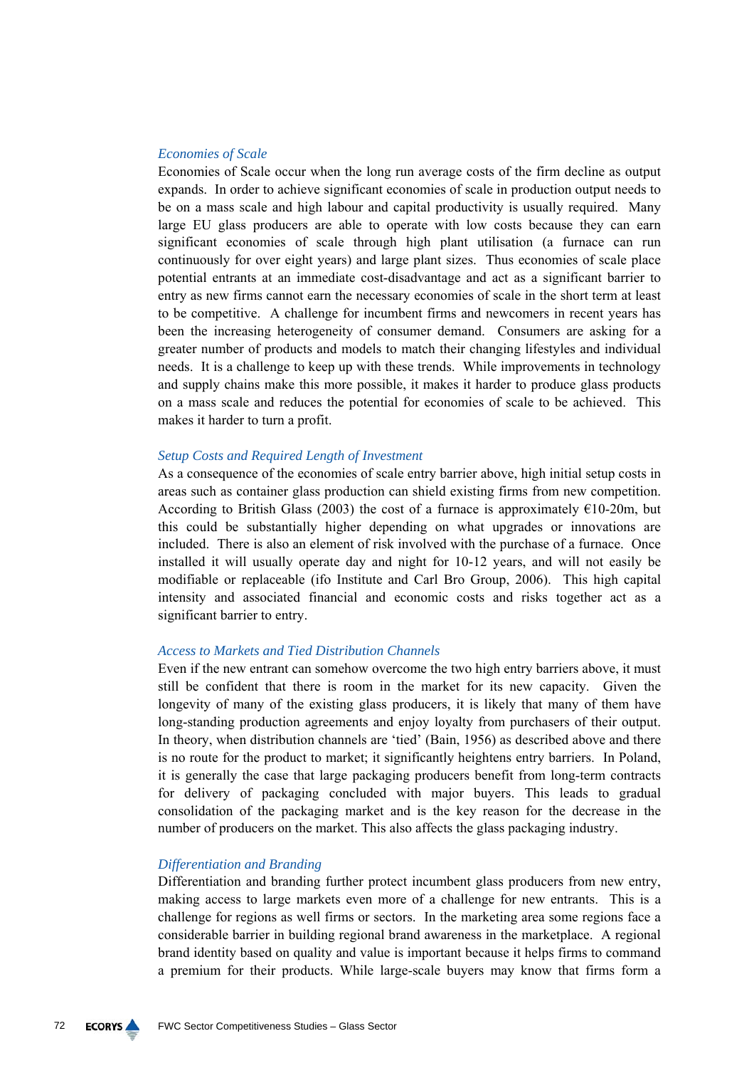*Economies of Scale*

Economies of Scale occur when the long run average costs of the firm decline as output expands. In order to achieve significant economies of scale in production output needs to be on a mass scale and high labour and capital productivity is usually required. Many large EU glass producers are able to operate with low costs because they can earn significant economies of scale through high plant utilisation (a furnace can run continuously for over eight years) and large plant sizes. Thus economies of scale place potential entrants at an immediate cost-disadvantage and act as a significant barrier to entry as new firms cannot earn the necessary economies of scale in the short term at least to be competitive. A challenge for incumbent firms and newcomers in recent years has been the increasing heterogeneity of consumer demand. Consumers are asking for a greater number of products and models to match their changing lifestyles and individual needs. It is a challenge to keep up with these trends. While improvements in technology and supply chains make this more possible, it makes it harder to produce glass products on a mass scale and reduces the potential for economies of scale to be achieved. This makes it harder to turn a profit.

*Setup Costs and Required Length of Investment*

As a consequence of the economies of scale entry barrier above, high initial setup costs in areas such as container glass production can shield existing firms from new competition. According to British Glass (2003) the cost of a furnace is approximately €10-20m, but this could be substantially higher depending on what upgrades or innovations are included. There is also an element of risk involved with the purchase of a furnace. Once installed it will usually operate day and night for 10-12 years, and will not easily be modifiable or replaceable (ifo Institute and Carl Bro Group, 2006). This high capital intensity and associated financial and economic costs and risks together act as a significant barrier to entry.

*Access to Markets and Tied Distribution Channels*

Even if the new entrant can somehow overcome the two high entry barriers above, it must still be confident that there is room in the market for its new capacity. Given the longevity of many of the existing glass producers, it is likely that many of them have long-standing production agreements and enjoy loyalty from purchasers of their output. In theory, when distribution channels are 'tied' (Bain, 1956) as described above and there is no route for the product to market; it significantly heightens entry barriers. In Poland, it is generally the case that large packaging producers benefit from long-term contracts for delivery of packaging concluded with major buyers. This leads to gradual consolidation of the packaging market and is the key reason for the decrease in the number of producers on the market. This also affects the glass packaging industry.

*Differentiation and Branding*

Differentiation and branding further protect incumbent glass producers from new entry, making access to large markets even more of a challenge for new entrants. This is a challenge for regions as well firms or sectors. In the marketing area some regions face a considerable barrier in building regional brand awareness in the marketplace. A regional brand identity based on quality and value is important because it helps firms to command a premium for their products. While large-scale buyers may know that firms form a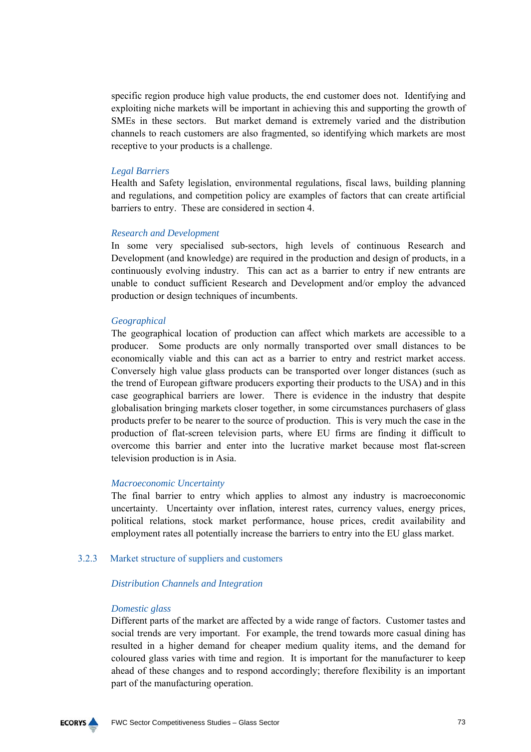specific region produce high value products, the end customer does not. Identifying and exploiting niche markets will be important in achieving this and supporting the growth of SMEs in these sectors. But market demand is extremely varied and the distribution channels to reach customers are also fragmented, so identifying which markets are most receptive to your products is a challenge.

*Legal Barriers*

Health and Safety legislation, environmental regulations, fiscal laws, building planning and regulations, and competition policy are examples of factors that can create artificial barriers to entry. These are considered in section 4.

*Research and Development*

In some very specialised sub-sectors, high levels of continuous Research and Development (and knowledge) are required in the production and design of products, in a continuously evolving industry. This can act as a barrier to entry if new entrants are unable to conduct sufficient Research and Development and/or employ the advanced production or design techniques of incumbents.

*Geographical*

The geographical location of production can affect which markets are accessible to a producer. Some products are only normally transported over small distances to be economically viable and this can act as a barrier to entry and restrict market access. Conversely high value glass products can be transported over longer distances (such as the trend of European giftware producers exporting their products to the USA) and in this case geographical barriers are lower. There is evidence in the industry that despite globalisation bringing markets closer together, in some circumstances purchasers of glass products prefer to be nearer to the source of production. This is very much the case in the production of flat-screen television parts, where EU firms are finding it difficult to overcome this barrier and enter into the lucrative market because most flat-screen television production is in Asia.

*Macroeconomic Uncertainty*

The final barrier to entry which applies to almost any industry is macroeconomic uncertainty. Uncertainty over inflation, interest rates, currency values, energy prices, political relations, stock market performance, house prices, credit availability and employment rates all potentially increase the barriers to entry into the EU glass market.

### 3.2.3 Market structure of suppliers and customers

*Distribution Channels and Integration*

*Domestic glass*

Different parts of the market are affected by a wide range of factors. Customer tastes and social trends are very important. For example, the trend towards more casual dining has resulted in a higher demand for cheaper medium quality items, and the demand for coloured glass varies with time and region. It is important for the manufacturer to keep ahead of these changes and to respond accordingly; therefore flexibility is an important part of the manufacturing operation.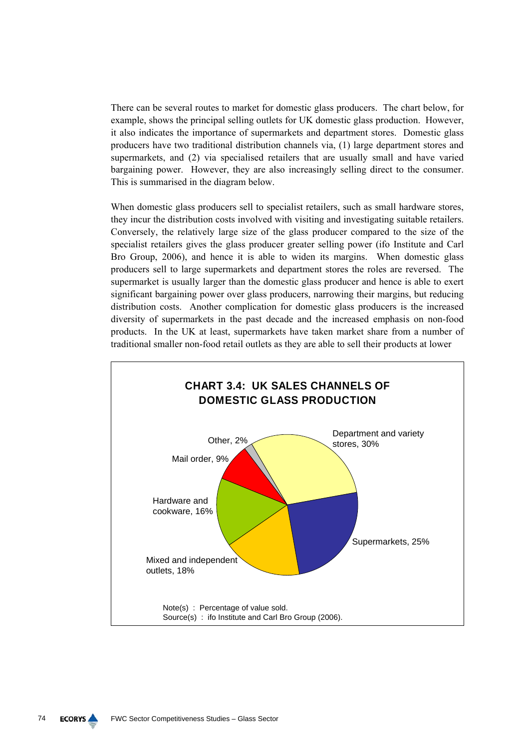There can be several routes to market for domestic glass producers. The chart below, for example, shows the principal selling outlets for UK domestic glass production. However, it also indicates the importance of supermarkets and department stores. Domestic glass producers have two traditional distribution channels via, (1) large department stores and supermarkets, and (2) via specialised retailers that are usually small and have varied bargaining power. However, they are also increasingly selling direct to the consumer. This is summarised in the diagram below.

When domestic glass producers sell to specialist retailers, such as small hardware stores, they incur the distribution costs involved with visiting and investigating suitable retailers. Conversely, the relatively large size of the glass producer compared to the size of the specialist retailers gives the glass producer greater selling power (ifo Institute and Carl Bro Group, 2006), and hence it is able to widen its margins. When domestic glass producers sell to large supermarkets and department stores the roles are reversed. The supermarket is usually larger than the domestic glass producer and hence is able to exert significant bargaining power over glass producers, narrowing their margins, but reducing distribution costs. Another complication for domestic glass producers is the increased diversity of supermarkets in the past decade and the increased emphasis on non-food products. In the UK at least, supermarkets have taken market share from a number of traditional smaller non-food retail outlets as they are able to sell their products at lower

**CHART 3.4: UK SALES CHANNELS OF DOMESTIC GLASS PRODUCTION**

| Sales channel | Share |
|---|---|
| Department and variety stores | 30% |
| Supermarkets | 25% |
| Mixed and independent outlets | 18% |
| Hardware and cookware | 16% |
| Mail order | 9% |
| Other | 2% |

Note(s) : Percentage of value sold.
Source(s) : ifo Institute and Carl Bro Group (2006).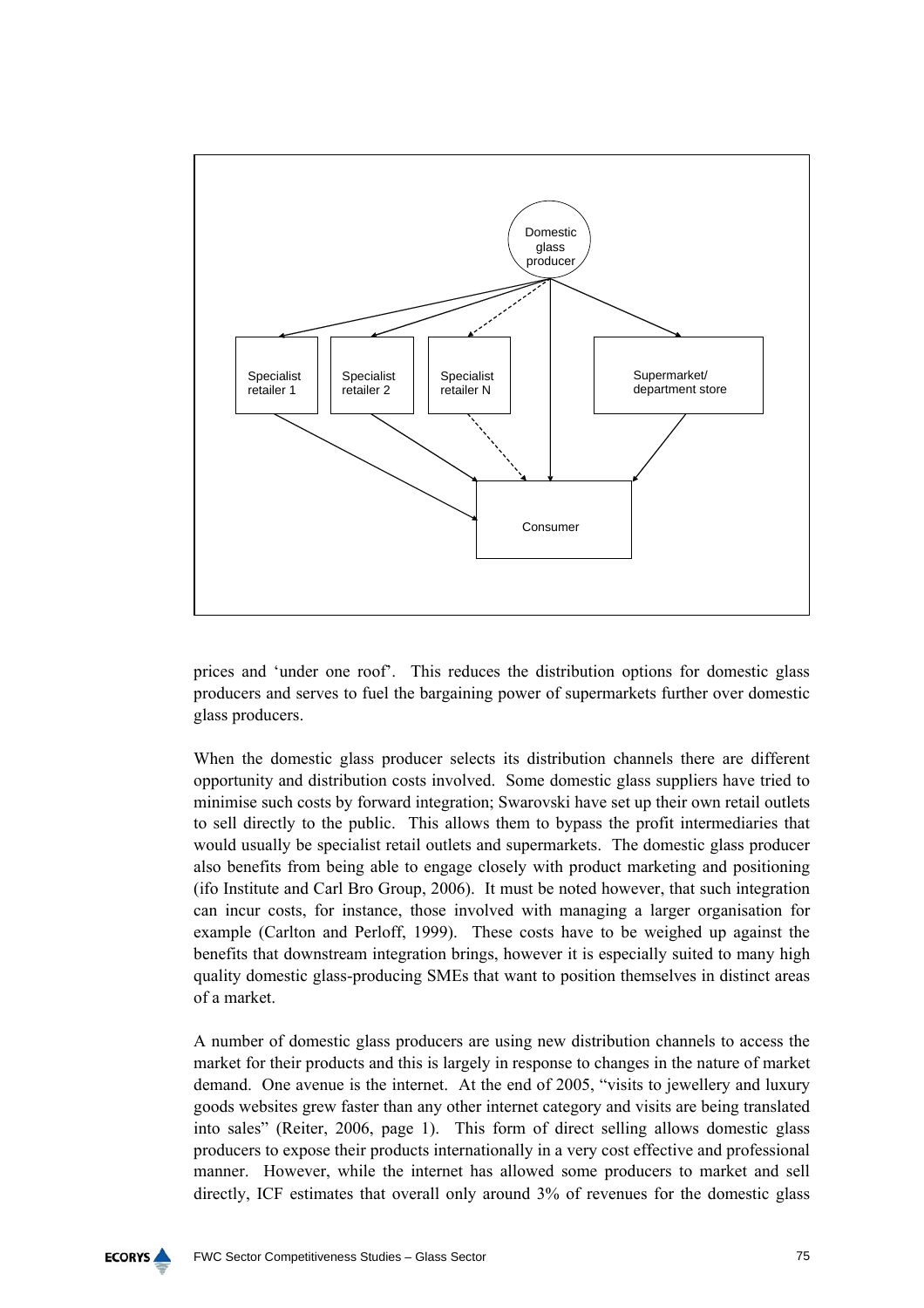prices and 'under one roof'. This reduces the distribution options for domestic glass producers and serves to fuel the bargaining power of supermarkets further over domestic glass producers.

When the domestic glass producer selects its distribution channels there are different opportunity and distribution costs involved. Some domestic glass suppliers have tried to minimise such costs by forward integration; Swarovski have set up their own retail outlets to sell directly to the public. This allows them to bypass the profit intermediaries that would usually be specialist retail outlets and supermarkets. The domestic glass producer also benefits from being able to engage closely with product marketing and positioning (ifo Institute and Carl Bro Group, 2006). It must be noted however, that such integration can incur costs, for instance, those involved with managing a larger organisation for example (Carlton and Perloff, 1999). These costs have to be weighed up against the benefits that downstream integration brings, however it is especially suited to many high quality domestic glass-producing SMEs that want to position themselves in distinct areas of a market.

A number of domestic glass producers are using new distribution channels to access the market for their products and this is largely in response to changes in the nature of market demand. One avenue is the internet. At the end of 2005, "visits to jewellery and luxury goods websites grew faster than any other internet category and visits are being translated into sales" (Reiter, 2006, page 1). This form of direct selling allows domestic glass producers to expose their products internationally in a very cost effective and professional manner. However, while the internet has allowed some producers to market and sell directly, ICF estimates that overall only around 3% of revenues for the domestic glass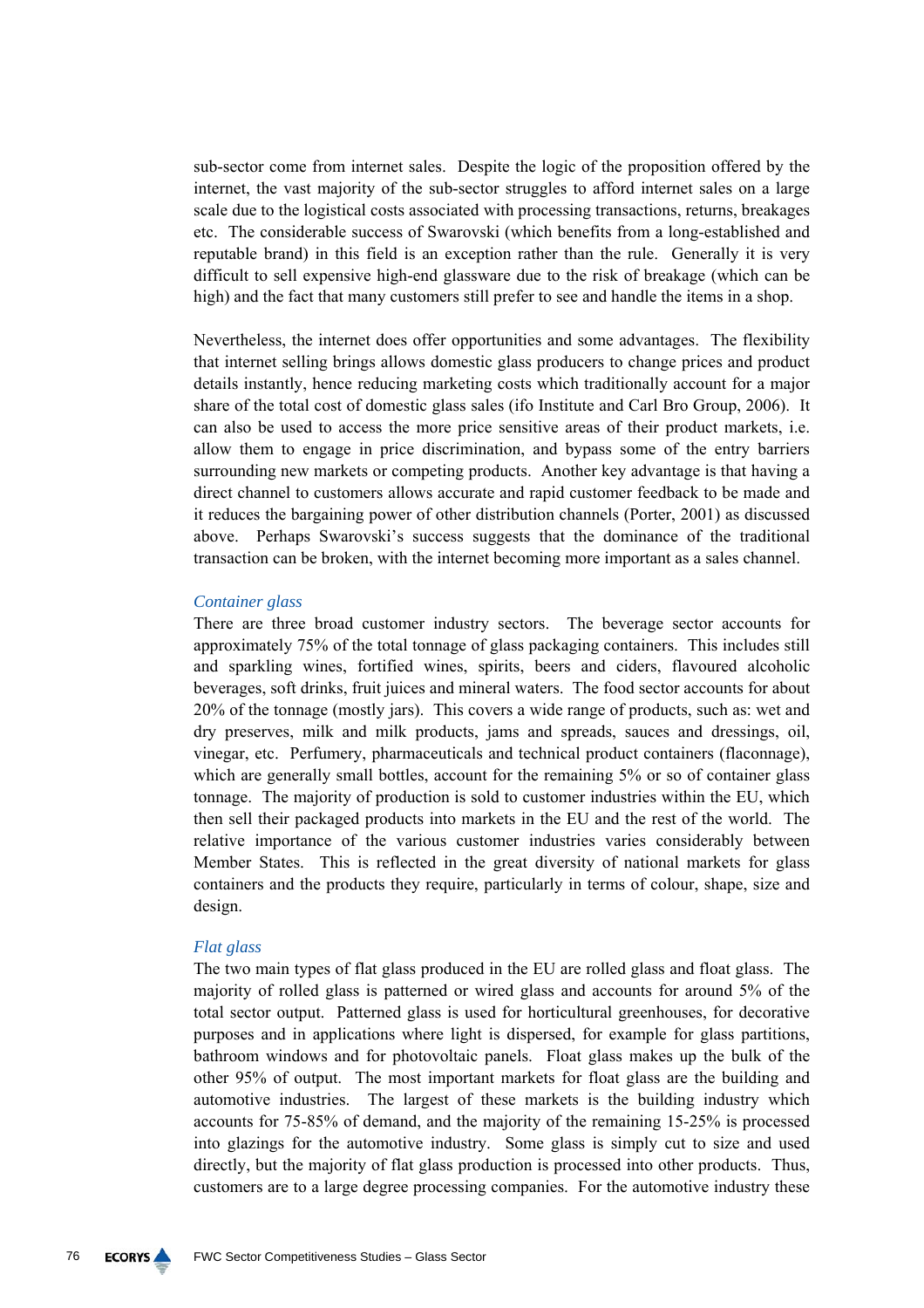sub-sector come from internet sales. Despite the logic of the proposition offered by the internet, the vast majority of the sub-sector struggles to afford internet sales on a large scale due to the logistical costs associated with processing transactions, returns, breakages etc. The considerable success of Swarovski (which benefits from a long-established and reputable brand) in this field is an exception rather than the rule. Generally it is very difficult to sell expensive high-end glassware due to the risk of breakage (which can be high) and the fact that many customers still prefer to see and handle the items in a shop.

Nevertheless, the internet does offer opportunities and some advantages. The flexibility that internet selling brings allows domestic glass producers to change prices and product details instantly, hence reducing marketing costs which traditionally account for a major share of the total cost of domestic glass sales (ifo Institute and Carl Bro Group, 2006). It can also be used to access the more price sensitive areas of their product markets, i.e. allow them to engage in price discrimination, and bypass some of the entry barriers surrounding new markets or competing products. Another key advantage is that having a direct channel to customers allows accurate and rapid customer feedback to be made and it reduces the bargaining power of other distribution channels (Porter, 2001) as discussed above. Perhaps Swarovski's success suggests that the dominance of the traditional transaction can be broken, with the internet becoming more important as a sales channel.

*Container glass*

There are three broad customer industry sectors. The beverage sector accounts for approximately 75% of the total tonnage of glass packaging containers. This includes still and sparkling wines, fortified wines, spirits, beers and ciders, flavoured alcoholic beverages, soft drinks, fruit juices and mineral waters. The food sector accounts for about 20% of the tonnage (mostly jars). This covers a wide range of products, such as: wet and dry preserves, milk and milk products, jams and spreads, sauces and dressings, oil, vinegar, etc. Perfumery, pharmaceuticals and technical product containers (flaconnage), which are generally small bottles, account for the remaining 5% or so of container glass tonnage. The majority of production is sold to customer industries within the EU, which then sell their packaged products into markets in the EU and the rest of the world. The relative importance of the various customer industries varies considerably between Member States. This is reflected in the great diversity of national markets for glass containers and the products they require, particularly in terms of colour, shape, size and design.

*Flat glass*

The two main types of flat glass produced in the EU are rolled glass and float glass. The majority of rolled glass is patterned or wired glass and accounts for around 5% of the total sector output. Patterned glass is used for horticultural greenhouses, for decorative purposes and in applications where light is dispersed, for example for glass partitions, bathroom windows and for photovoltaic panels. Float glass makes up the bulk of the other 95% of output. The most important markets for float glass are the building and automotive industries. The largest of these markets is the building industry which accounts for 75-85% of demand, and the majority of the remaining 15-25% is processed into glazings for the automotive industry. Some glass is simply cut to size and used directly, but the majority of flat glass production is processed into other products. Thus, customers are to a large degree processing companies. For the automotive industry these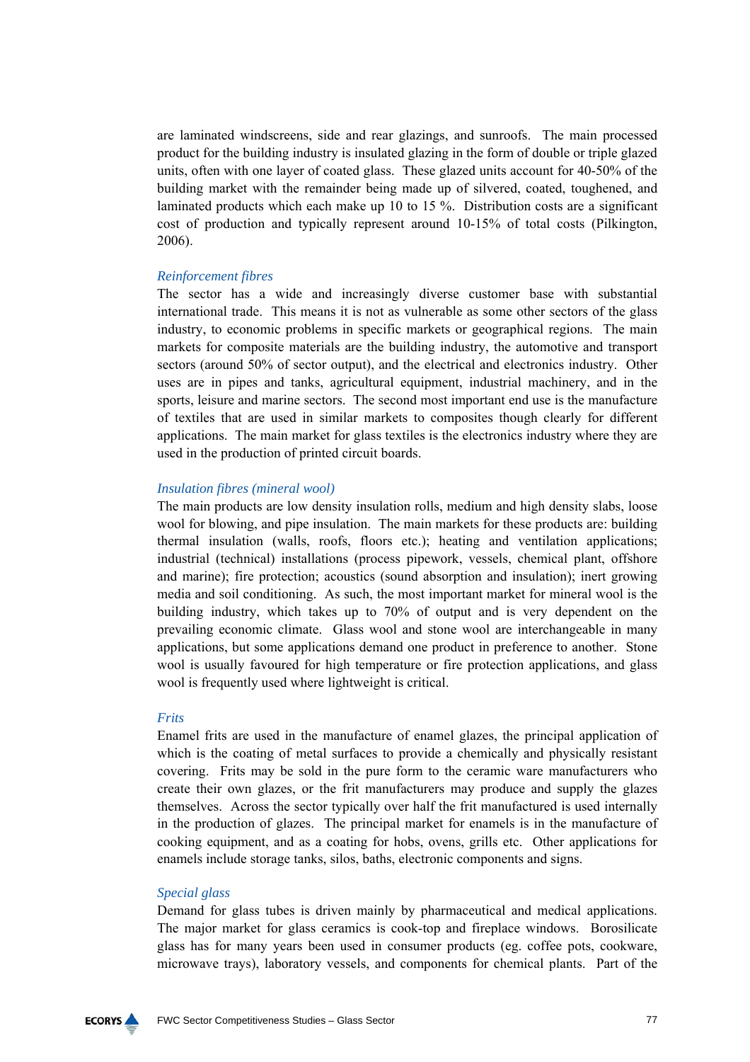are laminated windscreens, side and rear glazings, and sunroofs. The main processed product for the building industry is insulated glazing in the form of double or triple glazed units, often with one layer of coated glass. These glazed units account for 40-50% of the building market with the remainder being made up of silvered, coated, toughened, and laminated products which each make up 10 to 15 %. Distribution costs are a significant cost of production and typically represent around 10-15% of total costs (Pilkington, 2006).

### *Reinforcement fibres*

The sector has a wide and increasingly diverse customer base with substantial international trade. This means it is not as vulnerable as some other sectors of the glass industry, to economic problems in specific markets or geographical regions. The main markets for composite materials are the building industry, the automotive and transport sectors (around 50% of sector output), and the electrical and electronics industry. Other uses are in pipes and tanks, agricultural equipment, industrial machinery, and in the sports, leisure and marine sectors. The second most important end use is the manufacture of textiles that are used in similar markets to composites though clearly for different applications. The main market for glass textiles is the electronics industry where they are used in the production of printed circuit boards.

### *Insulation fibres (mineral wool)*

The main products are low density insulation rolls, medium and high density slabs, loose wool for blowing, and pipe insulation. The main markets for these products are: building thermal insulation (walls, roofs, floors etc.); heating and ventilation applications; industrial (technical) installations (process pipework, vessels, chemical plant, offshore and marine); fire protection; acoustics (sound absorption and insulation); inert growing media and soil conditioning. As such, the most important market for mineral wool is the building industry, which takes up to 70% of output and is very dependent on the prevailing economic climate. Glass wool and stone wool are interchangeable in many applications, but some applications demand one product in preference to another. Stone wool is usually favoured for high temperature or fire protection applications, and glass wool is frequently used where lightweight is critical.

### *Frits*

Enamel frits are used in the manufacture of enamel glazes, the principal application of which is the coating of metal surfaces to provide a chemically and physically resistant covering. Frits may be sold in the pure form to the ceramic ware manufacturers who create their own glazes, or the frit manufacturers may produce and supply the glazes themselves. Across the sector typically over half the frit manufactured is used internally in the production of glazes. The principal market for enamels is in the manufacture of cooking equipment, and as a coating for hobs, ovens, grills etc. Other applications for enamels include storage tanks, silos, baths, electronic components and signs.

### *Special glass*

Demand for glass tubes is driven mainly by pharmaceutical and medical applications. The major market for glass ceramics is cook-top and fireplace windows. Borosilicate glass has for many years been used in consumer products (eg. coffee pots, cookware, microwave trays), laboratory vessels, and components for chemical plants. Part of the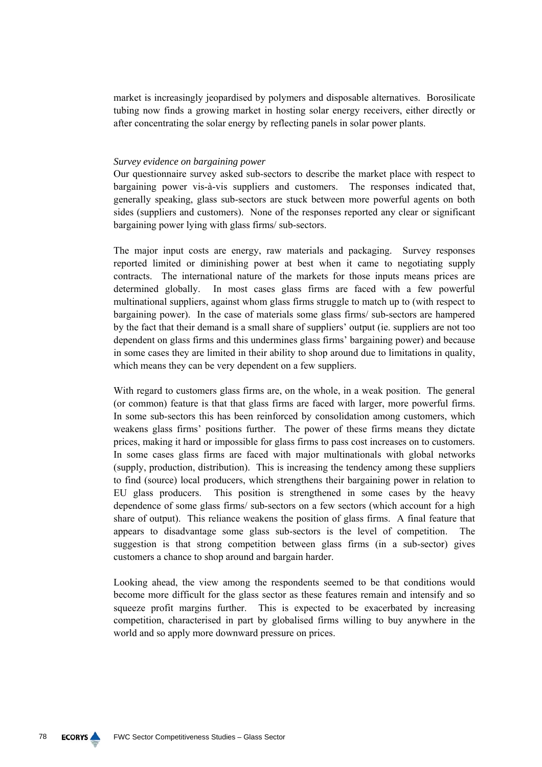market is increasingly jeopardised by polymers and disposable alternatives. Borosilicate tubing now finds a growing market in hosting solar energy receivers, either directly or after concentrating the solar energy by reflecting panels in solar power plants.

*Survey evidence on bargaining power*

Our questionnaire survey asked sub-sectors to describe the market place with respect to bargaining power vis-à-vis suppliers and customers. The responses indicated that, generally speaking, glass sub-sectors are stuck between more powerful agents on both sides (suppliers and customers). None of the responses reported any clear or significant bargaining power lying with glass firms/ sub-sectors.

The major input costs are energy, raw materials and packaging. Survey responses reported limited or diminishing power at best when it came to negotiating supply contracts. The international nature of the markets for those inputs means prices are determined globally. In most cases glass firms are faced with a few powerful multinational suppliers, against whom glass firms struggle to match up to (with respect to bargaining power). In the case of materials some glass firms/ sub-sectors are hampered by the fact that their demand is a small share of suppliers' output (ie. suppliers are not too dependent on glass firms and this undermines glass firms' bargaining power) and because in some cases they are limited in their ability to shop around due to limitations in quality, which means they can be very dependent on a few suppliers.

With regard to customers glass firms are, on the whole, in a weak position. The general (or common) feature is that that glass firms are faced with larger, more powerful firms. In some sub-sectors this has been reinforced by consolidation among customers, which weakens glass firms' positions further. The power of these firms means they dictate prices, making it hard or impossible for glass firms to pass cost increases on to customers. In some cases glass firms are faced with major multinationals with global networks (supply, production, distribution). This is increasing the tendency among these suppliers to find (source) local producers, which strengthens their bargaining power in relation to EU glass producers. This position is strengthened in some cases by the heavy dependence of some glass firms/ sub-sectors on a few sectors (which account for a high share of output). This reliance weakens the position of glass firms. A final feature that appears to disadvantage some glass sub-sectors is the level of competition. The suggestion is that strong competition between glass firms (in a sub-sector) gives customers a chance to shop around and bargain harder.

Looking ahead, the view among the respondents seemed to be that conditions would become more difficult for the glass sector as these features remain and intensify and so squeeze profit margins further. This is expected to be exacerbated by increasing competition, characterised in part by globalised firms willing to buy anywhere in the world and so apply more downward pressure on prices.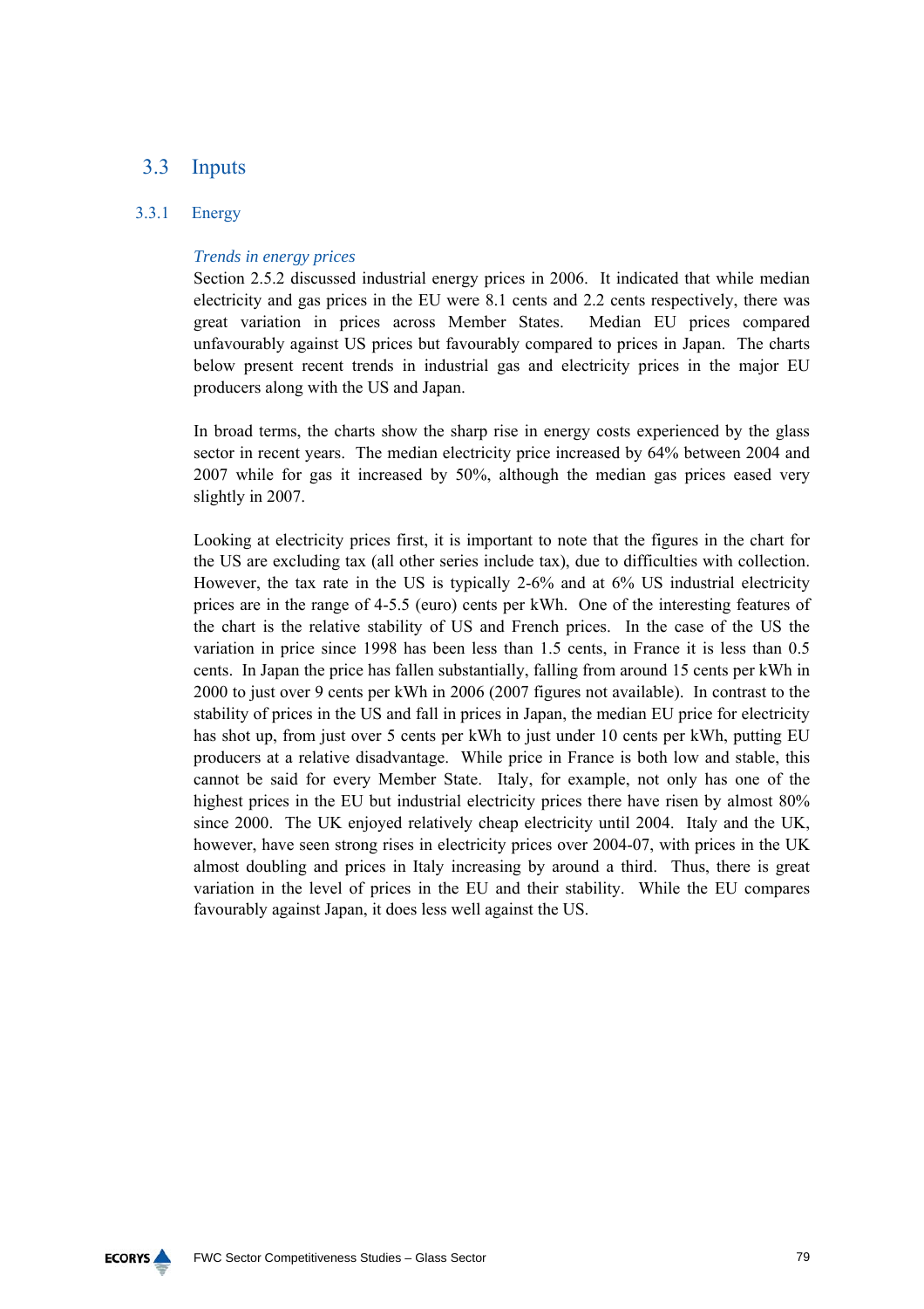## 3.3 Inputs

### 3.3.1 Energy

*Trends in energy prices*

Section 2.5.2 discussed industrial energy prices in 2006. It indicated that while median electricity and gas prices in the EU were 8.1 cents and 2.2 cents respectively, there was great variation in prices across Member States. Median EU prices compared unfavourably against US prices but favourably compared to prices in Japan. The charts below present recent trends in industrial gas and electricity prices in the major EU producers along with the US and Japan.

In broad terms, the charts show the sharp rise in energy costs experienced by the glass sector in recent years. The median electricity price increased by 64% between 2004 and 2007 while for gas it increased by 50%, although the median gas prices eased very slightly in 2007.

Looking at electricity prices first, it is important to note that the figures in the chart for the US are excluding tax (all other series include tax), due to difficulties with collection. However, the tax rate in the US is typically 2-6% and at 6% US industrial electricity prices are in the range of 4-5.5 (euro) cents per kWh. One of the interesting features of the chart is the relative stability of US and French prices. In the case of the US the variation in price since 1998 has been less than 1.5 cents, in France it is less than 0.5 cents. In Japan the price has fallen substantially, falling from around 15 cents per kWh in 2000 to just over 9 cents per kWh in 2006 (2007 figures not available). In contrast to the stability of prices in the US and fall in prices in Japan, the median EU price for electricity has shot up, from just over 5 cents per kWh to just under 10 cents per kWh, putting EU producers at a relative disadvantage. While price in France is both low and stable, this cannot be said for every Member State. Italy, for example, not only has one of the highest prices in the EU but industrial electricity prices there have risen by almost 80% since 2000. The UK enjoyed relatively cheap electricity until 2004. Italy and the UK, however, have seen strong rises in electricity prices over 2004-07, with prices in the UK almost doubling and prices in Italy increasing by around a third. Thus, there is great variation in the level of prices in the EU and their stability. While the EU compares favourably against Japan, it does less well against the US.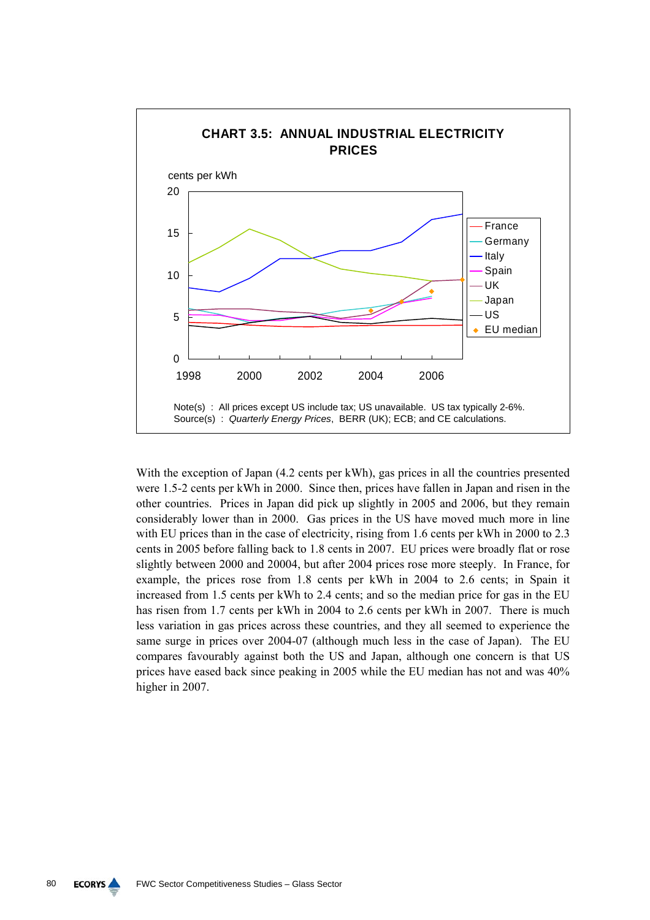**CHART 3.5: ANNUAL INDUSTRIAL ELECTRICITY PRICES**

cents per kWh

Legend: France, Germany, Italy, Spain, UK, Japan, US, EU median

Note(s) : All prices except US include tax; US unavailable. US tax typically 2-6%.
Source(s) : *Quarterly Energy Prices*, BERR (UK); ECB; and CE calculations.

With the exception of Japan (4.2 cents per kWh), gas prices in all the countries presented were 1.5-2 cents per kWh in 2000. Since then, prices have fallen in Japan and risen in the other countries. Prices in Japan did pick up slightly in 2005 and 2006, but they remain considerably lower than in 2000. Gas prices in the US have moved much more in line with EU prices than in the case of electricity, rising from 1.6 cents per kWh in 2000 to 2.3 cents in 2005 before falling back to 1.8 cents in 2007. EU prices were broadly flat or rose slightly between 2000 and 20004, but after 2004 prices rose more steeply. In France, for example, the prices rose from 1.8 cents per kWh in 2004 to 2.6 cents; in Spain it increased from 1.5 cents per kWh to 2.4 cents; and so the median price for gas in the EU has risen from 1.7 cents per kWh in 2004 to 2.6 cents per kWh in 2007. There is much less variation in gas prices across these countries, and they all seemed to experience the same surge in prices over 2004-07 (although much less in the case of Japan). The EU compares favourably against both the US and Japan, although one concern is that US prices have eased back since peaking in 2005 while the EU median has not and was 40% higher in 2007.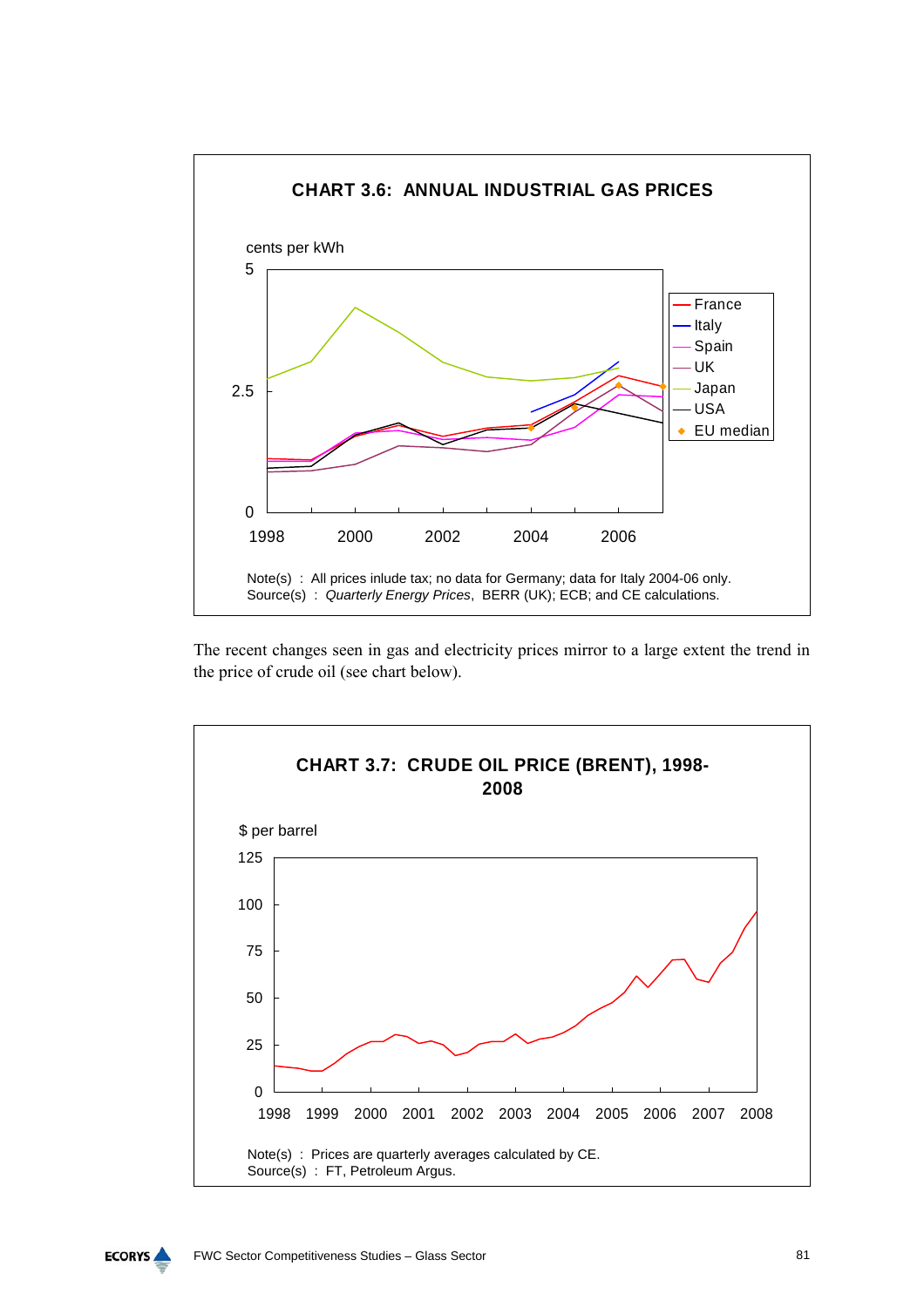**CHART 3.6: ANNUAL INDUSTRIAL GAS PRICES**

cents per kWh

Note(s) : All prices inlude tax; no data for Germany; data for Italy 2004-06 only.
Source(s) : *Quarterly Energy Prices*, BERR (UK); ECB; and CE calculations.

The recent changes seen in gas and electricity prices mirror to a large extent the trend in the price of crude oil (see chart below).

**CHART 3.7: CRUDE OIL PRICE (BRENT), 1998-2008**

$ per barrel

Note(s) : Prices are quarterly averages calculated by CE.
Source(s) : FT, Petroleum Argus.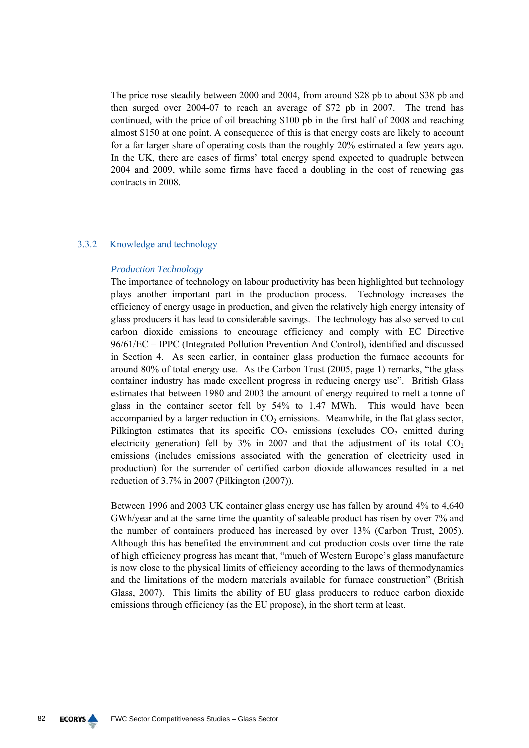The price rose steadily between 2000 and 2004, from around \$28 pb to about \$38 pb and then surged over 2004-07 to reach an average of \$72 pb in 2007. The trend has continued, with the price of oil breaching \$100 pb in the first half of 2008 and reaching almost \$150 at one point. A consequence of this is that energy costs are likely to account for a far larger share of operating costs than the roughly 20% estimated a few years ago. In the UK, there are cases of firms' total energy spend expected to quadruple between 2004 and 2009, while some firms have faced a doubling in the cost of renewing gas contracts in 2008.

### 3.3.2 Knowledge and technology

*Production Technology*

The importance of technology on labour productivity has been highlighted but technology plays another important part in the production process. Technology increases the efficiency of energy usage in production, and given the relatively high energy intensity of glass producers it has lead to considerable savings. The technology has also served to cut carbon dioxide emissions to encourage efficiency and comply with EC Directive 96/61/EC – IPPC (Integrated Pollution Prevention And Control), identified and discussed in Section 4. As seen earlier, in container glass production the furnace accounts for around 80% of total energy use. As the Carbon Trust (2005, page 1) remarks, "the glass container industry has made excellent progress in reducing energy use". British Glass estimates that between 1980 and 2003 the amount of energy required to melt a tonne of glass in the container sector fell by 54% to 1.47 MWh. This would have been accompanied by a larger reduction in $CO_2$ emissions. Meanwhile, in the flat glass sector, Pilkington estimates that its specific $CO_2$ emissions (excludes $CO_2$ emitted during electricity generation) fell by 3% in 2007 and that the adjustment of its total $CO_2$ emissions (includes emissions associated with the generation of electricity used in production) for the surrender of certified carbon dioxide allowances resulted in a net reduction of 3.7% in 2007 (Pilkington (2007)).

Between 1996 and 2003 UK container glass energy use has fallen by around 4% to 4,640 GWh/year and at the same time the quantity of saleable product has risen by over 7% and the number of containers produced has increased by over 13% (Carbon Trust, 2005). Although this has benefited the environment and cut production costs over time the rate of high efficiency progress has meant that, "much of Western Europe's glass manufacture is now close to the physical limits of efficiency according to the laws of thermodynamics and the limitations of the modern materials available for furnace construction" (British Glass, 2007). This limits the ability of EU glass producers to reduce carbon dioxide emissions through efficiency (as the EU propose), in the short term at least.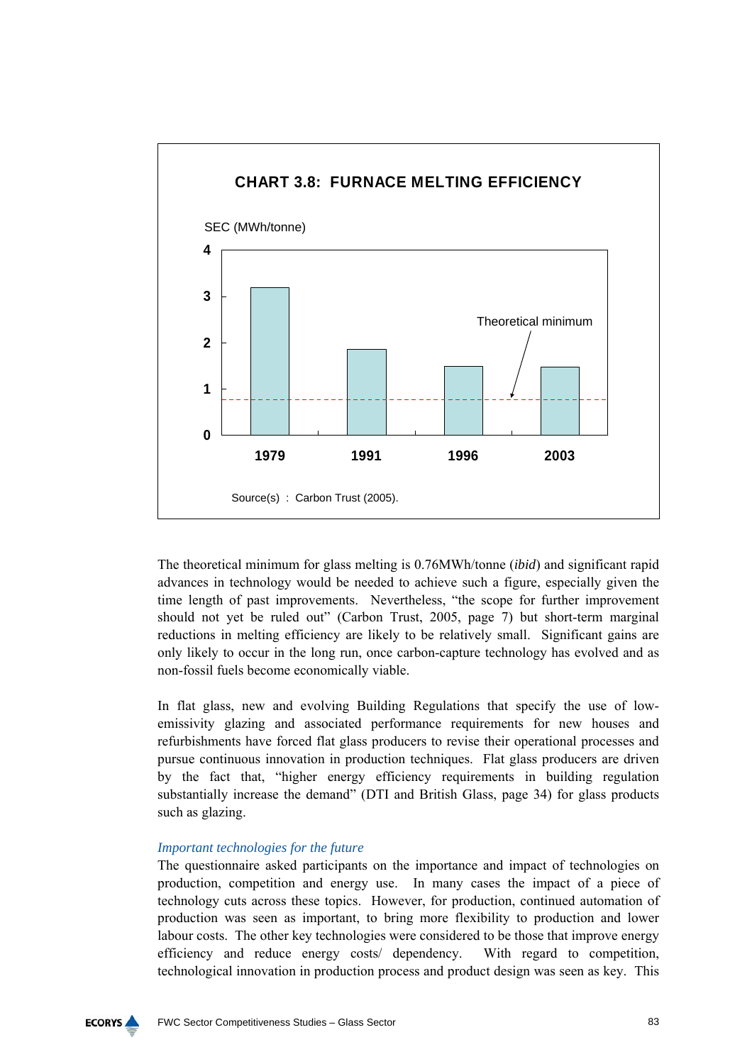**CHART 3.8: FURNACE MELTING EFFICIENCY**

SEC (MWh/tonne)

| Year | SEC (MWh/tonne) |
|---|---|
| 1979 | ~3.2 |
| 1991 | ~1.85 |
| 1996 | ~1.5 |
| 2003 | ~1.5 |

Theoretical minimum

Source(s) : Carbon Trust (2005).

The theoretical minimum for glass melting is 0.76MWh/tonne (*ibid*) and significant rapid advances in technology would be needed to achieve such a figure, especially given the time length of past improvements. Nevertheless, "the scope for further improvement should not yet be ruled out" (Carbon Trust, 2005, page 7) but short-term marginal reductions in melting efficiency are likely to be relatively small. Significant gains are only likely to occur in the long run, once carbon-capture technology has evolved and as non-fossil fuels become economically viable.

In flat glass, new and evolving Building Regulations that specify the use of low-emissivity glazing and associated performance requirements for new houses and refurbishments have forced flat glass producers to revise their operational processes and pursue continuous innovation in production techniques. Flat glass producers are driven by the fact that, "higher energy efficiency requirements in building regulation substantially increase the demand" (DTI and British Glass, page 34) for glass products such as glazing.

*Important technologies for the future*

The questionnaire asked participants on the importance and impact of technologies on production, competition and energy use. In many cases the impact of a piece of technology cuts across these topics. However, for production, continued automation of production was seen as important, to bring more flexibility to production and lower labour costs. The other key technologies were considered to be those that improve energy efficiency and reduce energy costs/ dependency. With regard to competition, technological innovation in production process and product design was seen as key. This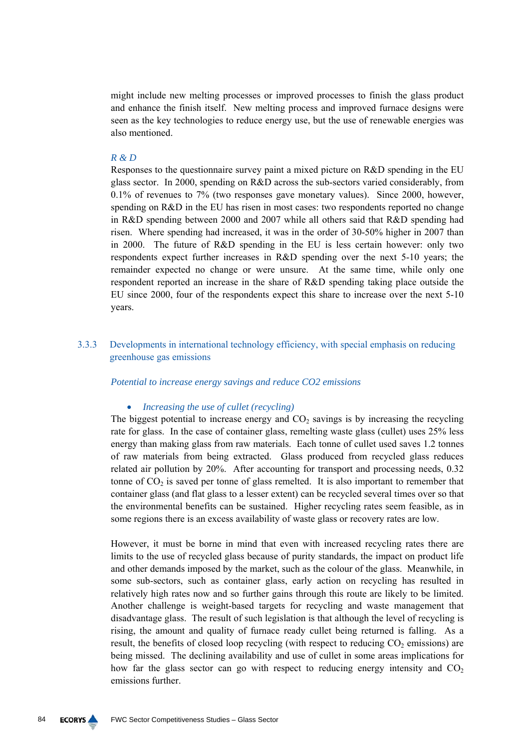might include new melting processes or improved processes to finish the glass product and enhance the finish itself. New melting process and improved furnace designs were seen as the key technologies to reduce energy use, but the use of renewable energies was also mentioned.

*R & D*

Responses to the questionnaire survey paint a mixed picture on R&D spending in the EU glass sector. In 2000, spending on R&D across the sub-sectors varied considerably, from 0.1% of revenues to 7% (two responses gave monetary values). Since 2000, however, spending on R&D in the EU has risen in most cases: two respondents reported no change in R&D spending between 2000 and 2007 while all others said that R&D spending had risen. Where spending had increased, it was in the order of 30-50% higher in 2007 than in 2000. The future of R&D spending in the EU is less certain however: only two respondents expect further increases in R&D spending over the next 5-10 years; the remainder expected no change or were unsure. At the same time, while only one respondent reported an increase in the share of R&D spending taking place outside the EU since 2000, four of the respondents expect this share to increase over the next 5-10 years.

### 3.3.3 Developments in international technology efficiency, with special emphasis on reducing greenhouse gas emissions

*Potential to increase energy savings and reduce CO2 emissions*

- *Increasing the use of cullet (recycling)*

The biggest potential to increase energy and $CO_2$ savings is by increasing the recycling rate for glass. In the case of container glass, remelting waste glass (cullet) uses 25% less energy than making glass from raw materials. Each tonne of cullet used saves 1.2 tonnes of raw materials from being extracted. Glass produced from recycled glass reduces related air pollution by 20%. After accounting for transport and processing needs, 0.32 tonne of $CO_2$ is saved per tonne of glass remelted. It is also important to remember that container glass (and flat glass to a lesser extent) can be recycled several times over so that the environmental benefits can be sustained. Higher recycling rates seem feasible, as in some regions there is an excess availability of waste glass or recovery rates are low.

However, it must be borne in mind that even with increased recycling rates there are limits to the use of recycled glass because of purity standards, the impact on product life and other demands imposed by the market, such as the colour of the glass. Meanwhile, in some sub-sectors, such as container glass, early action on recycling has resulted in relatively high rates now and so further gains through this route are likely to be limited. Another challenge is weight-based targets for recycling and waste management that disadvantage glass. The result of such legislation is that although the level of recycling is rising, the amount and quality of furnace ready cullet being returned is falling. As a result, the benefits of closed loop recycling (with respect to reducing $CO_2$ emissions) are being missed. The declining availability and use of cullet in some areas implications for how far the glass sector can go with respect to reducing energy intensity and $CO_2$ emissions further.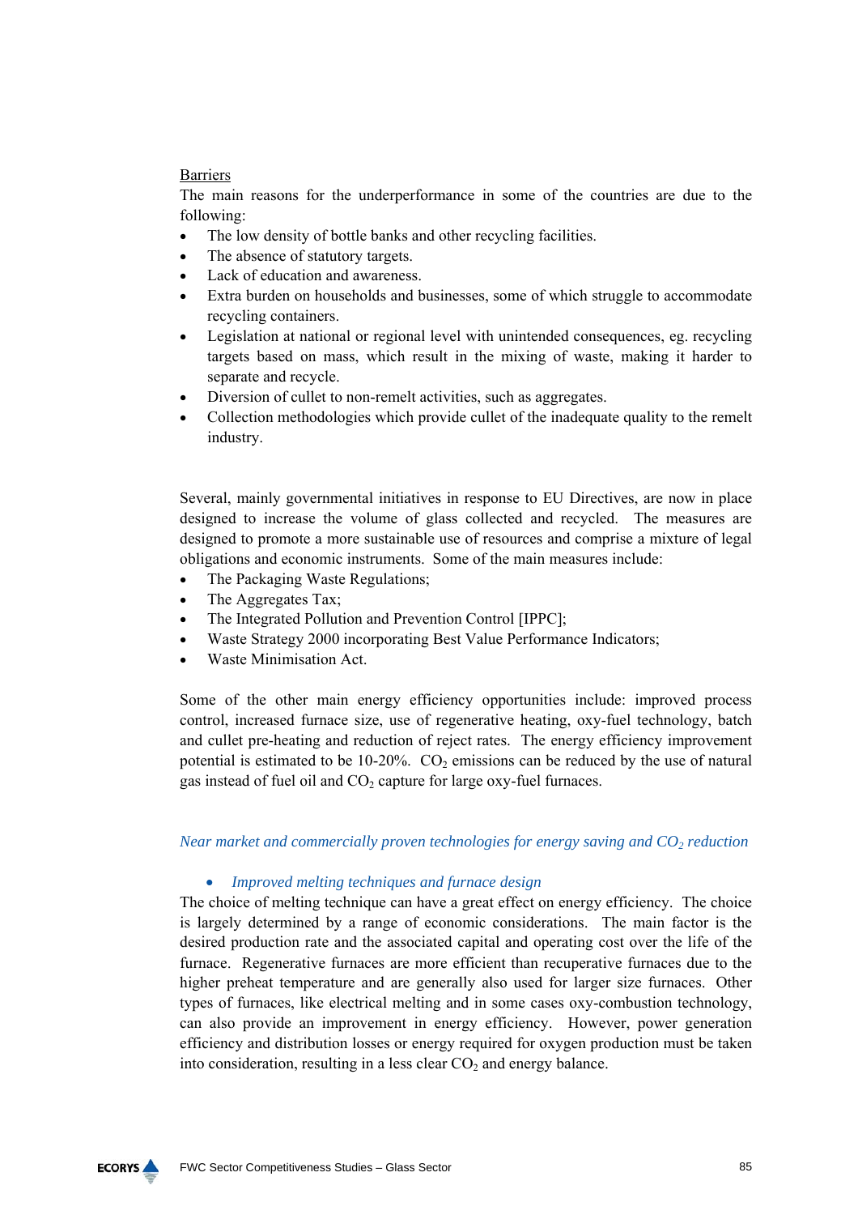<u>Barriers</u>

The main reasons for the underperformance in some of the countries are due to the following:

- The low density of bottle banks and other recycling facilities.
- The absence of statutory targets.
- Lack of education and awareness.
- Extra burden on households and businesses, some of which struggle to accommodate recycling containers.
- Legislation at national or regional level with unintended consequences, eg. recycling targets based on mass, which result in the mixing of waste, making it harder to separate and recycle.
- Diversion of cullet to non-remelt activities, such as aggregates.
- Collection methodologies which provide cullet of the inadequate quality to the remelt industry.

Several, mainly governmental initiatives in response to EU Directives, are now in place designed to increase the volume of glass collected and recycled. The measures are designed to promote a more sustainable use of resources and comprise a mixture of legal obligations and economic instruments. Some of the main measures include:

- The Packaging Waste Regulations;
- The Aggregates Tax;
- The Integrated Pollution and Prevention Control [IPPC];
- Waste Strategy 2000 incorporating Best Value Performance Indicators;
- Waste Minimisation Act.

Some of the other main energy efficiency opportunities include: improved process control, increased furnace size, use of regenerative heating, oxy-fuel technology, batch and cullet pre-heating and reduction of reject rates. The energy efficiency improvement potential is estimated to be 10-20%. $CO_2$ emissions can be reduced by the use of natural gas instead of fuel oil and $CO_2$ capture for large oxy-fuel furnaces.

*Near market and commercially proven technologies for energy saving and $CO_2$ reduction*

- *Improved melting techniques and furnace design*

The choice of melting technique can have a great effect on energy efficiency. The choice is largely determined by a range of economic considerations. The main factor is the desired production rate and the associated capital and operating cost over the life of the furnace. Regenerative furnaces are more efficient than recuperative furnaces due to the higher preheat temperature and are generally also used for larger size furnaces. Other types of furnaces, like electrical melting and in some cases oxy-combustion technology, can also provide an improvement in energy efficiency. However, power generation efficiency and distribution losses or energy required for oxygen production must be taken into consideration, resulting in a less clear $CO_2$ and energy balance.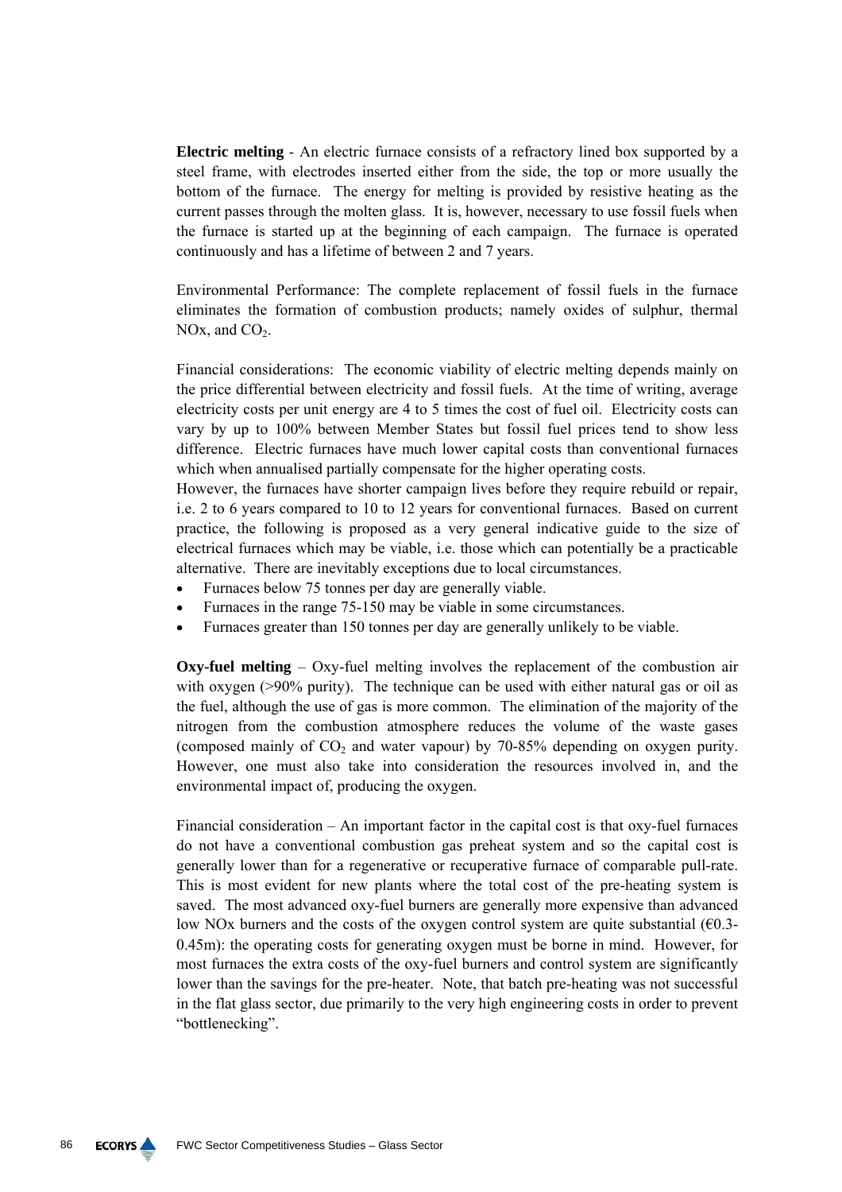**Electric melting** - An electric furnace consists of a refractory lined box supported by a steel frame, with electrodes inserted either from the side, the top or more usually the bottom of the furnace. The energy for melting is provided by resistive heating as the current passes through the molten glass. It is, however, necessary to use fossil fuels when the furnace is started up at the beginning of each campaign. The furnace is operated continuously and has a lifetime of between 2 and 7 years.

Environmental Performance: The complete replacement of fossil fuels in the furnace eliminates the formation of combustion products; namely oxides of sulphur, thermal NOx, and $CO_2$.

Financial considerations: The economic viability of electric melting depends mainly on the price differential between electricity and fossil fuels. At the time of writing, average electricity costs per unit energy are 4 to 5 times the cost of fuel oil. Electricity costs can vary by up to 100% between Member States but fossil fuel prices tend to show less difference. Electric furnaces have much lower capital costs than conventional furnaces which when annualised partially compensate for the higher operating costs.
However, the furnaces have shorter campaign lives before they require rebuild or repair, i.e. 2 to 6 years compared to 10 to 12 years for conventional furnaces. Based on current practice, the following is proposed as a very general indicative guide to the size of electrical furnaces which may be viable, i.e. those which can potentially be a practicable alternative. There are inevitably exceptions due to local circumstances.

- Furnaces below 75 tonnes per day are generally viable.
- Furnaces in the range 75-150 may be viable in some circumstances.
- Furnaces greater than 150 tonnes per day are generally unlikely to be viable.

**Oxy-fuel melting** – Oxy-fuel melting involves the replacement of the combustion air with oxygen (>90% purity). The technique can be used with either natural gas or oil as the fuel, although the use of gas is more common. The elimination of the majority of the nitrogen from the combustion atmosphere reduces the volume of the waste gases (composed mainly of $CO_2$ and water vapour) by 70-85% depending on oxygen purity. However, one must also take into consideration the resources involved in, and the environmental impact of, producing the oxygen.

Financial consideration – An important factor in the capital cost is that oxy-fuel furnaces do not have a conventional combustion gas preheat system and so the capital cost is generally lower than for a regenerative or recuperative furnace of comparable pull-rate. This is most evident for new plants where the total cost of the pre-heating system is saved. The most advanced oxy-fuel burners are generally more expensive than advanced low NOx burners and the costs of the oxygen control system are quite substantial (€0.3-0.45m): the operating costs for generating oxygen must be borne in mind. However, for most furnaces the extra costs of the oxy-fuel burners and control system are significantly lower than the savings for the pre-heater. Note, that batch pre-heating was not successful in the flat glass sector, due primarily to the very high engineering costs in order to prevent "bottlenecking".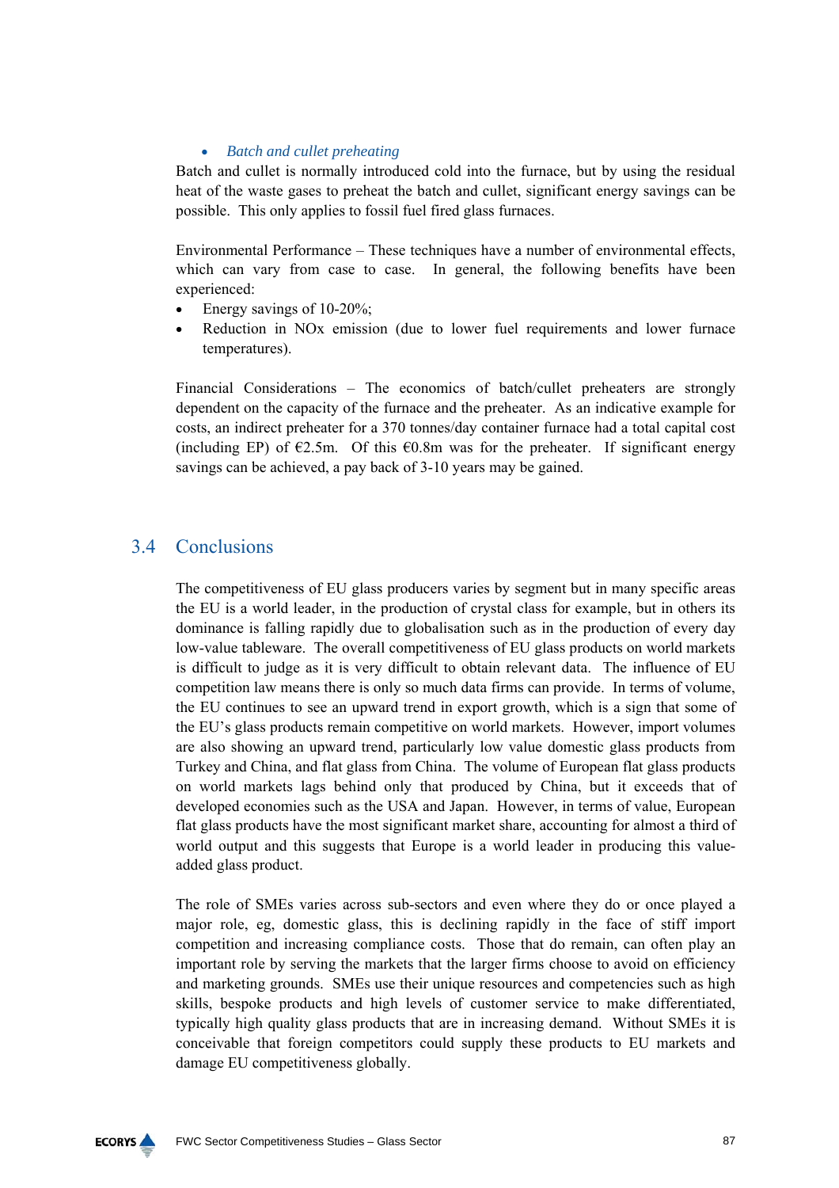- *Batch and cullet preheating*

Batch and cullet is normally introduced cold into the furnace, but by using the residual heat of the waste gases to preheat the batch and cullet, significant energy savings can be possible. This only applies to fossil fuel fired glass furnaces.

Environmental Performance – These techniques have a number of environmental effects, which can vary from case to case. In general, the following benefits have been experienced:

- Energy savings of 10-20%;
- Reduction in NOx emission (due to lower fuel requirements and lower furnace temperatures).

Financial Considerations – The economics of batch/cullet preheaters are strongly dependent on the capacity of the furnace and the preheater. As an indicative example for costs, an indirect preheater for a 370 tonnes/day container furnace had a total capital cost (including EP) of €2.5m. Of this €0.8m was for the preheater. If significant energy savings can be achieved, a pay back of 3-10 years may be gained.

## 3.4 Conclusions

The competitiveness of EU glass producers varies by segment but in many specific areas the EU is a world leader, in the production of crystal class for example, but in others its dominance is falling rapidly due to globalisation such as in the production of every day low-value tableware. The overall competitiveness of EU glass products on world markets is difficult to judge as it is very difficult to obtain relevant data. The influence of EU competition law means there is only so much data firms can provide. In terms of volume, the EU continues to see an upward trend in export growth, which is a sign that some of the EU's glass products remain competitive on world markets. However, import volumes are also showing an upward trend, particularly low value domestic glass products from Turkey and China, and flat glass from China. The volume of European flat glass products on world markets lags behind only that produced by China, but it exceeds that of developed economies such as the USA and Japan. However, in terms of value, European flat glass products have the most significant market share, accounting for almost a third of world output and this suggests that Europe is a world leader in producing this value-added glass product.

The role of SMEs varies across sub-sectors and even where they do or once played a major role, eg, domestic glass, this is declining rapidly in the face of stiff import competition and increasing compliance costs. Those that do remain, can often play an important role by serving the markets that the larger firms choose to avoid on efficiency and marketing grounds. SMEs use their unique resources and competencies such as high skills, bespoke products and high levels of customer service to make differentiated, typically high quality glass products that are in increasing demand. Without SMEs it is conceivable that foreign competitors could supply these products to EU markets and damage EU competitiveness globally.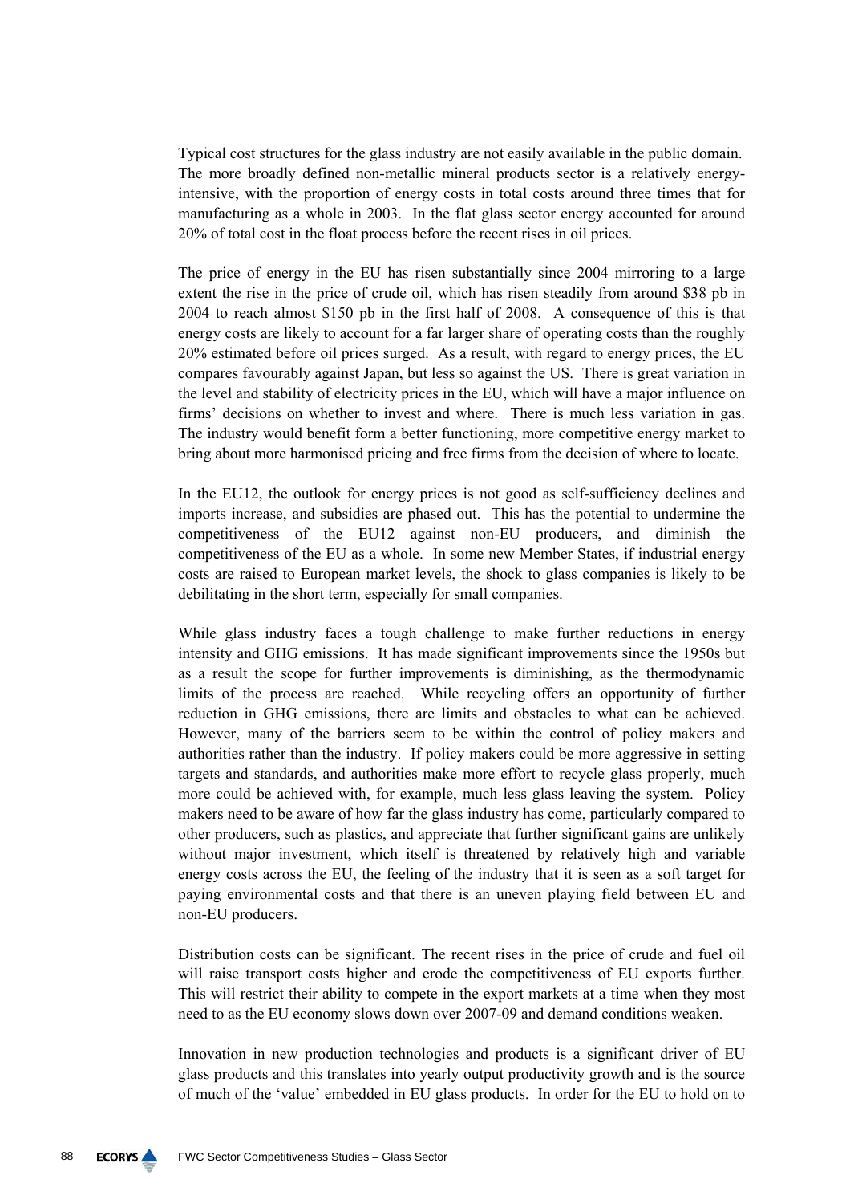Typical cost structures for the glass industry are not easily available in the public domain. The more broadly defined non-metallic mineral products sector is a relatively energy-intensive, with the proportion of energy costs in total costs around three times that for manufacturing as a whole in 2003. In the flat glass sector energy accounted for around 20% of total cost in the float process before the recent rises in oil prices.

The price of energy in the EU has risen substantially since 2004 mirroring to a large extent the rise in the price of crude oil, which has risen steadily from around $38 pb in 2004 to reach almost $150 pb in the first half of 2008. A consequence of this is that energy costs are likely to account for a far larger share of operating costs than the roughly 20% estimated before oil prices surged. As a result, with regard to energy prices, the EU compares favourably against Japan, but less so against the US. There is great variation in the level and stability of electricity prices in the EU, which will have a major influence on firms' decisions on whether to invest and where. There is much less variation in gas. The industry would benefit form a better functioning, more competitive energy market to bring about more harmonised pricing and free firms from the decision of where to locate.

In the EU12, the outlook for energy prices is not good as self-sufficiency declines and imports increase, and subsidies are phased out. This has the potential to undermine the competitiveness of the EU12 against non-EU producers, and diminish the competitiveness of the EU as a whole. In some new Member States, if industrial energy costs are raised to European market levels, the shock to glass companies is likely to be debilitating in the short term, especially for small companies.

While glass industry faces a tough challenge to make further reductions in energy intensity and GHG emissions. It has made significant improvements since the 1950s but as a result the scope for further improvements is diminishing, as the thermodynamic limits of the process are reached. While recycling offers an opportunity of further reduction in GHG emissions, there are limits and obstacles to what can be achieved. However, many of the barriers seem to be within the control of policy makers and authorities rather than the industry. If policy makers could be more aggressive in setting targets and standards, and authorities make more effort to recycle glass properly, much more could be achieved with, for example, much less glass leaving the system. Policy makers need to be aware of how far the glass industry has come, particularly compared to other producers, such as plastics, and appreciate that further significant gains are unlikely without major investment, which itself is threatened by relatively high and variable energy costs across the EU, the feeling of the industry that it is seen as a soft target for paying environmental costs and that there is an uneven playing field between EU and non-EU producers.

Distribution costs can be significant. The recent rises in the price of crude and fuel oil will raise transport costs higher and erode the competitiveness of EU exports further. This will restrict their ability to compete in the export markets at a time when they most need to as the EU economy slows down over 2007-09 and demand conditions weaken.

Innovation in new production technologies and products is a significant driver of EU glass products and this translates into yearly output productivity growth and is the source of much of the 'value' embedded in EU glass products. In order for the EU to hold on to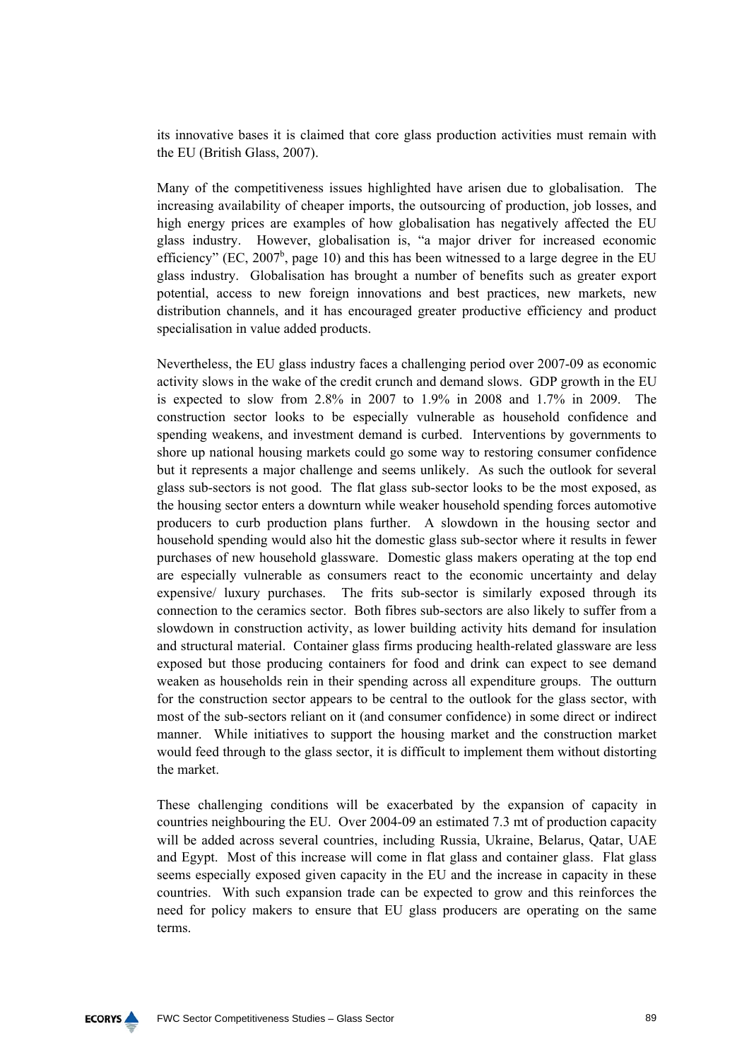its innovative bases it is claimed that core glass production activities must remain with the EU (British Glass, 2007).

Many of the competitiveness issues highlighted have arisen due to globalisation. The increasing availability of cheaper imports, the outsourcing of production, job losses, and high energy prices are examples of how globalisation has negatively affected the EU glass industry. However, globalisation is, "a major driver for increased economic efficiency" (EC, 2007[b], page 10) and this has been witnessed to a large degree in the EU glass industry. Globalisation has brought a number of benefits such as greater export potential, access to new foreign innovations and best practices, new markets, new distribution channels, and it has encouraged greater productive efficiency and product specialisation in value added products.

Nevertheless, the EU glass industry faces a challenging period over 2007-09 as economic activity slows in the wake of the credit crunch and demand slows. GDP growth in the EU is expected to slow from 2.8% in 2007 to 1.9% in 2008 and 1.7% in 2009. The construction sector looks to be especially vulnerable as household confidence and spending weakens, and investment demand is curbed. Interventions by governments to shore up national housing markets could go some way to restoring consumer confidence but it represents a major challenge and seems unlikely. As such the outlook for several glass sub-sectors is not good. The flat glass sub-sector looks to be the most exposed, as the housing sector enters a downturn while weaker household spending forces automotive producers to curb production plans further. A slowdown in the housing sector and household spending would also hit the domestic glass sub-sector where it results in fewer purchases of new household glassware. Domestic glass makers operating at the top end are especially vulnerable as consumers react to the economic uncertainty and delay expensive/ luxury purchases. The frits sub-sector is similarly exposed through its connection to the ceramics sector. Both fibres sub-sectors are also likely to suffer from a slowdown in construction activity, as lower building activity hits demand for insulation and structural material. Container glass firms producing health-related glassware are less exposed but those producing containers for food and drink can expect to see demand weaken as households rein in their spending across all expenditure groups. The outturn for the construction sector appears to be central to the outlook for the glass sector, with most of the sub-sectors reliant on it (and consumer confidence) in some direct or indirect manner. While initiatives to support the housing market and the construction market would feed through to the glass sector, it is difficult to implement them without distorting the market.

These challenging conditions will be exacerbated by the expansion of capacity in countries neighbouring the EU. Over 2004-09 an estimated 7.3 mt of production capacity will be added across several countries, including Russia, Ukraine, Belarus, Qatar, UAE and Egypt. Most of this increase will come in flat glass and container glass. Flat glass seems especially exposed given capacity in the EU and the increase in capacity in these countries. With such expansion trade can be expected to grow and this reinforces the need for policy makers to ensure that EU glass producers are operating on the same terms.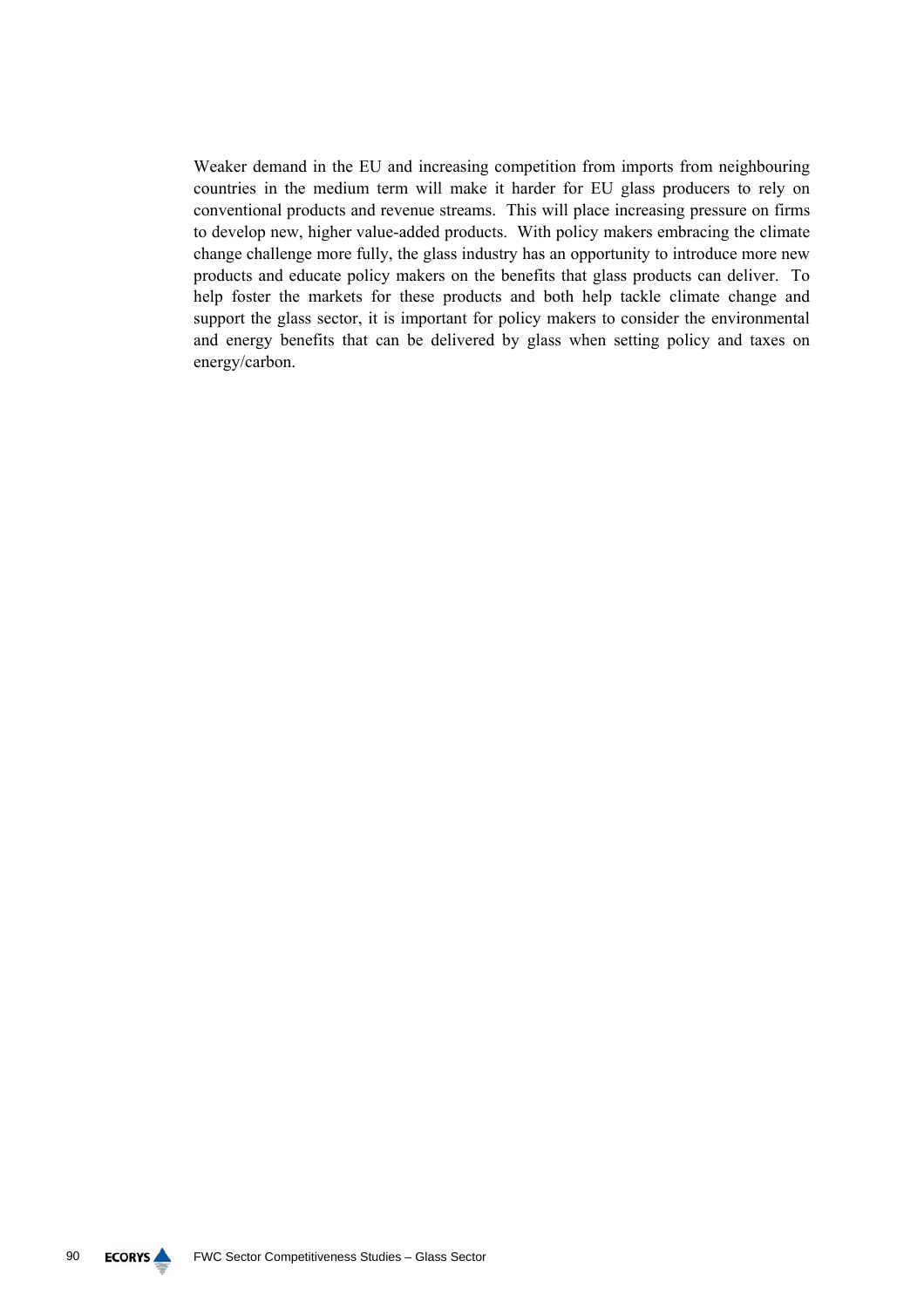Weaker demand in the EU and increasing competition from imports from neighbouring countries in the medium term will make it harder for EU glass producers to rely on conventional products and revenue streams. This will place increasing pressure on firms to develop new, higher value-added products. With policy makers embracing the climate change challenge more fully, the glass industry has an opportunity to introduce more new products and educate policy makers on the benefits that glass products can deliver. To help foster the markets for these products and both help tackle climate change and support the glass sector, it is important for policy makers to consider the environmental and energy benefits that can be delivered by glass when setting policy and taxes on energy/carbon.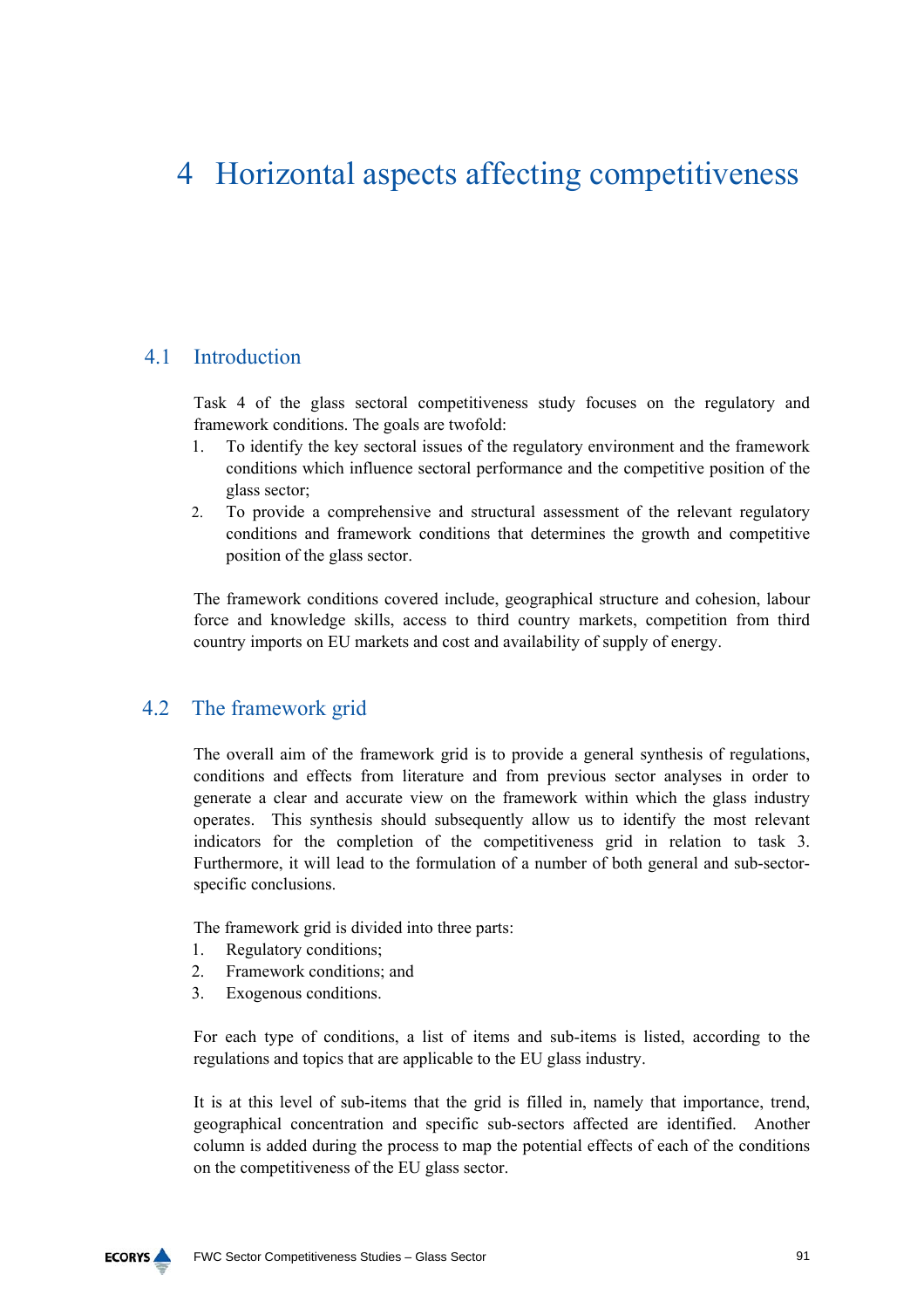# 4 Horizontal aspects affecting competitiveness

## 4.1 Introduction

Task 4 of the glass sectoral competitiveness study focuses on the regulatory and framework conditions. The goals are twofold:

1. To identify the key sectoral issues of the regulatory environment and the framework conditions which influence sectoral performance and the competitive position of the glass sector;
2. To provide a comprehensive and structural assessment of the relevant regulatory conditions and framework conditions that determines the growth and competitive position of the glass sector.

The framework conditions covered include, geographical structure and cohesion, labour force and knowledge skills, access to third country markets, competition from third country imports on EU markets and cost and availability of supply of energy.

## 4.2 The framework grid

The overall aim of the framework grid is to provide a general synthesis of regulations, conditions and effects from literature and from previous sector analyses in order to generate a clear and accurate view on the framework within which the glass industry operates. This synthesis should subsequently allow us to identify the most relevant indicators for the completion of the competitiveness grid in relation to task 3. Furthermore, it will lead to the formulation of a number of both general and sub-sector-specific conclusions.

The framework grid is divided into three parts:

1. Regulatory conditions;
2. Framework conditions; and
3. Exogenous conditions.

For each type of conditions, a list of items and sub-items is listed, according to the regulations and topics that are applicable to the EU glass industry.

It is at this level of sub-items that the grid is filled in, namely that importance, trend, geographical concentration and specific sub-sectors affected are identified. Another column is added during the process to map the potential effects of each of the conditions on the competitiveness of the EU glass sector.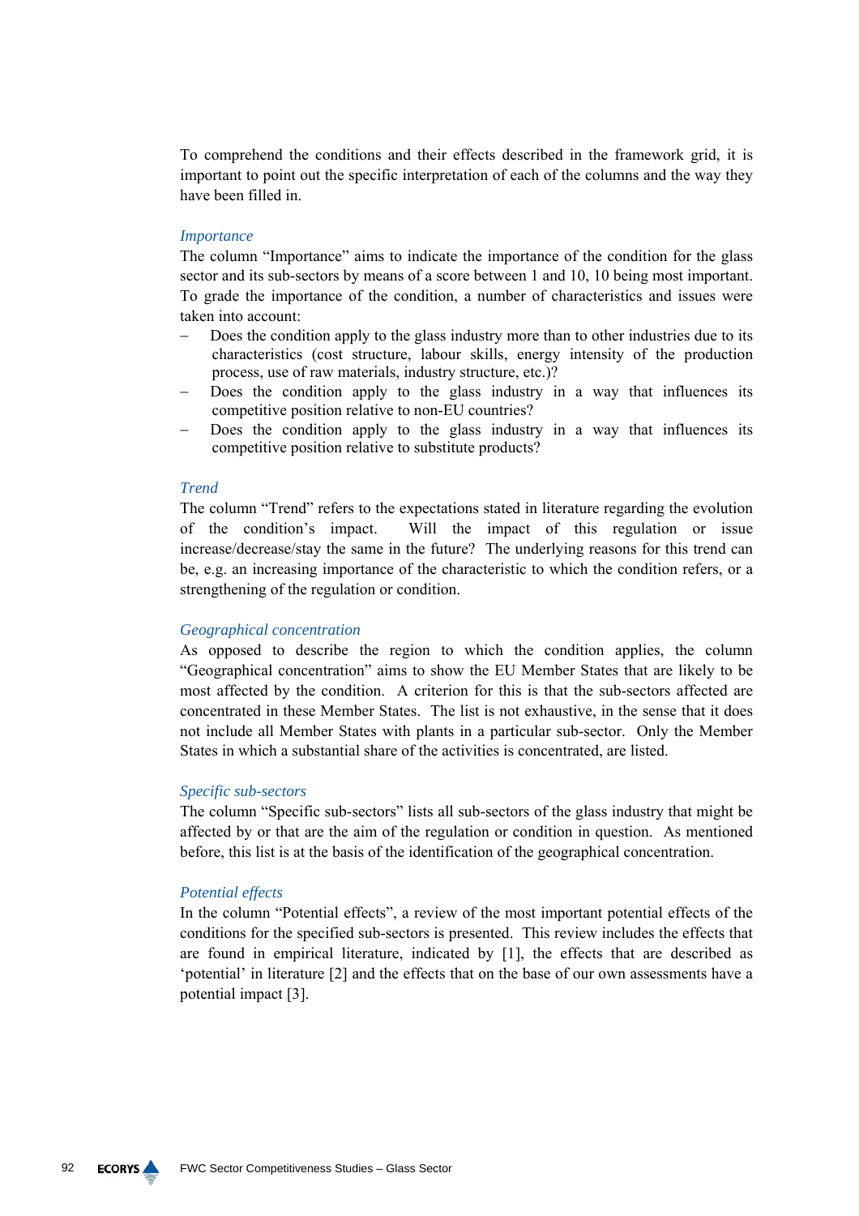To comprehend the conditions and their effects described in the framework grid, it is important to point out the specific interpretation of each of the columns and the way they have been filled in.

*Importance*

The column "Importance" aims to indicate the importance of the condition for the glass sector and its sub-sectors by means of a score between 1 and 10, 10 being most important. To grade the importance of the condition, a number of characteristics and issues were taken into account:

- Does the condition apply to the glass industry more than to other industries due to its characteristics (cost structure, labour skills, energy intensity of the production process, use of raw materials, industry structure, etc.)?
- Does the condition apply to the glass industry in a way that influences its competitive position relative to non-EU countries?
- Does the condition apply to the glass industry in a way that influences its competitive position relative to substitute products?

*Trend*

The column "Trend" refers to the expectations stated in literature regarding the evolution of the condition's impact. Will the impact of this regulation or issue increase/decrease/stay the same in the future? The underlying reasons for this trend can be, e.g. an increasing importance of the characteristic to which the condition refers, or a strengthening of the regulation or condition.

*Geographical concentration*

As opposed to describe the region to which the condition applies, the column "Geographical concentration" aims to show the EU Member States that are likely to be most affected by the condition. A criterion for this is that the sub-sectors affected are concentrated in these Member States. The list is not exhaustive, in the sense that it does not include all Member States with plants in a particular sub-sector. Only the Member States in which a substantial share of the activities is concentrated, are listed.

*Specific sub-sectors*

The column "Specific sub-sectors" lists all sub-sectors of the glass industry that might be affected by or that are the aim of the regulation or condition in question. As mentioned before, this list is at the basis of the identification of the geographical concentration.

*Potential effects*

In the column "Potential effects", a review of the most important potential effects of the conditions for the specified sub-sectors is presented. This review includes the effects that are found in empirical literature, indicated by [1], the effects that are described as 'potential' in literature [2] and the effects that on the base of our own assessments have a potential impact [3].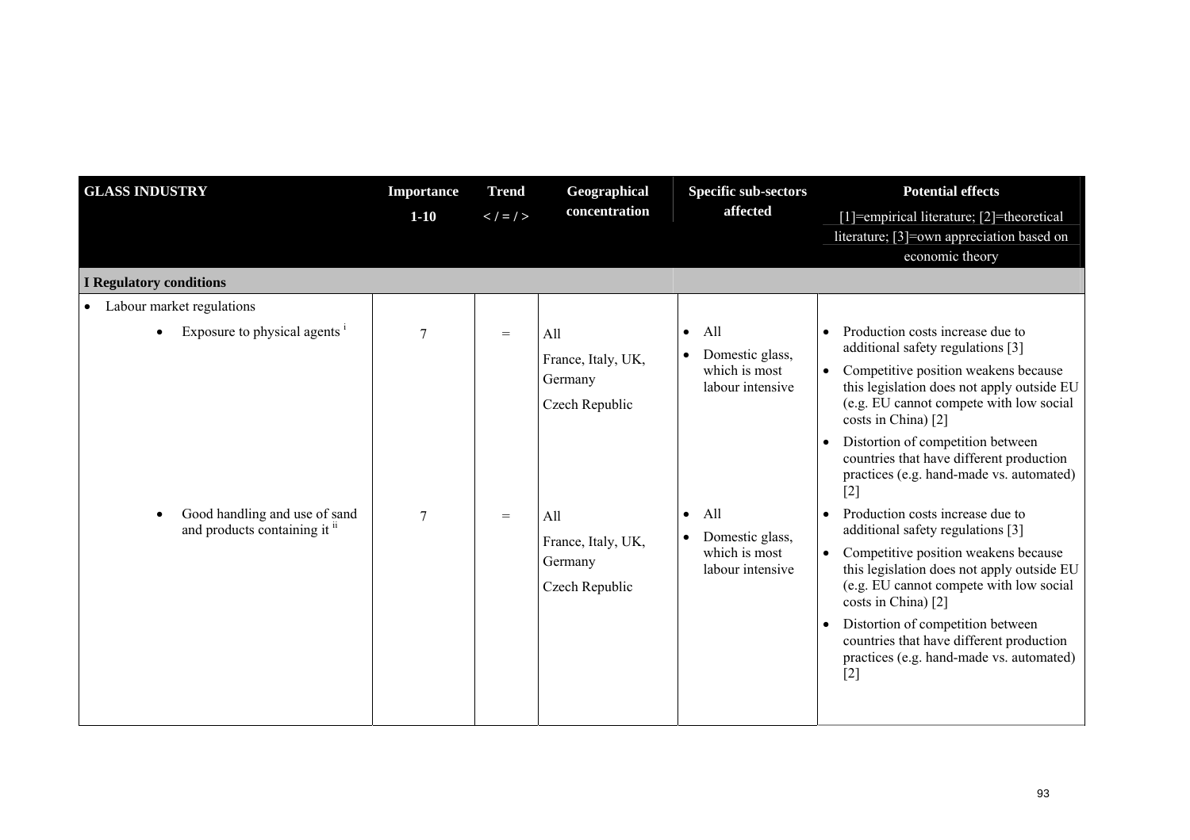| GLASS INDUSTRY | Importance 1-10 | Trend < / = / > | Geographical concentration | Specific sub-sectors affected | Potential effects [1]=empirical literature; [2]=theoretical literature; [3]=own appreciation based on economic theory |
|---|---|---|---|---|---|
| **I Regulatory conditions** | | | | | |
| • Labour market regulations | | | | | |
| • Exposure to physical agents [i] | 7 | = | All<br>France, Italy, UK, Germany<br>Czech Republic | • All<br>• Domestic glass, which is most labour intensive | • Production costs increase due to additional safety regulations [3]<br>• Competitive position weakens because this legislation does not apply outside EU (e.g. EU cannot compete with low social costs in China) [2]<br>• Distortion of competition between countries that have different production practices (e.g. hand-made vs. automated) [2] |
| • Good handling and use of sand and products containing it [ii] | 7 | = | All<br>France, Italy, UK, Germany<br>Czech Republic | • All<br>• Domestic glass, which is most labour intensive | • Production costs increase due to additional safety regulations [3]<br>• Competitive position weakens because this legislation does not apply outside EU (e.g. EU cannot compete with low social costs in China) [2]<br>• Distortion of competition between countries that have different production practices (e.g. hand-made vs. automated) [2] |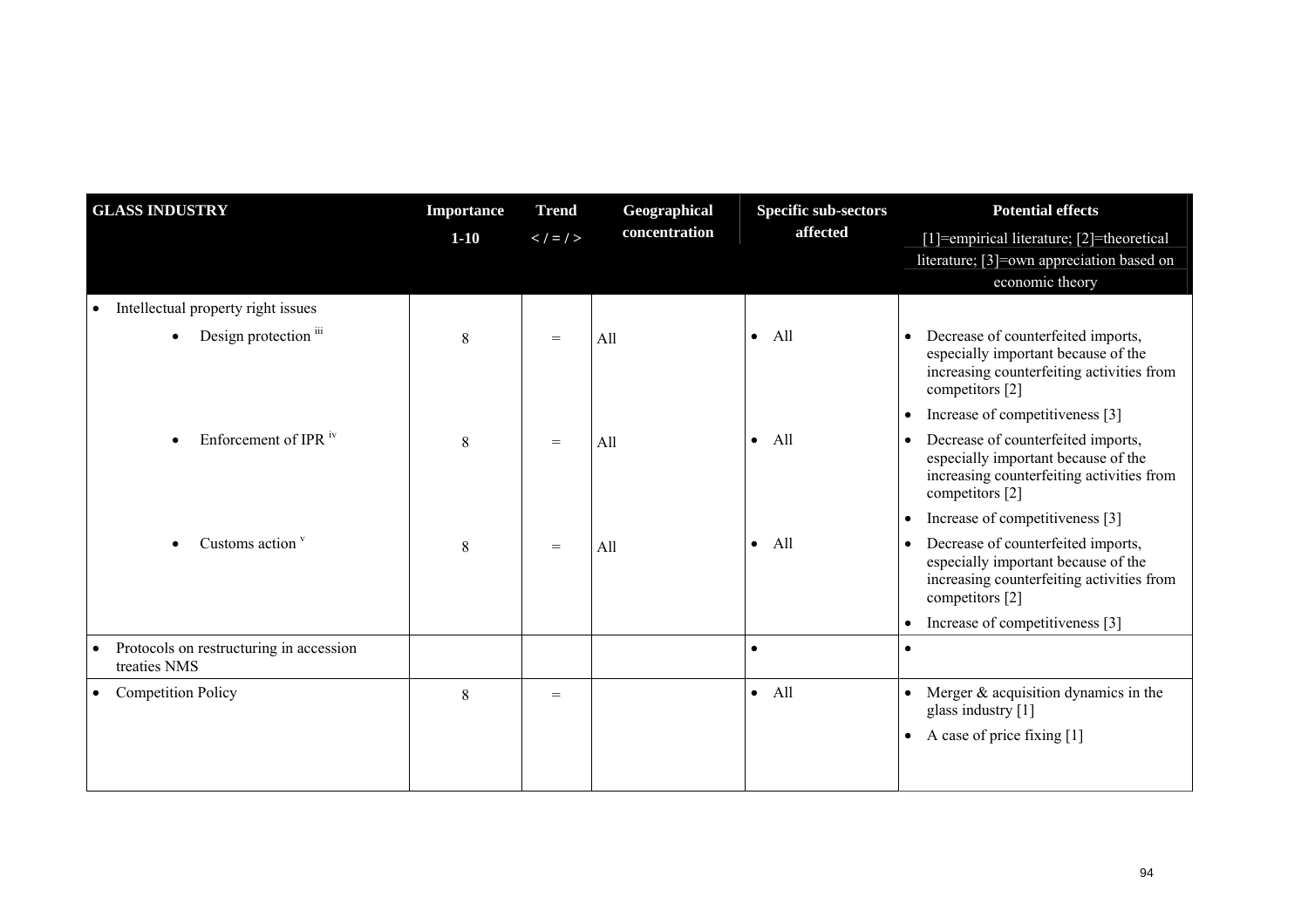| GLASS INDUSTRY | Importance 1-10 | Trend < / = / > | Geographical concentration | Specific sub-sectors affected | Potential effects [1]=empirical literature; [2]=theoretical literature; [3]=own appreciation based on economic theory |
|---|---|---|---|---|---|
| • Intellectual property right issues | | | | | |
| • Design protection [iii] | 8 | = | All | • All | • Decrease of counterfeited imports, especially important because of the increasing counterfeiting activities from competitors [2] <br> • Increase of competitiveness [3] |
| • Enforcement of IPR [iv] | 8 | = | All | • All | • Decrease of counterfeited imports, especially important because of the increasing counterfeiting activities from competitors [2] <br> • Increase of competitiveness [3] |
| • Customs action [v] | 8 | = | All | • All | • Decrease of counterfeited imports, especially important because of the increasing counterfeiting activities from competitors [2] <br> • Increase of competitiveness [3] |
| • Protocols on restructuring in accession treaties NMS | | | | • | • |
| • Competition Policy | 8 | = | | • All | • Merger & acquisition dynamics in the glass industry [1] <br> • A case of price fixing [1] |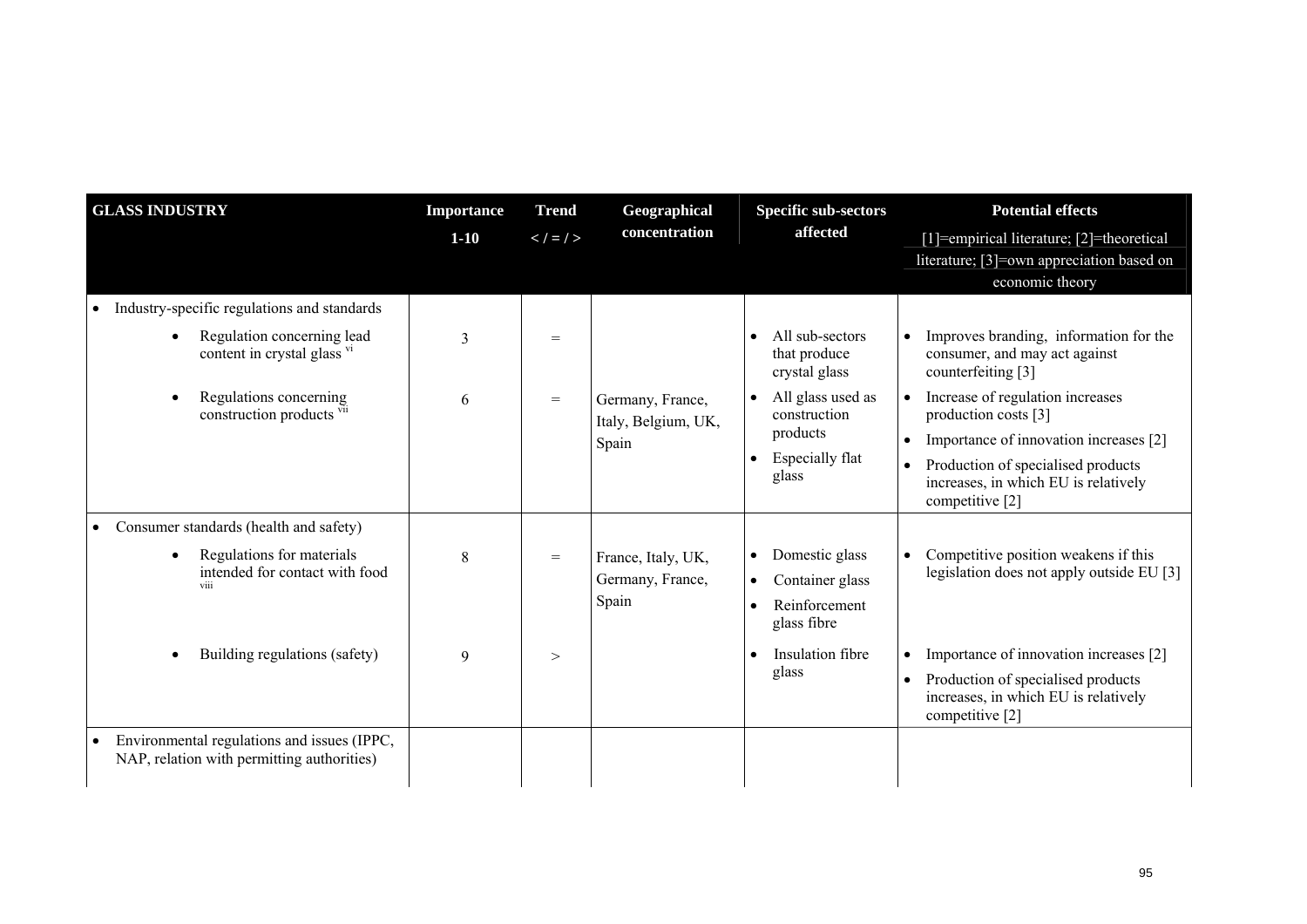| GLASS INDUSTRY | Importance 1-10 | Trend < / = / > | Geographical concentration | Specific sub-sectors affected | Potential effects [1]=empirical literature; [2]=theoretical literature; [3]=own appreciation based on economic theory |
|---|---|---|---|---|---|
| • Industry-specific regulations and standards | | | | | |
| • Regulation concerning lead content in crystal glass [vi] | 3 | = | | • All sub-sectors that produce crystal glass | • Improves branding, information for the consumer, and may act against counterfeiting [3] |
| • Regulations concerning construction products [vii] | 6 | = | Germany, France, Italy, Belgium, UK, Spain | • All glass used as construction products<br>• Especially flat glass | • Increase of regulation increases production costs [3]<br>• Importance of innovation increases [2]<br>• Production of specialised products increases, in which EU is relatively competitive [2] |
| • Consumer standards (health and safety) | | | | | |
| • Regulations for materials intended for contact with food [viii] | 8 | = | France, Italy, UK, Germany, France, Spain | • Domestic glass<br>• Container glass<br>• Reinforcement glass fibre | • Competitive position weakens if this legislation does not apply outside EU [3] |
| • Building regulations (safety) | 9 | > | | • Insulation fibre glass | • Importance of innovation increases [2]<br>• Production of specialised products increases, in which EU is relatively competitive [2] |
| • Environmental regulations and issues (IPPC, NAP, relation with permitting authorities) | | | | | |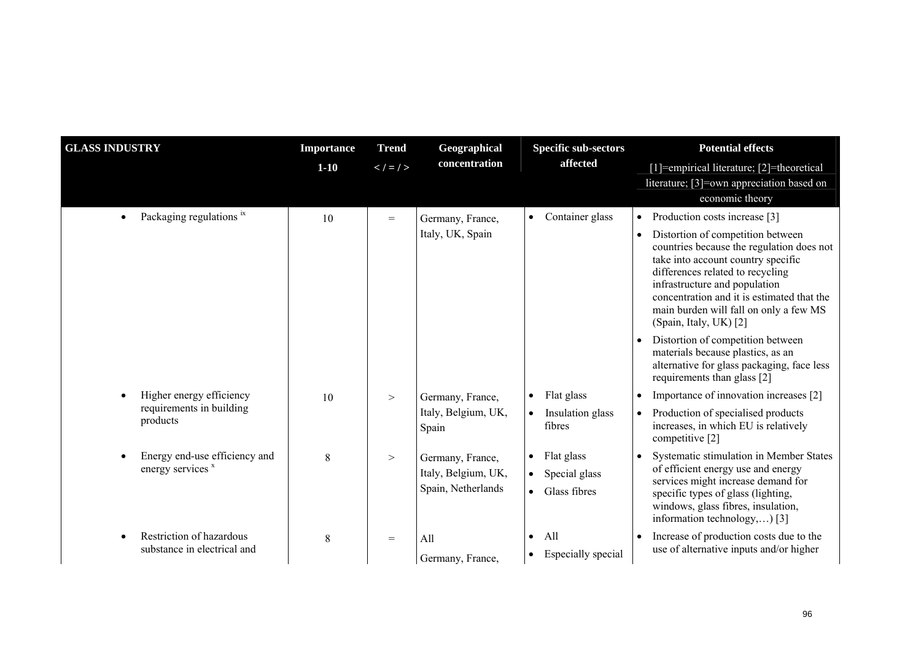| GLASS INDUSTRY | Importance 1-10 | Trend < / = / > | Geographical concentration | Specific sub-sectors affected | Potential effects [1]=empirical literature; [2]=theoretical literature; [3]=own appreciation based on economic theory |
|---|---|---|---|---|---|
| • Packaging regulations [ix] | 10 | = | Germany, France, Italy, UK, Spain | • Container glass | • Production costs increase [3] • Distortion of competition between countries because the regulation does not take into account country specific differences related to recycling infrastructure and population concentration and it is estimated that the main burden will fall on only a few MS (Spain, Italy, UK) [2] • Distortion of competition between materials because plastics, as an alternative for glass packaging, face less requirements than glass [2] |
| • Higher energy efficiency requirements in building products | 10 | > | Germany, France, Italy, Belgium, UK, Spain | • Flat glass • Insulation glass fibres | • Importance of innovation increases [2] • Production of specialised products increases, in which EU is relatively competitive [2] |
| • Energy end-use efficiency and energy services [x] | 8 | > | Germany, France, Italy, Belgium, UK, Spain, Netherlands | • Flat glass • Special glass • Glass fibres | • Systematic stimulation in Member States of efficient energy use and energy services might increase demand for specific types of glass (lighting, windows, glass fibres, insulation, information technology,…) [3] |
| • Restriction of hazardous substance in electrical and | 8 | = | All Germany, France, | • All • Especially special | • Increase of production costs due to the use of alternative inputs and/or higher |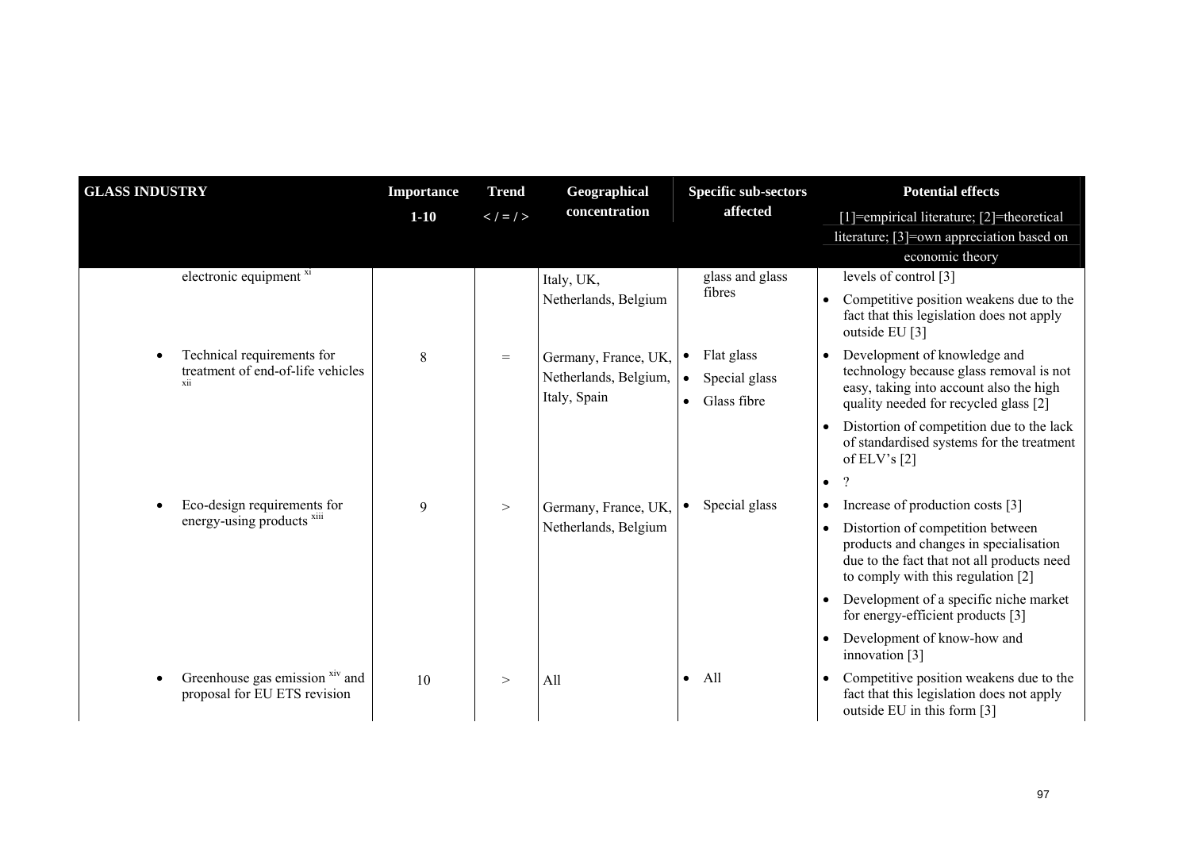| GLASS INDUSTRY | Importance 1-10 | Trend < / = / > | Geographical concentration | Specific sub-sectors affected | Potential effects [1]=empirical literature; [2]=theoretical literature; [3]=own appreciation based on economic theory |
|---|---|---|---|---|---|
| electronic equipment [xi] | | | Italy, UK, Netherlands, Belgium | glass and glass fibres | levels of control [3]<br>• Competitive position weakens due to the fact that this legislation does not apply outside EU [3] |
| • Technical requirements for treatment of end-of-life vehicles [xii] | 8 | = | Germany, France, UK, Netherlands, Belgium, Italy, Spain | • Flat glass<br>• Special glass<br>• Glass fibre | • Development of knowledge and technology because glass removal is not easy, taking into account also the high quality needed for recycled glass [2]<br>• Distortion of competition due to the lack of standardised systems for the treatment of ELV's [2]<br>• ? |
| • Eco-design requirements for energy-using products [xiii] | 9 | > | Germany, France, UK, Netherlands, Belgium | • Special glass | • Increase of production costs [3]<br>• Distortion of competition between products and changes in specialisation due to the fact that not all products need to comply with this regulation [2]<br>• Development of a specific niche market for energy-efficient products [3]<br>• Development of know-how and innovation [3] |
| • Greenhouse gas emission [xiv] and proposal for EU ETS revision | 10 | > | All | • All | • Competitive position weakens due to the fact that this legislation does not apply outside EU in this form [3] |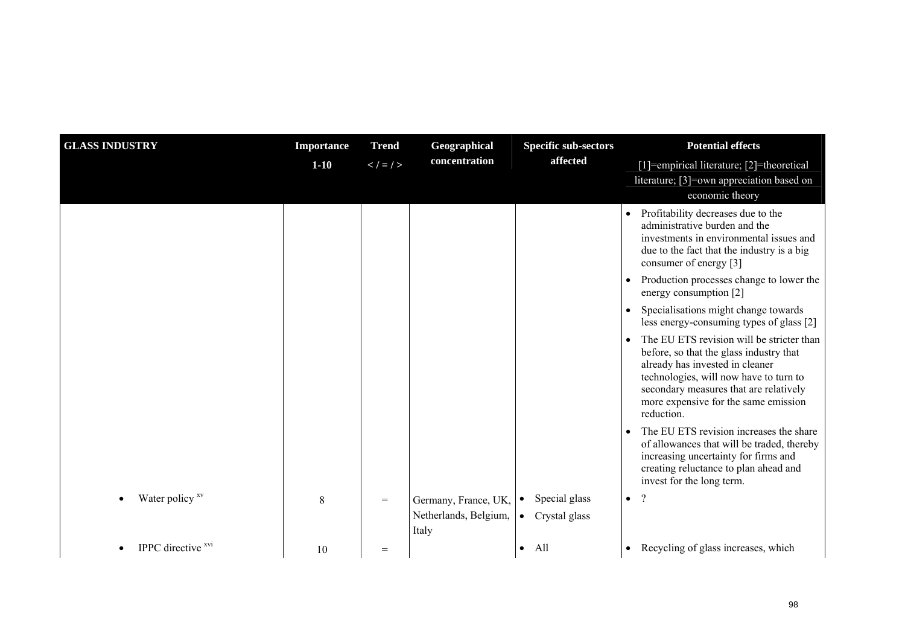| GLASS INDUSTRY | Importance 1-10 | Trend < / = / > | Geographical concentration | Specific sub-sectors affected | Potential effects [1]=empirical literature; [2]=theoretical literature; [3]=own appreciation based on economic theory |
|---|---|---|---|---|---|
| | | | | | • Profitability decreases due to the administrative burden and the investments in environmental issues and due to the fact that the industry is a big consumer of energy [3]<br>• Production processes change to lower the energy consumption [2]<br>• Specialisations might change towards less energy-consuming types of glass [2]<br>• The EU ETS revision will be stricter than before, so that the glass industry that already has invested in cleaner technologies, will now have to turn to secondary measures that are relatively more expensive for the same emission reduction.<br>• The EU ETS revision increases the share of allowances that will be traded, thereby increasing uncertainty for firms and creating reluctance to plan ahead and invest for the long term. |
| • Water policy [xv] | 8 | = | Germany, France, UK, Netherlands, Belgium, Italy | • Special glass<br>• Crystal glass | • ? |
| • IPPC directive [xvi] | 10 | = | | • All | • Recycling of glass increases, which |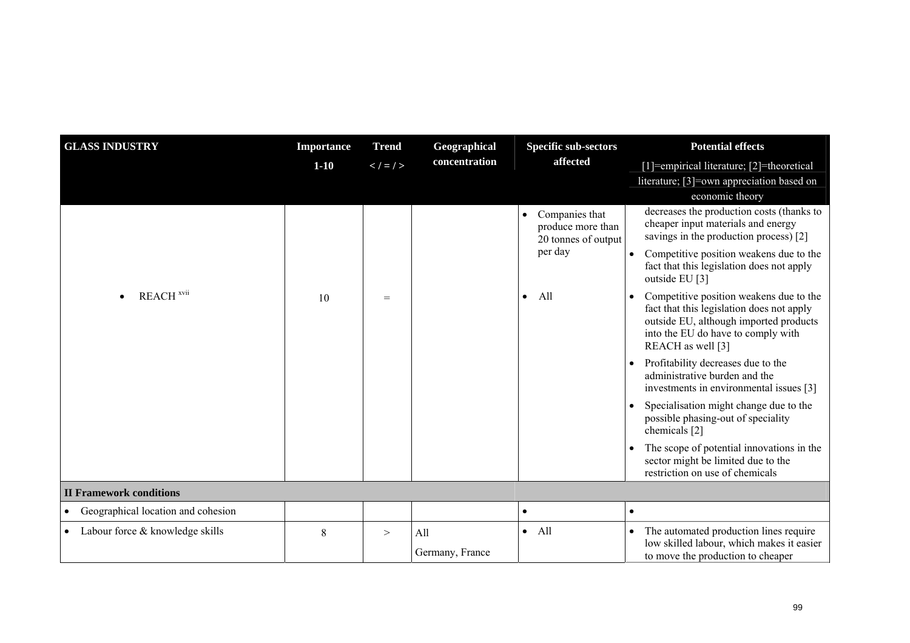| GLASS INDUSTRY | Importance 1-10 | Trend < / = / > | Geographical concentration | Specific sub-sectors affected | Potential effects [1]=empirical literature; [2]=theoretical literature; [3]=own appreciation based on economic theory |
|---|---|---|---|---|---|
| | | | | • Companies that produce more than 20 tonnes of output per day | decreases the production costs (thanks to cheaper input materials and energy savings in the production process) [2] • Competitive position weakens due to the fact that this legislation does not apply outside EU [3] |
| • REACH [xvii] | 10 | = | | • All | • Competitive position weakens due to the fact that this legislation does not apply outside EU, although imported products into the EU do have to comply with REACH as well [3] • Profitability decreases due to the administrative burden and the investments in environmental issues [3] • Specialisation might change due to the possible phasing-out of speciality chemicals [2] • The scope of potential innovations in the sector might be limited due to the restriction on use of chemicals |
| **II Framework conditions** | | | | | |
| • Geographical location and cohesion | | | | • | • |
| • Labour force & knowledge skills | 8 | > | All Germany, France | • All | • The automated production lines require low skilled labour, which makes it easier to move the production to cheaper |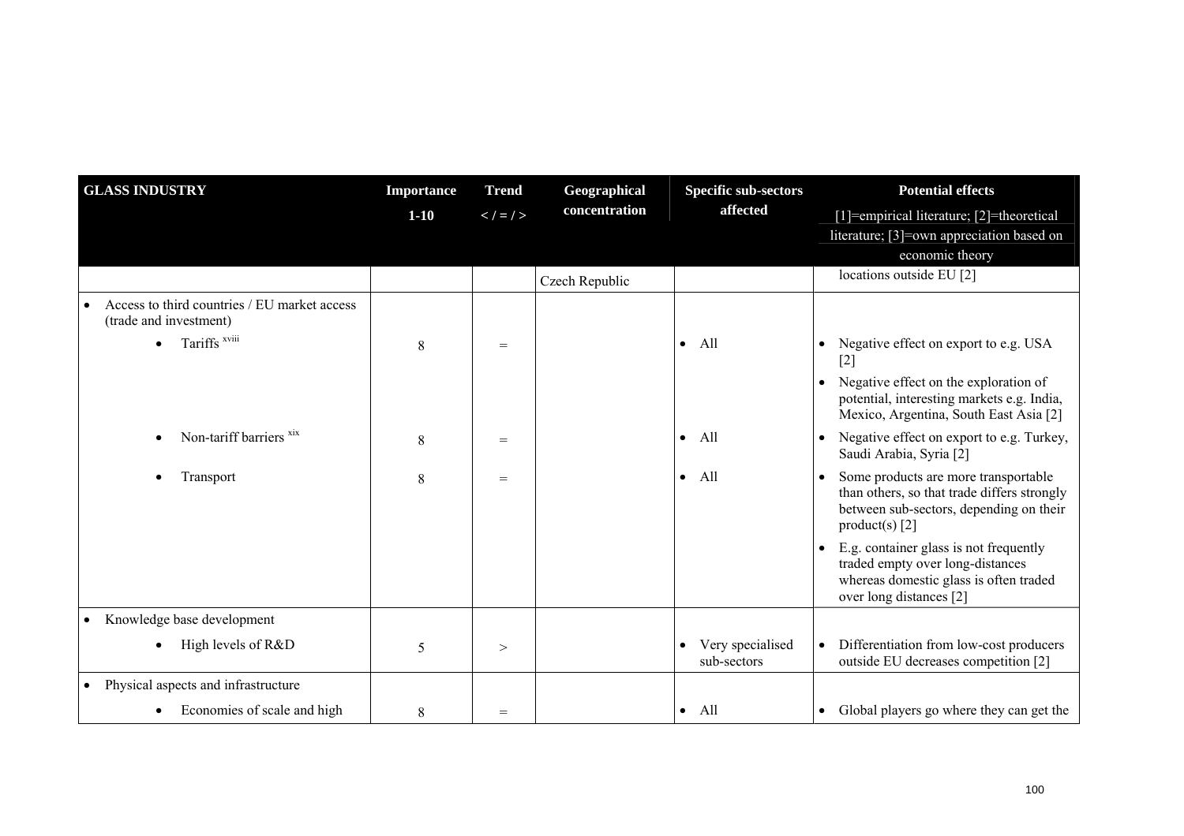| GLASS INDUSTRY | Importance 1-10 | Trend < / = / > | Geographical concentration | Specific sub-sectors affected | Potential effects [1]=empirical literature; [2]=theoretical literature; [3]=own appreciation based on economic theory |
|---|---|---|---|---|---|
| | | | Czech Republic | | locations outside EU [2] |
| • Access to third countries / EU market access (trade and investment) | | | | | |
| • Tariffs [xviii] | 8 | = | | • All | • Negative effect on export to e.g. USA [2] • Negative effect on the exploration of potential, interesting markets e.g. India, Mexico, Argentina, South East Asia [2] |
| • Non-tariff barriers [xix] | 8 | = | | • All | • Negative effect on export to e.g. Turkey, Saudi Arabia, Syria [2] |
| • Transport | 8 | = | | • All | • Some products are more transportable than others, so that trade differs strongly between sub-sectors, depending on their product(s) [2] • E.g. container glass is not frequently traded empty over long-distances whereas domestic glass is often traded over long distances [2] |
| • Knowledge base development | | | | | |
| • High levels of R&D | 5 | > | | • Very specialised sub-sectors | • Differentiation from low-cost producers outside EU decreases competition [2] |
| • Physical aspects and infrastructure | | | | | |
| • Economies of scale and high | 8 | = | | • All | • Global players go where they can get the |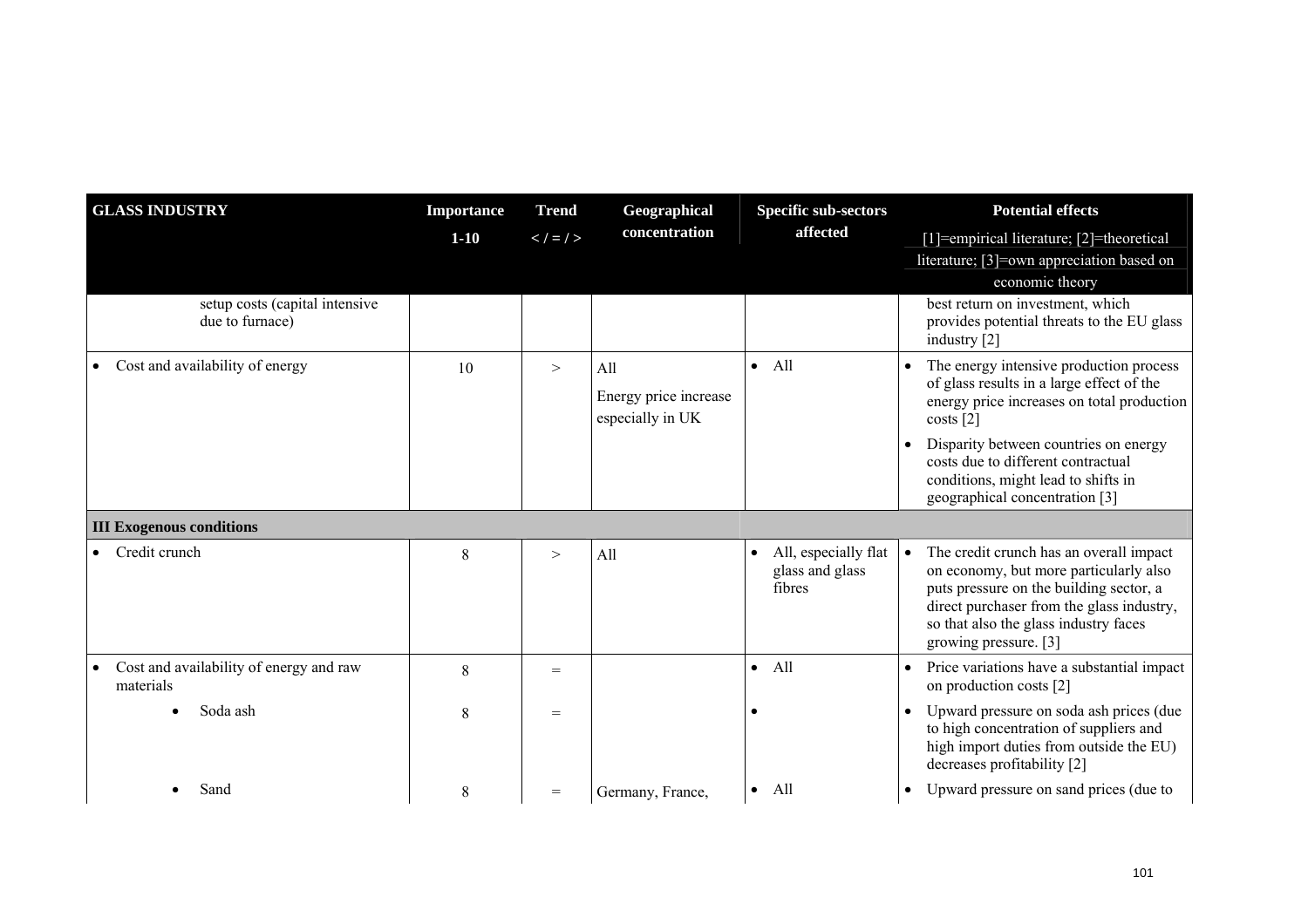| GLASS INDUSTRY | Importance 1-10 | Trend < / = / > | Geographical concentration | Specific sub-sectors affected | Potential effects [1]=empirical literature; [2]=theoretical literature; [3]=own appreciation based on economic theory |
|---|---|---|---|---|---|
| setup costs (capital intensive due to furnace) | | | | | best return on investment, which provides potential threats to the EU glass industry [2] |
| • Cost and availability of energy | 10 | > | All<br>Energy price increase especially in UK | • All | • The energy intensive production process of glass results in a large effect of the energy price increases on total production costs [2]<br>• Disparity between countries on energy costs due to different contractual conditions, might lead to shifts in geographical concentration [3] |
| **III Exogenous conditions** | | | | | |
| • Credit crunch | 8 | > | All | • All, especially flat glass and glass fibres | • The credit crunch has an overall impact on economy, but more particularly also puts pressure on the building sector, a direct purchaser from the glass industry, so that also the glass industry faces growing pressure. [3] |
| • Cost and availability of energy and raw materials | 8 | = | | • All | • Price variations have a substantial impact on production costs [2] |
| • Soda ash | 8 | = | | • | • Upward pressure on soda ash prices (due to high concentration of suppliers and high import duties from outside the EU) decreases profitability [2] |
| • Sand | 8 | = | Germany, France, | • All | • Upward pressure on sand prices (due to |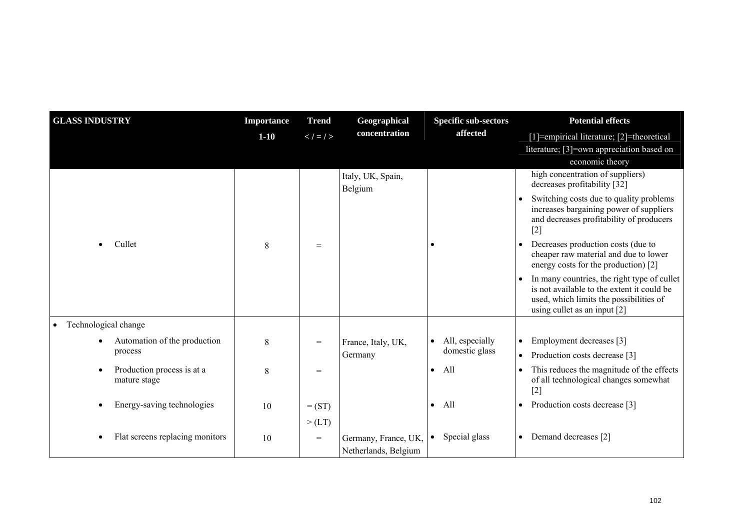| GLASS INDUSTRY | Importance 1-10 | Trend < / = / > | Geographical concentration | Specific sub-sectors affected | Potential effects [1]=empirical literature; [2]=theoretical literature; [3]=own appreciation based on economic theory |
|---|---|---|---|---|---|
| | | | Italy, UK, Spain, Belgium | | high concentration of suppliers) decreases profitability [32] |
| | | | | | • Switching costs due to quality problems increases bargaining power of suppliers and decreases profitability of producers [2] |
| • Cullet | 8 | = | | • | • Decreases production costs (due to cheaper raw material and due to lower energy costs for the production) [2] |
| | | | | | • In many countries, the right type of cullet is not available to the extent it could be used, which limits the possibilities of using cullet as an input [2] |
| • Technological change | | | | | |
| • Automation of the production process | 8 | = | France, Italy, UK, Germany | • All, especially domestic glass | • Employment decreases [3] • Production costs decrease [3] |
| • Production process is at a mature stage | 8 | = | | • All | • This reduces the magnitude of the effects of all technological changes somewhat [2] |
| • Energy-saving technologies | 10 | = (ST) > (LT) | | • All | • Production costs decrease [3] |
| • Flat screens replacing monitors | 10 | = | Germany, France, UK, Netherlands, Belgium | • Special glass | • Demand decreases [2] |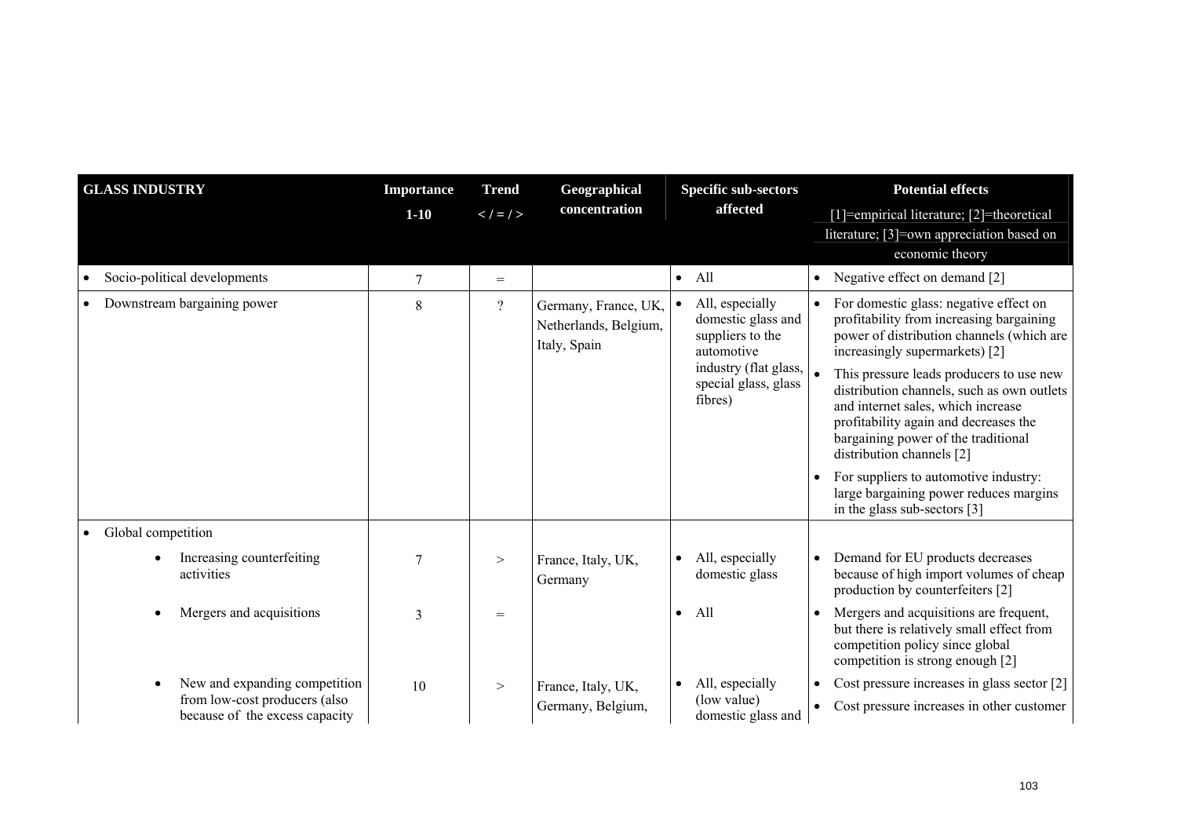| GLASS INDUSTRY | Importance 1-10 | Trend < / = / > | Geographical concentration | Specific sub-sectors affected | Potential effects [1]=empirical literature; [2]=theoretical literature; [3]=own appreciation based on economic theory |
|---|---|---|---|---|---|
| • Socio-political developments | 7 | = | | • All | • Negative effect on demand [2] |
| • Downstream bargaining power | 8 | ? | Germany, France, UK, Netherlands, Belgium, Italy, Spain | • All, especially domestic glass and suppliers to the automotive industry (flat glass, special glass, glass fibres) | • For domestic glass: negative effect on profitability from increasing bargaining power of distribution channels (which are increasingly supermarkets) [2]<br>• This pressure leads producers to use new distribution channels, such as own outlets and internet sales, which increase profitability again and decreases the bargaining power of the traditional distribution channels [2]<br>• For suppliers to automotive industry: large bargaining power reduces margins in the glass sub-sectors [3] |
| • Global competition | | | | | |
| • Increasing counterfeiting activities | 7 | > | France, Italy, UK, Germany | • All, especially domestic glass | • Demand for EU products decreases because of high import volumes of cheap production by counterfeiters [2] |
| • Mergers and acquisitions | 3 | = | | • All | • Mergers and acquisitions are frequent, but there is relatively small effect from competition policy since global competition is strong enough [2] |
| • New and expanding competition from low-cost producers (also because of the excess capacity | 10 | > | France, Italy, UK, Germany, Belgium, | • All, especially (low value) domestic glass and | • Cost pressure increases in glass sector [2]<br>• Cost pressure increases in other customer |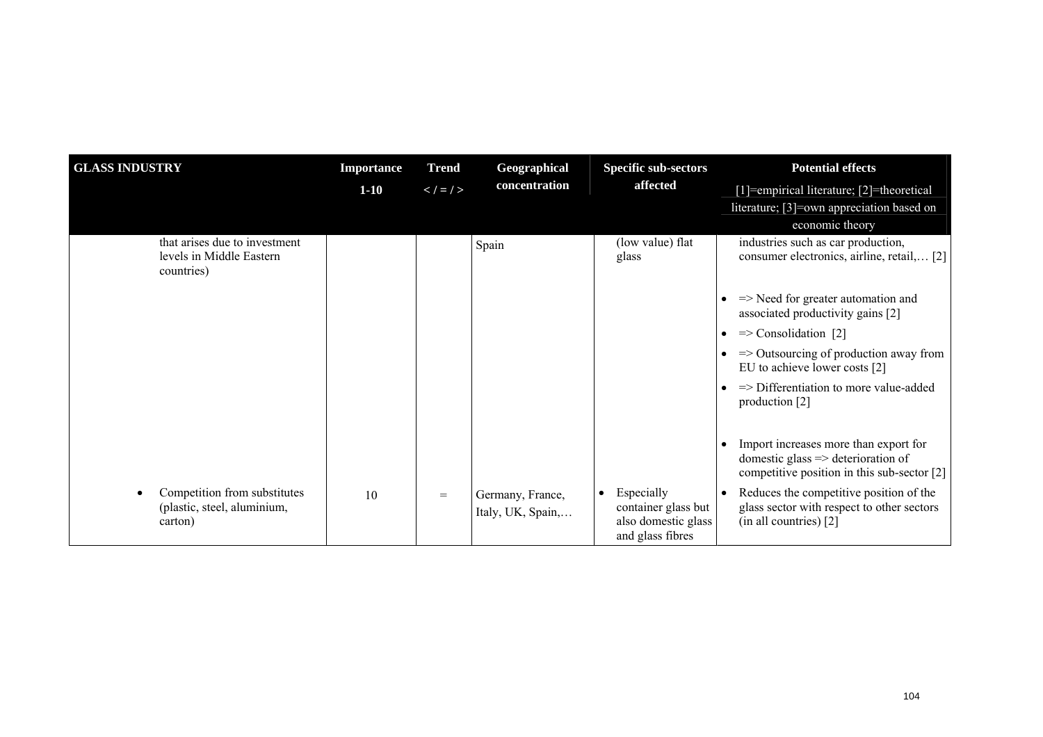| GLASS INDUSTRY | Importance 1-10 | Trend < / = / > | Geographical concentration | Specific sub-sectors affected | Potential effects [1]=empirical literature; [2]=theoretical literature; [3]=own appreciation based on economic theory |
|---|---|---|---|---|---|
| that arises due to investment levels in Middle Eastern countries) | | | Spain | (low value) flat glass | industries such as car production, consumer electronics, airline, retail,… [2]<br>• => Need for greater automation and associated productivity gains [2]<br>• => Consolidation [2]<br>• => Outsourcing of production away from EU to achieve lower costs [2]<br>• => Differentiation to more value-added production [2]<br>• Import increases more than export for domestic glass => deterioration of competitive position in this sub-sector [2] |
| • Competition from substitutes (plastic, steel, aluminium, carton) | 10 | = | Germany, France, Italy, UK, Spain,… | • Especially container glass but also domestic glass and glass fibres | • Reduces the competitive position of the glass sector with respect to other sectors (in all countries) [2] |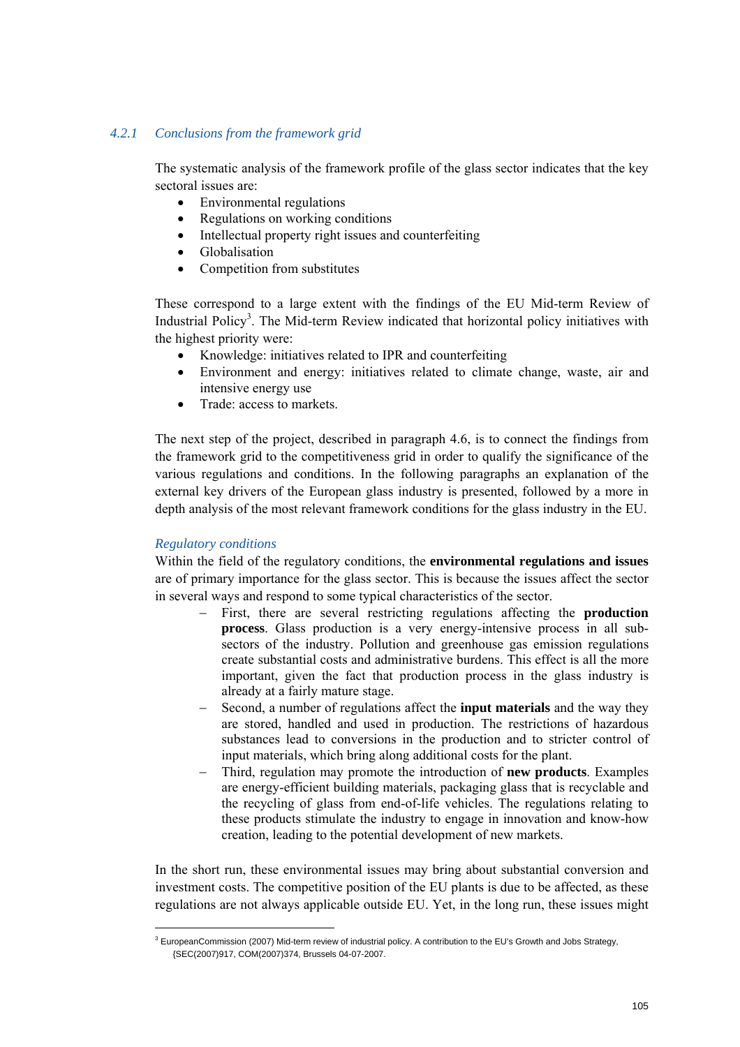### 4.2.1 *Conclusions from the framework grid*

The systematic analysis of the framework profile of the glass sector indicates that the key sectoral issues are:

- Environmental regulations
- Regulations on working conditions
- Intellectual property right issues and counterfeiting
- Globalisation
- Competition from substitutes

These correspond to a large extent with the findings of the EU Mid-term Review of Industrial Policy[3]. The Mid-term Review indicated that horizontal policy initiatives with the highest priority were:

- Knowledge: initiatives related to IPR and counterfeiting
- Environment and energy: initiatives related to climate change, waste, air and intensive energy use
- Trade: access to markets.

The next step of the project, described in paragraph 4.6, is to connect the findings from the framework grid to the competitiveness grid in order to qualify the significance of the various regulations and conditions. In the following paragraphs an explanation of the external key drivers of the European glass industry is presented, followed by a more in depth analysis of the most relevant framework conditions for the glass industry in the EU.

*Regulatory conditions*

Within the field of the regulatory conditions, the **environmental regulations and issues** are of primary importance for the glass sector. This is because the issues affect the sector in several ways and respond to some typical characteristics of the sector.

- First, there are several restricting regulations affecting the **production process**. Glass production is a very energy-intensive process in all sub-sectors of the industry. Pollution and greenhouse gas emission regulations create substantial costs and administrative burdens. This effect is all the more important, given the fact that production process in the glass industry is already at a fairly mature stage.
- Second, a number of regulations affect the **input materials** and the way they are stored, handled and used in production. The restrictions of hazardous substances lead to conversions in the production and to stricter control of input materials, which bring along additional costs for the plant.
- Third, regulation may promote the introduction of **new products**. Examples are energy-efficient building materials, packaging glass that is recyclable and the recycling of glass from end-of-life vehicles. The regulations relating to these products stimulate the industry to engage in innovation and know-how creation, leading to the potential development of new markets.

In the short run, these environmental issues may bring about substantial conversion and investment costs. The competitive position of the EU plants is due to be affected, as these regulations are not always applicable outside EU. Yet, in the long run, these issues might

---

[3] EuropeanCommission (2007) Mid-term review of industrial policy. A contribution to the EU's Growth and Jobs Strategy, {SEC(2007)917, COM(2007)374, Brussels 04-07-2007.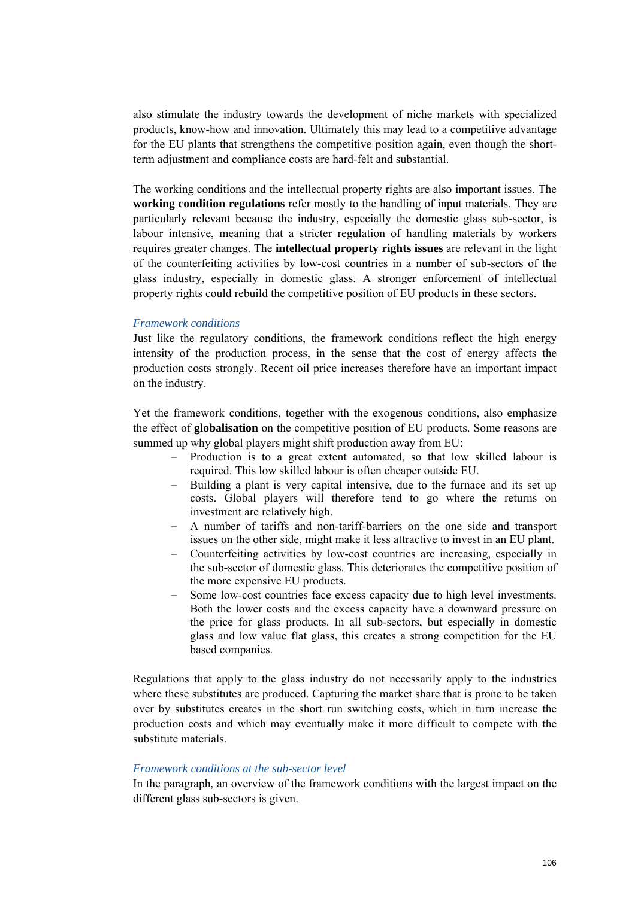also stimulate the industry towards the development of niche markets with specialized products, know-how and innovation. Ultimately this may lead to a competitive advantage for the EU plants that strengthens the competitive position again, even though the short-term adjustment and compliance costs are hard-felt and substantial.

The working conditions and the intellectual property rights are also important issues. The **working condition regulations** refer mostly to the handling of input materials. They are particularly relevant because the industry, especially the domestic glass sub-sector, is labour intensive, meaning that a stricter regulation of handling materials by workers requires greater changes. The **intellectual property rights issues** are relevant in the light of the counterfeiting activities by low-cost countries in a number of sub-sectors of the glass industry, especially in domestic glass. A stronger enforcement of intellectual property rights could rebuild the competitive position of EU products in these sectors.

*Framework conditions*

Just like the regulatory conditions, the framework conditions reflect the high energy intensity of the production process, in the sense that the cost of energy affects the production costs strongly. Recent oil price increases therefore have an important impact on the industry.

Yet the framework conditions, together with the exogenous conditions, also emphasize the effect of **globalisation** on the competitive position of EU products. Some reasons are summed up why global players might shift production away from EU:

- Production is to a great extent automated, so that low skilled labour is required. This low skilled labour is often cheaper outside EU.
- Building a plant is very capital intensive, due to the furnace and its set up costs. Global players will therefore tend to go where the returns on investment are relatively high.
- A number of tariffs and non-tariff-barriers on the one side and transport issues on the other side, might make it less attractive to invest in an EU plant.
- Counterfeiting activities by low-cost countries are increasing, especially in the sub-sector of domestic glass. This deteriorates the competitive position of the more expensive EU products.
- Some low-cost countries face excess capacity due to high level investments. Both the lower costs and the excess capacity have a downward pressure on the price for glass products. In all sub-sectors, but especially in domestic glass and low value flat glass, this creates a strong competition for the EU based companies.

Regulations that apply to the glass industry do not necessarily apply to the industries where these substitutes are produced. Capturing the market share that is prone to be taken over by substitutes creates in the short run switching costs, which in turn increase the production costs and which may eventually make it more difficult to compete with the substitute materials.

*Framework conditions at the sub-sector level*

In the paragraph, an overview of the framework conditions with the largest impact on the different glass sub-sectors is given.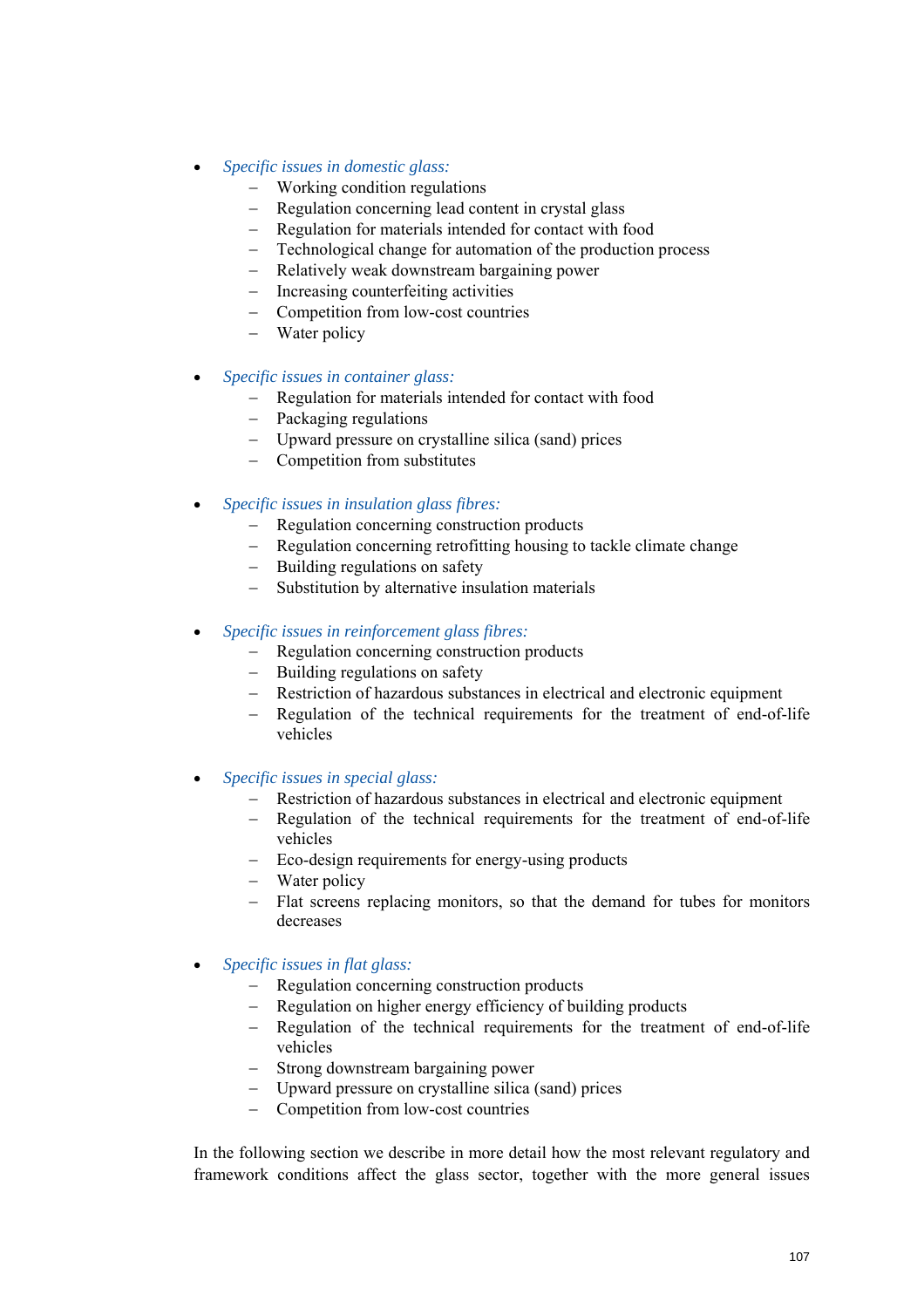- *Specific issues in domestic glass:*
  - Working condition regulations
  - Regulation concerning lead content in crystal glass
  - Regulation for materials intended for contact with food
  - Technological change for automation of the production process
  - Relatively weak downstream bargaining power
  - Increasing counterfeiting activities
  - Competition from low-cost countries
  - Water policy

- *Specific issues in container glass:*
  - Regulation for materials intended for contact with food
  - Packaging regulations
  - Upward pressure on crystalline silica (sand) prices
  - Competition from substitutes

- *Specific issues in insulation glass fibres:*
  - Regulation concerning construction products
  - Regulation concerning retrofitting housing to tackle climate change
  - Building regulations on safety
  - Substitution by alternative insulation materials

- *Specific issues in reinforcement glass fibres:*
  - Regulation concerning construction products
  - Building regulations on safety
  - Restriction of hazardous substances in electrical and electronic equipment
  - Regulation of the technical requirements for the treatment of end-of-life vehicles

- *Specific issues in special glass:*
  - Restriction of hazardous substances in electrical and electronic equipment
  - Regulation of the technical requirements for the treatment of end-of-life vehicles
  - Eco-design requirements for energy-using products
  - Water policy
  - Flat screens replacing monitors, so that the demand for tubes for monitors decreases

- *Specific issues in flat glass:*
  - Regulation concerning construction products
  - Regulation on higher energy efficiency of building products
  - Regulation of the technical requirements for the treatment of end-of-life vehicles
  - Strong downstream bargaining power
  - Upward pressure on crystalline silica (sand) prices
  - Competition from low-cost countries

In the following section we describe in more detail how the most relevant regulatory and framework conditions affect the glass sector, together with the more general issues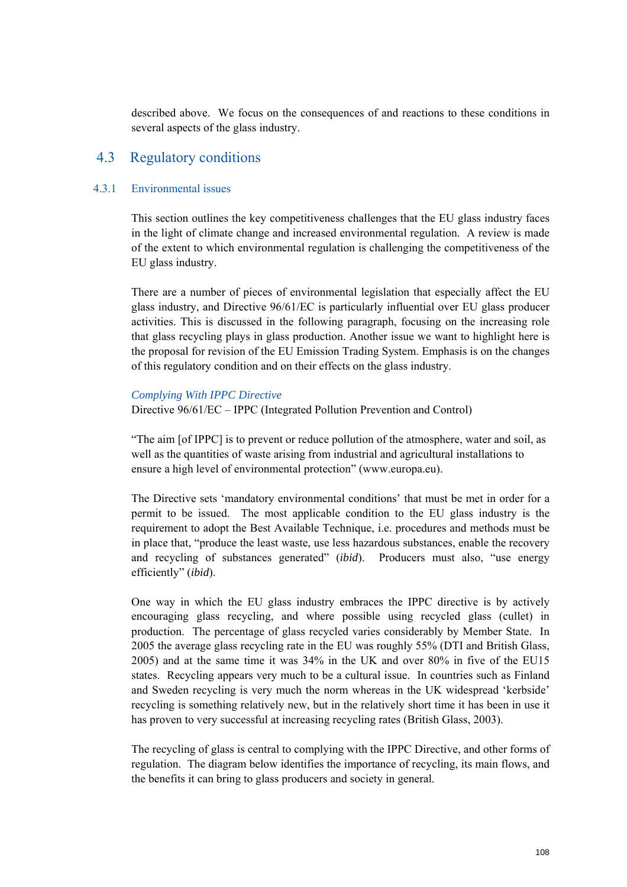described above. We focus on the consequences of and reactions to these conditions in several aspects of the glass industry.

## 4.3 Regulatory conditions

### 4.3.1 Environmental issues

This section outlines the key competitiveness challenges that the EU glass industry faces in the light of climate change and increased environmental regulation. A review is made of the extent to which environmental regulation is challenging the competitiveness of the EU glass industry.

There are a number of pieces of environmental legislation that especially affect the EU glass industry, and Directive 96/61/EC is particularly influential over EU glass producer activities. This is discussed in the following paragraph, focusing on the increasing role that glass recycling plays in glass production. Another issue we want to highlight here is the proposal for revision of the EU Emission Trading System. Emphasis is on the changes of this regulatory condition and on their effects on the glass industry.

*Complying With IPPC Directive*

Directive 96/61/EC – IPPC (Integrated Pollution Prevention and Control)

"The aim [of IPPC] is to prevent or reduce pollution of the atmosphere, water and soil, as well as the quantities of waste arising from industrial and agricultural installations to ensure a high level of environmental protection" (www.europa.eu).

The Directive sets 'mandatory environmental conditions' that must be met in order for a permit to be issued. The most applicable condition to the EU glass industry is the requirement to adopt the Best Available Technique, i.e. procedures and methods must be in place that, "produce the least waste, use less hazardous substances, enable the recovery and recycling of substances generated" (*ibid*). Producers must also, "use energy efficiently" (*ibid*).

One way in which the EU glass industry embraces the IPPC directive is by actively encouraging glass recycling, and where possible using recycled glass (cullet) in production. The percentage of glass recycled varies considerably by Member State. In 2005 the average glass recycling rate in the EU was roughly 55% (DTI and British Glass, 2005) and at the same time it was 34% in the UK and over 80% in five of the EU15 states. Recycling appears very much to be a cultural issue. In countries such as Finland and Sweden recycling is very much the norm whereas in the UK widespread 'kerbside' recycling is something relatively new, but in the relatively short time it has been in use it has proven to very successful at increasing recycling rates (British Glass, 2003).

The recycling of glass is central to complying with the IPPC Directive, and other forms of regulation. The diagram below identifies the importance of recycling, its main flows, and the benefits it can bring to glass producers and society in general.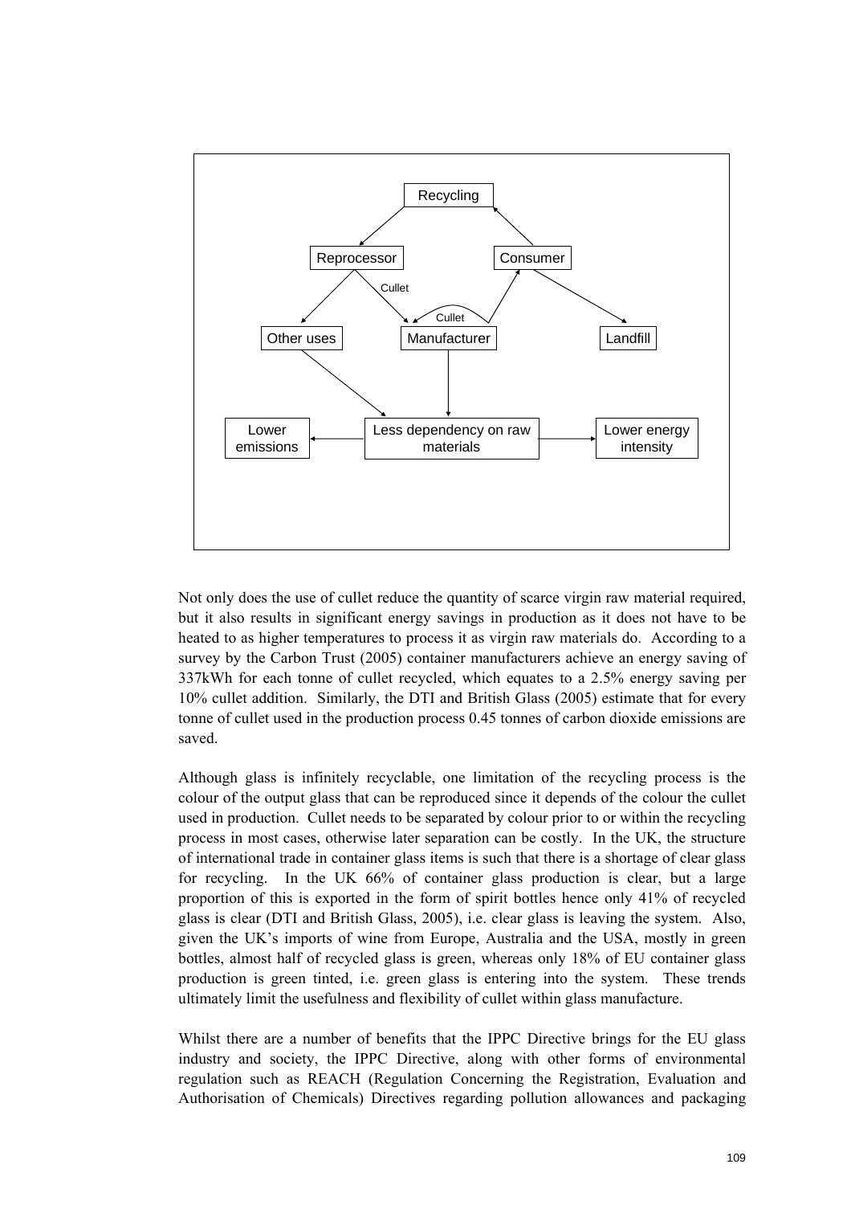Not only does the use of cullet reduce the quantity of scarce virgin raw material required, but it also results in significant energy savings in production as it does not have to be heated to as higher temperatures to process it as virgin raw materials do. According to a survey by the Carbon Trust (2005) container manufacturers achieve an energy saving of 337kWh for each tonne of cullet recycled, which equates to a 2.5% energy saving per 10% cullet addition. Similarly, the DTI and British Glass (2005) estimate that for every tonne of cullet used in the production process 0.45 tonnes of carbon dioxide emissions are saved.

Although glass is infinitely recyclable, one limitation of the recycling process is the colour of the output glass that can be reproduced since it depends of the colour the cullet used in production. Cullet needs to be separated by colour prior to or within the recycling process in most cases, otherwise later separation can be costly. In the UK, the structure of international trade in container glass items is such that there is a shortage of clear glass for recycling. In the UK 66% of container glass production is clear, but a large proportion of this is exported in the form of spirit bottles hence only 41% of recycled glass is clear (DTI and British Glass, 2005), i.e. clear glass is leaving the system. Also, given the UK's imports of wine from Europe, Australia and the USA, mostly in green bottles, almost half of recycled glass is green, whereas only 18% of EU container glass production is green tinted, i.e. green glass is entering into the system. These trends ultimately limit the usefulness and flexibility of cullet within glass manufacture.

Whilst there are a number of benefits that the IPPC Directive brings for the EU glass industry and society, the IPPC Directive, along with other forms of environmental regulation such as REACH (Regulation Concerning the Registration, Evaluation and Authorisation of Chemicals) Directives regarding pollution allowances and packaging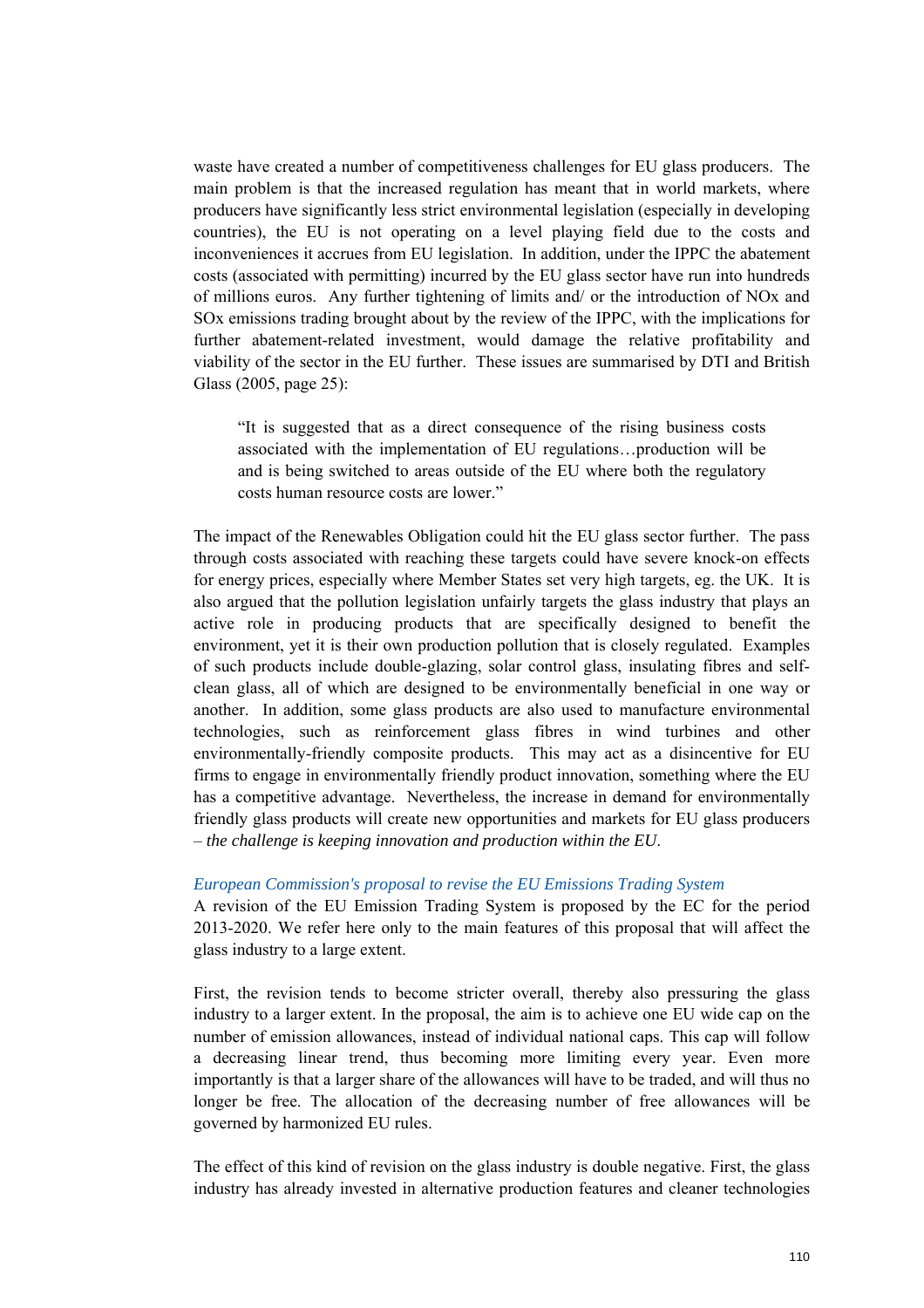waste have created a number of competitiveness challenges for EU glass producers. The main problem is that the increased regulation has meant that in world markets, where producers have significantly less strict environmental legislation (especially in developing countries), the EU is not operating on a level playing field due to the costs and inconveniences it accrues from EU legislation. In addition, under the IPPC the abatement costs (associated with permitting) incurred by the EU glass sector have run into hundreds of millions euros. Any further tightening of limits and/ or the introduction of NOx and SOx emissions trading brought about by the review of the IPPC, with the implications for further abatement-related investment, would damage the relative profitability and viability of the sector in the EU further. These issues are summarised by DTI and British Glass (2005, page 25):

> "It is suggested that as a direct consequence of the rising business costs associated with the implementation of EU regulations…production will be and is being switched to areas outside of the EU where both the regulatory costs human resource costs are lower."

The impact of the Renewables Obligation could hit the EU glass sector further. The pass through costs associated with reaching these targets could have severe knock-on effects for energy prices, especially where Member States set very high targets, eg. the UK. It is also argued that the pollution legislation unfairly targets the glass industry that plays an active role in producing products that are specifically designed to benefit the environment, yet it is their own production pollution that is closely regulated. Examples of such products include double-glazing, solar control glass, insulating fibres and self-clean glass, all of which are designed to be environmentally beneficial in one way or another. In addition, some glass products are also used to manufacture environmental technologies, such as reinforcement glass fibres in wind turbines and other environmentally-friendly composite products. This may act as a disincentive for EU firms to engage in environmentally friendly product innovation, something where the EU has a competitive advantage. Nevertheless, the increase in demand for environmentally friendly glass products will create new opportunities and markets for EU glass producers – *the challenge is keeping innovation and production within the EU*.

*European Commission's proposal to revise the EU Emissions Trading System*

A revision of the EU Emission Trading System is proposed by the EC for the period 2013-2020. We refer here only to the main features of this proposal that will affect the glass industry to a large extent.

First, the revision tends to become stricter overall, thereby also pressuring the glass industry to a larger extent. In the proposal, the aim is to achieve one EU wide cap on the number of emission allowances, instead of individual national caps. This cap will follow a decreasing linear trend, thus becoming more limiting every year. Even more importantly is that a larger share of the allowances will have to be traded, and will thus no longer be free. The allocation of the decreasing number of free allowances will be governed by harmonized EU rules.

The effect of this kind of revision on the glass industry is double negative. First, the glass industry has already invested in alternative production features and cleaner technologies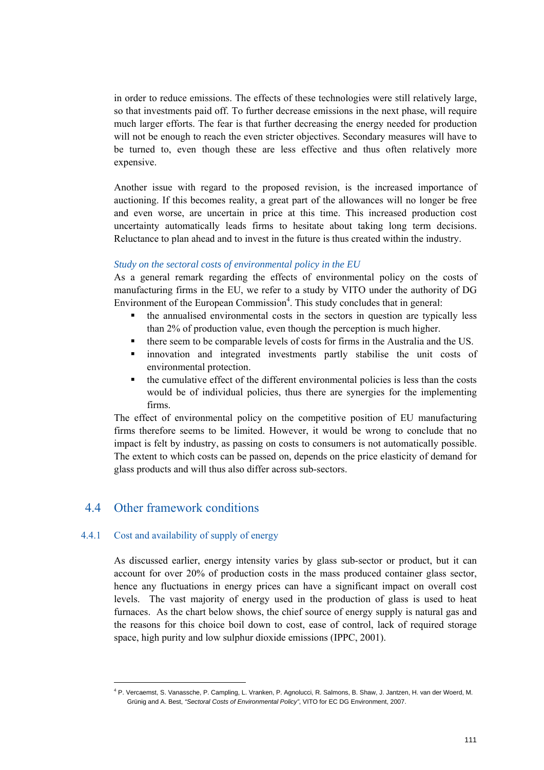in order to reduce emissions. The effects of these technologies were still relatively large, so that investments paid off. To further decrease emissions in the next phase, will require much larger efforts. The fear is that further decreasing the energy needed for production will not be enough to reach the even stricter objectives. Secondary measures will have to be turned to, even though these are less effective and thus often relatively more expensive.

Another issue with regard to the proposed revision, is the increased importance of auctioning. If this becomes reality, a great part of the allowances will no longer be free and even worse, are uncertain in price at this time. This increased production cost uncertainty automatically leads firms to hesitate about taking long term decisions. Reluctance to plan ahead and to invest in the future is thus created within the industry.

*Study on the sectoral costs of environmental policy in the EU*

As a general remark regarding the effects of environmental policy on the costs of manufacturing firms in the EU, we refer to a study by VITO under the authority of DG Environment of the European Commission[4]. This study concludes that in general:

- the annualised environmental costs in the sectors in question are typically less than 2% of production value, even though the perception is much higher.
- there seem to be comparable levels of costs for firms in the Australia and the US.
- innovation and integrated investments partly stabilise the unit costs of environmental protection.
- the cumulative effect of the different environmental policies is less than the costs would be of individual policies, thus there are synergies for the implementing firms.

The effect of environmental policy on the competitive position of EU manufacturing firms therefore seems to be limited. However, it would be wrong to conclude that no impact is felt by industry, as passing on costs to consumers is not automatically possible. The extent to which costs can be passed on, depends on the price elasticity of demand for glass products and will thus also differ across sub-sectors.

## 4.4 Other framework conditions

### 4.4.1 Cost and availability of supply of energy

As discussed earlier, energy intensity varies by glass sub-sector or product, but it can account for over 20% of production costs in the mass produced container glass sector, hence any fluctuations in energy prices can have a significant impact on overall cost levels. The vast majority of energy used in the production of glass is used to heat furnaces. As the chart below shows, the chief source of energy supply is natural gas and the reasons for this choice boil down to cost, ease of control, lack of required storage space, high purity and low sulphur dioxide emissions (IPPC, 2001).

---

[4] P. Vercaemst, S. Vanassche, P. Campling, L. Vranken, P. Agnolucci, R. Salmons, B. Shaw, J. Jantzen, H. van der Woerd, M. Grünig and A. Best, *"Sectoral Costs of Environmental Policy"*, VITO for EC DG Environment, 2007.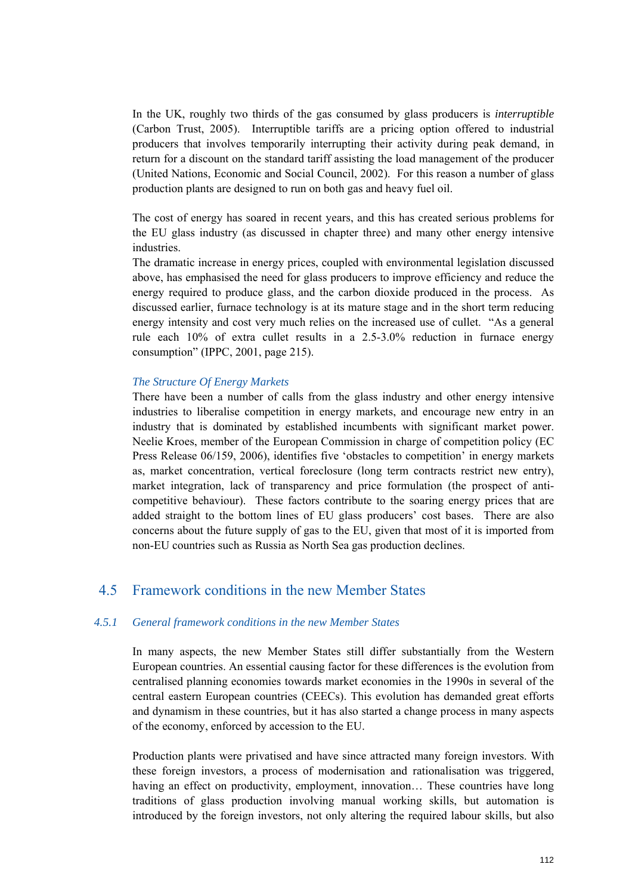In the UK, roughly two thirds of the gas consumed by glass producers is *interruptible* (Carbon Trust, 2005). Interruptible tariffs are a pricing option offered to industrial producers that involves temporarily interrupting their activity during peak demand, in return for a discount on the standard tariff assisting the load management of the producer (United Nations, Economic and Social Council, 2002). For this reason a number of glass production plants are designed to run on both gas and heavy fuel oil.

The cost of energy has soared in recent years, and this has created serious problems for the EU glass industry (as discussed in chapter three) and many other energy intensive industries.

The dramatic increase in energy prices, coupled with environmental legislation discussed above, has emphasised the need for glass producers to improve efficiency and reduce the energy required to produce glass, and the carbon dioxide produced in the process. As discussed earlier, furnace technology is at its mature stage and in the short term reducing energy intensity and cost very much relies on the increased use of cullet. "As a general rule each 10% of extra cullet results in a 2.5-3.0% reduction in furnace energy consumption" (IPPC, 2001, page 215).

*The Structure Of Energy Markets*

There have been a number of calls from the glass industry and other energy intensive industries to liberalise competition in energy markets, and encourage new entry in an industry that is dominated by established incumbents with significant market power. Neelie Kroes, member of the European Commission in charge of competition policy (EC Press Release 06/159, 2006), identifies five 'obstacles to competition' in energy markets as, market concentration, vertical foreclosure (long term contracts restrict new entry), market integration, lack of transparency and price formulation (the prospect of anti-competitive behaviour). These factors contribute to the soaring energy prices that are added straight to the bottom lines of EU glass producers' cost bases. There are also concerns about the future supply of gas to the EU, given that most of it is imported from non-EU countries such as Russia as North Sea gas production declines.

## 4.5 Framework conditions in the new Member States

### 4.5.1 *General framework conditions in the new Member States*

In many aspects, the new Member States still differ substantially from the Western European countries. An essential causing factor for these differences is the evolution from centralised planning economies towards market economies in the 1990s in several of the central eastern European countries (CEECs). This evolution has demanded great efforts and dynamism in these countries, but it has also started a change process in many aspects of the economy, enforced by accession to the EU.

Production plants were privatised and have since attracted many foreign investors. With these foreign investors, a process of modernisation and rationalisation was triggered, having an effect on productivity, employment, innovation… These countries have long traditions of glass production involving manual working skills, but automation is introduced by the foreign investors, not only altering the required labour skills, but also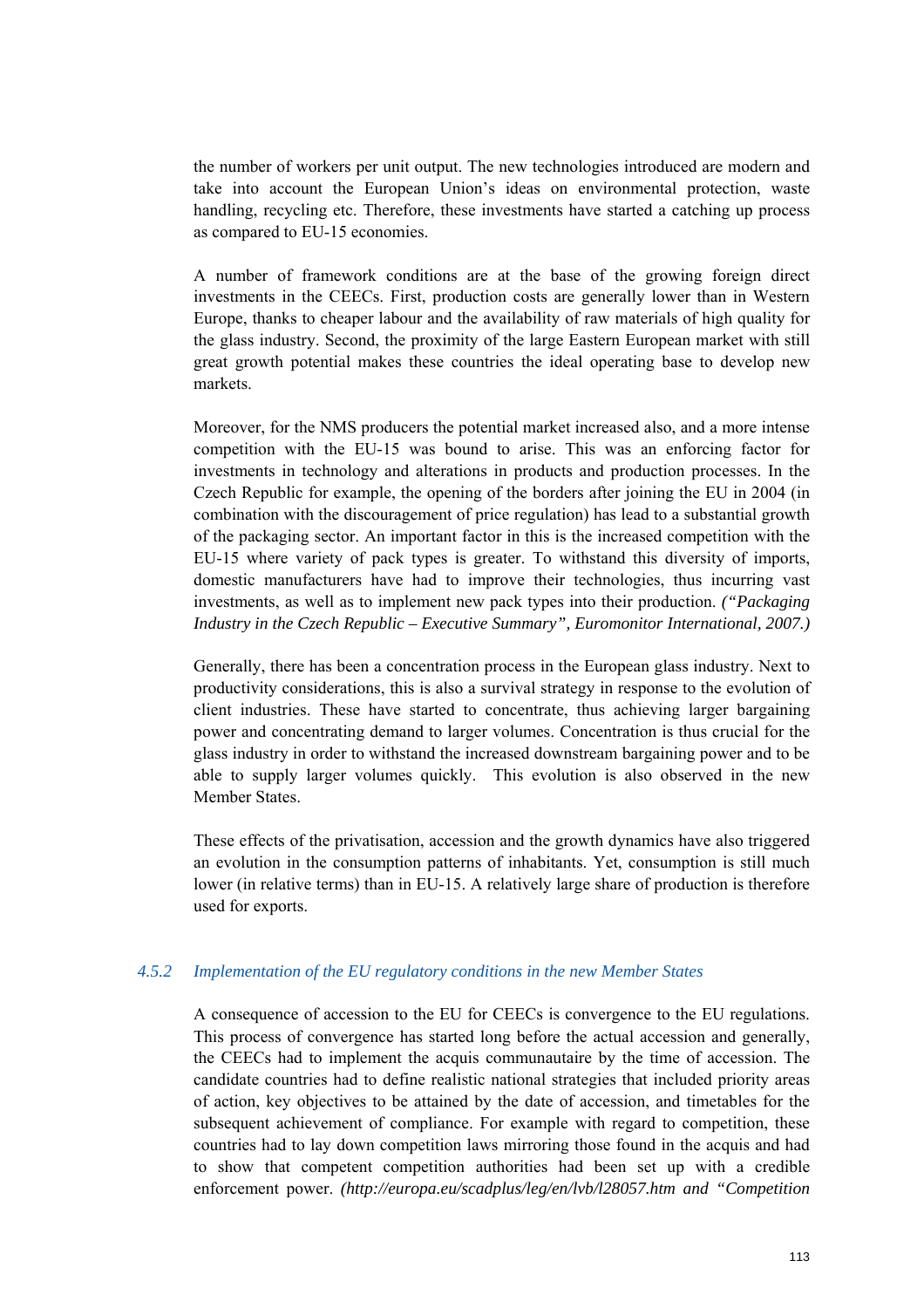the number of workers per unit output. The new technologies introduced are modern and take into account the European Union's ideas on environmental protection, waste handling, recycling etc. Therefore, these investments have started a catching up process as compared to EU-15 economies.

A number of framework conditions are at the base of the growing foreign direct investments in the CEECs. First, production costs are generally lower than in Western Europe, thanks to cheaper labour and the availability of raw materials of high quality for the glass industry. Second, the proximity of the large Eastern European market with still great growth potential makes these countries the ideal operating base to develop new markets.

Moreover, for the NMS producers the potential market increased also, and a more intense competition with the EU-15 was bound to arise. This was an enforcing factor for investments in technology and alterations in products and production processes. In the Czech Republic for example, the opening of the borders after joining the EU in 2004 (in combination with the discouragement of price regulation) has lead to a substantial growth of the packaging sector. An important factor in this is the increased competition with the EU-15 where variety of pack types is greater. To withstand this diversity of imports, domestic manufacturers have had to improve their technologies, thus incurring vast investments, as well as to implement new pack types into their production. *("Packaging Industry in the Czech Republic – Executive Summary", Euromonitor International, 2007.)*

Generally, there has been a concentration process in the European glass industry. Next to productivity considerations, this is also a survival strategy in response to the evolution of client industries. These have started to concentrate, thus achieving larger bargaining power and concentrating demand to larger volumes. Concentration is thus crucial for the glass industry in order to withstand the increased downstream bargaining power and to be able to supply larger volumes quickly. This evolution is also observed in the new Member States.

These effects of the privatisation, accession and the growth dynamics have also triggered an evolution in the consumption patterns of inhabitants. Yet, consumption is still much lower (in relative terms) than in EU-15. A relatively large share of production is therefore used for exports.

### *4.5.2 Implementation of the EU regulatory conditions in the new Member States*

A consequence of accession to the EU for CEECs is convergence to the EU regulations. This process of convergence has started long before the actual accession and generally, the CEECs had to implement the acquis communautaire by the time of accession. The candidate countries had to define realistic national strategies that included priority areas of action, key objectives to be attained by the date of accession, and timetables for the subsequent achievement of compliance. For example with regard to competition, these countries had to lay down competition laws mirroring those found in the acquis and had to show that competent competition authorities had been set up with a credible enforcement power. *(http://europa.eu/scadplus/leg/en/lvb/l28057.htm and "Competition*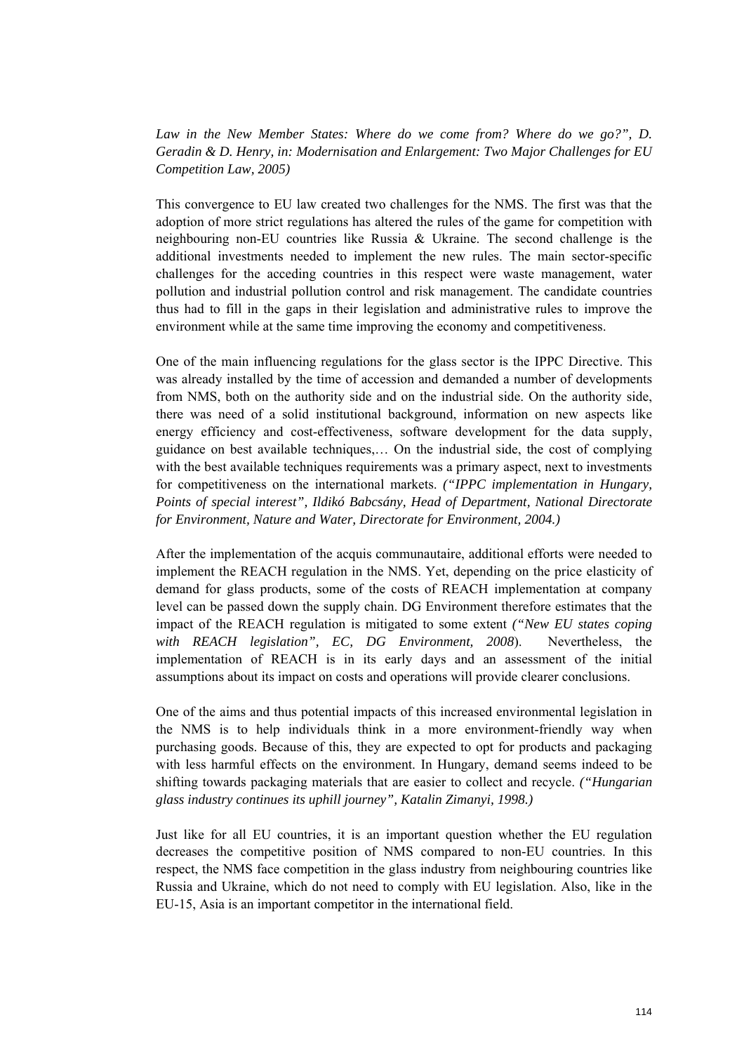*Law in the New Member States: Where do we come from? Where do we go?", D. Geradin & D. Henry, in: Modernisation and Enlargement: Two Major Challenges for EU Competition Law, 2005)*

This convergence to EU law created two challenges for the NMS. The first was that the adoption of more strict regulations has altered the rules of the game for competition with neighbouring non-EU countries like Russia & Ukraine. The second challenge is the additional investments needed to implement the new rules. The main sector-specific challenges for the acceding countries in this respect were waste management, water pollution and industrial pollution control and risk management. The candidate countries thus had to fill in the gaps in their legislation and administrative rules to improve the environment while at the same time improving the economy and competitiveness.

One of the main influencing regulations for the glass sector is the IPPC Directive. This was already installed by the time of accession and demanded a number of developments from NMS, both on the authority side and on the industrial side. On the authority side, there was need of a solid institutional background, information on new aspects like energy efficiency and cost-effectiveness, software development for the data supply, guidance on best available techniques,… On the industrial side, the cost of complying with the best available techniques requirements was a primary aspect, next to investments for competitiveness on the international markets. *("IPPC implementation in Hungary, Points of special interest", Ildikó Babcsány, Head of Department, National Directorate for Environment, Nature and Water, Directorate for Environment, 2004.)*

After the implementation of the acquis communautaire, additional efforts were needed to implement the REACH regulation in the NMS. Yet, depending on the price elasticity of demand for glass products, some of the costs of REACH implementation at company level can be passed down the supply chain. DG Environment therefore estimates that the impact of the REACH regulation is mitigated to some extent *("New EU states coping with REACH legislation", EC, DG Environment, 2008*). Nevertheless, the implementation of REACH is in its early days and an assessment of the initial assumptions about its impact on costs and operations will provide clearer conclusions.

One of the aims and thus potential impacts of this increased environmental legislation in the NMS is to help individuals think in a more environment-friendly way when purchasing goods. Because of this, they are expected to opt for products and packaging with less harmful effects on the environment. In Hungary, demand seems indeed to be shifting towards packaging materials that are easier to collect and recycle. *("Hungarian glass industry continues its uphill journey", Katalin Zimanyi, 1998.)*

Just like for all EU countries, it is an important question whether the EU regulation decreases the competitive position of NMS compared to non-EU countries. In this respect, the NMS face competition in the glass industry from neighbouring countries like Russia and Ukraine, which do not need to comply with EU legislation. Also, like in the EU-15, Asia is an important competitor in the international field.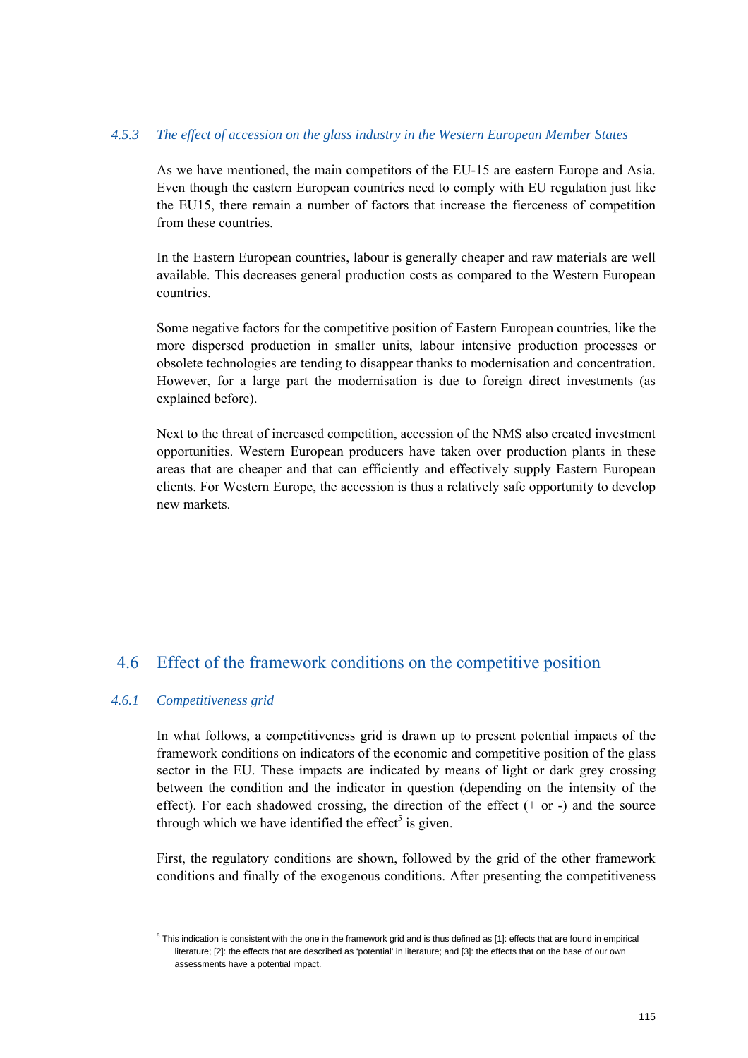### *4.5.3 The effect of accession on the glass industry in the Western European Member States*

As we have mentioned, the main competitors of the EU-15 are eastern Europe and Asia. Even though the eastern European countries need to comply with EU regulation just like the EU15, there remain a number of factors that increase the fierceness of competition from these countries.

In the Eastern European countries, labour is generally cheaper and raw materials are well available. This decreases general production costs as compared to the Western European countries.

Some negative factors for the competitive position of Eastern European countries, like the more dispersed production in smaller units, labour intensive production processes or obsolete technologies are tending to disappear thanks to modernisation and concentration. However, for a large part the modernisation is due to foreign direct investments (as explained before).

Next to the threat of increased competition, accession of the NMS also created investment opportunities. Western European producers have taken over production plants in these areas that are cheaper and that can efficiently and effectively supply Eastern European clients. For Western Europe, the accession is thus a relatively safe opportunity to develop new markets.

## 4.6 Effect of the framework conditions on the competitive position

### *4.6.1 Competitiveness grid*

In what follows, a competitiveness grid is drawn up to present potential impacts of the framework conditions on indicators of the economic and competitive position of the glass sector in the EU. These impacts are indicated by means of light or dark grey crossing between the condition and the indicator in question (depending on the intensity of the effect). For each shadowed crossing, the direction of the effect (+ or -) and the source through which we have identified the effect[5] is given.

First, the regulatory conditions are shown, followed by the grid of the other framework conditions and finally of the exogenous conditions. After presenting the competitiveness

---

[5] This indication is consistent with the one in the framework grid and is thus defined as [1]: effects that are found in empirical literature; [2]: the effects that are described as 'potential' in literature; and [3]: the effects that on the base of our own assessments have a potential impact.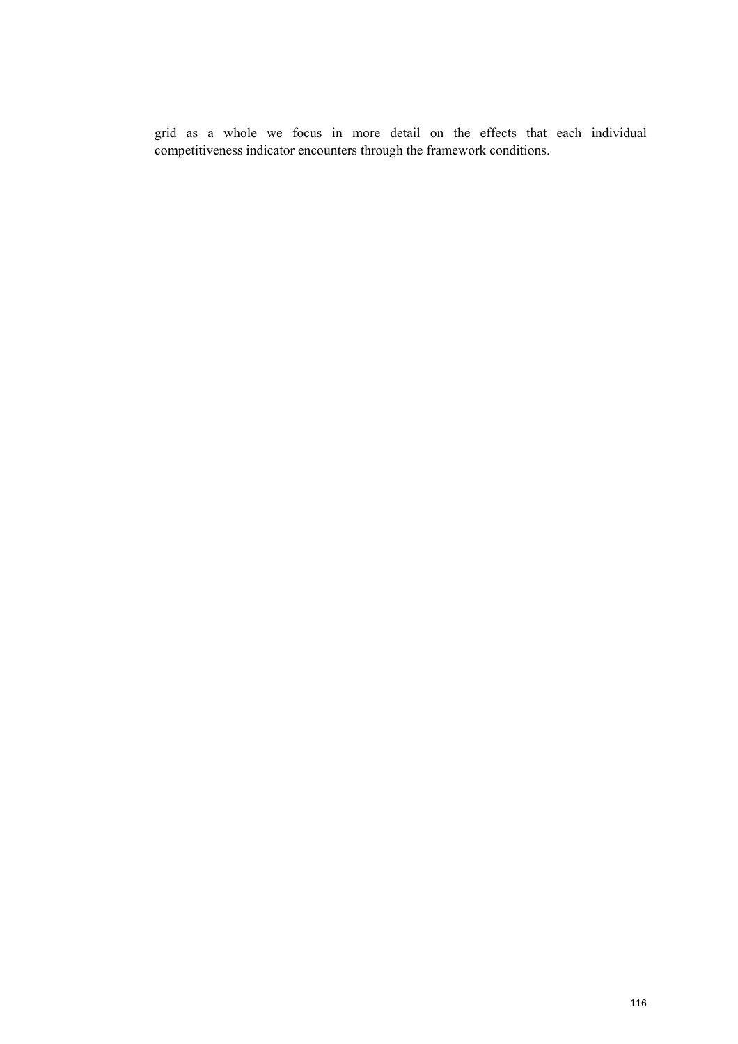grid as a whole we focus in more detail on the effects that each individual competitiveness indicator encounters through the framework conditions.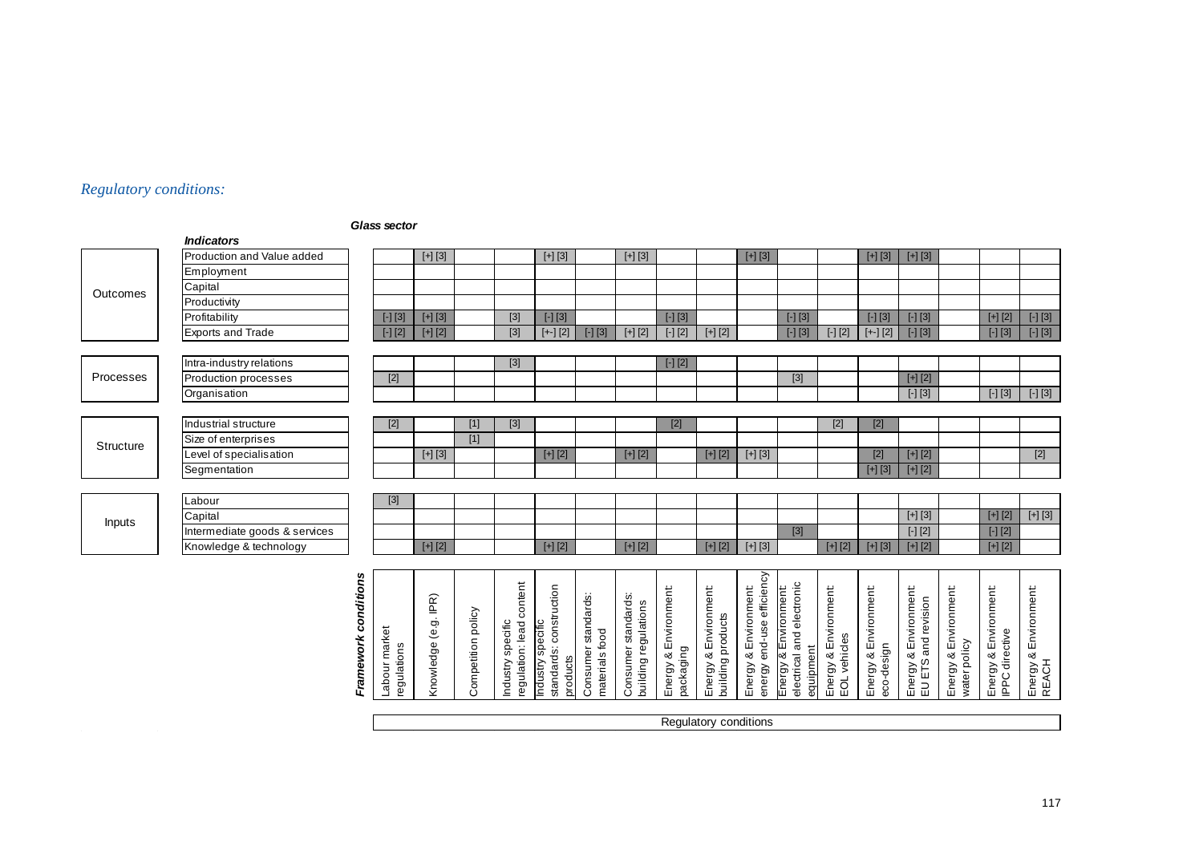*Regulatory conditions:*

***Glass sector***

| | ***Indicators*** | Labour market regulations | Knowledge (e.g. IPR) | Competition policy | Industry specific regulation: lead content | Industry specific standards: construction products | Consumer standards: materials food | Consumer standards: building regulations | Energy & Environment: packaging | Energy & Environment: building products | Energy & Environment: energy end-use efficiency | Energy & Environment: electrical and electronic equipment | Energy & Environment: EOL vehicles | Energy & Environment: eco-design | Energy & Environment: EU ETS and revision | Energy & Environment: water policy | Energy & Environment: IPPC directive | Energy & Environment: REACH |
|---|---|---|---|---|---|---|---|---|---|---|---|---|---|---|---|---|---|---|
| Outcomes | Production and Value added | | [+] [3] | | | [+] [3] | | [+] [3] | | | [+] [3] | | | [+] [3] | [+] [3] | | | |
| | Employment | | | | | | | | | | | | | | | | | |
| | Capital | | | | | | | | | | | | | | | | | |
| | Productivity | | | | | | | | | | | | | | | | | |
| | Profitability | [-] [3] | [+] [3] | | [3] | [-] [3] | | | [-] [3] | | | [-] [3] | | [-] [3] | [-] [3] | | [+] [2] | [-] [3] |
| | Exports and Trade | [-] [2] | [+] [2] | | [3] | [+-] [2] | [-] [3] | [+] [2] | [-] [2] | [+] [2] | | [-] [3] | [-] [2] | [+-] [2] | [-] [3] | | [-] [3] | [-] [3] |
| Processes | Intra-industry relations | | | | [3] | | | | [-] [2] | | | | | | | | | |
| | Production processes | [2] | | | | | | | | | | [3] | | | [+] [2] | | | |
| | Organisation | | | | | | | | | | | | | | [-] [3] | | [-] [3] | [-] [3] |
| Structure | Industrial structure | [2] | | [1] | [3] | | | | [2] | | | | [2] | [2] | | | | |
| | Size of enterprises | | | [1] | | | | | | | | | | | | | | |
| | Level of specialisation | | [+] [3] | | | [+] [2] | | [+] [2] | | [+] [2] | [+] [3] | | | [2] | [+] [2] | | | [2] |
| | Segmentation | | | | | | | | | | | | | [+] [3] | [+] [2] | | | |
| Inputs | Labour | [3] | | | | | | | | | | | | | | | | |
| | Capital | | | | | | | | | | | | | | [+] [3] | | [+] [2] | [+] [3] |
| | Intermediate goods & services | | | | | | | | | | | [3] | | | [-] [2] | | [-] [2] | |
| | Knowledge & technology | | [+] [2] | | | [+] [2] | | [+] [2] | | [+] [2] | [+] [3] | | [+] [2] | [+] [3] | [+] [2] | | [+] [2] | |

***Framework conditions*** — Regulatory conditions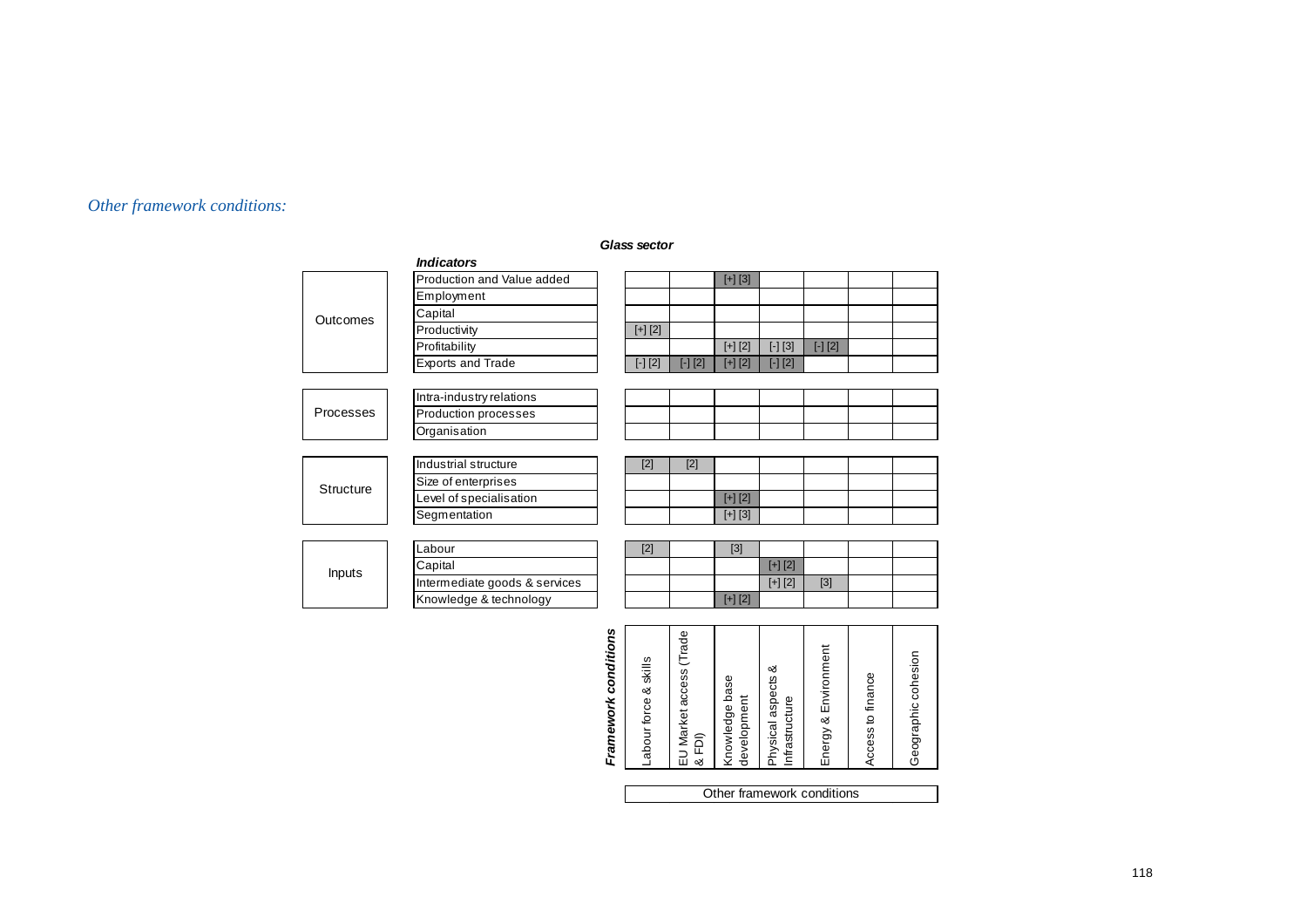*Other framework conditions:*

**Glass sector**

| | ***Indicators*** | Labour force & skills | EU Market access (Trade & FDI) | Knowledge base development | Physical aspects & Infrastructure | Energy & Environment | Access to finance | Geographic cohesion |
|---|---|---|---|---|---|---|---|---|
| Outcomes | Production and Value added | | | [+] [3] | | | | |
| | Employment | | | | | | | |
| | Capital | | | | | | | |
| | Productivity | [+] [2] | | | | | | |
| | Profitability | | | [+] [2] | [-] [3] | [-] [2] | | |
| | Exports and Trade | [-] [2] | [-] [2] | [+] [2] | [-] [2] | | | |
| Processes | Intra-industry relations | | | | | | | |
| | Production processes | | | | | | | |
| | Organisation | | | | | | | |
| Structure | Industrial structure | [2] | [2] | | | | | |
| | Size of enterprises | | | | | | | |
| | Level of specialisation | | | [+] [2] | | | | |
| | Segmentation | | | [+] [3] | | | | |
| Inputs | Labour | [2] | | [3] | | | | |
| | Capital | | | | [+] [2] | | | |
| | Intermediate goods & services | | | | [+] [2] | [3] | | |
| | Knowledge & technology | | | [+] [2] | | | | |

***Framework conditions*** — Other framework conditions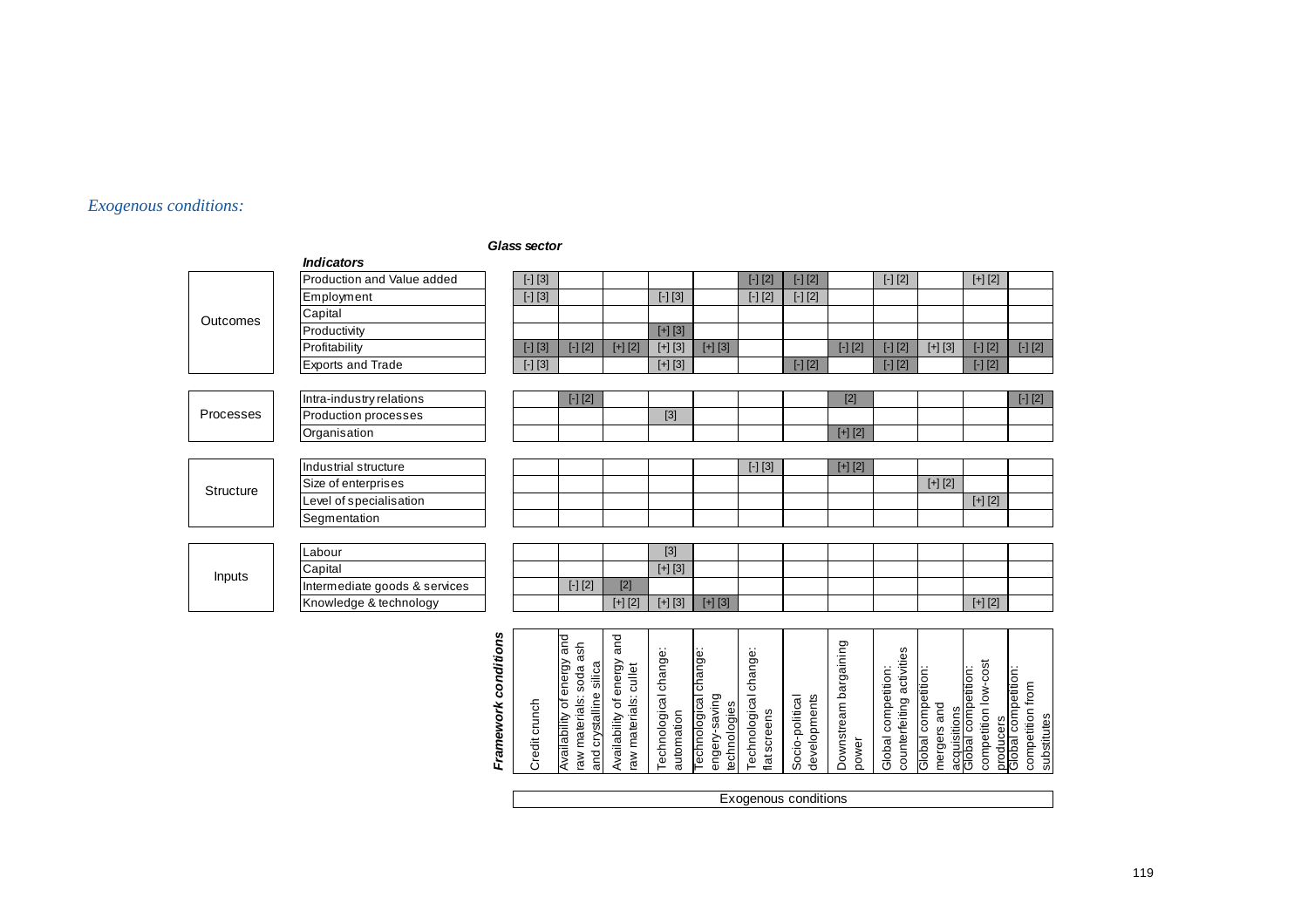*Exogenous conditions:*

***Glass sector***

| | ***Indicators*** | Credit crunch | Availability of energy and raw materials: soda ash and crystalline silica | Availability of energy and raw materials: cullet | Technological change: automation | Technological change: engery-saving technologies | Technological change: flatscreens | Socio-political developments | Downstream bargaining power | Global competition: counterfeiting activities | Global competition: mergers and acquisitions | Global competition: competition low-cost producers | Global competition: competition from substitutes |
|---|---|---|---|---|---|---|---|---|---|---|---|---|---|
| Outcomes | Production and Value added | [-] [3] | | | | | [-] [2] | [-] [2] | | [-] [2] | | [+] [2] | |
| | Employment | [-] [3] | | | [-] [3] | | [-] [2] | [-] [2] | | | | | |
| | Capital | | | | | | | | | | | | |
| | Productivity | | | | [+] [3] | | | | | | | | |
| | Profitability | [-] [3] | [-] [2] | [+] [2] | [+] [3] | [+] [3] | | | [-] [2] | [-] [2] | [+] [3] | [-] [2] | [-] [2] |
| | Exports and Trade | [-] [3] | | | [+] [3] | | | [-] [2] | | [-] [2] | | [-] [2] | |
| Processes | Intra-industry relations | | [-] [2] | | | | | | [2] | | | | [-] [2] |
| | Production processes | | | | [3] | | | | | | | | |
| | Organisation | | | | | | | | [+] [2] | | | | |
| Structure | Industrial structure | | | | | | [-] [3] | | [+] [2] | | | | |
| | Size of enterprises | | | | | | | | | | [+] [2] | | |
| | Level of specialisation | | | | | | | | | | | [+] [2] | |
| | Segmentation | | | | | | | | | | | | |
| Inputs | Labour | | | | [3] | | | | | | | | |
| | Capital | | | | [+] [3] | | | | | | | | |
| | Intermediate goods & services | | [-] [2] | [2] | | | | | | | | | |
| | Knowledge & technology | | | [+] [2] | [+] [3] | [+] [3] | | | | | | [+] [2] | |

***Framework conditions***: Exogenous conditions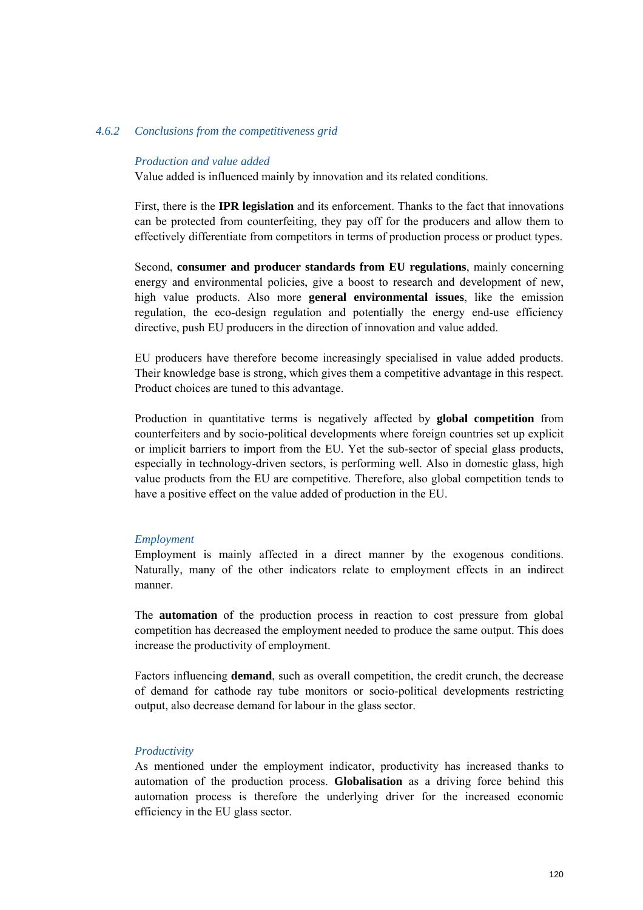### *4.6.2 Conclusions from the competitiveness grid*

*Production and value added*

Value added is influenced mainly by innovation and its related conditions.

First, there is the **IPR legislation** and its enforcement. Thanks to the fact that innovations can be protected from counterfeiting, they pay off for the producers and allow them to effectively differentiate from competitors in terms of production process or product types.

Second, **consumer and producer standards from EU regulations**, mainly concerning energy and environmental policies, give a boost to research and development of new, high value products. Also more **general environmental issues**, like the emission regulation, the eco-design regulation and potentially the energy end-use efficiency directive, push EU producers in the direction of innovation and value added.

EU producers have therefore become increasingly specialised in value added products. Their knowledge base is strong, which gives them a competitive advantage in this respect. Product choices are tuned to this advantage.

Production in quantitative terms is negatively affected by **global competition** from counterfeiters and by socio-political developments where foreign countries set up explicit or implicit barriers to import from the EU. Yet the sub-sector of special glass products, especially in technology-driven sectors, is performing well. Also in domestic glass, high value products from the EU are competitive. Therefore, also global competition tends to have a positive effect on the value added of production in the EU.

*Employment*

Employment is mainly affected in a direct manner by the exogenous conditions. Naturally, many of the other indicators relate to employment effects in an indirect manner.

The **automation** of the production process in reaction to cost pressure from global competition has decreased the employment needed to produce the same output. This does increase the productivity of employment.

Factors influencing **demand**, such as overall competition, the credit crunch, the decrease of demand for cathode ray tube monitors or socio-political developments restricting output, also decrease demand for labour in the glass sector.

*Productivity*

As mentioned under the employment indicator, productivity has increased thanks to automation of the production process. **Globalisation** as a driving force behind this automation process is therefore the underlying driver for the increased economic efficiency in the EU glass sector.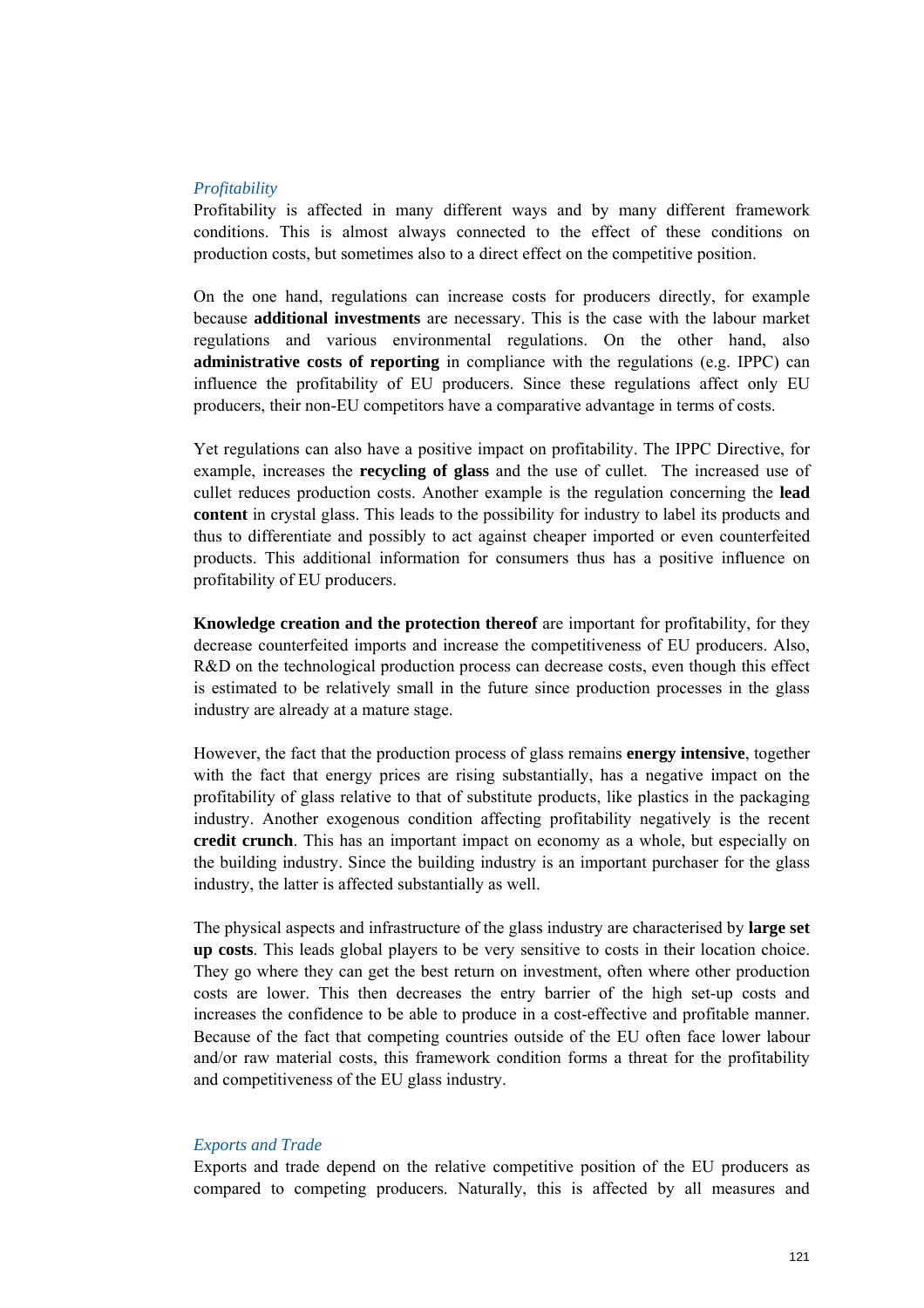*Profitability*

Profitability is affected in many different ways and by many different framework conditions. This is almost always connected to the effect of these conditions on production costs, but sometimes also to a direct effect on the competitive position.

On the one hand, regulations can increase costs for producers directly, for example because **additional investments** are necessary. This is the case with the labour market regulations and various environmental regulations. On the other hand, also **administrative costs of reporting** in compliance with the regulations (e.g. IPPC) can influence the profitability of EU producers. Since these regulations affect only EU producers, their non-EU competitors have a comparative advantage in terms of costs.

Yet regulations can also have a positive impact on profitability. The IPPC Directive, for example, increases the **recycling of glass** and the use of cullet. The increased use of cullet reduces production costs. Another example is the regulation concerning the **lead content** in crystal glass. This leads to the possibility for industry to label its products and thus to differentiate and possibly to act against cheaper imported or even counterfeited products. This additional information for consumers thus has a positive influence on profitability of EU producers.

**Knowledge creation and the protection thereof** are important for profitability, for they decrease counterfeited imports and increase the competitiveness of EU producers. Also, R&D on the technological production process can decrease costs, even though this effect is estimated to be relatively small in the future since production processes in the glass industry are already at a mature stage.

However, the fact that the production process of glass remains **energy intensive**, together with the fact that energy prices are rising substantially, has a negative impact on the profitability of glass relative to that of substitute products, like plastics in the packaging industry. Another exogenous condition affecting profitability negatively is the recent **credit crunch**. This has an important impact on economy as a whole, but especially on the building industry. Since the building industry is an important purchaser for the glass industry, the latter is affected substantially as well.

The physical aspects and infrastructure of the glass industry are characterised by **large set up costs**. This leads global players to be very sensitive to costs in their location choice. They go where they can get the best return on investment, often where other production costs are lower. This then decreases the entry barrier of the high set-up costs and increases the confidence to be able to produce in a cost-effective and profitable manner. Because of the fact that competing countries outside of the EU often face lower labour and/or raw material costs, this framework condition forms a threat for the profitability and competitiveness of the EU glass industry.

*Exports and Trade*

Exports and trade depend on the relative competitive position of the EU producers as compared to competing producers. Naturally, this is affected by all measures and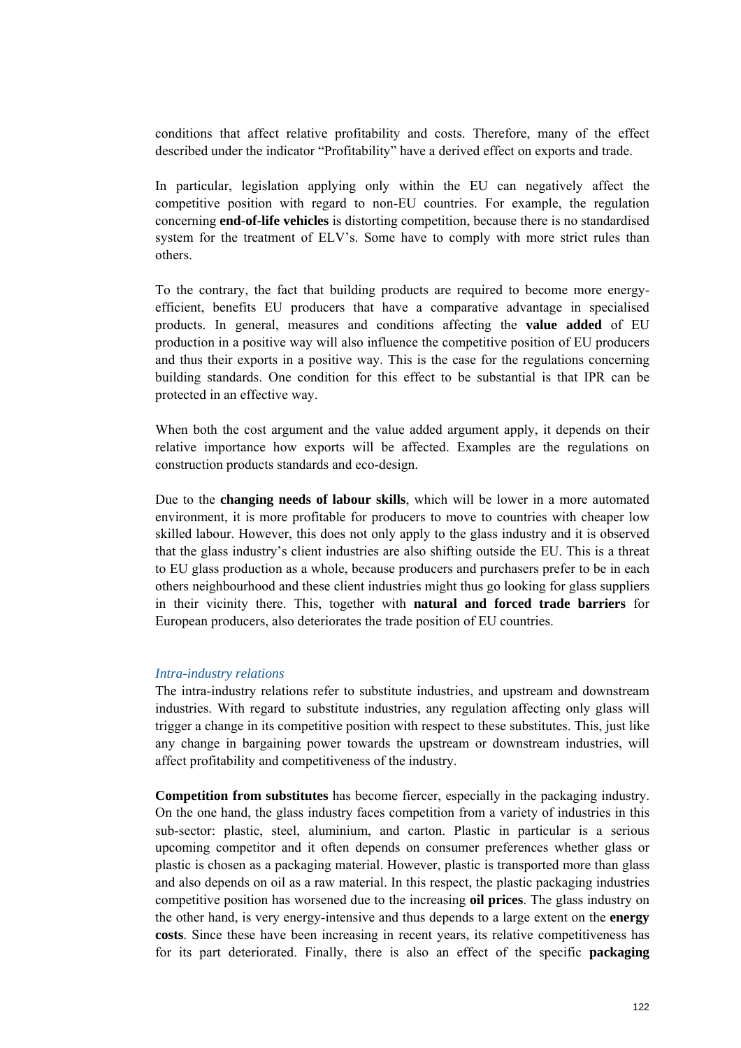conditions that affect relative profitability and costs. Therefore, many of the effect described under the indicator "Profitability" have a derived effect on exports and trade.

In particular, legislation applying only within the EU can negatively affect the competitive position with regard to non-EU countries. For example, the regulation concerning **end-of-life vehicles** is distorting competition, because there is no standardised system for the treatment of ELV's. Some have to comply with more strict rules than others.

To the contrary, the fact that building products are required to become more energy-efficient, benefits EU producers that have a comparative advantage in specialised products. In general, measures and conditions affecting the **value added** of EU production in a positive way will also influence the competitive position of EU producers and thus their exports in a positive way. This is the case for the regulations concerning building standards. One condition for this effect to be substantial is that IPR can be protected in an effective way.

When both the cost argument and the value added argument apply, it depends on their relative importance how exports will be affected. Examples are the regulations on construction products standards and eco-design.

Due to the **changing needs of labour skills**, which will be lower in a more automated environment, it is more profitable for producers to move to countries with cheaper low skilled labour. However, this does not only apply to the glass industry and it is observed that the glass industry's client industries are also shifting outside the EU. This is a threat to EU glass production as a whole, because producers and purchasers prefer to be in each others neighbourhood and these client industries might thus go looking for glass suppliers in their vicinity there. This, together with **natural and forced trade barriers** for European producers, also deteriorates the trade position of EU countries.

*Intra-industry relations*

The intra-industry relations refer to substitute industries, and upstream and downstream industries. With regard to substitute industries, any regulation affecting only glass will trigger a change in its competitive position with respect to these substitutes. This, just like any change in bargaining power towards the upstream or downstream industries, will affect profitability and competitiveness of the industry.

**Competition from substitutes** has become fiercer, especially in the packaging industry. On the one hand, the glass industry faces competition from a variety of industries in this sub-sector: plastic, steel, aluminium, and carton. Plastic in particular is a serious upcoming competitor and it often depends on consumer preferences whether glass or plastic is chosen as a packaging material. However, plastic is transported more than glass and also depends on oil as a raw material. In this respect, the plastic packaging industries competitive position has worsened due to the increasing **oil prices**. The glass industry on the other hand, is very energy-intensive and thus depends to a large extent on the **energy costs**. Since these have been increasing in recent years, its relative competitiveness has for its part deteriorated. Finally, there is also an effect of the specific **packaging**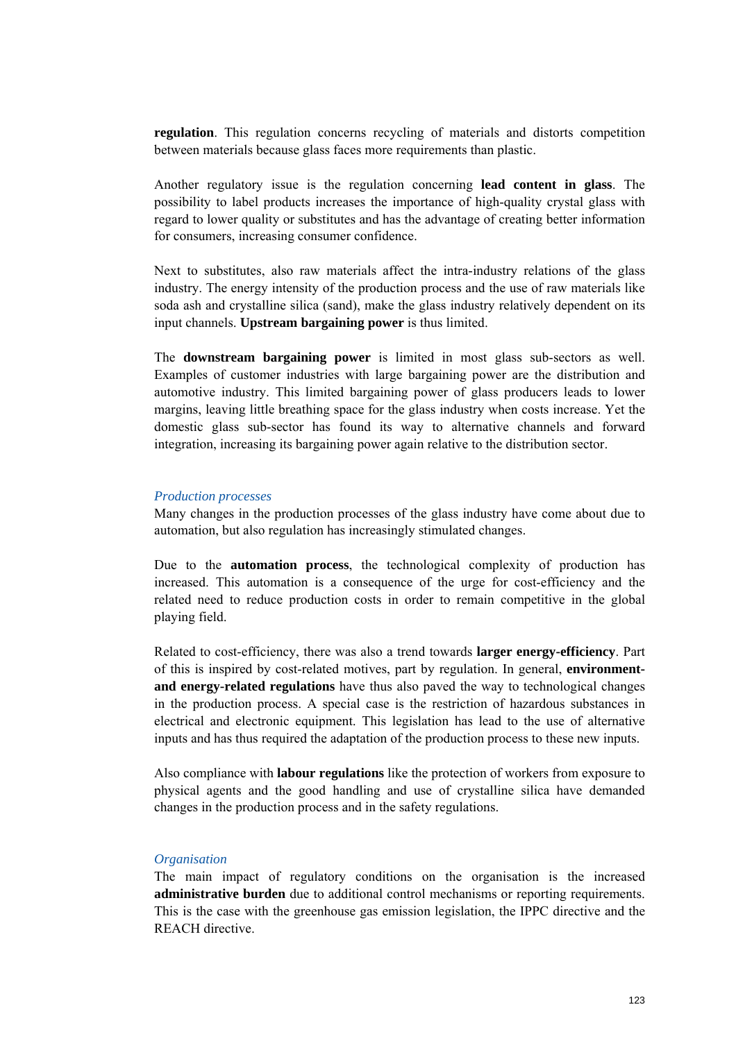**regulation**. This regulation concerns recycling of materials and distorts competition between materials because glass faces more requirements than plastic.

Another regulatory issue is the regulation concerning **lead content in glass**. The possibility to label products increases the importance of high-quality crystal glass with regard to lower quality or substitutes and has the advantage of creating better information for consumers, increasing consumer confidence.

Next to substitutes, also raw materials affect the intra-industry relations of the glass industry. The energy intensity of the production process and the use of raw materials like soda ash and crystalline silica (sand), make the glass industry relatively dependent on its input channels. **Upstream bargaining power** is thus limited.

The **downstream bargaining power** is limited in most glass sub-sectors as well. Examples of customer industries with large bargaining power are the distribution and automotive industry. This limited bargaining power of glass producers leads to lower margins, leaving little breathing space for the glass industry when costs increase. Yet the domestic glass sub-sector has found its way to alternative channels and forward integration, increasing its bargaining power again relative to the distribution sector.

*Production processes*

Many changes in the production processes of the glass industry have come about due to automation, but also regulation has increasingly stimulated changes.

Due to the **automation process**, the technological complexity of production has increased. This automation is a consequence of the urge for cost-efficiency and the related need to reduce production costs in order to remain competitive in the global playing field.

Related to cost-efficiency, there was also a trend towards **larger energy-efficiency**. Part of this is inspired by cost-related motives, part by regulation. In general, **environment- and energy-related regulations** have thus also paved the way to technological changes in the production process. A special case is the restriction of hazardous substances in electrical and electronic equipment. This legislation has lead to the use of alternative inputs and has thus required the adaptation of the production process to these new inputs.

Also compliance with **labour regulations** like the protection of workers from exposure to physical agents and the good handling and use of crystalline silica have demanded changes in the production process and in the safety regulations.

*Organisation*

The main impact of regulatory conditions on the organisation is the increased **administrative burden** due to additional control mechanisms or reporting requirements. This is the case with the greenhouse gas emission legislation, the IPPC directive and the REACH directive.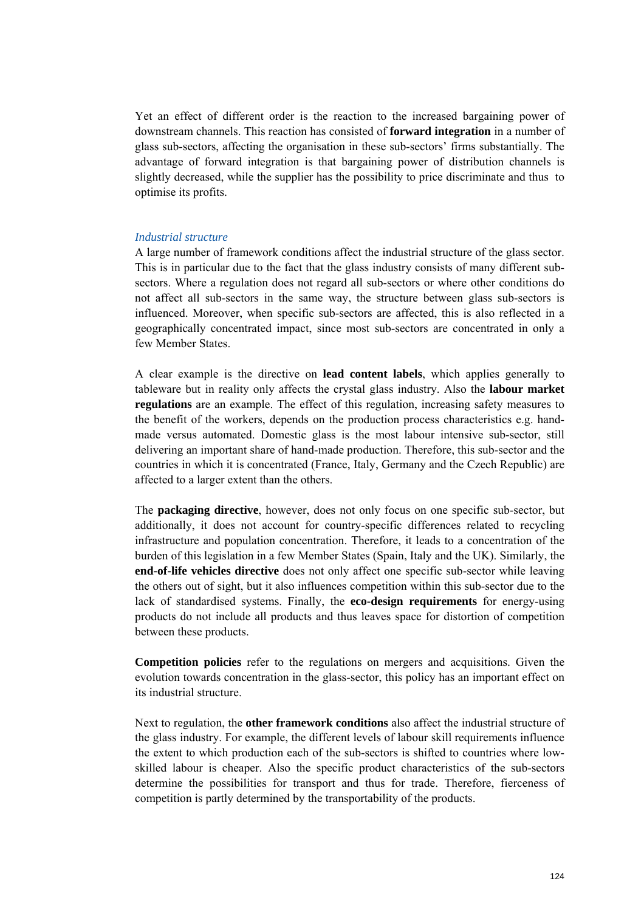Yet an effect of different order is the reaction to the increased bargaining power of downstream channels. This reaction has consisted of **forward integration** in a number of glass sub-sectors, affecting the organisation in these sub-sectors' firms substantially. The advantage of forward integration is that bargaining power of distribution channels is slightly decreased, while the supplier has the possibility to price discriminate and thus to optimise its profits.

*Industrial structure*

A large number of framework conditions affect the industrial structure of the glass sector. This is in particular due to the fact that the glass industry consists of many different sub-sectors. Where a regulation does not regard all sub-sectors or where other conditions do not affect all sub-sectors in the same way, the structure between glass sub-sectors is influenced. Moreover, when specific sub-sectors are affected, this is also reflected in a geographically concentrated impact, since most sub-sectors are concentrated in only a few Member States.

A clear example is the directive on **lead content labels**, which applies generally to tableware but in reality only affects the crystal glass industry. Also the **labour market regulations** are an example. The effect of this regulation, increasing safety measures to the benefit of the workers, depends on the production process characteristics e.g. hand-made versus automated. Domestic glass is the most labour intensive sub-sector, still delivering an important share of hand-made production. Therefore, this sub-sector and the countries in which it is concentrated (France, Italy, Germany and the Czech Republic) are affected to a larger extent than the others.

The **packaging directive**, however, does not only focus on one specific sub-sector, but additionally, it does not account for country-specific differences related to recycling infrastructure and population concentration. Therefore, it leads to a concentration of the burden of this legislation in a few Member States (Spain, Italy and the UK). Similarly, the **end-of-life vehicles directive** does not only affect one specific sub-sector while leaving the others out of sight, but it also influences competition within this sub-sector due to the lack of standardised systems. Finally, the **eco-design requirements** for energy-using products do not include all products and thus leaves space for distortion of competition between these products.

**Competition policies** refer to the regulations on mergers and acquisitions. Given the evolution towards concentration in the glass-sector, this policy has an important effect on its industrial structure.

Next to regulation, the **other framework conditions** also affect the industrial structure of the glass industry. For example, the different levels of labour skill requirements influence the extent to which production each of the sub-sectors is shifted to countries where low-skilled labour is cheaper. Also the specific product characteristics of the sub-sectors determine the possibilities for transport and thus for trade. Therefore, fierceness of competition is partly determined by the transportability of the products.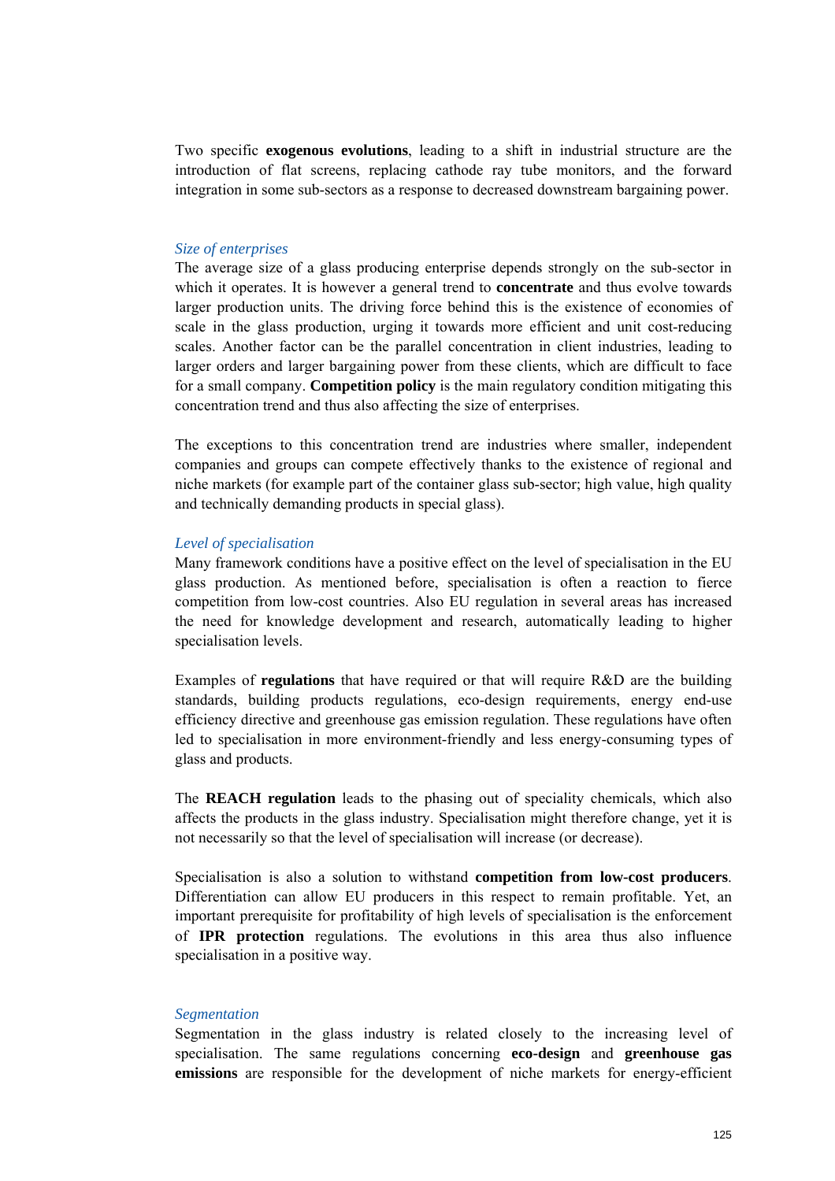Two specific **exogenous evolutions**, leading to a shift in industrial structure are the introduction of flat screens, replacing cathode ray tube monitors, and the forward integration in some sub-sectors as a response to decreased downstream bargaining power.

*Size of enterprises*

The average size of a glass producing enterprise depends strongly on the sub-sector in which it operates. It is however a general trend to **concentrate** and thus evolve towards larger production units. The driving force behind this is the existence of economies of scale in the glass production, urging it towards more efficient and unit cost-reducing scales. Another factor can be the parallel concentration in client industries, leading to larger orders and larger bargaining power from these clients, which are difficult to face for a small company. **Competition policy** is the main regulatory condition mitigating this concentration trend and thus also affecting the size of enterprises.

The exceptions to this concentration trend are industries where smaller, independent companies and groups can compete effectively thanks to the existence of regional and niche markets (for example part of the container glass sub-sector; high value, high quality and technically demanding products in special glass).

*Level of specialisation*

Many framework conditions have a positive effect on the level of specialisation in the EU glass production. As mentioned before, specialisation is often a reaction to fierce competition from low-cost countries. Also EU regulation in several areas has increased the need for knowledge development and research, automatically leading to higher specialisation levels.

Examples of **regulations** that have required or that will require R&D are the building standards, building products regulations, eco-design requirements, energy end-use efficiency directive and greenhouse gas emission regulation. These regulations have often led to specialisation in more environment-friendly and less energy-consuming types of glass and products.

The **REACH regulation** leads to the phasing out of speciality chemicals, which also affects the products in the glass industry. Specialisation might therefore change, yet it is not necessarily so that the level of specialisation will increase (or decrease).

Specialisation is also a solution to withstand **competition from low-cost producers**. Differentiation can allow EU producers in this respect to remain profitable. Yet, an important prerequisite for profitability of high levels of specialisation is the enforcement of **IPR protection** regulations. The evolutions in this area thus also influence specialisation in a positive way.

*Segmentation*

Segmentation in the glass industry is related closely to the increasing level of specialisation. The same regulations concerning **eco-design** and **greenhouse gas emissions** are responsible for the development of niche markets for energy-efficient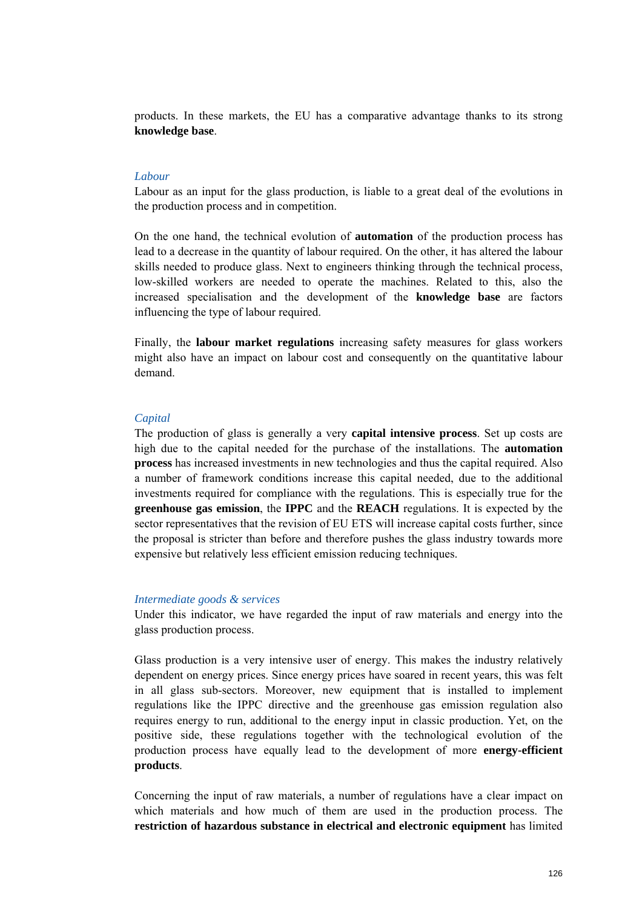products. In these markets, the EU has a comparative advantage thanks to its strong **knowledge base**.

*Labour*

Labour as an input for the glass production, is liable to a great deal of the evolutions in the production process and in competition.

On the one hand, the technical evolution of **automation** of the production process has lead to a decrease in the quantity of labour required. On the other, it has altered the labour skills needed to produce glass. Next to engineers thinking through the technical process, low-skilled workers are needed to operate the machines. Related to this, also the increased specialisation and the development of the **knowledge base** are factors influencing the type of labour required.

Finally, the **labour market regulations** increasing safety measures for glass workers might also have an impact on labour cost and consequently on the quantitative labour demand.

*Capital*

The production of glass is generally a very **capital intensive process**. Set up costs are high due to the capital needed for the purchase of the installations. The **automation process** has increased investments in new technologies and thus the capital required. Also a number of framework conditions increase this capital needed, due to the additional investments required for compliance with the regulations. This is especially true for the **greenhouse gas emission**, the **IPPC** and the **REACH** regulations. It is expected by the sector representatives that the revision of EU ETS will increase capital costs further, since the proposal is stricter than before and therefore pushes the glass industry towards more expensive but relatively less efficient emission reducing techniques.

*Intermediate goods & services*

Under this indicator, we have regarded the input of raw materials and energy into the glass production process.

Glass production is a very intensive user of energy. This makes the industry relatively dependent on energy prices. Since energy prices have soared in recent years, this was felt in all glass sub-sectors. Moreover, new equipment that is installed to implement regulations like the IPPC directive and the greenhouse gas emission regulation also requires energy to run, additional to the energy input in classic production. Yet, on the positive side, these regulations together with the technological evolution of the production process have equally lead to the development of more **energy-efficient products**.

Concerning the input of raw materials, a number of regulations have a clear impact on which materials and how much of them are used in the production process. The **restriction of hazardous substance in electrical and electronic equipment** has limited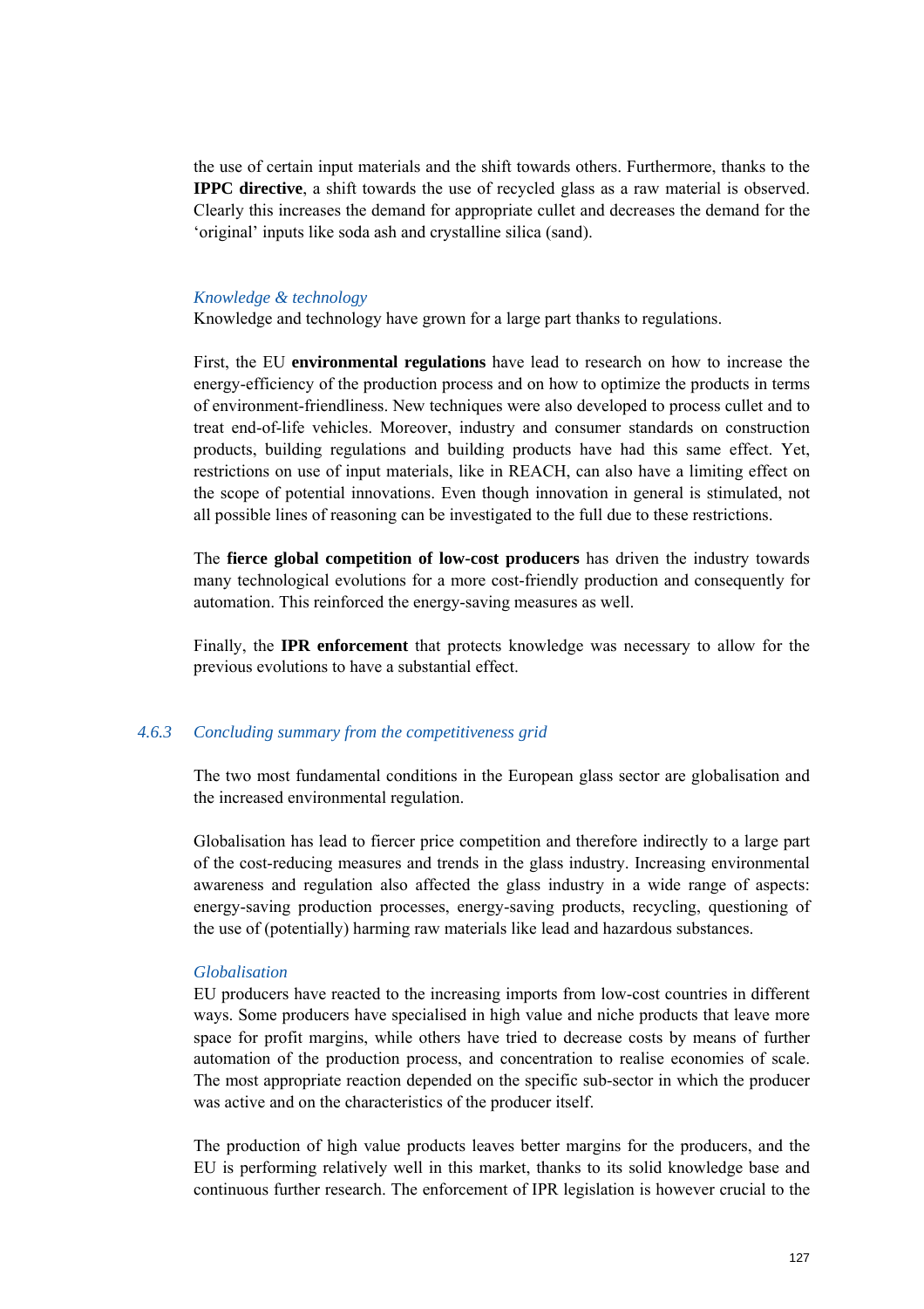the use of certain input materials and the shift towards others. Furthermore, thanks to the **IPPC directive**, a shift towards the use of recycled glass as a raw material is observed. Clearly this increases the demand for appropriate cullet and decreases the demand for the 'original' inputs like soda ash and crystalline silica (sand).

*Knowledge & technology*

Knowledge and technology have grown for a large part thanks to regulations.

First, the EU **environmental regulations** have lead to research on how to increase the energy-efficiency of the production process and on how to optimize the products in terms of environment-friendliness. New techniques were also developed to process cullet and to treat end-of-life vehicles. Moreover, industry and consumer standards on construction products, building regulations and building products have had this same effect. Yet, restrictions on use of input materials, like in REACH, can also have a limiting effect on the scope of potential innovations. Even though innovation in general is stimulated, not all possible lines of reasoning can be investigated to the full due to these restrictions.

The **fierce global competition of low-cost producers** has driven the industry towards many technological evolutions for a more cost-friendly production and consequently for automation. This reinforced the energy-saving measures as well.

Finally, the **IPR enforcement** that protects knowledge was necessary to allow for the previous evolutions to have a substantial effect.

### 4.6.3 *Concluding summary from the competitiveness grid*

The two most fundamental conditions in the European glass sector are globalisation and the increased environmental regulation.

Globalisation has lead to fiercer price competition and therefore indirectly to a large part of the cost-reducing measures and trends in the glass industry. Increasing environmental awareness and regulation also affected the glass industry in a wide range of aspects: energy-saving production processes, energy-saving products, recycling, questioning of the use of (potentially) harming raw materials like lead and hazardous substances.

*Globalisation*

EU producers have reacted to the increasing imports from low-cost countries in different ways. Some producers have specialised in high value and niche products that leave more space for profit margins, while others have tried to decrease costs by means of further automation of the production process, and concentration to realise economies of scale. The most appropriate reaction depended on the specific sub-sector in which the producer was active and on the characteristics of the producer itself.

The production of high value products leaves better margins for the producers, and the EU is performing relatively well in this market, thanks to its solid knowledge base and continuous further research. The enforcement of IPR legislation is however crucial to the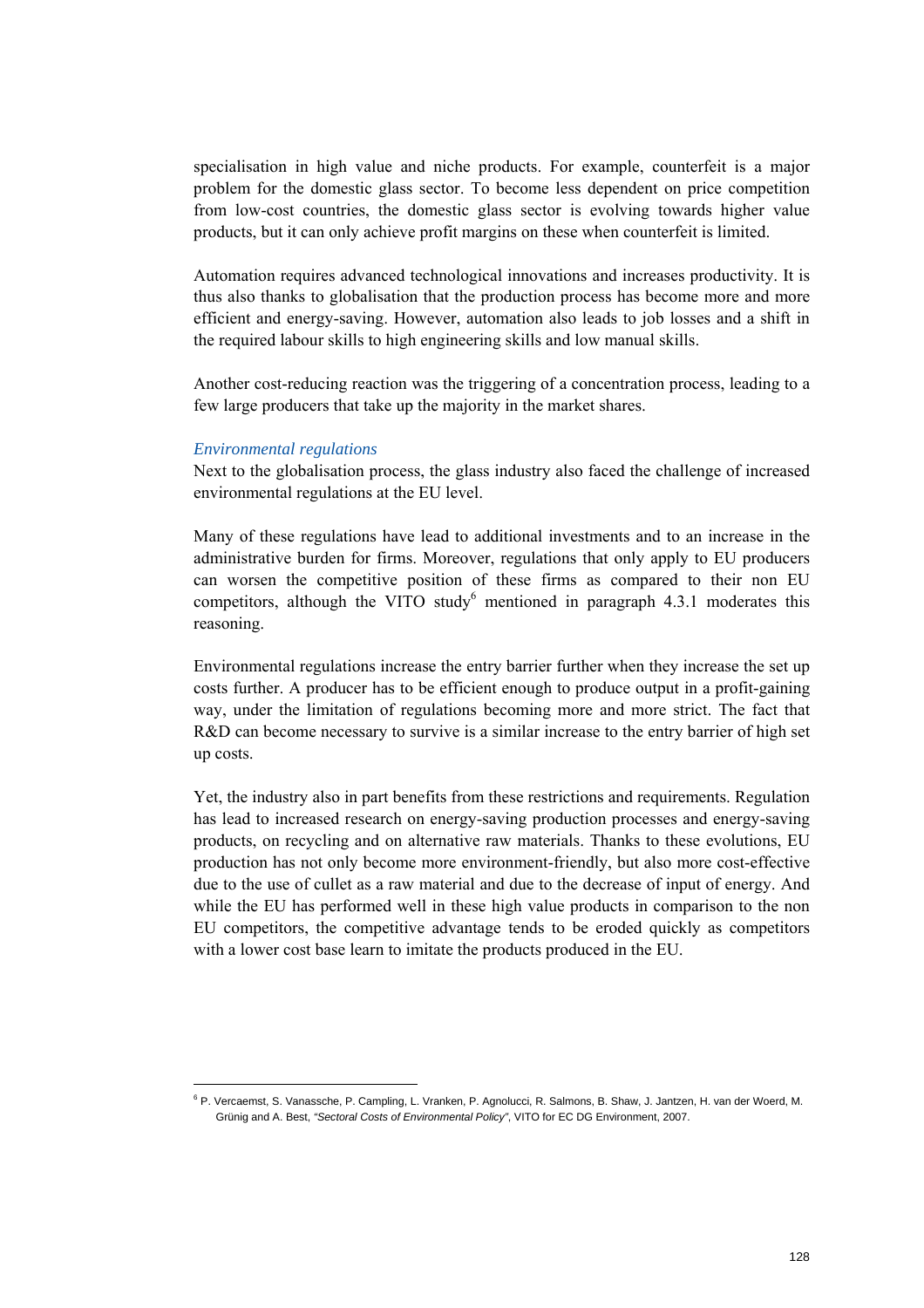specialisation in high value and niche products. For example, counterfeit is a major problem for the domestic glass sector. To become less dependent on price competition from low-cost countries, the domestic glass sector is evolving towards higher value products, but it can only achieve profit margins on these when counterfeit is limited.

Automation requires advanced technological innovations and increases productivity. It is thus also thanks to globalisation that the production process has become more and more efficient and energy-saving. However, automation also leads to job losses and a shift in the required labour skills to high engineering skills and low manual skills.

Another cost-reducing reaction was the triggering of a concentration process, leading to a few large producers that take up the majority in the market shares.

*Environmental regulations*

Next to the globalisation process, the glass industry also faced the challenge of increased environmental regulations at the EU level.

Many of these regulations have lead to additional investments and to an increase in the administrative burden for firms. Moreover, regulations that only apply to EU producers can worsen the competitive position of these firms as compared to their non EU competitors, although the VITO study[6] mentioned in paragraph 4.3.1 moderates this reasoning.

Environmental regulations increase the entry barrier further when they increase the set up costs further. A producer has to be efficient enough to produce output in a profit-gaining way, under the limitation of regulations becoming more and more strict. The fact that R&D can become necessary to survive is a similar increase to the entry barrier of high set up costs.

Yet, the industry also in part benefits from these restrictions and requirements. Regulation has lead to increased research on energy-saving production processes and energy-saving products, on recycling and on alternative raw materials. Thanks to these evolutions, EU production has not only become more environment-friendly, but also more cost-effective due to the use of cullet as a raw material and due to the decrease of input of energy. And while the EU has performed well in these high value products in comparison to the non EU competitors, the competitive advantage tends to be eroded quickly as competitors with a lower cost base learn to imitate the products produced in the EU.

---

[6] P. Vercaemst, S. Vanassche, P. Campling, L. Vranken, P. Agnolucci, R. Salmons, B. Shaw, J. Jantzen, H. van der Woerd, M. Grünig and A. Best, *"Sectoral Costs of Environmental Policy"*, VITO for EC DG Environment, 2007.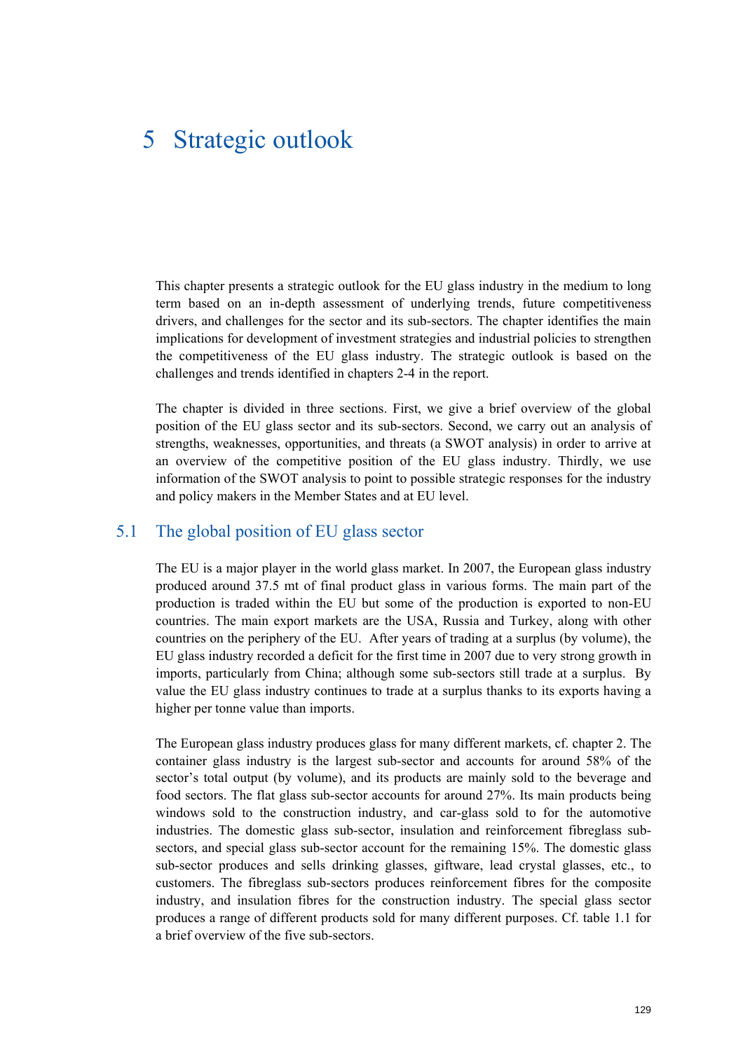# 5 Strategic outlook

This chapter presents a strategic outlook for the EU glass industry in the medium to long term based on an in-depth assessment of underlying trends, future competitiveness drivers, and challenges for the sector and its sub-sectors. The chapter identifies the main implications for development of investment strategies and industrial policies to strengthen the competitiveness of the EU glass industry. The strategic outlook is based on the challenges and trends identified in chapters 2-4 in the report.

The chapter is divided in three sections. First, we give a brief overview of the global position of the EU glass sector and its sub-sectors. Second, we carry out an analysis of strengths, weaknesses, opportunities, and threats (a SWOT analysis) in order to arrive at an overview of the competitive position of the EU glass industry. Thirdly, we use information of the SWOT analysis to point to possible strategic responses for the industry and policy makers in the Member States and at EU level.

## 5.1 The global position of EU glass sector

The EU is a major player in the world glass market. In 2007, the European glass industry produced around 37.5 mt of final product glass in various forms. The main part of the production is traded within the EU but some of the production is exported to non-EU countries. The main export markets are the USA, Russia and Turkey, along with other countries on the periphery of the EU. After years of trading at a surplus (by volume), the EU glass industry recorded a deficit for the first time in 2007 due to very strong growth in imports, particularly from China; although some sub-sectors still trade at a surplus. By value the EU glass industry continues to trade at a surplus thanks to its exports having a higher per tonne value than imports.

The European glass industry produces glass for many different markets, cf. chapter 2. The container glass industry is the largest sub-sector and accounts for around 58% of the sector's total output (by volume), and its products are mainly sold to the beverage and food sectors. The flat glass sub-sector accounts for around 27%. Its main products being windows sold to the construction industry, and car-glass sold to for the automotive industries. The domestic glass sub-sector, insulation and reinforcement fibreglass sub-sectors, and special glass sub-sector account for the remaining 15%. The domestic glass sub-sector produces and sells drinking glasses, giftware, lead crystal glasses, etc., to customers. The fibreglass sub-sectors produces reinforcement fibres for the composite industry, and insulation fibres for the construction industry. The special glass sector produces a range of different products sold for many different purposes. Cf. table 1.1 for a brief overview of the five sub-sectors.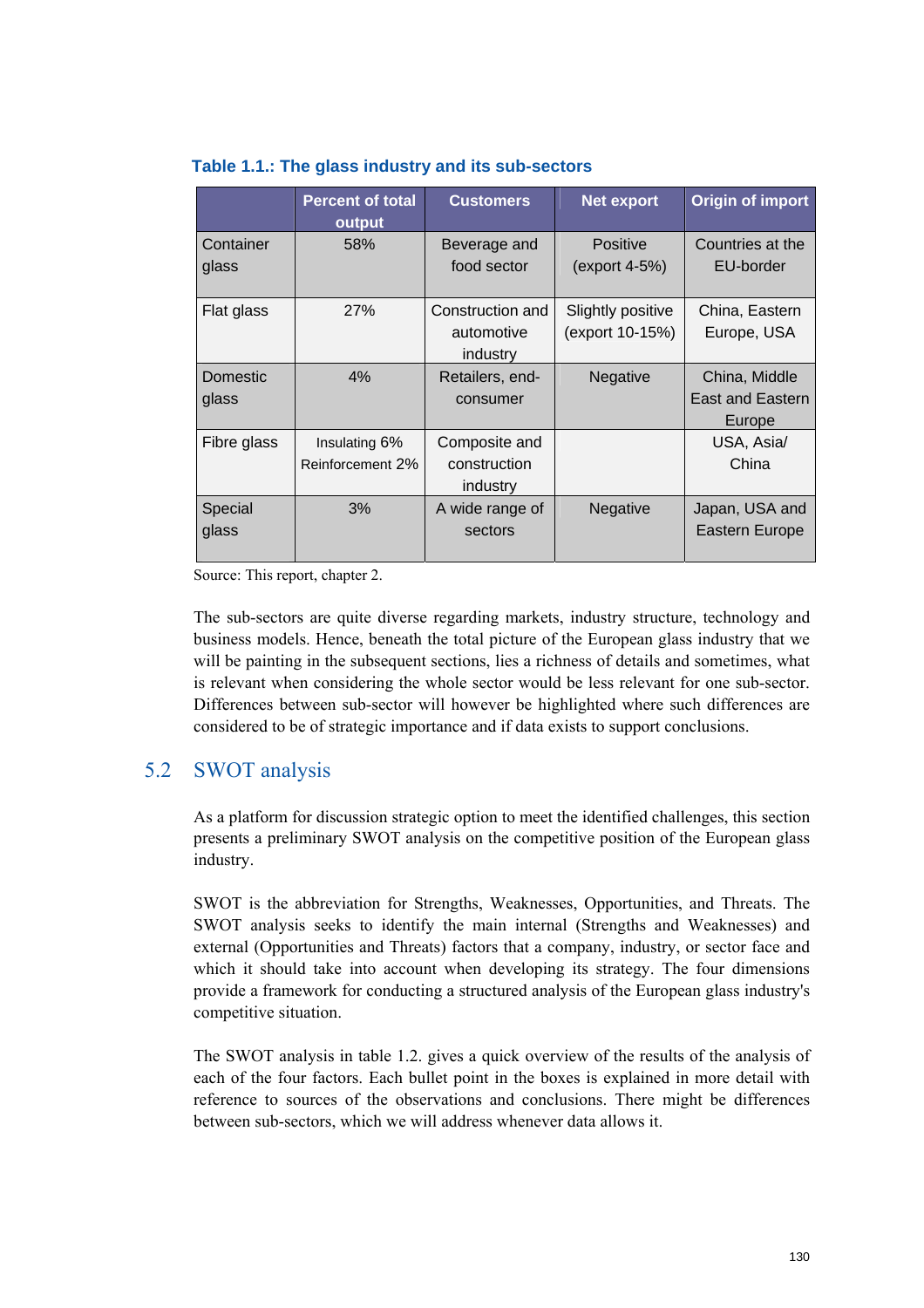**Table 1.1.: The glass industry and its sub-sectors**

| | Percent of total output | Customers | Net export | Origin of import |
|---|---|---|---|---|
| Container glass | 58% | Beverage and food sector | Positive (export 4-5%) | Countries at the EU-border |
| Flat glass | 27% | Construction and automotive industry | Slightly positive (export 10-15%) | China, Eastern Europe, USA |
| Domestic glass | 4% | Retailers, end-consumer | Negative | China, Middle East and Eastern Europe |
| Fibre glass | Insulating 6% Reinforcement 2% | Composite and construction industry | | USA, Asia/ China |
| Special glass | 3% | A wide range of sectors | Negative | Japan, USA and Eastern Europe |

Source: This report, chapter 2.

The sub-sectors are quite diverse regarding markets, industry structure, technology and business models. Hence, beneath the total picture of the European glass industry that we will be painting in the subsequent sections, lies a richness of details and sometimes, what is relevant when considering the whole sector would be less relevant for one sub-sector. Differences between sub-sector will however be highlighted where such differences are considered to be of strategic importance and if data exists to support conclusions.

## 5.2 SWOT analysis

As a platform for discussion strategic option to meet the identified challenges, this section presents a preliminary SWOT analysis on the competitive position of the European glass industry.

SWOT is the abbreviation for Strengths, Weaknesses, Opportunities, and Threats. The SWOT analysis seeks to identify the main internal (Strengths and Weaknesses) and external (Opportunities and Threats) factors that a company, industry, or sector face and which it should take into account when developing its strategy. The four dimensions provide a framework for conducting a structured analysis of the European glass industry's competitive situation.

The SWOT analysis in table 1.2. gives a quick overview of the results of the analysis of each of the four factors. Each bullet point in the boxes is explained in more detail with reference to sources of the observations and conclusions. There might be differences between sub-sectors, which we will address whenever data allows it.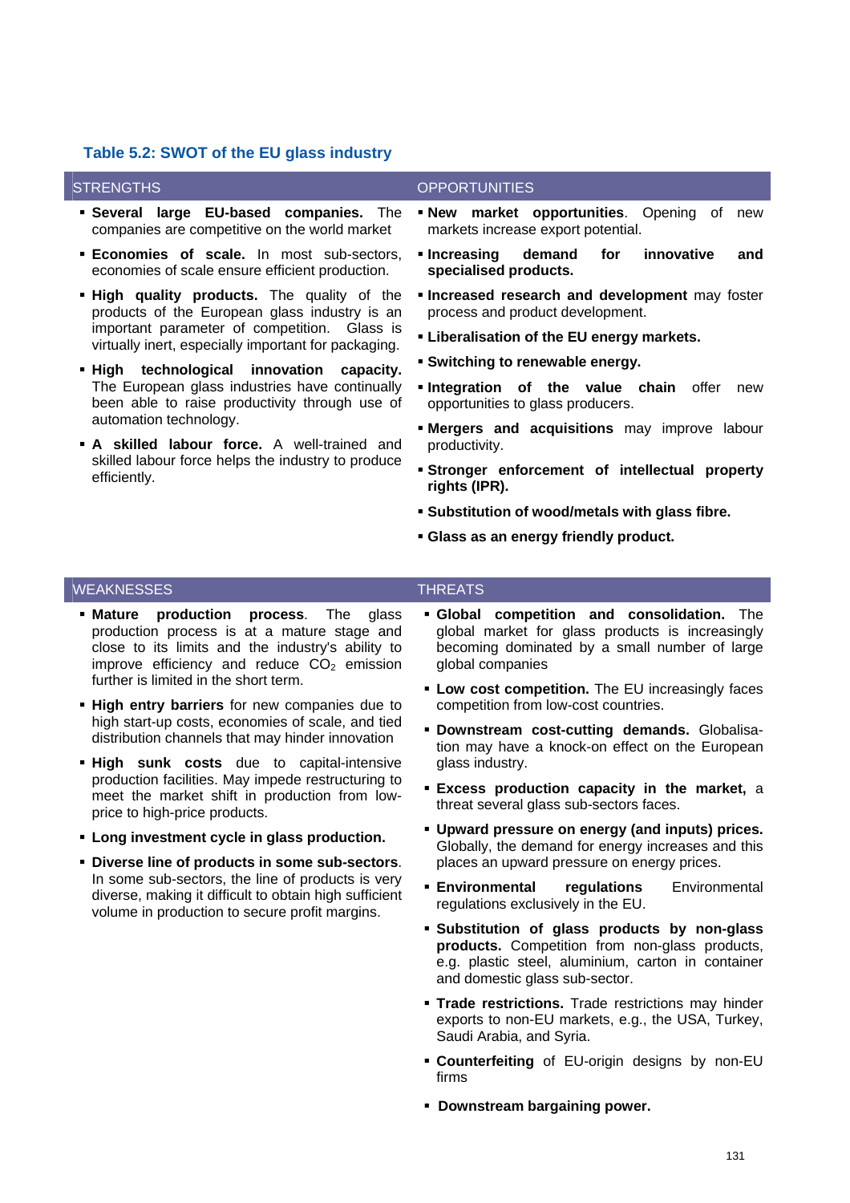**Table 5.2: SWOT of the EU glass industry**

## STRENGTHS

- **Several large EU-based companies.** The companies are competitive on the world market
- **Economies of scale.** In most sub-sectors, economies of scale ensure efficient production.
- **High quality products.** The quality of the products of the European glass industry is an important parameter of competition. Glass is virtually inert, especially important for packaging.
- **High technological innovation capacity.** The European glass industries have continually been able to raise productivity through use of automation technology.
- **A skilled labour force.** A well-trained and skilled labour force helps the industry to produce efficiently.

## OPPORTUNITIES

- **New market opportunities**. Opening of new markets increase export potential.
- **Increasing demand for innovative and specialised products.**
- **Increased research and development** may foster process and product development.
- **Liberalisation of the EU energy markets.**
- **Switching to renewable energy.**
- **Integration of the value chain** offer new opportunities to glass producers.
- **Mergers and acquisitions** may improve labour productivity.
- **Stronger enforcement of intellectual property rights (IPR).**
- **Substitution of wood/metals with glass fibre.**
- **Glass as an energy friendly product.**

## WEAKNESSES

- **Mature production process**. The glass production process is at a mature stage and close to its limits and the industry's ability to improve efficiency and reduce $CO_2$ emission further is limited in the short term.
- **High entry barriers** for new companies due to high start-up costs, economies of scale, and tied distribution channels that may hinder innovation
- **High sunk costs** due to capital-intensive production facilities. May impede restructuring to meet the market shift in production from low-price to high-price products.
- **Long investment cycle in glass production.**
- **Diverse line of products in some sub-sectors**. In some sub-sectors, the line of products is very diverse, making it difficult to obtain high sufficient volume in production to secure profit margins.

## THREATS

- **Global competition and consolidation.** The global market for glass products is increasingly becoming dominated by a small number of large global companies
- **Low cost competition.** The EU increasingly faces competition from low-cost countries.
- **Downstream cost-cutting demands.** Globalisation may have a knock-on effect on the European glass industry.
- **Excess production capacity in the market,** a threat several glass sub-sectors faces.
- **Upward pressure on energy (and inputs) prices.** Globally, the demand for energy increases and this places an upward pressure on energy prices.
- **Environmental regulations** Environmental regulations exclusively in the EU.
- **Substitution of glass products by non-glass products.** Competition from non-glass products, e.g. plastic steel, aluminium, carton in container and domestic glass sub-sector.
- **Trade restrictions.** Trade restrictions may hinder exports to non-EU markets, e.g., the USA, Turkey, Saudi Arabia, and Syria.
- **Counterfeiting** of EU-origin designs by non-EU firms
- **Downstream bargaining power.**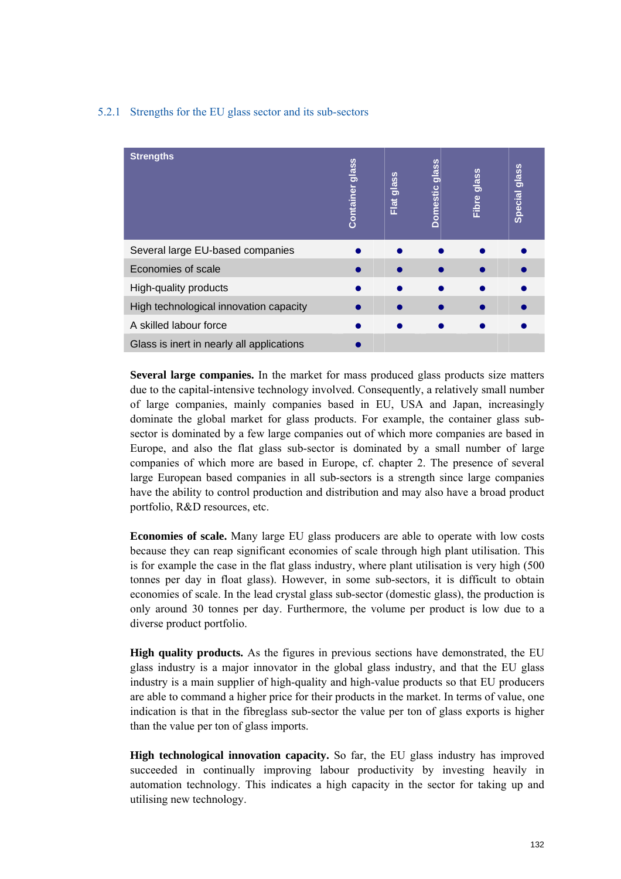### 5.2.1 Strengths for the EU glass sector and its sub-sectors

| Strengths | Container glass | Flat glass | Domestic glass | Fibre glass | Special glass |
|---|---|---|---|---|---|
| Several large EU-based companies | ● | ● | ● | ● | ● |
| Economies of scale | ● | ● | ● | ● | ● |
| High-quality products | ● | ● | ● | ● | ● |
| High technological innovation capacity | ● | ● | ● | ● | ● |
| A skilled labour force | ● | ● | ● | ● | ● |
| Glass is inert in nearly all applications | ● | | | | |

**Several large companies.** In the market for mass produced glass products size matters due to the capital-intensive technology involved. Consequently, a relatively small number of large companies, mainly companies based in EU, USA and Japan, increasingly dominate the global market for glass products. For example, the container glass sub-sector is dominated by a few large companies out of which more companies are based in Europe, and also the flat glass sub-sector is dominated by a small number of large companies of which more are based in Europe, cf. chapter 2. The presence of several large European based companies in all sub-sectors is a strength since large companies have the ability to control production and distribution and may also have a broad product portfolio, R&D resources, etc.

**Economies of scale.** Many large EU glass producers are able to operate with low costs because they can reap significant economies of scale through high plant utilisation. This is for example the case in the flat glass industry, where plant utilisation is very high (500 tonnes per day in float glass). However, in some sub-sectors, it is difficult to obtain economies of scale. In the lead crystal glass sub-sector (domestic glass), the production is only around 30 tonnes per day. Furthermore, the volume per product is low due to a diverse product portfolio.

**High quality products.** As the figures in previous sections have demonstrated, the EU glass industry is a major innovator in the global glass industry, and that the EU glass industry is a main supplier of high-quality and high-value products so that EU producers are able to command a higher price for their products in the market. In terms of value, one indication is that in the fibreglass sub-sector the value per ton of glass exports is higher than the value per ton of glass imports.

**High technological innovation capacity.** So far, the EU glass industry has improved succeeded in continually improving labour productivity by investing heavily in automation technology. This indicates a high capacity in the sector for taking up and utilising new technology.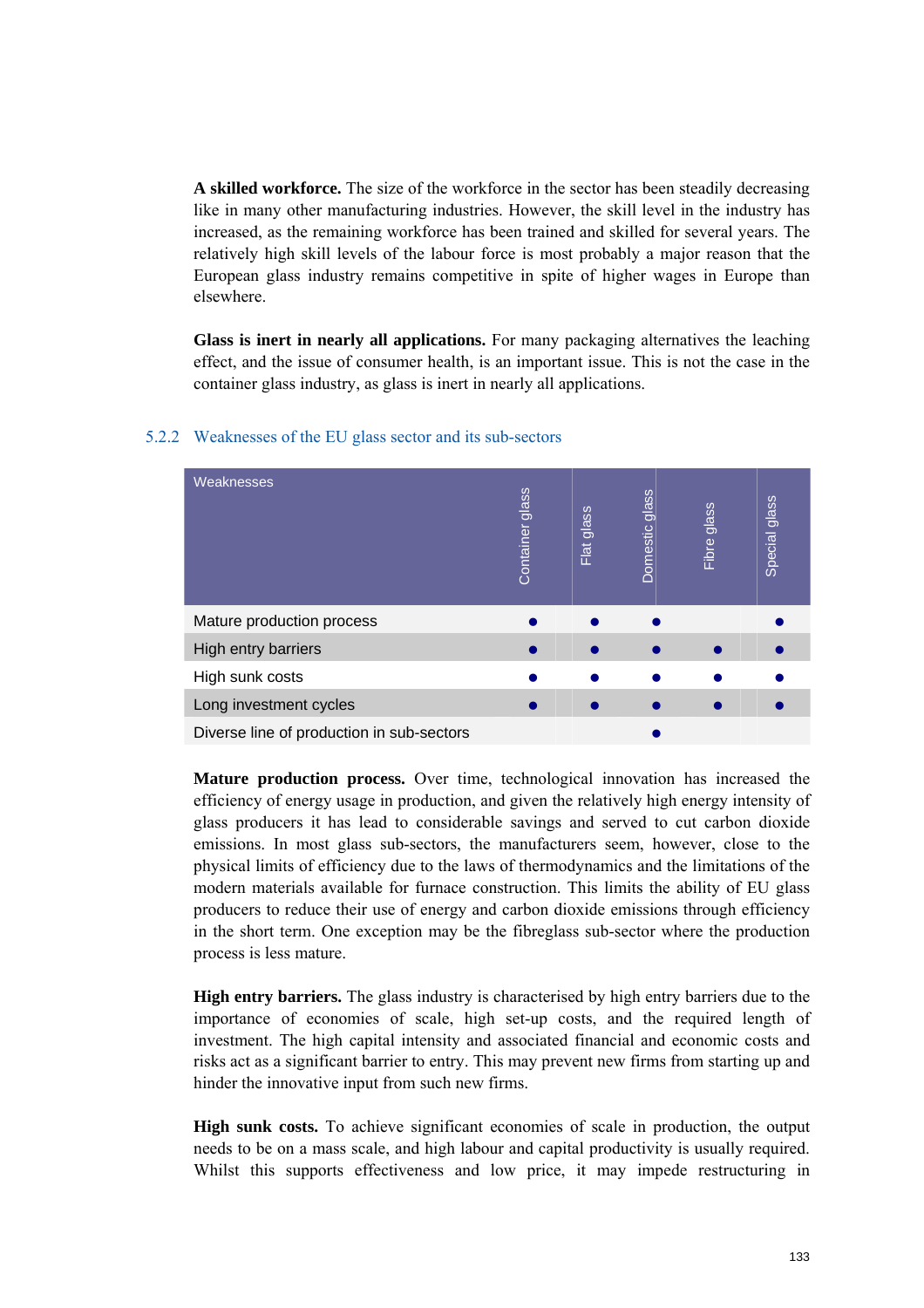**A skilled workforce.** The size of the workforce in the sector has been steadily decreasing like in many other manufacturing industries. However, the skill level in the industry has increased, as the remaining workforce has been trained and skilled for several years. The relatively high skill levels of the labour force is most probably a major reason that the European glass industry remains competitive in spite of higher wages in Europe than elsewhere.

**Glass is inert in nearly all applications.** For many packaging alternatives the leaching effect, and the issue of consumer health, is an important issue. This is not the case in the container glass industry, as glass is inert in nearly all applications.

### 5.2.2 Weaknesses of the EU glass sector and its sub-sectors

| Weaknesses | Container glass | Flat glass | Domestic glass | Fibre glass | Special glass |
|---|---|---|---|---|---|
| Mature production process | ● | ● | ● | | ● |
| High entry barriers | ● | ● | ● | ● | ● |
| High sunk costs | ● | ● | ● | ● | ● |
| Long investment cycles | ● | ● | ● | ● | ● |
| Diverse line of production in sub-sectors | | | ● | | |

**Mature production process.** Over time, technological innovation has increased the efficiency of energy usage in production, and given the relatively high energy intensity of glass producers it has lead to considerable savings and served to cut carbon dioxide emissions. In most glass sub-sectors, the manufacturers seem, however, close to the physical limits of efficiency due to the laws of thermodynamics and the limitations of the modern materials available for furnace construction. This limits the ability of EU glass producers to reduce their use of energy and carbon dioxide emissions through efficiency in the short term. One exception may be the fibreglass sub-sector where the production process is less mature.

**High entry barriers.** The glass industry is characterised by high entry barriers due to the importance of economies of scale, high set-up costs, and the required length of investment. The high capital intensity and associated financial and economic costs and risks act as a significant barrier to entry. This may prevent new firms from starting up and hinder the innovative input from such new firms.

**High sunk costs.** To achieve significant economies of scale in production, the output needs to be on a mass scale, and high labour and capital productivity is usually required. Whilst this supports effectiveness and low price, it may impede restructuring in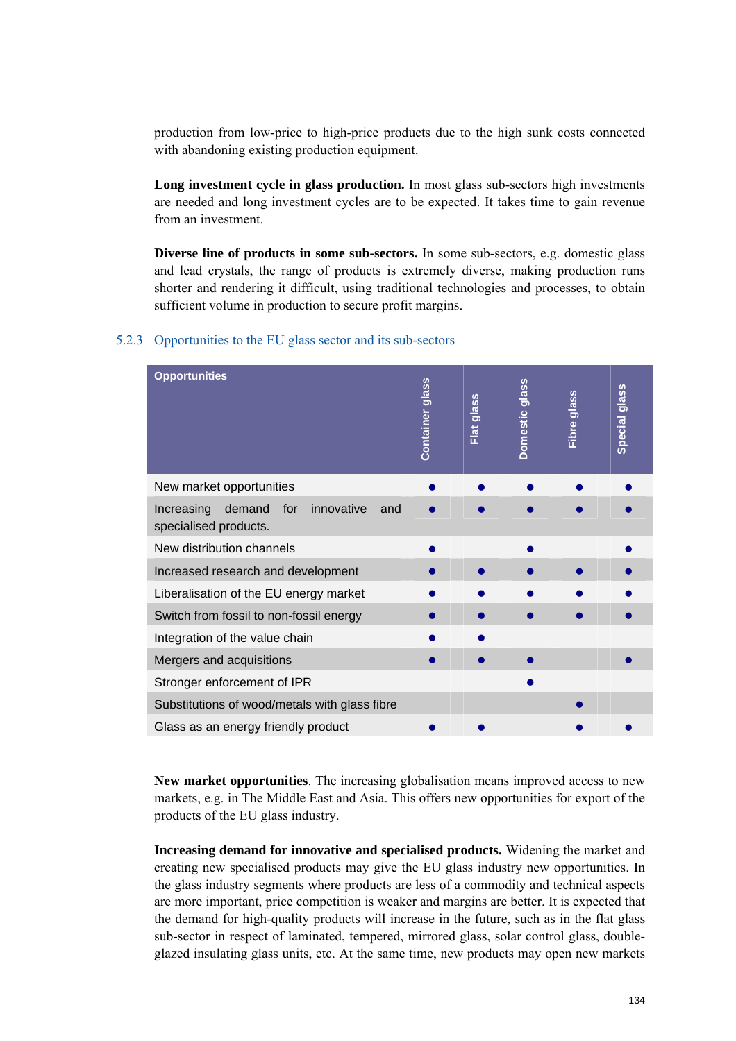production from low-price to high-price products due to the high sunk costs connected with abandoning existing production equipment.

**Long investment cycle in glass production.** In most glass sub-sectors high investments are needed and long investment cycles are to be expected. It takes time to gain revenue from an investment.

**Diverse line of products in some sub-sectors.** In some sub-sectors, e.g. domestic glass and lead crystals, the range of products is extremely diverse, making production runs shorter and rendering it difficult, using traditional technologies and processes, to obtain sufficient volume in production to secure profit margins.

### 5.2.3 Opportunities to the EU glass sector and its sub-sectors

| Opportunities | Container glass | Flat glass | Domestic glass | Fibre glass | Special glass |
|---|---|---|---|---|---|
| New market opportunities | ● | ● | ● | ● | ● |
| Increasing demand for innovative and specialised products. | ● | ● | ● | ● | ● |
| New distribution channels | ● | | ● | | ● |
| Increased research and development | ● | ● | ● | ● | ● |
| Liberalisation of the EU energy market | ● | ● | ● | ● | ● |
| Switch from fossil to non-fossil energy | ● | ● | ● | ● | ● |
| Integration of the value chain | ● | ● | | | |
| Mergers and acquisitions | ● | ● | ● | | ● |
| Stronger enforcement of IPR | | | ● | | |
| Substitutions of wood/metals with glass fibre | | | | ● | |
| Glass as an energy friendly product | ● | ● | | ● | ● |

**New market opportunities**. The increasing globalisation means improved access to new markets, e.g. in The Middle East and Asia. This offers new opportunities for export of the products of the EU glass industry.

**Increasing demand for innovative and specialised products.** Widening the market and creating new specialised products may give the EU glass industry new opportunities. In the glass industry segments where products are less of a commodity and technical aspects are more important, price competition is weaker and margins are better. It is expected that the demand for high-quality products will increase in the future, such as in the flat glass sub-sector in respect of laminated, tempered, mirrored glass, solar control glass, double-glazed insulating glass units, etc. At the same time, new products may open new markets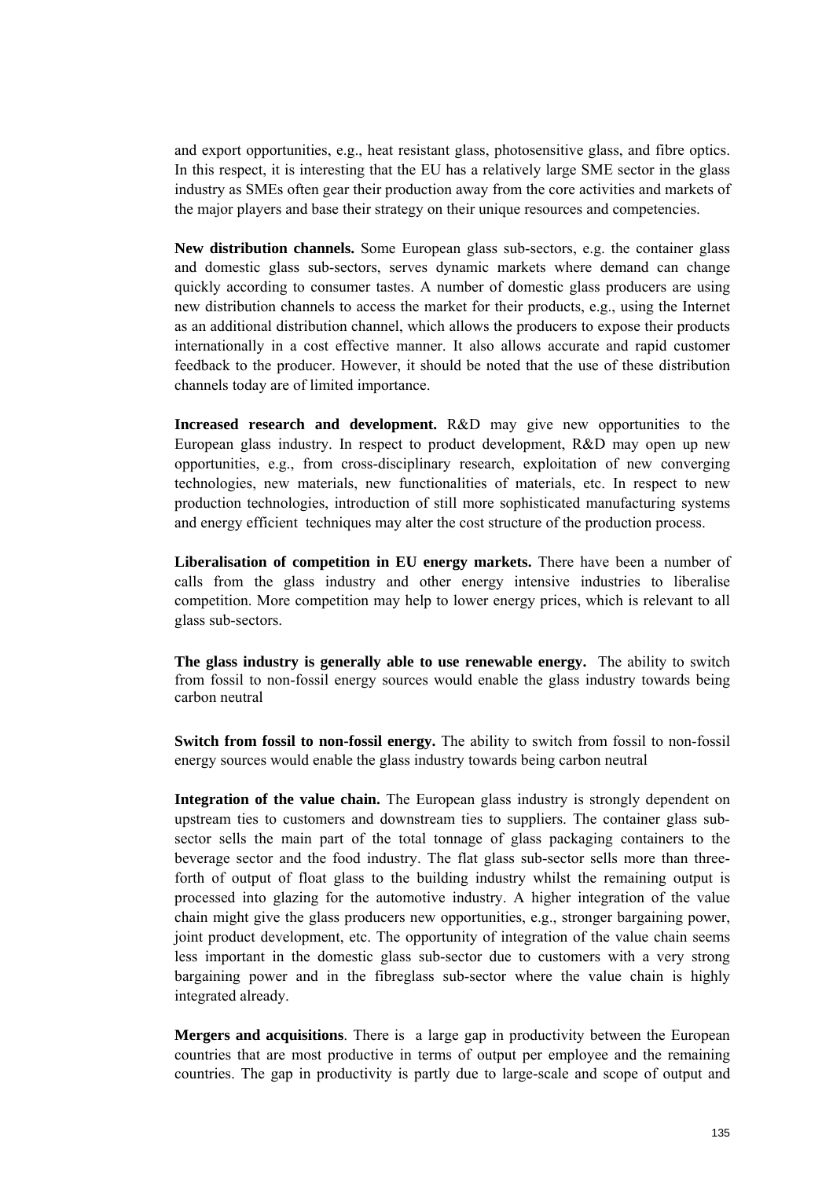and export opportunities, e.g., heat resistant glass, photosensitive glass, and fibre optics. In this respect, it is interesting that the EU has a relatively large SME sector in the glass industry as SMEs often gear their production away from the core activities and markets of the major players and base their strategy on their unique resources and competencies.

**New distribution channels.** Some European glass sub-sectors, e.g. the container glass and domestic glass sub-sectors, serves dynamic markets where demand can change quickly according to consumer tastes. A number of domestic glass producers are using new distribution channels to access the market for their products, e.g., using the Internet as an additional distribution channel, which allows the producers to expose their products internationally in a cost effective manner. It also allows accurate and rapid customer feedback to the producer. However, it should be noted that the use of these distribution channels today are of limited importance.

**Increased research and development.** R&D may give new opportunities to the European glass industry. In respect to product development, R&D may open up new opportunities, e.g., from cross-disciplinary research, exploitation of new converging technologies, new materials, new functionalities of materials, etc. In respect to new production technologies, introduction of still more sophisticated manufacturing systems and energy efficient techniques may alter the cost structure of the production process.

**Liberalisation of competition in EU energy markets.** There have been a number of calls from the glass industry and other energy intensive industries to liberalise competition. More competition may help to lower energy prices, which is relevant to all glass sub-sectors.

**The glass industry is generally able to use renewable energy.** The ability to switch from fossil to non-fossil energy sources would enable the glass industry towards being carbon neutral

**Switch from fossil to non-fossil energy.** The ability to switch from fossil to non-fossil energy sources would enable the glass industry towards being carbon neutral

**Integration of the value chain.** The European glass industry is strongly dependent on upstream ties to customers and downstream ties to suppliers. The container glass sub-sector sells the main part of the total tonnage of glass packaging containers to the beverage sector and the food industry. The flat glass sub-sector sells more than three-forth of output of float glass to the building industry whilst the remaining output is processed into glazing for the automotive industry. A higher integration of the value chain might give the glass producers new opportunities, e.g., stronger bargaining power, joint product development, etc. The opportunity of integration of the value chain seems less important in the domestic glass sub-sector due to customers with a very strong bargaining power and in the fibreglass sub-sector where the value chain is highly integrated already.

**Mergers and acquisitions**. There is a large gap in productivity between the European countries that are most productive in terms of output per employee and the remaining countries. The gap in productivity is partly due to large-scale and scope of output and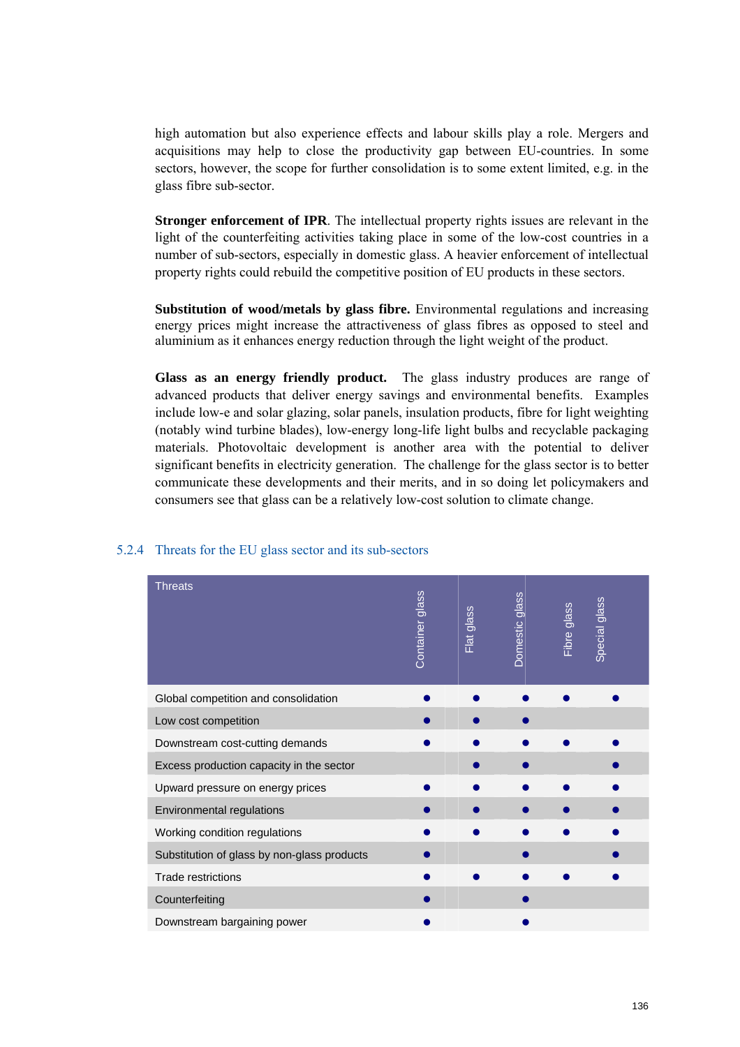high automation but also experience effects and labour skills play a role. Mergers and acquisitions may help to close the productivity gap between EU-countries. In some sectors, however, the scope for further consolidation is to some extent limited, e.g. in the glass fibre sub-sector.

**Stronger enforcement of IPR**. The intellectual property rights issues are relevant in the light of the counterfeiting activities taking place in some of the low-cost countries in a number of sub-sectors, especially in domestic glass. A heavier enforcement of intellectual property rights could rebuild the competitive position of EU products in these sectors.

**Substitution of wood/metals by glass fibre.** Environmental regulations and increasing energy prices might increase the attractiveness of glass fibres as opposed to steel and aluminium as it enhances energy reduction through the light weight of the product.

**Glass as an energy friendly product.** The glass industry produces are range of advanced products that deliver energy savings and environmental benefits. Examples include low-e and solar glazing, solar panels, insulation products, fibre for light weighting (notably wind turbine blades), low-energy long-life light bulbs and recyclable packaging materials. Photovoltaic development is another area with the potential to deliver significant benefits in electricity generation. The challenge for the glass sector is to better communicate these developments and their merits, and in so doing let policymakers and consumers see that glass can be a relatively low-cost solution to climate change.

### 5.2.4 Threats for the EU glass sector and its sub-sectors

| Threats | Container glass | Flat glass | Domestic glass | Fibre glass | Special glass |
|---|---|---|---|---|---|
| Global competition and consolidation | ● | ● | ● | ● | ● |
| Low cost competition | ● | ● | ● | | |
| Downstream cost-cutting demands | ● | ● | ● | ● | ● |
| Excess production capacity in the sector | | ● | ● | | ● |
| Upward pressure on energy prices | ● | ● | ● | ● | ● |
| Environmental regulations | ● | ● | ● | ● | ● |
| Working condition regulations | ● | ● | ● | ● | ● |
| Substitution of glass by non-glass products | ● | | ● | | ● |
| Trade restrictions | ● | ● | ● | ● | ● |
| Counterfeiting | ● | | ● | | |
| Downstream bargaining power | ● | | ● | | |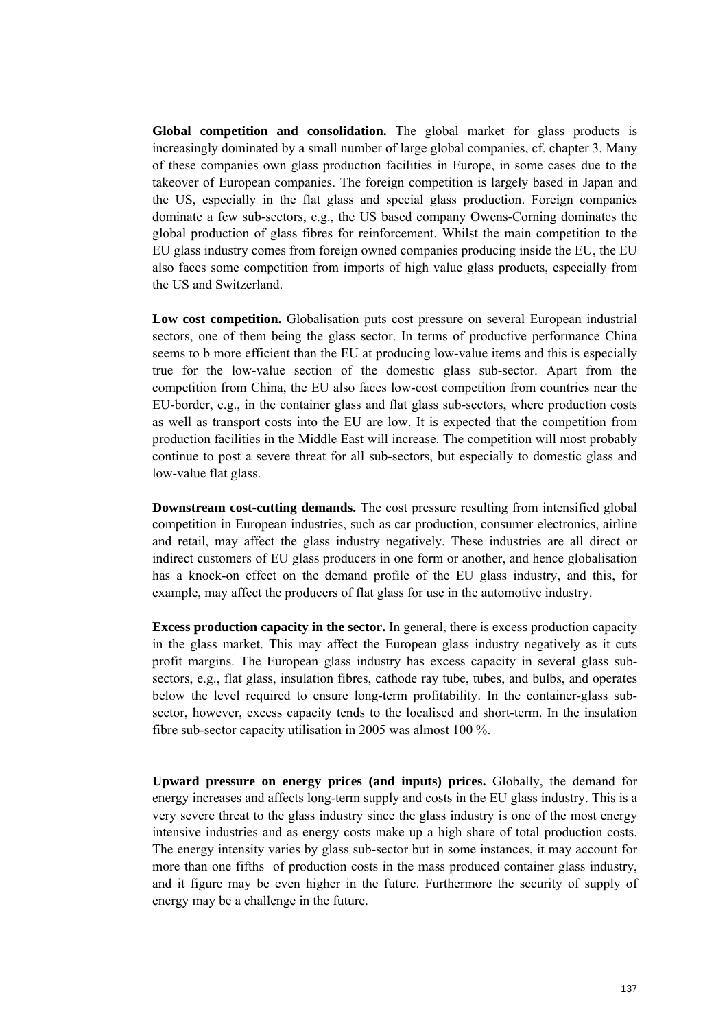**Global competition and consolidation.** The global market for glass products is increasingly dominated by a small number of large global companies, cf. chapter 3. Many of these companies own glass production facilities in Europe, in some cases due to the takeover of European companies. The foreign competition is largely based in Japan and the US, especially in the flat glass and special glass production. Foreign companies dominate a few sub-sectors, e.g., the US based company Owens-Corning dominates the global production of glass fibres for reinforcement. Whilst the main competition to the EU glass industry comes from foreign owned companies producing inside the EU, the EU also faces some competition from imports of high value glass products, especially from the US and Switzerland.

**Low cost competition.** Globalisation puts cost pressure on several European industrial sectors, one of them being the glass sector. In terms of productive performance China seems to b more efficient than the EU at producing low-value items and this is especially true for the low-value section of the domestic glass sub-sector. Apart from the competition from China, the EU also faces low-cost competition from countries near the EU-border, e.g., in the container glass and flat glass sub-sectors, where production costs as well as transport costs into the EU are low. It is expected that the competition from production facilities in the Middle East will increase. The competition will most probably continue to post a severe threat for all sub-sectors, but especially to domestic glass and low-value flat glass.

**Downstream cost-cutting demands.** The cost pressure resulting from intensified global competition in European industries, such as car production, consumer electronics, airline and retail, may affect the glass industry negatively. These industries are all direct or indirect customers of EU glass producers in one form or another, and hence globalisation has a knock-on effect on the demand profile of the EU glass industry, and this, for example, may affect the producers of flat glass for use in the automotive industry.

**Excess production capacity in the sector.** In general, there is excess production capacity in the glass market. This may affect the European glass industry negatively as it cuts profit margins. The European glass industry has excess capacity in several glass sub-sectors, e.g., flat glass, insulation fibres, cathode ray tube, tubes, and bulbs, and operates below the level required to ensure long-term profitability. In the container-glass sub-sector, however, excess capacity tends to the localised and short-term. In the insulation fibre sub-sector capacity utilisation in 2005 was almost 100 %.

**Upward pressure on energy prices (and inputs) prices.** Globally, the demand for energy increases and affects long-term supply and costs in the EU glass industry. This is a very severe threat to the glass industry since the glass industry is one of the most energy intensive industries and as energy costs make up a high share of total production costs. The energy intensity varies by glass sub-sector but in some instances, it may account for more than one fifths of production costs in the mass produced container glass industry, and it figure may be even higher in the future. Furthermore the security of supply of energy may be a challenge in the future.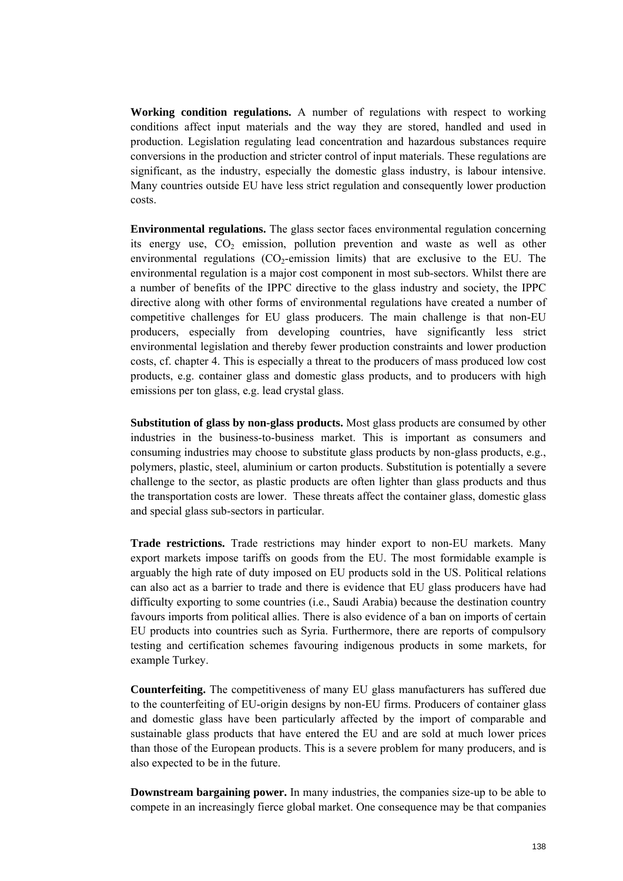**Working condition regulations.** A number of regulations with respect to working conditions affect input materials and the way they are stored, handled and used in production. Legislation regulating lead concentration and hazardous substances require conversions in the production and stricter control of input materials. These regulations are significant, as the industry, especially the domestic glass industry, is labour intensive. Many countries outside EU have less strict regulation and consequently lower production costs.

**Environmental regulations.** The glass sector faces environmental regulation concerning its energy use, $CO_2$ emission, pollution prevention and waste as well as other environmental regulations ($CO_2$-emission limits) that are exclusive to the EU. The environmental regulation is a major cost component in most sub-sectors. Whilst there are a number of benefits of the IPPC directive to the glass industry and society, the IPPC directive along with other forms of environmental regulations have created a number of competitive challenges for EU glass producers. The main challenge is that non-EU producers, especially from developing countries, have significantly less strict environmental legislation and thereby fewer production constraints and lower production costs, cf. chapter 4. This is especially a threat to the producers of mass produced low cost products, e.g. container glass and domestic glass products, and to producers with high emissions per ton glass, e.g. lead crystal glass.

**Substitution of glass by non-glass products.** Most glass products are consumed by other industries in the business-to-business market. This is important as consumers and consuming industries may choose to substitute glass products by non-glass products, e.g., polymers, plastic, steel, aluminium or carton products. Substitution is potentially a severe challenge to the sector, as plastic products are often lighter than glass products and thus the transportation costs are lower.  These threats affect the container glass, domestic glass and special glass sub-sectors in particular.

**Trade restrictions.** Trade restrictions may hinder export to non-EU markets. Many export markets impose tariffs on goods from the EU. The most formidable example is arguably the high rate of duty imposed on EU products sold in the US. Political relations can also act as a barrier to trade and there is evidence that EU glass producers have had difficulty exporting to some countries (i.e., Saudi Arabia) because the destination country favours imports from political allies. There is also evidence of a ban on imports of certain EU products into countries such as Syria. Furthermore, there are reports of compulsory testing and certification schemes favouring indigenous products in some markets, for example Turkey.

**Counterfeiting.** The competitiveness of many EU glass manufacturers has suffered due to the counterfeiting of EU-origin designs by non-EU firms. Producers of container glass and domestic glass have been particularly affected by the import of comparable and sustainable glass products that have entered the EU and are sold at much lower prices than those of the European products. This is a severe problem for many producers, and is also expected to be in the future.

**Downstream bargaining power.** In many industries, the companies size-up to be able to compete in an increasingly fierce global market. One consequence may be that companies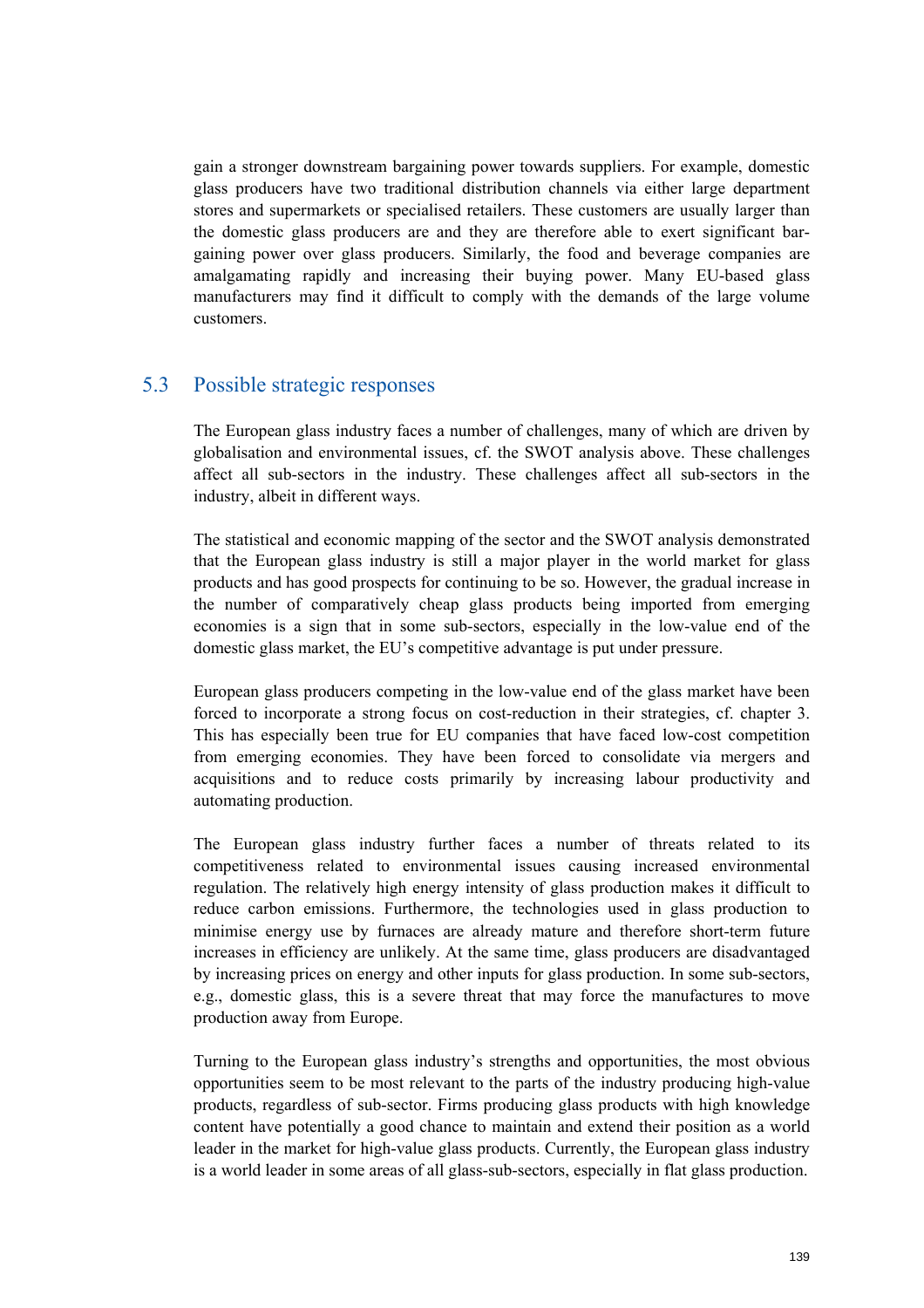gain a stronger downstream bargaining power towards suppliers. For example, domestic glass producers have two traditional distribution channels via either large department stores and supermarkets or specialised retailers. These customers are usually larger than the domestic glass producers are and they are therefore able to exert significant bargaining power over glass producers. Similarly, the food and beverage companies are amalgamating rapidly and increasing their buying power. Many EU-based glass manufacturers may find it difficult to comply with the demands of the large volume customers.

## 5.3 Possible strategic responses

The European glass industry faces a number of challenges, many of which are driven by globalisation and environmental issues, cf. the SWOT analysis above. These challenges affect all sub-sectors in the industry. These challenges affect all sub-sectors in the industry, albeit in different ways.

The statistical and economic mapping of the sector and the SWOT analysis demonstrated that the European glass industry is still a major player in the world market for glass products and has good prospects for continuing to be so. However, the gradual increase in the number of comparatively cheap glass products being imported from emerging economies is a sign that in some sub-sectors, especially in the low-value end of the domestic glass market, the EU's competitive advantage is put under pressure.

European glass producers competing in the low-value end of the glass market have been forced to incorporate a strong focus on cost-reduction in their strategies, cf. chapter 3. This has especially been true for EU companies that have faced low-cost competition from emerging economies. They have been forced to consolidate via mergers and acquisitions and to reduce costs primarily by increasing labour productivity and automating production.

The European glass industry further faces a number of threats related to its competitiveness related to environmental issues causing increased environmental regulation. The relatively high energy intensity of glass production makes it difficult to reduce carbon emissions. Furthermore, the technologies used in glass production to minimise energy use by furnaces are already mature and therefore short-term future increases in efficiency are unlikely. At the same time, glass producers are disadvantaged by increasing prices on energy and other inputs for glass production. In some sub-sectors, e.g., domestic glass, this is a severe threat that may force the manufactures to move production away from Europe.

Turning to the European glass industry's strengths and opportunities, the most obvious opportunities seem to be most relevant to the parts of the industry producing high-value products, regardless of sub-sector. Firms producing glass products with high knowledge content have potentially a good chance to maintain and extend their position as a world leader in the market for high-value glass products. Currently, the European glass industry is a world leader in some areas of all glass-sub-sectors, especially in flat glass production.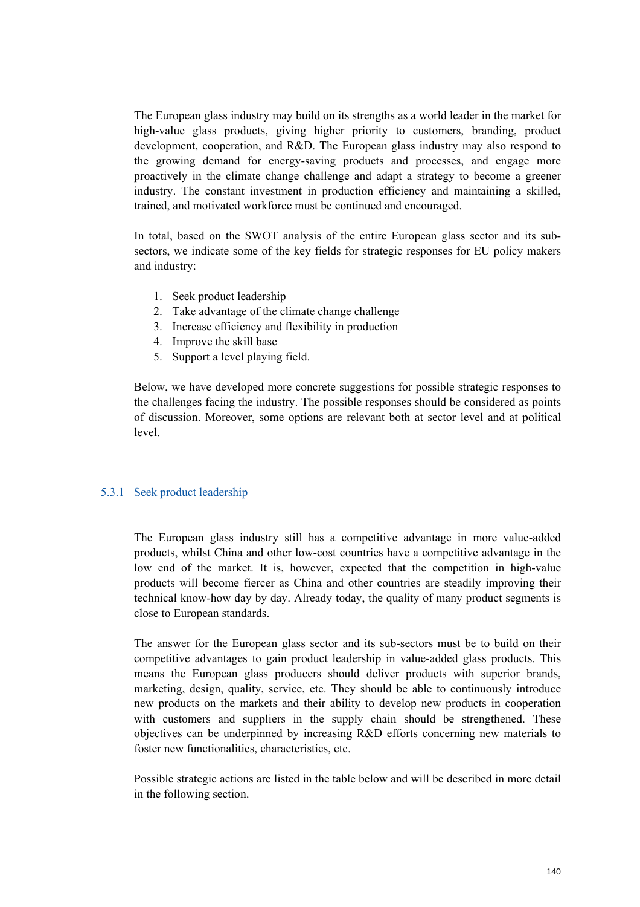The European glass industry may build on its strengths as a world leader in the market for high-value glass products, giving higher priority to customers, branding, product development, cooperation, and R&D. The European glass industry may also respond to the growing demand for energy-saving products and processes, and engage more proactively in the climate change challenge and adapt a strategy to become a greener industry. The constant investment in production efficiency and maintaining a skilled, trained, and motivated workforce must be continued and encouraged.

In total, based on the SWOT analysis of the entire European glass sector and its sub-sectors, we indicate some of the key fields for strategic responses for EU policy makers and industry:

1. Seek product leadership
2. Take advantage of the climate change challenge
3. Increase efficiency and flexibility in production
4. Improve the skill base
5. Support a level playing field.

Below, we have developed more concrete suggestions for possible strategic responses to the challenges facing the industry. The possible responses should be considered as points of discussion. Moreover, some options are relevant both at sector level and at political level.

### 5.3.1 Seek product leadership

The European glass industry still has a competitive advantage in more value-added products, whilst China and other low-cost countries have a competitive advantage in the low end of the market. It is, however, expected that the competition in high-value products will become fiercer as China and other countries are steadily improving their technical know-how day by day. Already today, the quality of many product segments is close to European standards.

The answer for the European glass sector and its sub-sectors must be to build on their competitive advantages to gain product leadership in value-added glass products. This means the European glass producers should deliver products with superior brands, marketing, design, quality, service, etc. They should be able to continuously introduce new products on the markets and their ability to develop new products in cooperation with customers and suppliers in the supply chain should be strengthened. These objectives can be underpinned by increasing R&D efforts concerning new materials to foster new functionalities, characteristics, etc.

Possible strategic actions are listed in the table below and will be described in more detail in the following section.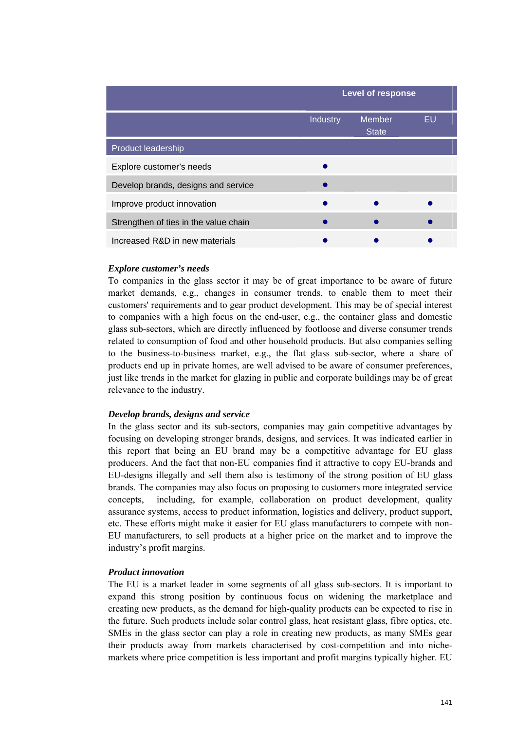| | Level of response | | |
|---|---|---|---|
| | Industry | Member State | EU |
| Product leadership | | | |
| Explore customer's needs | ● | | |
| Develop brands, designs and service | ● | | |
| Improve product innovation | ● | ● | ● |
| Strengthen of ties in the value chain | ● | ● | ● |
| Increased R&D in new materials | ● | ● | ● |

***Explore customer's needs***

To companies in the glass sector it may be of great importance to be aware of future market demands, e.g., changes in consumer trends, to enable them to meet their customers' requirements and to gear product development. This may be of special interest to companies with a high focus on the end-user, e.g., the container glass and domestic glass sub-sectors, which are directly influenced by footloose and diverse consumer trends related to consumption of food and other household products. But also companies selling to the business-to-business market, e.g., the flat glass sub-sector, where a share of products end up in private homes, are well advised to be aware of consumer preferences, just like trends in the market for glazing in public and corporate buildings may be of great relevance to the industry.

***Develop brands, designs and service***

In the glass sector and its sub-sectors, companies may gain competitive advantages by focusing on developing stronger brands, designs, and services. It was indicated earlier in this report that being an EU brand may be a competitive advantage for EU glass producers. And the fact that non-EU companies find it attractive to copy EU-brands and EU-designs illegally and sell them also is testimony of the strong position of EU glass brands. The companies may also focus on proposing to customers more integrated service concepts, including, for example, collaboration on product development, quality assurance systems, access to product information, logistics and delivery, product support, etc. These efforts might make it easier for EU glass manufacturers to compete with non-EU manufacturers, to sell products at a higher price on the market and to improve the industry's profit margins.

***Product innovation***

The EU is a market leader in some segments of all glass sub-sectors. It is important to expand this strong position by continuous focus on widening the marketplace and creating new products, as the demand for high-quality products can be expected to rise in the future. Such products include solar control glass, heat resistant glass, fibre optics, etc. SMEs in the glass sector can play a role in creating new products, as many SMEs gear their products away from markets characterised by cost-competition and into niche-markets where price competition is less important and profit margins typically higher. EU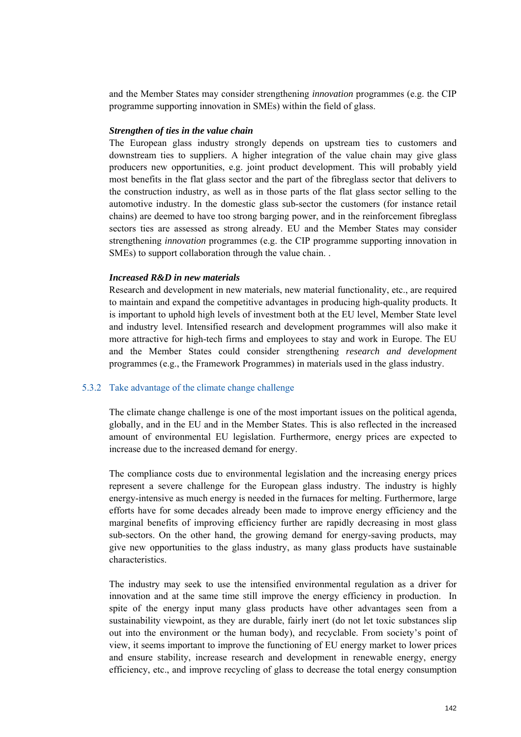and the Member States may consider strengthening *innovation* programmes (e.g. the CIP programme supporting innovation in SMEs) within the field of glass.

***Strengthen of ties in the value chain***

The European glass industry strongly depends on upstream ties to customers and downstream ties to suppliers. A higher integration of the value chain may give glass producers new opportunities, e.g. joint product development. This will probably yield most benefits in the flat glass sector and the part of the fibreglass sector that delivers to the construction industry, as well as in those parts of the flat glass sector selling to the automotive industry. In the domestic glass sub-sector the customers (for instance retail chains) are deemed to have too strong barging power, and in the reinforcement fibreglass sectors ties are assessed as strong already. EU and the Member States may consider strengthening *innovation* programmes (e.g. the CIP programme supporting innovation in SMEs) to support collaboration through the value chain. .

***Increased R&D in new materials***

Research and development in new materials, new material functionality, etc., are required to maintain and expand the competitive advantages in producing high-quality products. It is important to uphold high levels of investment both at the EU level, Member State level and industry level. Intensified research and development programmes will also make it more attractive for high-tech firms and employees to stay and work in Europe. The EU and the Member States could consider strengthening *research and development* programmes (e.g., the Framework Programmes) in materials used in the glass industry.

### 5.3.2 Take advantage of the climate change challenge

The climate change challenge is one of the most important issues on the political agenda, globally, and in the EU and in the Member States. This is also reflected in the increased amount of environmental EU legislation. Furthermore, energy prices are expected to increase due to the increased demand for energy.

The compliance costs due to environmental legislation and the increasing energy prices represent a severe challenge for the European glass industry. The industry is highly energy-intensive as much energy is needed in the furnaces for melting. Furthermore, large efforts have for some decades already been made to improve energy efficiency and the marginal benefits of improving efficiency further are rapidly decreasing in most glass sub-sectors. On the other hand, the growing demand for energy-saving products, may give new opportunities to the glass industry, as many glass products have sustainable characteristics.

The industry may seek to use the intensified environmental regulation as a driver for innovation and at the same time still improve the energy efficiency in production. In spite of the energy input many glass products have other advantages seen from a sustainability viewpoint, as they are durable, fairly inert (do not let toxic substances slip out into the environment or the human body), and recyclable. From society's point of view, it seems important to improve the functioning of EU energy market to lower prices and ensure stability, increase research and development in renewable energy, energy efficiency, etc., and improve recycling of glass to decrease the total energy consumption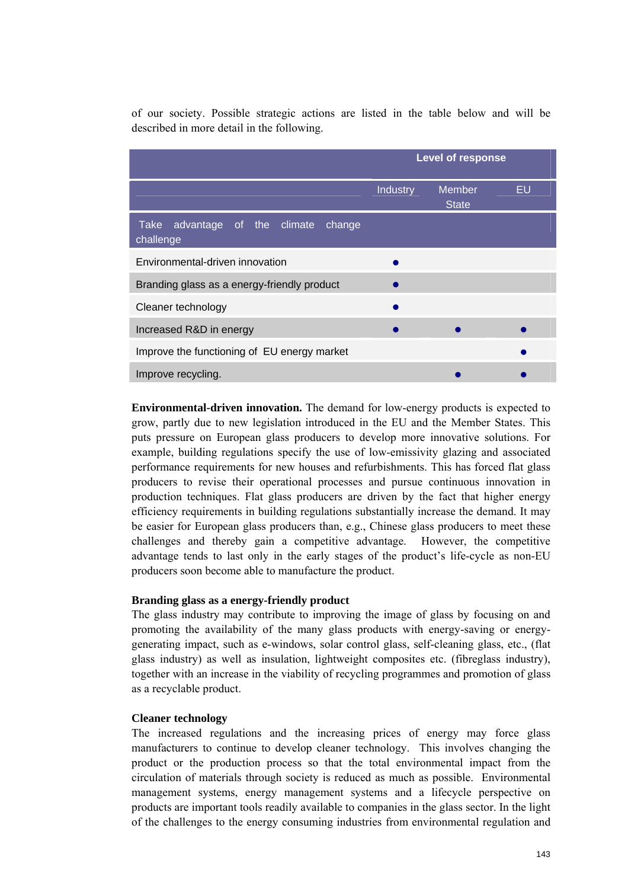of our society. Possible strategic actions are listed in the table below and will be described in more detail in the following.

| | Level of response | | |
|---|---|---|---|
| | Industry | Member State | EU |
| Take advantage of the climate change challenge | | | |
| Environmental-driven innovation | ● | | |
| Branding glass as a energy-friendly product | ● | | |
| Cleaner technology | ● | | |
| Increased R&D in energy | ● | ● | ● |
| Improve the functioning of EU energy market | | | ● |
| Improve recycling. | | ● | ● |

**Environmental-driven innovation.** The demand for low-energy products is expected to grow, partly due to new legislation introduced in the EU and the Member States. This puts pressure on European glass producers to develop more innovative solutions. For example, building regulations specify the use of low-emissivity glazing and associated performance requirements for new houses and refurbishments. This has forced flat glass producers to revise their operational processes and pursue continuous innovation in production techniques. Flat glass producers are driven by the fact that higher energy efficiency requirements in building regulations substantially increase the demand. It may be easier for European glass producers than, e.g., Chinese glass producers to meet these challenges and thereby gain a competitive advantage. However, the competitive advantage tends to last only in the early stages of the product's life-cycle as non-EU producers soon become able to manufacture the product.

**Branding glass as a energy-friendly product**

The glass industry may contribute to improving the image of glass by focusing on and promoting the availability of the many glass products with energy-saving or energy-generating impact, such as e-windows, solar control glass, self-cleaning glass, etc., (flat glass industry) as well as insulation, lightweight composites etc. (fibreglass industry), together with an increase in the viability of recycling programmes and promotion of glass as a recyclable product.

**Cleaner technology**

The increased regulations and the increasing prices of energy may force glass manufacturers to continue to develop cleaner technology. This involves changing the product or the production process so that the total environmental impact from the circulation of materials through society is reduced as much as possible. Environmental management systems, energy management systems and a lifecycle perspective on products are important tools readily available to companies in the glass sector. In the light of the challenges to the energy consuming industries from environmental regulation and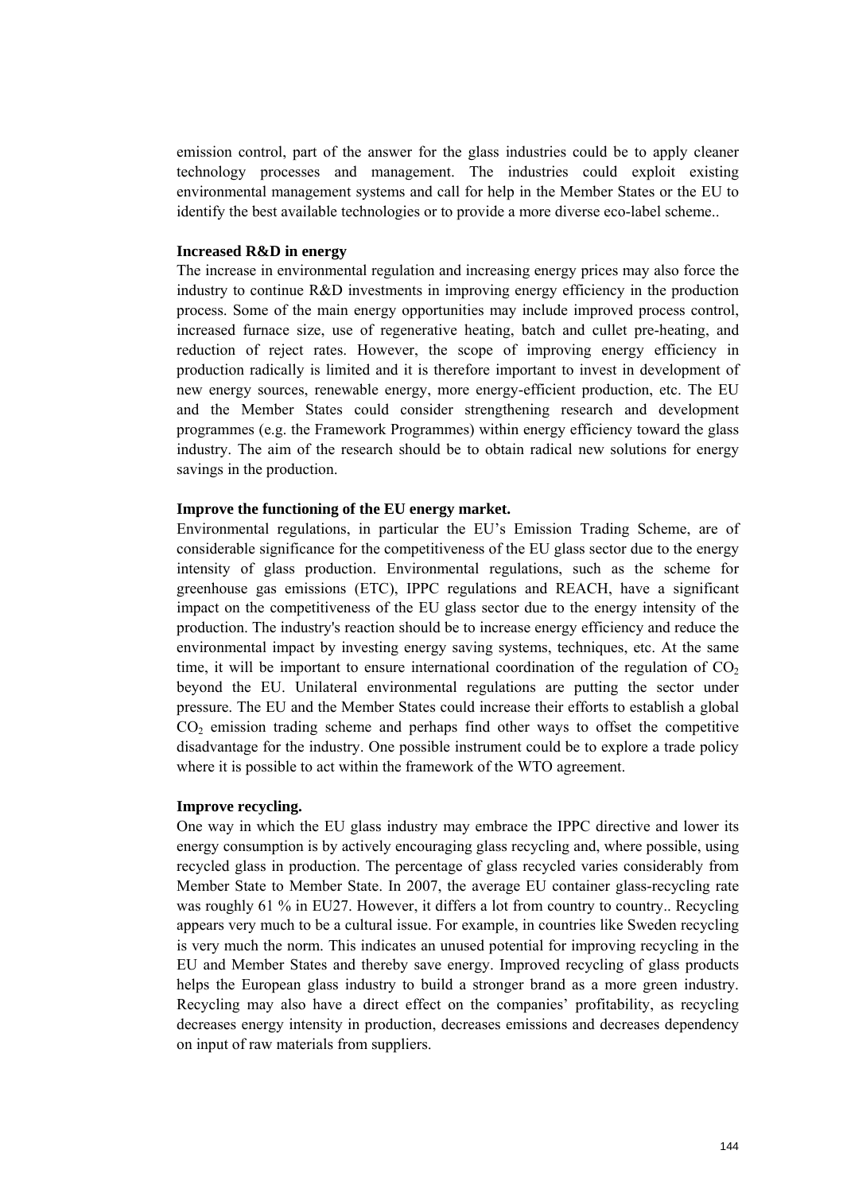emission control, part of the answer for the glass industries could be to apply cleaner technology processes and management. The industries could exploit existing environmental management systems and call for help in the Member States or the EU to identify the best available technologies or to provide a more diverse eco-label scheme..

**Increased R&D in energy**

The increase in environmental regulation and increasing energy prices may also force the industry to continue R&D investments in improving energy efficiency in the production process. Some of the main energy opportunities may include improved process control, increased furnace size, use of regenerative heating, batch and cullet pre-heating, and reduction of reject rates. However, the scope of improving energy efficiency in production radically is limited and it is therefore important to invest in development of new energy sources, renewable energy, more energy-efficient production, etc. The EU and the Member States could consider strengthening research and development programmes (e.g. the Framework Programmes) within energy efficiency toward the glass industry. The aim of the research should be to obtain radical new solutions for energy savings in the production.

**Improve the functioning of the EU energy market.**

Environmental regulations, in particular the EU's Emission Trading Scheme, are of considerable significance for the competitiveness of the EU glass sector due to the energy intensity of glass production. Environmental regulations, such as the scheme for greenhouse gas emissions (ETC), IPPC regulations and REACH, have a significant impact on the competitiveness of the EU glass sector due to the energy intensity of the production. The industry's reaction should be to increase energy efficiency and reduce the environmental impact by investing energy saving systems, techniques, etc. At the same time, it will be important to ensure international coordination of the regulation of $CO_2$ beyond the EU. Unilateral environmental regulations are putting the sector under pressure. The EU and the Member States could increase their efforts to establish a global $CO_2$ emission trading scheme and perhaps find other ways to offset the competitive disadvantage for the industry. One possible instrument could be to explore a trade policy where it is possible to act within the framework of the WTO agreement.

**Improve recycling.**

One way in which the EU glass industry may embrace the IPPC directive and lower its energy consumption is by actively encouraging glass recycling and, where possible, using recycled glass in production. The percentage of glass recycled varies considerably from Member State to Member State. In 2007, the average EU container glass-recycling rate was roughly 61 % in EU27. However, it differs a lot from country to country.. Recycling appears very much to be a cultural issue. For example, in countries like Sweden recycling is very much the norm. This indicates an unused potential for improving recycling in the EU and Member States and thereby save energy. Improved recycling of glass products helps the European glass industry to build a stronger brand as a more green industry. Recycling may also have a direct effect on the companies' profitability, as recycling decreases energy intensity in production, decreases emissions and decreases dependency on input of raw materials from suppliers.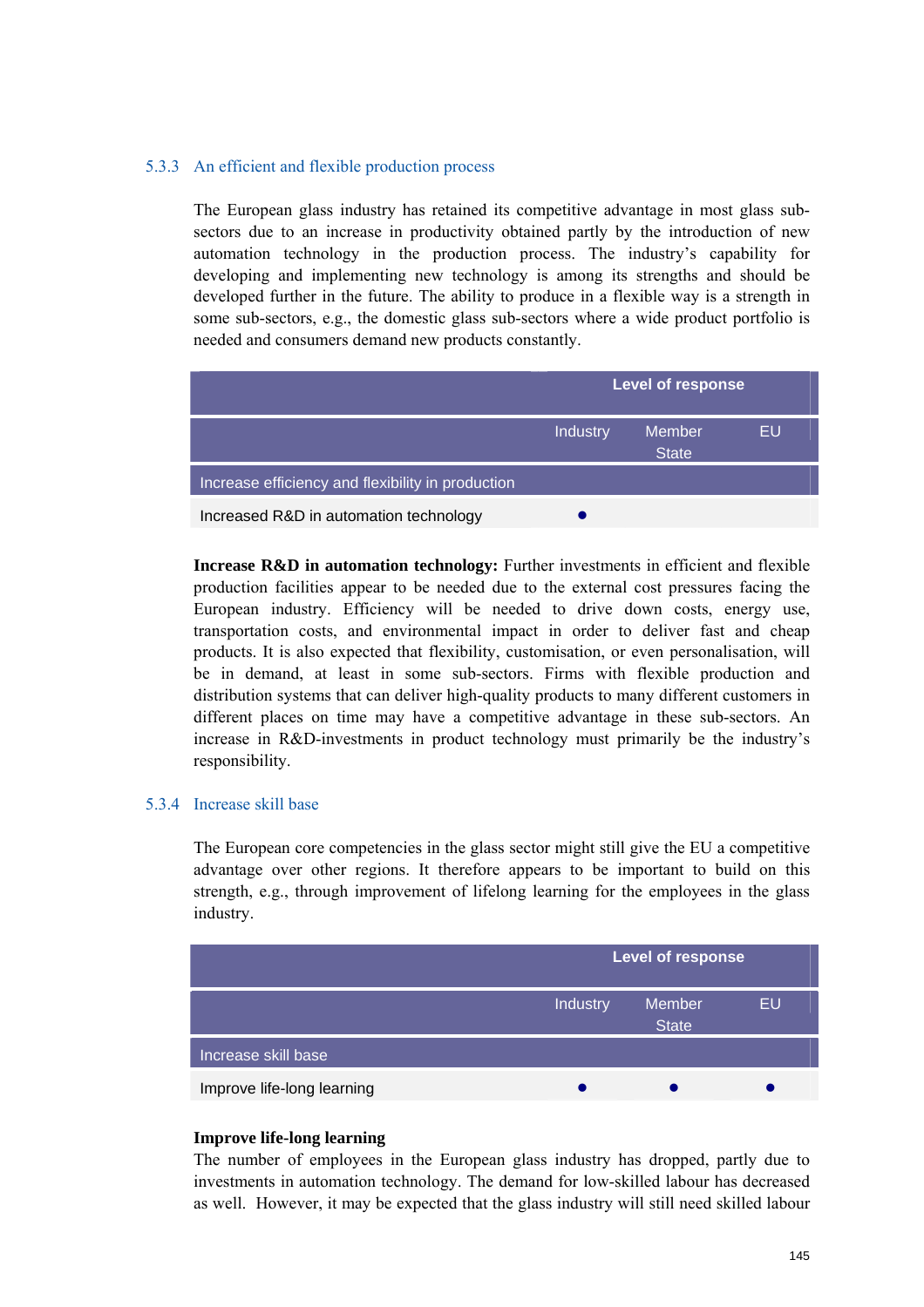### 5.3.3 An efficient and flexible production process

The European glass industry has retained its competitive advantage in most glass sub-sectors due to an increase in productivity obtained partly by the introduction of new automation technology in the production process. The industry's capability for developing and implementing new technology is among its strengths and should be developed further in the future. The ability to produce in a flexible way is a strength in some sub-sectors, e.g., the domestic glass sub-sectors where a wide product portfolio is needed and consumers demand new products constantly.

| | Level of response | | |
|---|---|---|---|
| | Industry | Member State | EU |
| Increase efficiency and flexibility in production | | | |
| Increased R&D in automation technology | ● | | |

**Increase R&D in automation technology:** Further investments in efficient and flexible production facilities appear to be needed due to the external cost pressures facing the European industry. Efficiency will be needed to drive down costs, energy use, transportation costs, and environmental impact in order to deliver fast and cheap products. It is also expected that flexibility, customisation, or even personalisation, will be in demand, at least in some sub-sectors. Firms with flexible production and distribution systems that can deliver high-quality products to many different customers in different places on time may have a competitive advantage in these sub-sectors. An increase in R&D-investments in product technology must primarily be the industry's responsibility.

### 5.3.4 Increase skill base

The European core competencies in the glass sector might still give the EU a competitive advantage over other regions. It therefore appears to be important to build on this strength, e.g., through improvement of lifelong learning for the employees in the glass industry.

| | Level of response | | |
|---|---|---|---|
| | Industry | Member State | EU |
| Increase skill base | | | |
| Improve life-long learning | ● | ● | ● |

**Improve life-long learning**
The number of employees in the European glass industry has dropped, partly due to investments in automation technology. The demand for low-skilled labour has decreased as well. However, it may be expected that the glass industry will still need skilled labour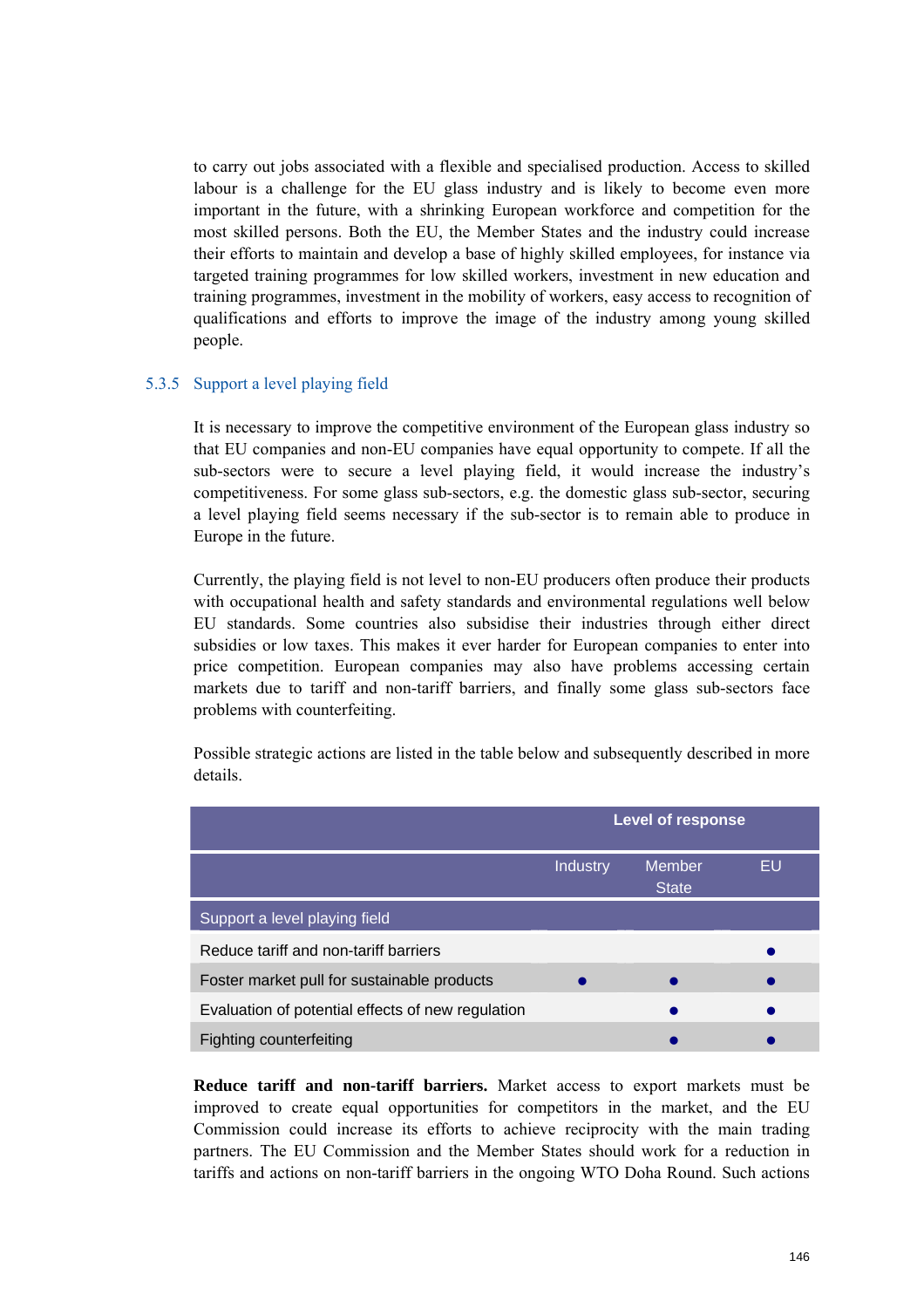to carry out jobs associated with a flexible and specialised production. Access to skilled labour is a challenge for the EU glass industry and is likely to become even more important in the future, with a shrinking European workforce and competition for the most skilled persons. Both the EU, the Member States and the industry could increase their efforts to maintain and develop a base of highly skilled employees, for instance via targeted training programmes for low skilled workers, investment in new education and training programmes, investment in the mobility of workers, easy access to recognition of qualifications and efforts to improve the image of the industry among young skilled people.

### 5.3.5 Support a level playing field

It is necessary to improve the competitive environment of the European glass industry so that EU companies and non-EU companies have equal opportunity to compete. If all the sub-sectors were to secure a level playing field, it would increase the industry's competitiveness. For some glass sub-sectors, e.g. the domestic glass sub-sector, securing a level playing field seems necessary if the sub-sector is to remain able to produce in Europe in the future.

Currently, the playing field is not level to non-EU producers often produce their products with occupational health and safety standards and environmental regulations well below EU standards. Some countries also subsidise their industries through either direct subsidies or low taxes. This makes it ever harder for European companies to enter into price competition. European companies may also have problems accessing certain markets due to tariff and non-tariff barriers, and finally some glass sub-sectors face problems with counterfeiting.

Possible strategic actions are listed in the table below and subsequently described in more details.

| | Level of response | | |
|---|---|---|---|
| | Industry | Member State | EU |
| Support a level playing field | | | |
| Reduce tariff and non-tariff barriers | | | • |
| Foster market pull for sustainable products | • | • | • |
| Evaluation of potential effects of new regulation | | • | • |
| Fighting counterfeiting | | • | • |

**Reduce tariff and non-tariff barriers.** Market access to export markets must be improved to create equal opportunities for competitors in the market, and the EU Commission could increase its efforts to achieve reciprocity with the main trading partners. The EU Commission and the Member States should work for a reduction in tariffs and actions on non-tariff barriers in the ongoing WTO Doha Round. Such actions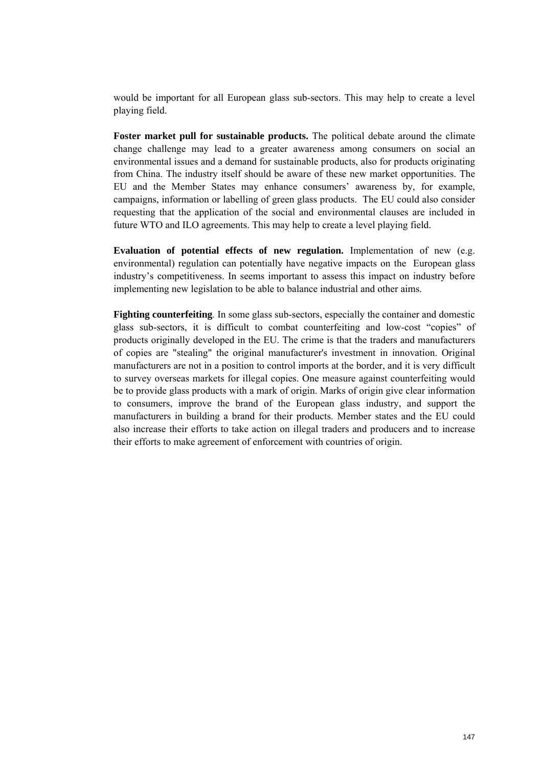would be important for all European glass sub-sectors. This may help to create a level playing field.

**Foster market pull for sustainable products.** The political debate around the climate change challenge may lead to a greater awareness among consumers on social an environmental issues and a demand for sustainable products, also for products originating from China. The industry itself should be aware of these new market opportunities. The EU and the Member States may enhance consumers' awareness by, for example, campaigns, information or labelling of green glass products. The EU could also consider requesting that the application of the social and environmental clauses are included in future WTO and ILO agreements. This may help to create a level playing field.

**Evaluation of potential effects of new regulation.** Implementation of new (e.g. environmental) regulation can potentially have negative impacts on the European glass industry's competitiveness. In seems important to assess this impact on industry before implementing new legislation to be able to balance industrial and other aims.

**Fighting counterfeiting**. In some glass sub-sectors, especially the container and domestic glass sub-sectors, it is difficult to combat counterfeiting and low-cost "copies" of products originally developed in the EU. The crime is that the traders and manufacturers of copies are "stealing" the original manufacturer's investment in innovation. Original manufacturers are not in a position to control imports at the border, and it is very difficult to survey overseas markets for illegal copies. One measure against counterfeiting would be to provide glass products with a mark of origin. Marks of origin give clear information to consumers, improve the brand of the European glass industry, and support the manufacturers in building a brand for their products. Member states and the EU could also increase their efforts to take action on illegal traders and producers and to increase their efforts to make agreement of enforcement with countries of origin.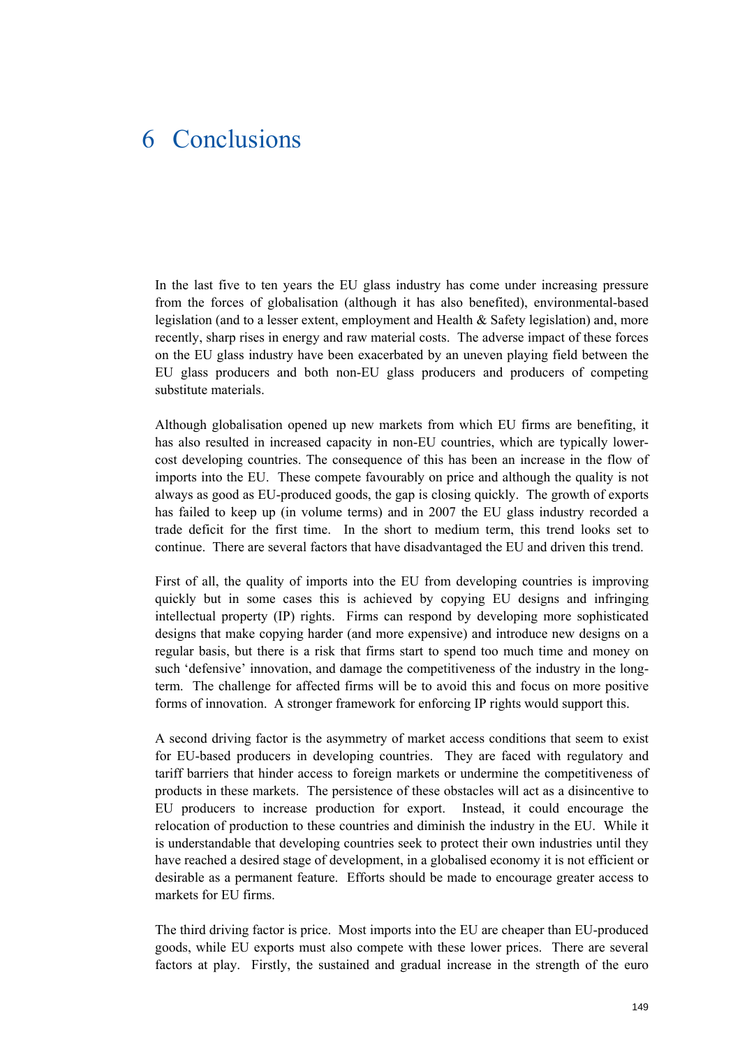# 6 Conclusions

In the last five to ten years the EU glass industry has come under increasing pressure from the forces of globalisation (although it has also benefited), environmental-based legislation (and to a lesser extent, employment and Health & Safety legislation) and, more recently, sharp rises in energy and raw material costs. The adverse impact of these forces on the EU glass industry have been exacerbated by an uneven playing field between the EU glass producers and both non-EU glass producers and producers of competing substitute materials.

Although globalisation opened up new markets from which EU firms are benefiting, it has also resulted in increased capacity in non-EU countries, which are typically lower-cost developing countries. The consequence of this has been an increase in the flow of imports into the EU. These compete favourably on price and although the quality is not always as good as EU-produced goods, the gap is closing quickly. The growth of exports has failed to keep up (in volume terms) and in 2007 the EU glass industry recorded a trade deficit for the first time. In the short to medium term, this trend looks set to continue. There are several factors that have disadvantaged the EU and driven this trend.

First of all, the quality of imports into the EU from developing countries is improving quickly but in some cases this is achieved by copying EU designs and infringing intellectual property (IP) rights. Firms can respond by developing more sophisticated designs that make copying harder (and more expensive) and introduce new designs on a regular basis, but there is a risk that firms start to spend too much time and money on such 'defensive' innovation, and damage the competitiveness of the industry in the long-term. The challenge for affected firms will be to avoid this and focus on more positive forms of innovation. A stronger framework for enforcing IP rights would support this.

A second driving factor is the asymmetry of market access conditions that seem to exist for EU-based producers in developing countries. They are faced with regulatory and tariff barriers that hinder access to foreign markets or undermine the competitiveness of products in these markets. The persistence of these obstacles will act as a disincentive to EU producers to increase production for export. Instead, it could encourage the relocation of production to these countries and diminish the industry in the EU. While it is understandable that developing countries seek to protect their own industries until they have reached a desired stage of development, in a globalised economy it is not efficient or desirable as a permanent feature. Efforts should be made to encourage greater access to markets for EU firms.

The third driving factor is price. Most imports into the EU are cheaper than EU-produced goods, while EU exports must also compete with these lower prices. There are several factors at play. Firstly, the sustained and gradual increase in the strength of the euro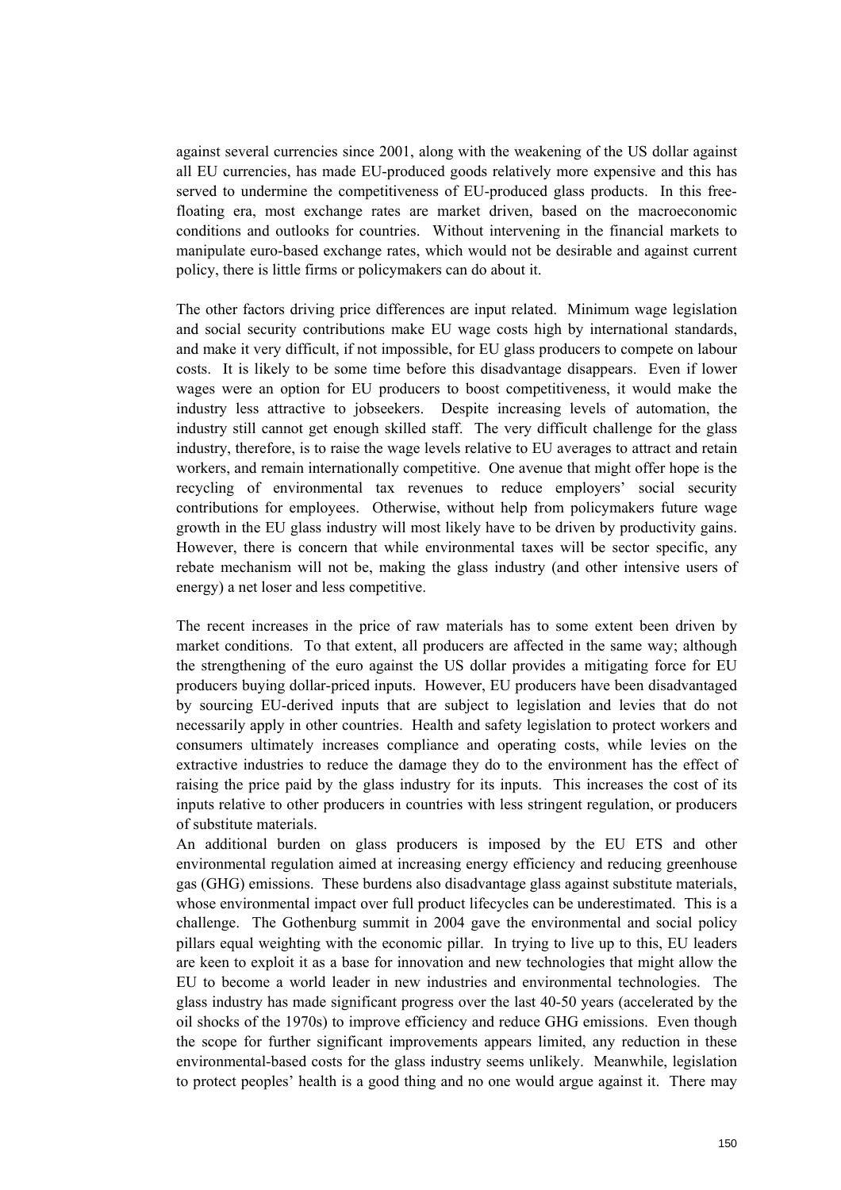against several currencies since 2001, along with the weakening of the US dollar against all EU currencies, has made EU-produced goods relatively more expensive and this has served to undermine the competitiveness of EU-produced glass products. In this free-floating era, most exchange rates are market driven, based on the macroeconomic conditions and outlooks for countries. Without intervening in the financial markets to manipulate euro-based exchange rates, which would not be desirable and against current policy, there is little firms or policymakers can do about it.

The other factors driving price differences are input related. Minimum wage legislation and social security contributions make EU wage costs high by international standards, and make it very difficult, if not impossible, for EU glass producers to compete on labour costs. It is likely to be some time before this disadvantage disappears. Even if lower wages were an option for EU producers to boost competitiveness, it would make the industry less attractive to jobseekers. Despite increasing levels of automation, the industry still cannot get enough skilled staff. The very difficult challenge for the glass industry, therefore, is to raise the wage levels relative to EU averages to attract and retain workers, and remain internationally competitive. One avenue that might offer hope is the recycling of environmental tax revenues to reduce employers' social security contributions for employees. Otherwise, without help from policymakers future wage growth in the EU glass industry will most likely have to be driven by productivity gains. However, there is concern that while environmental taxes will be sector specific, any rebate mechanism will not be, making the glass industry (and other intensive users of energy) a net loser and less competitive.

The recent increases in the price of raw materials has to some extent been driven by market conditions. To that extent, all producers are affected in the same way; although the strengthening of the euro against the US dollar provides a mitigating force for EU producers buying dollar-priced inputs. However, EU producers have been disadvantaged by sourcing EU-derived inputs that are subject to legislation and levies that do not necessarily apply in other countries. Health and safety legislation to protect workers and consumers ultimately increases compliance and operating costs, while levies on the extractive industries to reduce the damage they do to the environment has the effect of raising the price paid by the glass industry for its inputs. This increases the cost of its inputs relative to other producers in countries with less stringent regulation, or producers of substitute materials.

An additional burden on glass producers is imposed by the EU ETS and other environmental regulation aimed at increasing energy efficiency and reducing greenhouse gas (GHG) emissions. These burdens also disadvantage glass against substitute materials, whose environmental impact over full product lifecycles can be underestimated. This is a challenge. The Gothenburg summit in 2004 gave the environmental and social policy pillars equal weighting with the economic pillar. In trying to live up to this, EU leaders are keen to exploit it as a base for innovation and new technologies that might allow the EU to become a world leader in new industries and environmental technologies. The glass industry has made significant progress over the last 40-50 years (accelerated by the oil shocks of the 1970s) to improve efficiency and reduce GHG emissions. Even though the scope for further significant improvements appears limited, any reduction in these environmental-based costs for the glass industry seems unlikely. Meanwhile, legislation to protect peoples' health is a good thing and no one would argue against it. There may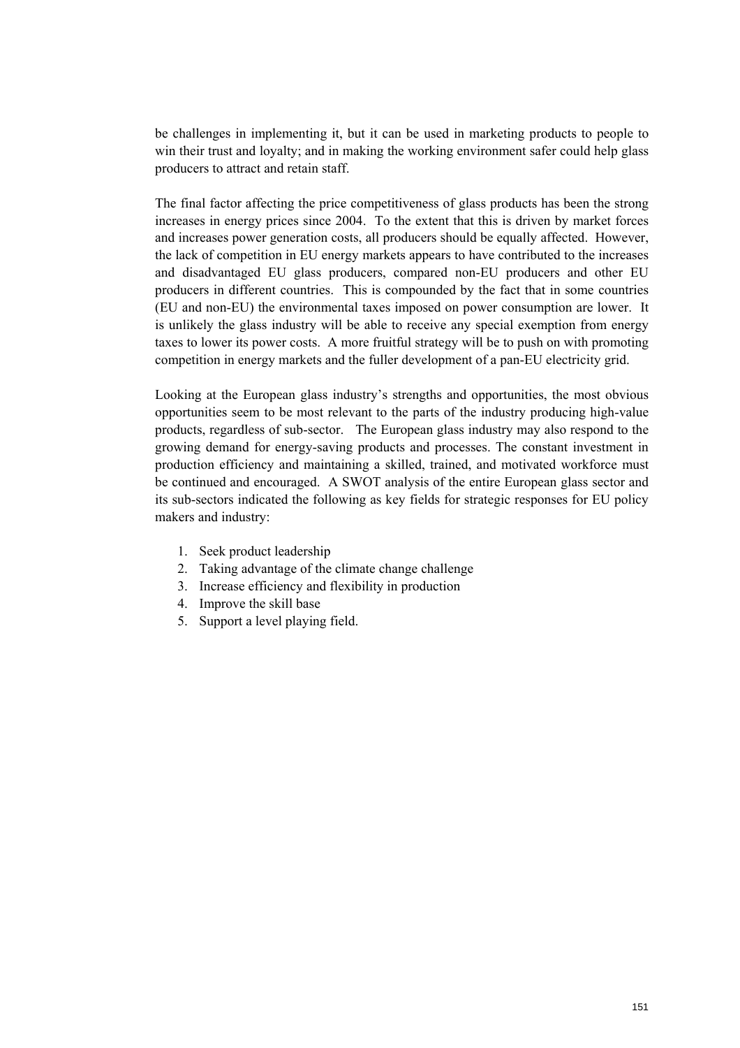be challenges in implementing it, but it can be used in marketing products to people to win their trust and loyalty; and in making the working environment safer could help glass producers to attract and retain staff.

The final factor affecting the price competitiveness of glass products has been the strong increases in energy prices since 2004. To the extent that this is driven by market forces and increases power generation costs, all producers should be equally affected. However, the lack of competition in EU energy markets appears to have contributed to the increases and disadvantaged EU glass producers, compared non-EU producers and other EU producers in different countries. This is compounded by the fact that in some countries (EU and non-EU) the environmental taxes imposed on power consumption are lower. It is unlikely the glass industry will be able to receive any special exemption from energy taxes to lower its power costs. A more fruitful strategy will be to push on with promoting competition in energy markets and the fuller development of a pan-EU electricity grid.

Looking at the European glass industry's strengths and opportunities, the most obvious opportunities seem to be most relevant to the parts of the industry producing high-value products, regardless of sub-sector. The European glass industry may also respond to the growing demand for energy-saving products and processes. The constant investment in production efficiency and maintaining a skilled, trained, and motivated workforce must be continued and encouraged. A SWOT analysis of the entire European glass sector and its sub-sectors indicated the following as key fields for strategic responses for EU policy makers and industry:

1. Seek product leadership
2. Taking advantage of the climate change challenge
3. Increase efficiency and flexibility in production
4. Improve the skill base
5. Support a level playing field.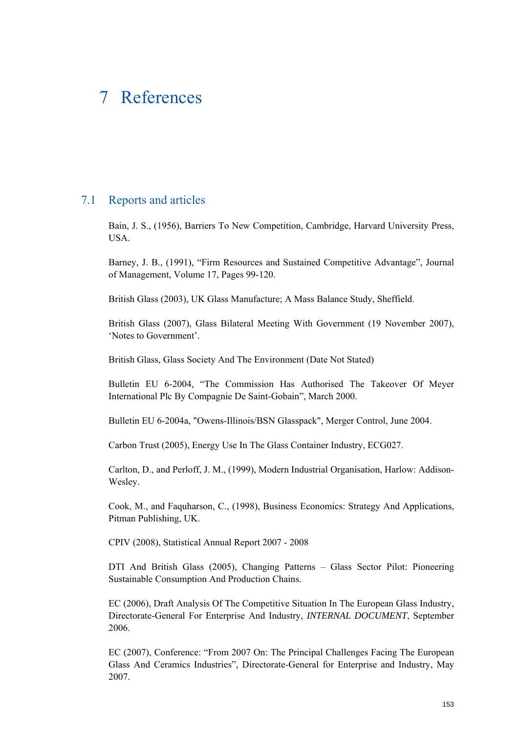# 7 References

## 7.1 Reports and articles

Bain, J. S., (1956), Barriers To New Competition, Cambridge, Harvard University Press, USA.

Barney, J. B., (1991), "Firm Resources and Sustained Competitive Advantage", Journal of Management, Volume 17, Pages 99-120.

British Glass (2003), UK Glass Manufacture; A Mass Balance Study, Sheffield.

British Glass (2007), Glass Bilateral Meeting With Government (19 November 2007), 'Notes to Government'.

British Glass, Glass Society And The Environment (Date Not Stated)

Bulletin EU 6-2004, "The Commission Has Authorised The Takeover Of Meyer International Plc By Compagnie De Saint-Gobain", March 2000.

Bulletin EU 6-2004a, "Owens-Illinois/BSN Glasspack", Merger Control, June 2004.

Carbon Trust (2005), Energy Use In The Glass Container Industry, ECG027.

Carlton, D., and Perloff, J. M., (1999), Modern Industrial Organisation, Harlow: Addison-Wesley.

Cook, M., and Faquharson, C., (1998), Business Economics: Strategy And Applications, Pitman Publishing, UK.

CPIV (2008), Statistical Annual Report 2007 - 2008

DTI And British Glass (2005), Changing Patterns – Glass Sector Pilot: Pioneering Sustainable Consumption And Production Chains.

EC (2006), Draft Analysis Of The Competitive Situation In The European Glass Industry, Directorate-General For Enterprise And Industry, *INTERNAL DOCUMENT*, September 2006.

EC (2007), Conference: "From 2007 On: The Principal Challenges Facing The European Glass And Ceramics Industries", Directorate-General for Enterprise and Industry, May 2007.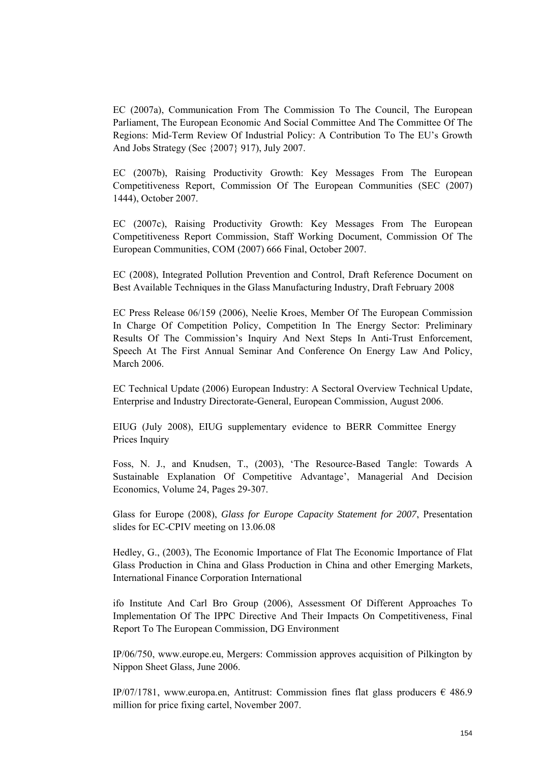EC (2007a), Communication From The Commission To The Council, The European Parliament, The European Economic And Social Committee And The Committee Of The Regions: Mid-Term Review Of Industrial Policy: A Contribution To The EU's Growth And Jobs Strategy (Sec {2007} 917), July 2007.

EC (2007b), Raising Productivity Growth: Key Messages From The European Competitiveness Report, Commission Of The European Communities (SEC (2007) 1444), October 2007.

EC (2007c), Raising Productivity Growth: Key Messages From The European Competitiveness Report Commission, Staff Working Document, Commission Of The European Communities, COM (2007) 666 Final, October 2007.

EC (2008), Integrated Pollution Prevention and Control, Draft Reference Document on Best Available Techniques in the Glass Manufacturing Industry, Draft February 2008

EC Press Release 06/159 (2006), Neelie Kroes, Member Of The European Commission In Charge Of Competition Policy, Competition In The Energy Sector: Preliminary Results Of The Commission's Inquiry And Next Steps In Anti-Trust Enforcement, Speech At The First Annual Seminar And Conference On Energy Law And Policy, March 2006.

EC Technical Update (2006) European Industry: A Sectoral Overview Technical Update, Enterprise and Industry Directorate-General, European Commission, August 2006.

EIUG (July 2008), EIUG supplementary evidence to BERR Committee Energy Prices Inquiry

Foss, N. J., and Knudsen, T., (2003), 'The Resource-Based Tangle: Towards A Sustainable Explanation Of Competitive Advantage', Managerial And Decision Economics, Volume 24, Pages 29-307.

Glass for Europe (2008), *Glass for Europe Capacity Statement for 2007*, Presentation slides for EC-CPIV meeting on 13.06.08

Hedley, G., (2003), The Economic Importance of Flat The Economic Importance of Flat Glass Production in China and Glass Production in China and other Emerging Markets, International Finance Corporation International

ifo Institute And Carl Bro Group (2006), Assessment Of Different Approaches To Implementation Of The IPPC Directive And Their Impacts On Competitiveness, Final Report To The European Commission, DG Environment

IP/06/750, www.europe.eu, Mergers: Commission approves acquisition of Pilkington by Nippon Sheet Glass, June 2006.

IP/07/1781, www.europa.en, Antitrust: Commission fines flat glass producers € 486.9 million for price fixing cartel, November 2007.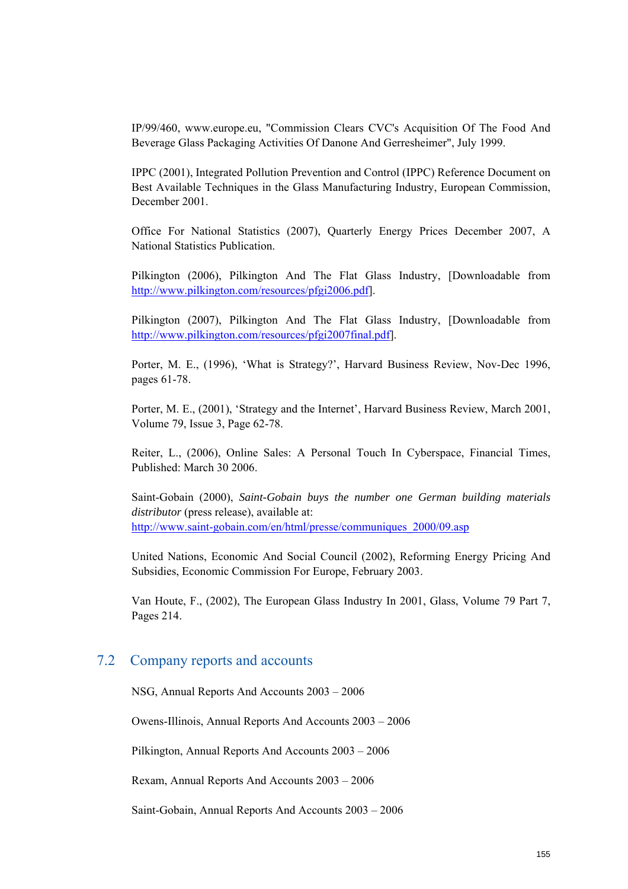IP/99/460, www.europe.eu, "Commission Clears CVC's Acquisition Of The Food And Beverage Glass Packaging Activities Of Danone And Gerresheimer", July 1999.

IPPC (2001), Integrated Pollution Prevention and Control (IPPC) Reference Document on Best Available Techniques in the Glass Manufacturing Industry, European Commission, December 2001.

Office For National Statistics (2007), Quarterly Energy Prices December 2007, A National Statistics Publication.

Pilkington (2006), Pilkington And The Flat Glass Industry, [Downloadable from http://www.pilkington.com/resources/pfgi2006.pdf].

Pilkington (2007), Pilkington And The Flat Glass Industry, [Downloadable from http://www.pilkington.com/resources/pfgi2007final.pdf].

Porter, M. E., (1996), 'What is Strategy?', Harvard Business Review, Nov-Dec 1996, pages 61-78.

Porter, M. E., (2001), 'Strategy and the Internet', Harvard Business Review, March 2001, Volume 79, Issue 3, Page 62-78.

Reiter, L., (2006), Online Sales: A Personal Touch In Cyberspace, Financial Times, Published: March 30 2006.

Saint-Gobain (2000), *Saint-Gobain buys the number one German building materials distributor* (press release), available at: http://www.saint-gobain.com/en/html/presse/communiques_2000/09.asp

United Nations, Economic And Social Council (2002), Reforming Energy Pricing And Subsidies, Economic Commission For Europe, February 2003.

Van Houte, F., (2002), The European Glass Industry In 2001, Glass, Volume 79 Part 7, Pages 214.

## 7.2 Company reports and accounts

NSG, Annual Reports And Accounts 2003 – 2006

Owens-Illinois, Annual Reports And Accounts 2003 – 2006

Pilkington, Annual Reports And Accounts 2003 – 2006

Rexam, Annual Reports And Accounts 2003 – 2006

Saint-Gobain, Annual Reports And Accounts 2003 – 2006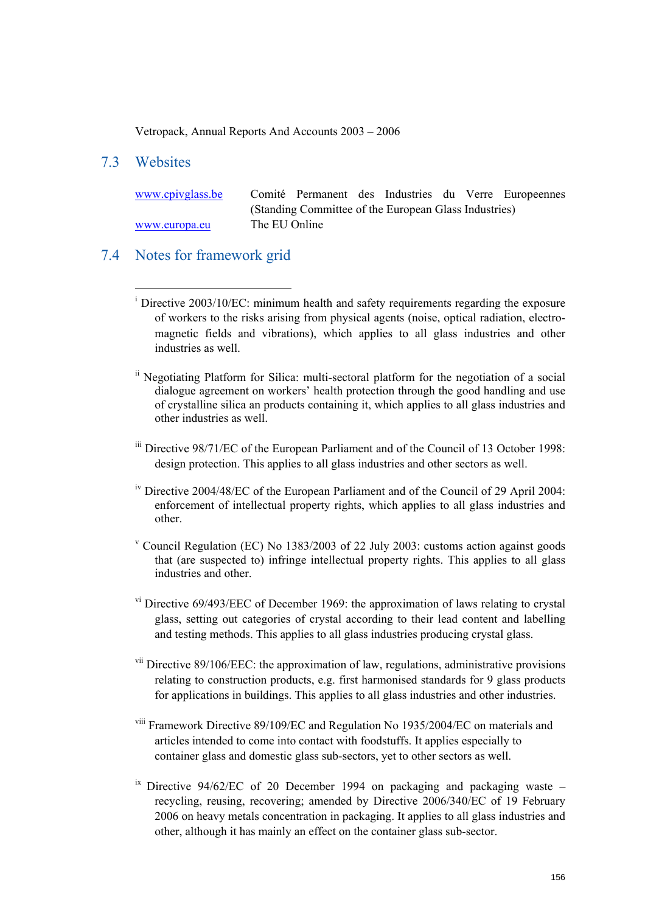Vetropack, Annual Reports And Accounts 2003 – 2006

## 7.3 Websites

| | |
|---|---|
| www.cpivglass.be | Comité Permanent des Industries du Verre Europeennes (Standing Committee of the European Glass Industries) |
| www.europa.eu | The EU Online |

## 7.4 Notes for framework grid

---

[i] Directive 2003/10/EC: minimum health and safety requirements regarding the exposure of workers to the risks arising from physical agents (noise, optical radiation, electromagnetic fields and vibrations), which applies to all glass industries and other industries as well.

[ii] Negotiating Platform for Silica: multi-sectoral platform for the negotiation of a social dialogue agreement on workers' health protection through the good handling and use of crystalline silica an products containing it, which applies to all glass industries and other industries as well.

[iii] Directive 98/71/EC of the European Parliament and of the Council of 13 October 1998: design protection. This applies to all glass industries and other sectors as well.

[iv] Directive 2004/48/EC of the European Parliament and of the Council of 29 April 2004: enforcement of intellectual property rights, which applies to all glass industries and other.

[v] Council Regulation (EC) No 1383/2003 of 22 July 2003: customs action against goods that (are suspected to) infringe intellectual property rights. This applies to all glass industries and other.

[vi] Directive 69/493/EEC of December 1969: the approximation of laws relating to crystal glass, setting out categories of crystal according to their lead content and labelling and testing methods. This applies to all glass industries producing crystal glass.

[vii] Directive 89/106/EEC: the approximation of law, regulations, administrative provisions relating to construction products, e.g. first harmonised standards for 9 glass products for applications in buildings. This applies to all glass industries and other industries.

[viii] Framework Directive 89/109/EC and Regulation No 1935/2004/EC on materials and articles intended to come into contact with foodstuffs. It applies especially to container glass and domestic glass sub-sectors, yet to other sectors as well.

[ix] Directive 94/62/EC of 20 December 1994 on packaging and packaging waste – recycling, reusing, recovering; amended by Directive 2006/340/EC of 19 February 2006 on heavy metals concentration in packaging. It applies to all glass industries and other, although it has mainly an effect on the container glass sub-sector.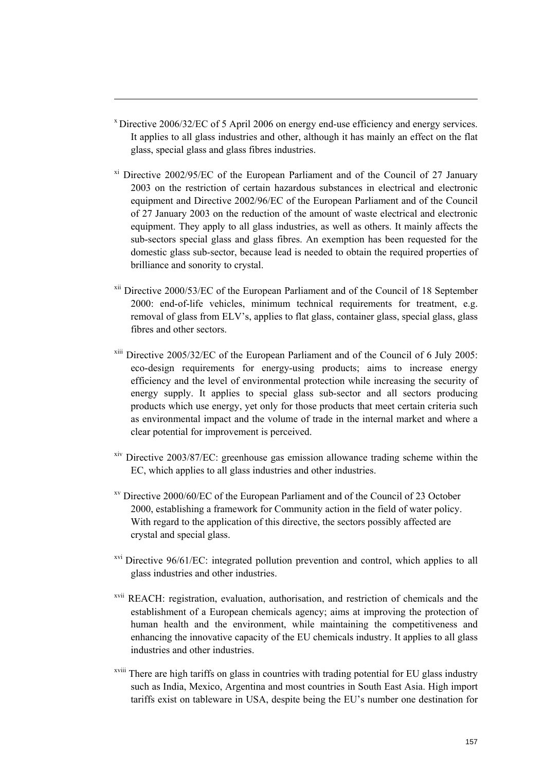[x] Directive 2006/32/EC of 5 April 2006 on energy end-use efficiency and energy services. It applies to all glass industries and other, although it has mainly an effect on the flat glass, special glass and glass fibres industries.

[xi] Directive 2002/95/EC of the European Parliament and of the Council of 27 January 2003 on the restriction of certain hazardous substances in electrical and electronic equipment and Directive 2002/96/EC of the European Parliament and of the Council of 27 January 2003 on the reduction of the amount of waste electrical and electronic equipment. They apply to all glass industries, as well as others. It mainly affects the sub-sectors special glass and glass fibres. An exemption has been requested for the domestic glass sub-sector, because lead is needed to obtain the required properties of brilliance and sonority to crystal.

[xii] Directive 2000/53/EC of the European Parliament and of the Council of 18 September 2000: end-of-life vehicles, minimum technical requirements for treatment, e.g. removal of glass from ELV's, applies to flat glass, container glass, special glass, glass fibres and other sectors.

[xiii] Directive 2005/32/EC of the European Parliament and of the Council of 6 July 2005: eco-design requirements for energy-using products; aims to increase energy efficiency and the level of environmental protection while increasing the security of energy supply. It applies to special glass sub-sector and all sectors producing products which use energy, yet only for those products that meet certain criteria such as environmental impact and the volume of trade in the internal market and where a clear potential for improvement is perceived.

[xiv] Directive 2003/87/EC: greenhouse gas emission allowance trading scheme within the EC, which applies to all glass industries and other industries.

[xv] Directive 2000/60/EC of the European Parliament and of the Council of 23 October 2000, establishing a framework for Community action in the field of water policy. With regard to the application of this directive, the sectors possibly affected are crystal and special glass.

[xvi] Directive 96/61/EC: integrated pollution prevention and control, which applies to all glass industries and other industries.

[xvii] REACH: registration, evaluation, authorisation, and restriction of chemicals and the establishment of a European chemicals agency; aims at improving the protection of human health and the environment, while maintaining the competitiveness and enhancing the innovative capacity of the EU chemicals industry. It applies to all glass industries and other industries.

[xviii] There are high tariffs on glass in countries with trading potential for EU glass industry such as India, Mexico, Argentina and most countries in South East Asia. High import tariffs exist on tableware in USA, despite being the EU's number one destination for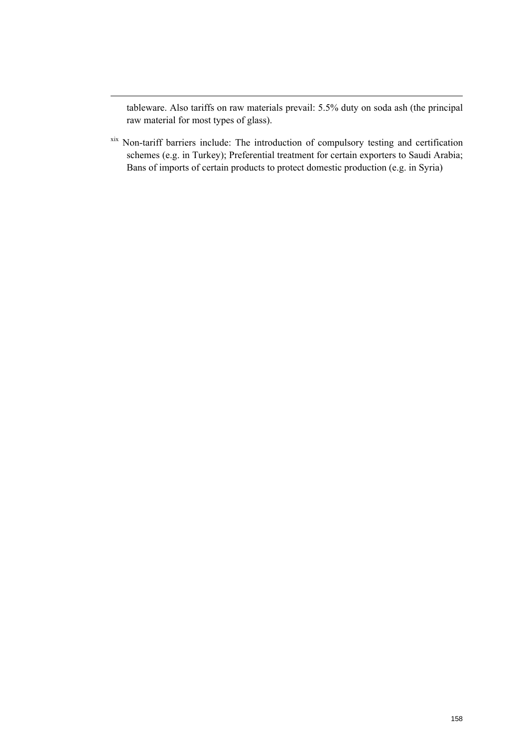tableware. Also tariffs on raw materials prevail: 5.5% duty on soda ash (the principal raw material for most types of glass).

[xix] Non-tariff barriers include: The introduction of compulsory testing and certification schemes (e.g. in Turkey); Preferential treatment for certain exporters to Saudi Arabia; Bans of imports of certain products to protect domestic production (e.g. in Syria)